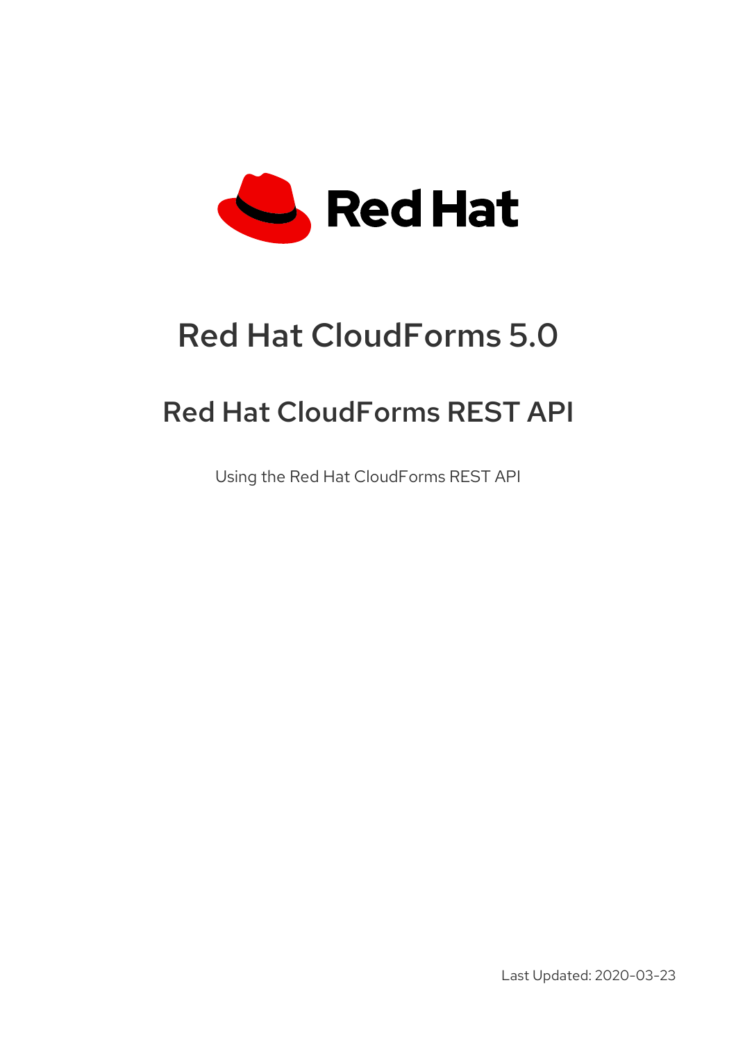# Red Hat CloudForms 5.0

## Red Hat CloudForms REST API

Using the Red Hat CloudForms REST API

Last Updated: 2020-03-23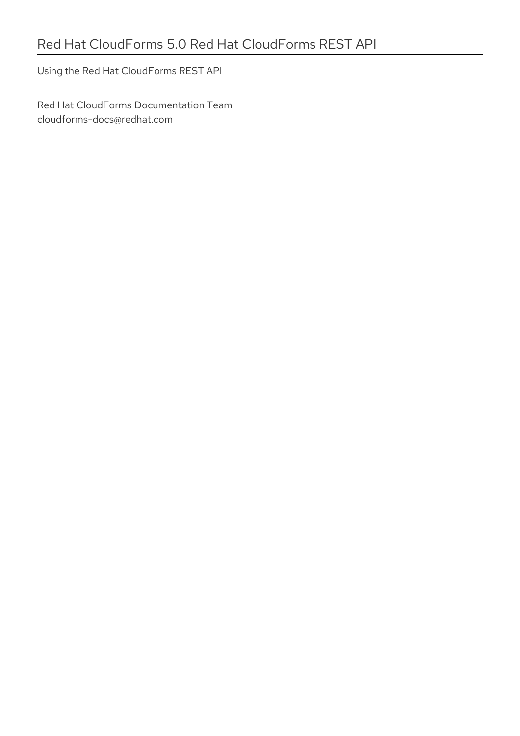# Red Hat CloudForms 5.0 Red Hat CloudForms REST API

Using the Red Hat CloudForms REST API

Red Hat CloudForms Documentation Team
cloudforms-docs@redhat.com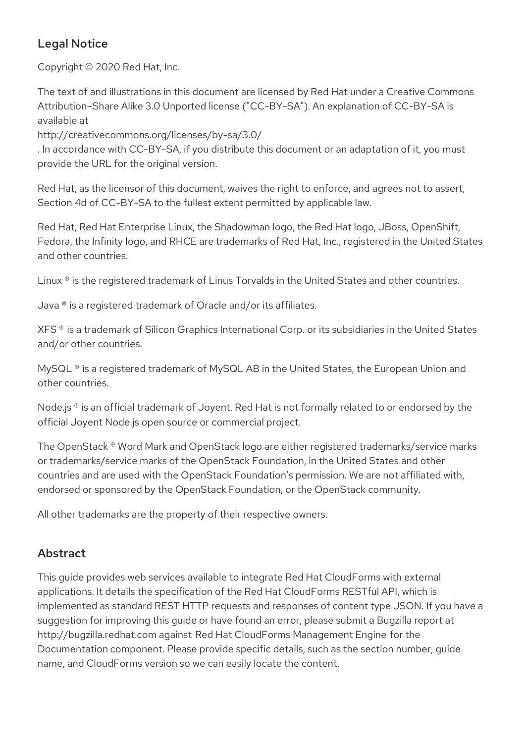## Legal Notice

Copyright © 2020 Red Hat, Inc.

The text of and illustrations in this document are licensed by Red Hat under a Creative Commons Attribution–Share Alike 3.0 Unported license ("CC-BY-SA"). An explanation of CC-BY-SA is available at
http://creativecommons.org/licenses/by-sa/3.0/
. In accordance with CC-BY-SA, if you distribute this document or an adaptation of it, you must provide the URL for the original version.

Red Hat, as the licensor of this document, waives the right to enforce, and agrees not to assert, Section 4d of CC-BY-SA to the fullest extent permitted by applicable law.

Red Hat, Red Hat Enterprise Linux, the Shadowman logo, the Red Hat logo, JBoss, OpenShift, Fedora, the Infinity logo, and RHCE are trademarks of Red Hat, Inc., registered in the United States and other countries.

Linux ® is the registered trademark of Linus Torvalds in the United States and other countries.

Java ® is a registered trademark of Oracle and/or its affiliates.

XFS ® is a trademark of Silicon Graphics International Corp. or its subsidiaries in the United States and/or other countries.

MySQL ® is a registered trademark of MySQL AB in the United States, the European Union and other countries.

Node.js ® is an official trademark of Joyent. Red Hat is not formally related to or endorsed by the official Joyent Node.js open source or commercial project.

The OpenStack ® Word Mark and OpenStack logo are either registered trademarks/service marks or trademarks/service marks of the OpenStack Foundation, in the United States and other countries and are used with the OpenStack Foundation's permission. We are not affiliated with, endorsed or sponsored by the OpenStack Foundation, or the OpenStack community.

All other trademarks are the property of their respective owners.

## Abstract

This guide provides web services available to integrate Red Hat CloudForms with external applications. It details the specification of the Red Hat CloudForms RESTful API, which is implemented as standard REST HTTP requests and responses of content type JSON. If you have a suggestion for improving this guide or have found an error, please submit a Bugzilla report at http://bugzilla.redhat.com against Red Hat CloudForms Management Engine for the Documentation component. Please provide specific details, such as the section number, guide name, and CloudForms version so we can easily locate the content.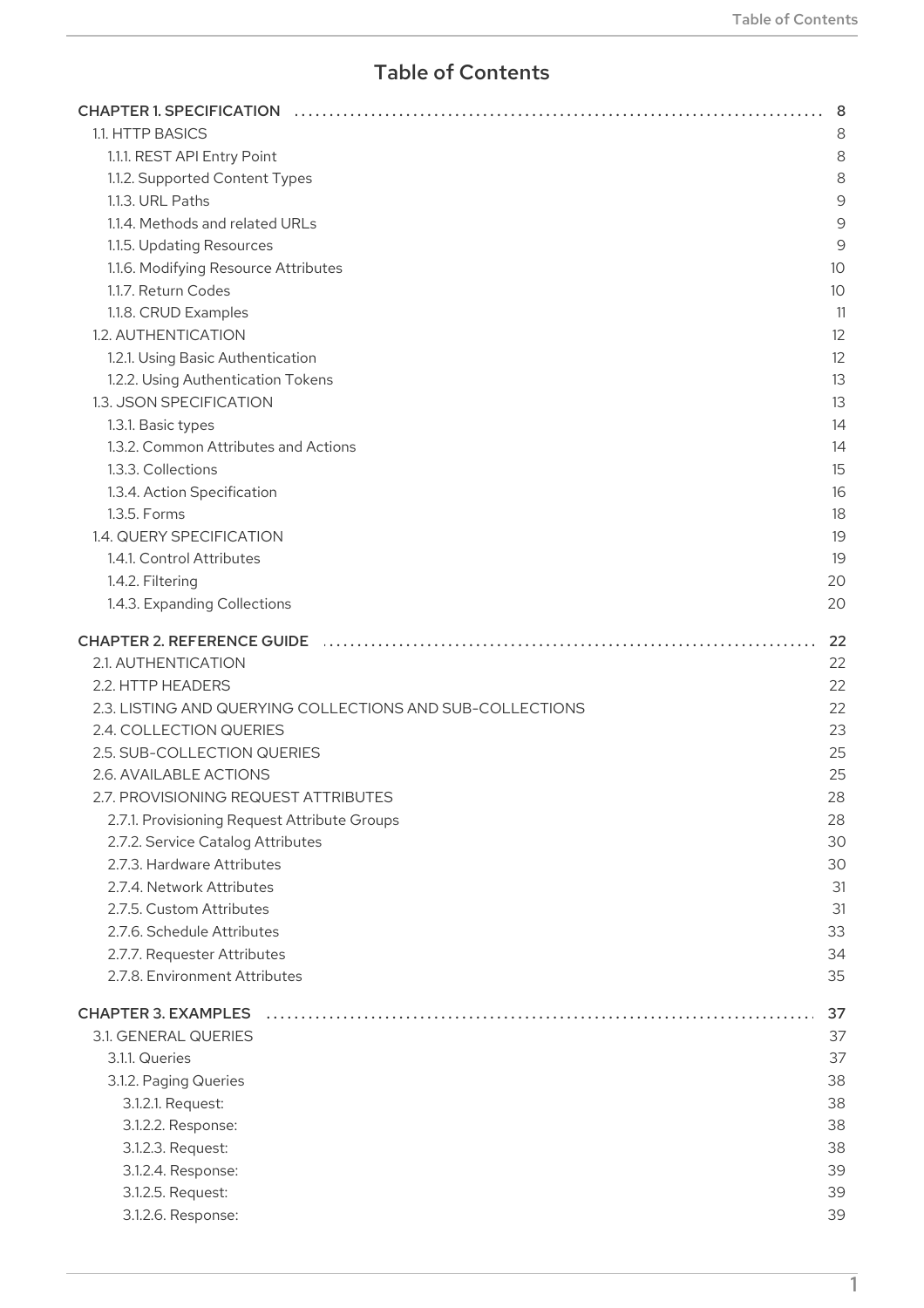# Table of Contents

- CHAPTER 1. SPECIFICATION ..... 8
  - 1.1. HTTP BASICS ..... 8
    - 1.1.1. REST API Entry Point ..... 8
    - 1.1.2. Supported Content Types ..... 8
    - 1.1.3. URL Paths ..... 9
    - 1.1.4. Methods and related URLs ..... 9
    - 1.1.5. Updating Resources ..... 9
    - 1.1.6. Modifying Resource Attributes ..... 10
    - 1.1.7. Return Codes ..... 10
    - 1.1.8. CRUD Examples ..... 11
  - 1.2. AUTHENTICATION ..... 12
    - 1.2.1. Using Basic Authentication ..... 12
    - 1.2.2. Using Authentication Tokens ..... 13
  - 1.3. JSON SPECIFICATION ..... 13
    - 1.3.1. Basic types ..... 14
    - 1.3.2. Common Attributes and Actions ..... 14
    - 1.3.3. Collections ..... 15
    - 1.3.4. Action Specification ..... 16
    - 1.3.5. Forms ..... 18
  - 1.4. QUERY SPECIFICATION ..... 19
    - 1.4.1. Control Attributes ..... 19
    - 1.4.2. Filtering ..... 20
    - 1.4.3. Expanding Collections ..... 20
- CHAPTER 2. REFERENCE GUIDE ..... 22
  - 2.1. AUTHENTICATION ..... 22
  - 2.2. HTTP HEADERS ..... 22
  - 2.3. LISTING AND QUERYING COLLECTIONS AND SUB-COLLECTIONS ..... 22
  - 2.4. COLLECTION QUERIES ..... 23
  - 2.5. SUB-COLLECTION QUERIES ..... 25
  - 2.6. AVAILABLE ACTIONS ..... 25
  - 2.7. PROVISIONING REQUEST ATTRIBUTES ..... 28
    - 2.7.1. Provisioning Request Attribute Groups ..... 28
    - 2.7.2. Service Catalog Attributes ..... 30
    - 2.7.3. Hardware Attributes ..... 30
    - 2.7.4. Network Attributes ..... 31
    - 2.7.5. Custom Attributes ..... 31
    - 2.7.6. Schedule Attributes ..... 33
    - 2.7.7. Requester Attributes ..... 34
    - 2.7.8. Environment Attributes ..... 35
- CHAPTER 3. EXAMPLES ..... 37
  - 3.1. GENERAL QUERIES ..... 37
    - 3.1.1. Queries ..... 37
    - 3.1.2. Paging Queries ..... 38
      - 3.1.2.1. Request: ..... 38
      - 3.1.2.2. Response: ..... 38
      - 3.1.2.3. Request: ..... 38
      - 3.1.2.4. Response: ..... 39
      - 3.1.2.5. Request: ..... 39
      - 3.1.2.6. Response: ..... 39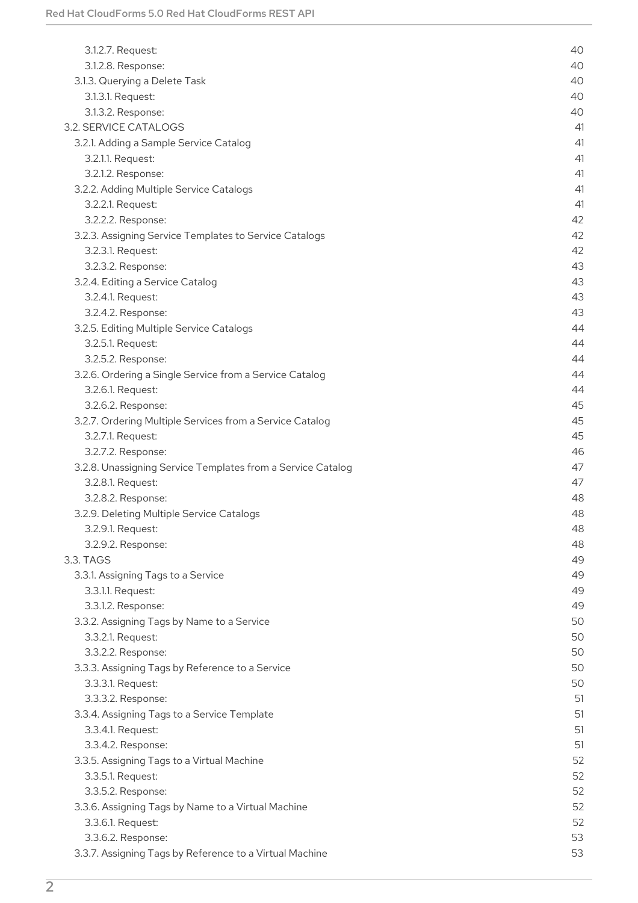3.1.2.7. Request: 40
3.1.2.8. Response: 40
3.1.3. Querying a Delete Task 40
3.1.3.1. Request: 40
3.1.3.2. Response: 40
3.2. SERVICE CATALOGS 41
3.2.1. Adding a Sample Service Catalog 41
3.2.1.1. Request: 41
3.2.1.2. Response: 41
3.2.2. Adding Multiple Service Catalogs 41
3.2.2.1. Request: 41
3.2.2.2. Response: 42
3.2.3. Assigning Service Templates to Service Catalogs 42
3.2.3.1. Request: 42
3.2.3.2. Response: 43
3.2.4. Editing a Service Catalog 43
3.2.4.1. Request: 43
3.2.4.2. Response: 43
3.2.5. Editing Multiple Service Catalogs 44
3.2.5.1. Request: 44
3.2.5.2. Response: 44
3.2.6. Ordering a Single Service from a Service Catalog 44
3.2.6.1. Request: 44
3.2.6.2. Response: 45
3.2.7. Ordering Multiple Services from a Service Catalog 45
3.2.7.1. Request: 45
3.2.7.2. Response: 46
3.2.8. Unassigning Service Templates from a Service Catalog 47
3.2.8.1. Request: 47
3.2.8.2. Response: 48
3.2.9. Deleting Multiple Service Catalogs 48
3.2.9.1. Request: 48
3.2.9.2. Response: 48
3.3. TAGS 49
3.3.1. Assigning Tags to a Service 49
3.3.1.1. Request: 49
3.3.1.2. Response: 49
3.3.2. Assigning Tags by Name to a Service 50
3.3.2.1. Request: 50
3.3.2.2. Response: 50
3.3.3. Assigning Tags by Reference to a Service 50
3.3.3.1. Request: 50
3.3.3.2. Response: 51
3.3.4. Assigning Tags to a Service Template 51
3.3.4.1. Request: 51
3.3.4.2. Response: 51
3.3.5. Assigning Tags to a Virtual Machine 52
3.3.5.1. Request: 52
3.3.5.2. Response: 52
3.3.6. Assigning Tags by Name to a Virtual Machine 52
3.3.6.1. Request: 52
3.3.6.2. Response: 53
3.3.7. Assigning Tags by Reference to a Virtual Machine 53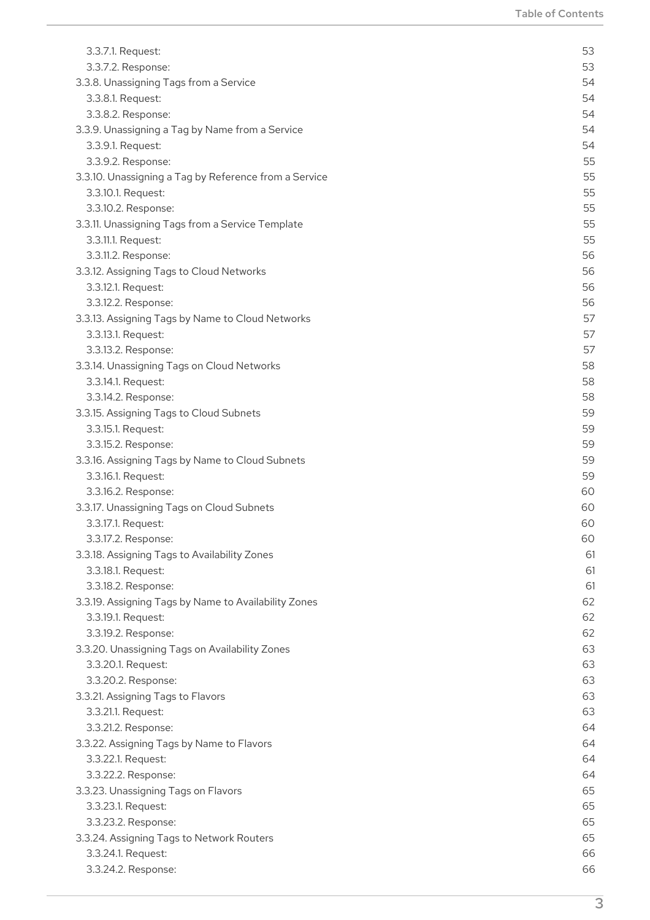3.3.7.1. Request: 53
3.3.7.2. Response: 53
3.3.8. Unassigning Tags from a Service 54
3.3.8.1. Request: 54
3.3.8.2. Response: 54
3.3.9. Unassigning a Tag by Name from a Service 54
3.3.9.1. Request: 54
3.3.9.2. Response: 55
3.3.10. Unassigning a Tag by Reference from a Service 55
3.3.10.1. Request: 55
3.3.10.2. Response: 55
3.3.11. Unassigning Tags from a Service Template 55
3.3.11.1. Request: 55
3.3.11.2. Response: 56
3.3.12. Assigning Tags to Cloud Networks 56
3.3.12.1. Request: 56
3.3.12.2. Response: 56
3.3.13. Assigning Tags by Name to Cloud Networks 57
3.3.13.1. Request: 57
3.3.13.2. Response: 57
3.3.14. Unassigning Tags on Cloud Networks 58
3.3.14.1. Request: 58
3.3.14.2. Response: 58
3.3.15. Assigning Tags to Cloud Subnets 59
3.3.15.1. Request: 59
3.3.15.2. Response: 59
3.3.16. Assigning Tags by Name to Cloud Subnets 59
3.3.16.1. Request: 59
3.3.16.2. Response: 60
3.3.17. Unassigning Tags on Cloud Subnets 60
3.3.17.1. Request: 60
3.3.17.2. Response: 60
3.3.18. Assigning Tags to Availability Zones 61
3.3.18.1. Request: 61
3.3.18.2. Response: 61
3.3.19. Assigning Tags by Name to Availability Zones 62
3.3.19.1. Request: 62
3.3.19.2. Response: 62
3.3.20. Unassigning Tags on Availability Zones 63
3.3.20.1. Request: 63
3.3.20.2. Response: 63
3.3.21. Assigning Tags to Flavors 63
3.3.21.1. Request: 63
3.3.21.2. Response: 64
3.3.22. Assigning Tags by Name to Flavors 64
3.3.22.1. Request: 64
3.3.22.2. Response: 64
3.3.23. Unassigning Tags on Flavors 65
3.3.23.1. Request: 65
3.3.23.2. Response: 65
3.3.24. Assigning Tags to Network Routers 65
3.3.24.1. Request: 66
3.3.24.2. Response: 66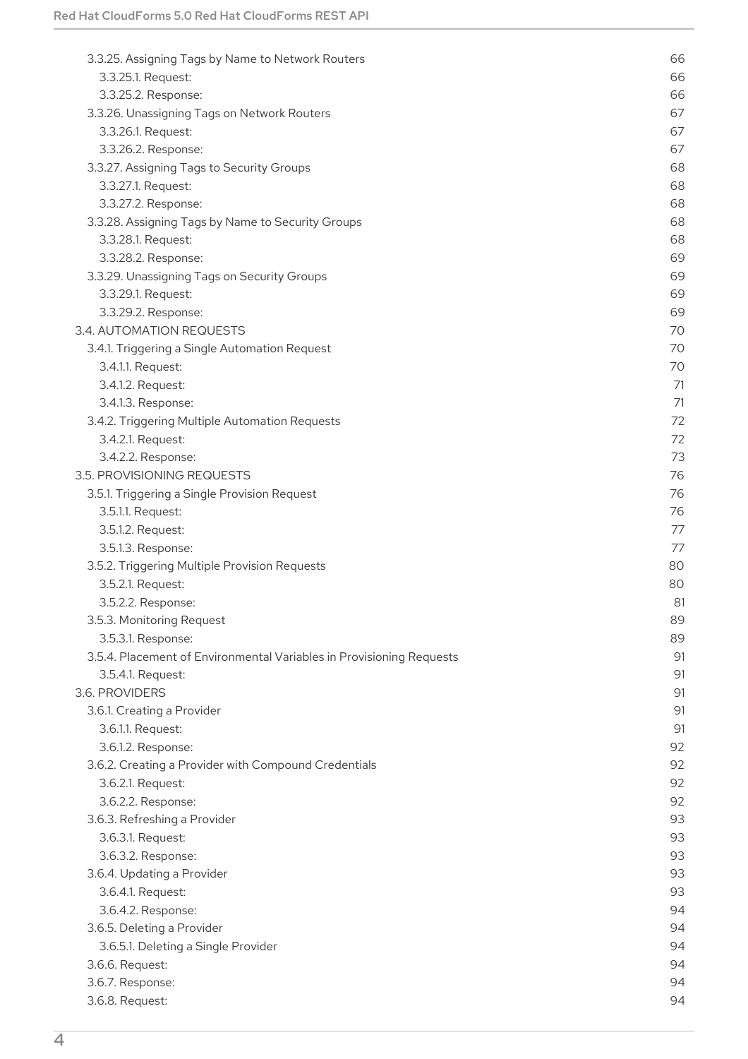- 3.3.25. Assigning Tags by Name to Network Routers 66
  - 3.3.25.1. Request: 66
  - 3.3.25.2. Response: 66
- 3.3.26. Unassigning Tags on Network Routers 67
  - 3.3.26.1. Request: 67
  - 3.3.26.2. Response: 67
- 3.3.27. Assigning Tags to Security Groups 68
  - 3.3.27.1. Request: 68
  - 3.3.27.2. Response: 68
- 3.3.28. Assigning Tags by Name to Security Groups 68
  - 3.3.28.1. Request: 68
  - 3.3.28.2. Response: 69
- 3.3.29. Unassigning Tags on Security Groups 69
  - 3.3.29.1. Request: 69
  - 3.3.29.2. Response: 69

3.4. AUTOMATION REQUESTS 70

- 3.4.1. Triggering a Single Automation Request 70
  - 3.4.1.1. Request: 70
  - 3.4.1.2. Request: 71
  - 3.4.1.3. Response: 71
- 3.4.2. Triggering Multiple Automation Requests 72
  - 3.4.2.1. Request: 72
  - 3.4.2.2. Response: 73

3.5. PROVISIONING REQUESTS 76

- 3.5.1. Triggering a Single Provision Request 76
  - 3.5.1.1. Request: 76
  - 3.5.1.2. Request: 77
  - 3.5.1.3. Response: 77
- 3.5.2. Triggering Multiple Provision Requests 80
  - 3.5.2.1. Request: 80
  - 3.5.2.2. Response: 81
- 3.5.3. Monitoring Request 89
  - 3.5.3.1. Response: 89
- 3.5.4. Placement of Environmental Variables in Provisioning Requests 91
  - 3.5.4.1. Request: 91

3.6. PROVIDERS 91

- 3.6.1. Creating a Provider 91
  - 3.6.1.1. Request: 91
  - 3.6.1.2. Response: 92
- 3.6.2. Creating a Provider with Compound Credentials 92
  - 3.6.2.1. Request: 92
  - 3.6.2.2. Response: 92
- 3.6.3. Refreshing a Provider 93
  - 3.6.3.1. Request: 93
  - 3.6.3.2. Response: 93
- 3.6.4. Updating a Provider 93
  - 3.6.4.1. Request: 93
  - 3.6.4.2. Response: 94
- 3.6.5. Deleting a Provider 94
  - 3.6.5.1. Deleting a Single Provider 94
- 3.6.6. Request: 94
- 3.6.7. Response: 94
- 3.6.8. Request: 94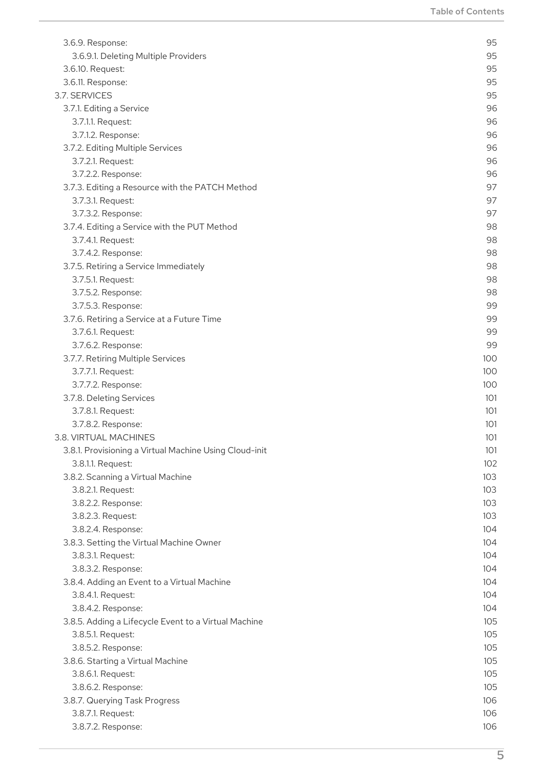- 3.6.9. Response: 95
  - 3.6.9.1. Deleting Multiple Providers 95
- 3.6.10. Request: 95
- 3.6.11. Response: 95

3.7. SERVICES 95

- 3.7.1. Editing a Service 96
  - 3.7.1.1. Request: 96
  - 3.7.1.2. Response: 96
- 3.7.2. Editing Multiple Services 96
  - 3.7.2.1. Request: 96
  - 3.7.2.2. Response: 96
- 3.7.3. Editing a Resource with the PATCH Method 97
  - 3.7.3.1. Request: 97
  - 3.7.3.2. Response: 97
- 3.7.4. Editing a Service with the PUT Method 98
  - 3.7.4.1. Request: 98
  - 3.7.4.2. Response: 98
- 3.7.5. Retiring a Service Immediately 98
  - 3.7.5.1. Request: 98
  - 3.7.5.2. Response: 98
  - 3.7.5.3. Response: 99
- 3.7.6. Retiring a Service at a Future Time 99
  - 3.7.6.1. Request: 99
  - 3.7.6.2. Response: 99
- 3.7.7. Retiring Multiple Services 100
  - 3.7.7.1. Request: 100
  - 3.7.7.2. Response: 100
- 3.7.8. Deleting Services 101
  - 3.7.8.1. Request: 101
  - 3.7.8.2. Response: 101

3.8. VIRTUAL MACHINES 101

- 3.8.1. Provisioning a Virtual Machine Using Cloud-init 101
  - 3.8.1.1. Request: 102
- 3.8.2. Scanning a Virtual Machine 103
  - 3.8.2.1. Request: 103
  - 3.8.2.2. Response: 103
  - 3.8.2.3. Request: 103
  - 3.8.2.4. Response: 104
- 3.8.3. Setting the Virtual Machine Owner 104
  - 3.8.3.1. Request: 104
  - 3.8.3.2. Response: 104
- 3.8.4. Adding an Event to a Virtual Machine 104
  - 3.8.4.1. Request: 104
  - 3.8.4.2. Response: 104
- 3.8.5. Adding a Lifecycle Event to a Virtual Machine 105
  - 3.8.5.1. Request: 105
  - 3.8.5.2. Response: 105
- 3.8.6. Starting a Virtual Machine 105
  - 3.8.6.1. Request: 105
  - 3.8.6.2. Response: 105
- 3.8.7. Querying Task Progress 106
  - 3.8.7.1. Request: 106
  - 3.8.7.2. Response: 106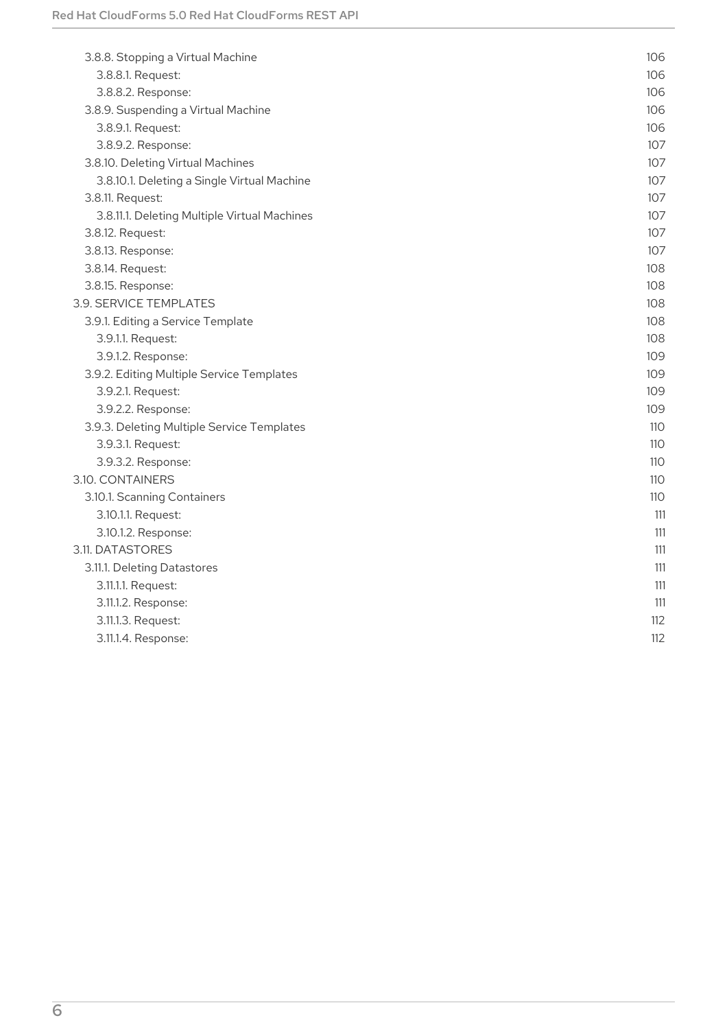- 3.8.8. Stopping a Virtual Machine 106
  - 3.8.8.1. Request: 106
  - 3.8.8.2. Response: 106
- 3.8.9. Suspending a Virtual Machine 106
  - 3.8.9.1. Request: 106
  - 3.8.9.2. Response: 107
- 3.8.10. Deleting Virtual Machines 107
  - 3.8.10.1. Deleting a Single Virtual Machine 107
- 3.8.11. Request: 107
  - 3.8.11.1. Deleting Multiple Virtual Machines 107
- 3.8.12. Request: 107
- 3.8.13. Response: 107
- 3.8.14. Request: 108
- 3.8.15. Response: 108

3.9. SERVICE TEMPLATES 108

- 3.9.1. Editing a Service Template 108
  - 3.9.1.1. Request: 108
  - 3.9.1.2. Response: 109
- 3.9.2. Editing Multiple Service Templates 109
  - 3.9.2.1. Request: 109
  - 3.9.2.2. Response: 109
- 3.9.3. Deleting Multiple Service Templates 110
  - 3.9.3.1. Request: 110
  - 3.9.3.2. Response: 110

3.10. CONTAINERS 110

- 3.10.1. Scanning Containers 110
  - 3.10.1.1. Request: 111
  - 3.10.1.2. Response: 111

3.11. DATASTORES 111

- 3.11.1. Deleting Datastores 111
  - 3.11.1.1. Request: 111
  - 3.11.1.2. Response: 111
  - 3.11.1.3. Request: 112
  - 3.11.1.4. Response: 112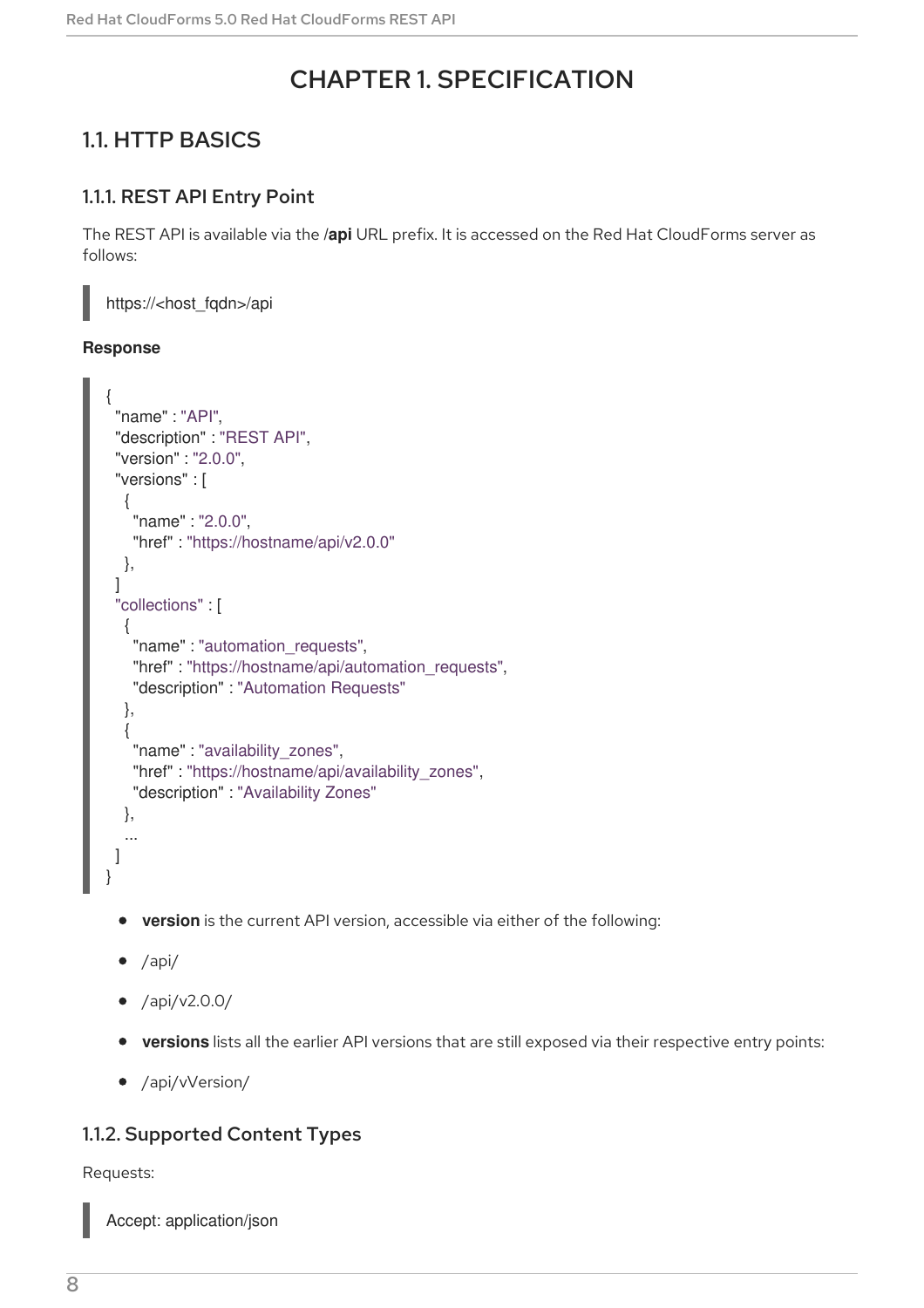# CHAPTER 1. SPECIFICATION

## 1.1. HTTP BASICS

### 1.1.1. REST API Entry Point

The REST API is available via the **/api** URL prefix. It is accessed on the Red Hat CloudForms server as follows:

```
https://<host_fqdn>/api
```

**Response**

```
{
  "name" : "API",
  "description" : "REST API",
  "version" : "2.0.0",
  "versions" : [
    {
      "name" : "2.0.0",
      "href" : "https://hostname/api/v2.0.0"
    },
  ]
  "collections" : [
    {
      "name" : "automation_requests",
      "href" : "https://hostname/api/automation_requests",
      "description" : "Automation Requests"
    },
    {
      "name" : "availability_zones",
      "href" : "https://hostname/api/availability_zones",
      "description" : "Availability Zones"
    },
    ...
  ]
}
```

- **version** is the current API version, accessible via either of the following:
- /api/
- /api/v2.0.0/
- **versions** lists all the earlier API versions that are still exposed via their respective entry points:
- /api/vVersion/

### 1.1.2. Supported Content Types

Requests:

```
Accept: application/json
```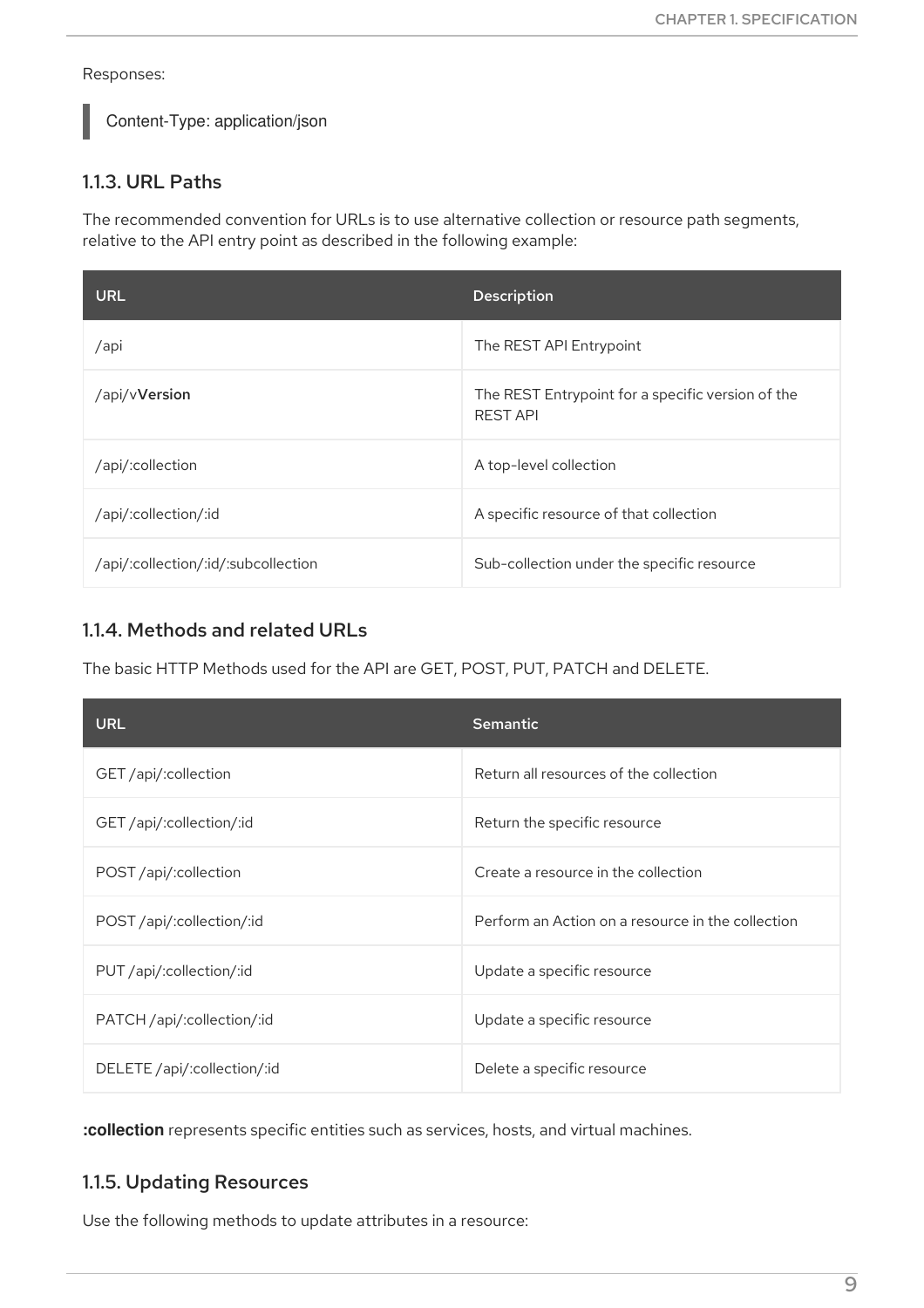Responses:

```
Content-Type: application/json
```

### 1.1.3. URL Paths

The recommended convention for URLs is to use alternative collection or resource path segments, relative to the API entry point as described in the following example:

| URL | Description |
| --- | --- |
| /api | The REST API Entrypoint |
| /api/v**Version** | The REST Entrypoint for a specific version of the REST API |
| /api/:collection | A top-level collection |
| /api/:collection/:id | A specific resource of that collection |
| /api/:collection/:id/:subcollection | Sub-collection under the specific resource |

### 1.1.4. Methods and related URLs

The basic HTTP Methods used for the API are GET, POST, PUT, PATCH and DELETE.

| URL | Semantic |
| --- | --- |
| GET /api/:collection | Return all resources of the collection |
| GET /api/:collection/:id | Return the specific resource |
| POST /api/:collection | Create a resource in the collection |
| POST /api/:collection/:id | Perform an Action on a resource in the collection |
| PUT /api/:collection/:id | Update a specific resource |
| PATCH /api/:collection/:id | Update a specific resource |
| DELETE /api/:collection/:id | Delete a specific resource |

**:collection** represents specific entities such as services, hosts, and virtual machines.

### 1.1.5. Updating Resources

Use the following methods to update attributes in a resource: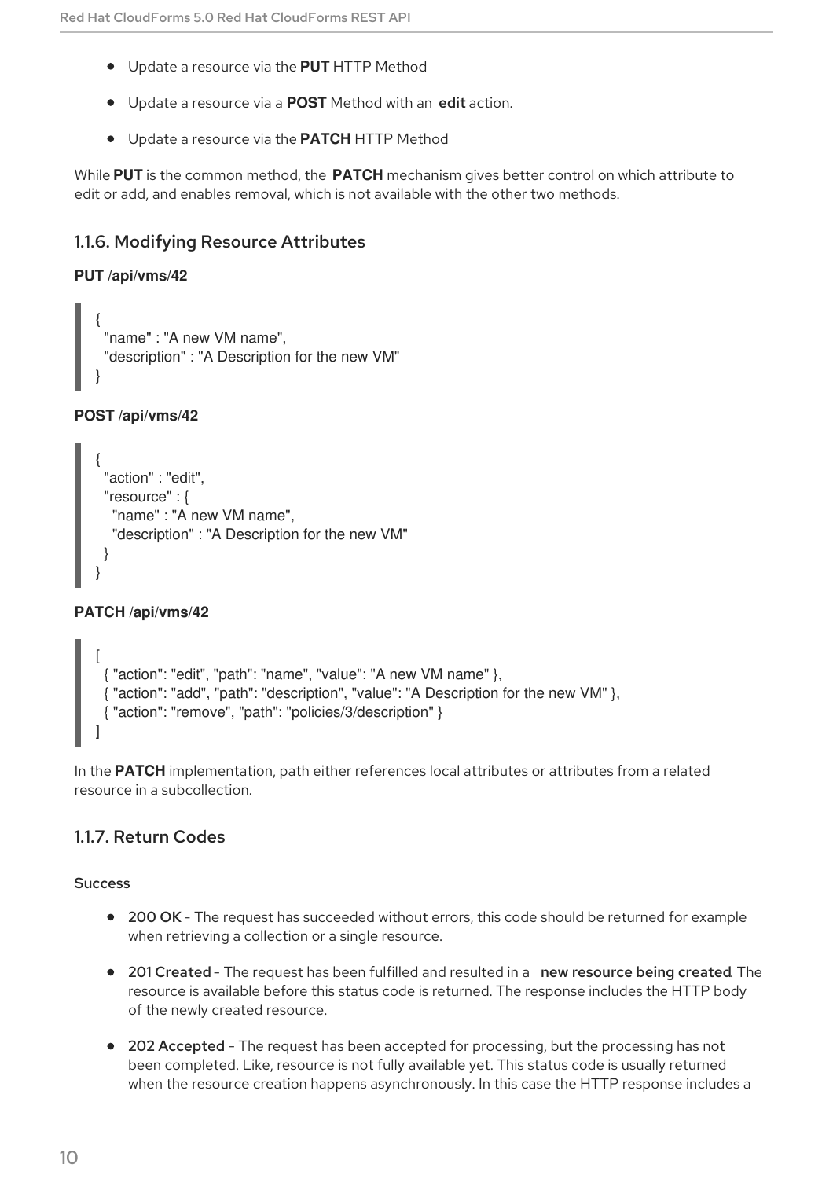- Update a resource via the **PUT** HTTP Method
- Update a resource via a **POST** Method with an **edit** action.
- Update a resource via the **PATCH** HTTP Method

While **PUT** is the common method, the **PATCH** mechanism gives better control on which attribute to edit or add, and enables removal, which is not available with the other two methods.

### 1.1.6. Modifying Resource Attributes

**PUT /api/vms/42**

```
{
  "name" : "A new VM name",
  "description" : "A Description for the new VM"
}
```

**POST /api/vms/42**

```
{
  "action" : "edit",
  "resource" : {
    "name" : "A new VM name",
    "description" : "A Description for the new VM"
  }
}
```

**PATCH /api/vms/42**

```
[
  { "action": "edit", "path": "name", "value": "A new VM name" },
  { "action": "add", "path": "description", "value": "A Description for the new VM" },
  { "action": "remove", "path": "policies/3/description" }
]
```

In the **PATCH** implementation, path either references local attributes or attributes from a related resource in a subcollection.

### 1.1.7. Return Codes

Success

- **200 OK** - The request has succeeded without errors, this code should be returned for example when retrieving a collection or a single resource.
- **201 Created** - The request has been fulfilled and resulted in a **new resource being created**. The resource is available before this status code is returned. The response includes the HTTP body of the newly created resource.
- **202 Accepted** - The request has been accepted for processing, but the processing has not been completed. Like, resource is not fully available yet. This status code is usually returned when the resource creation happens asynchronously. In this case the HTTP response includes a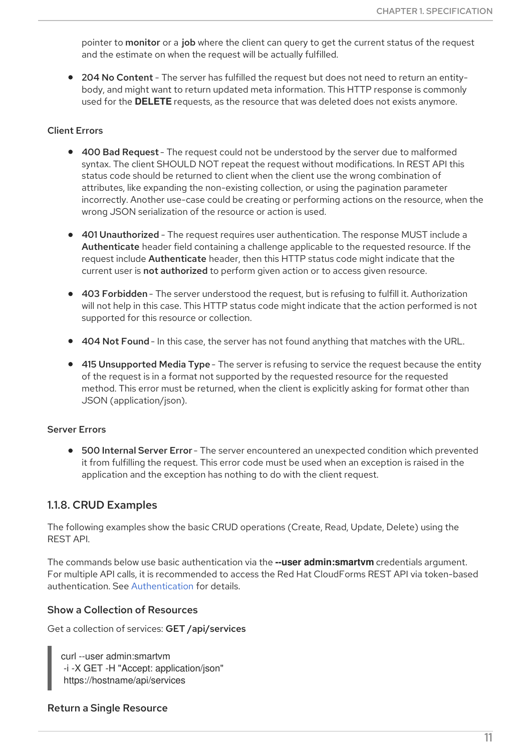pointer to **monitor** or a **job** where the client can query to get the current status of the request and the estimate on when the request will be actually fulfilled.

- **204 No Content** - The server has fulfilled the request but does not need to return an entity-body, and might want to return updated meta information. This HTTP response is commonly used for the **DELETE** requests, as the resource that was deleted does not exists anymore.

#### Client Errors

- **400 Bad Request** - The request could not be understood by the server due to malformed syntax. The client SHOULD NOT repeat the request without modifications. In REST API this status code should be returned to client when the client use the wrong combination of attributes, like expanding the non-existing collection, or using the pagination parameter incorrectly. Another use-case could be creating or performing actions on the resource, when the wrong JSON serialization of the resource or action is used.
- **401 Unauthorized** - The request requires user authentication. The response MUST include a **Authenticate** header field containing a challenge applicable to the requested resource. If the request include **Authenticate** header, then this HTTP status code might indicate that the current user is **not authorized** to perform given action or to access given resource.
- **403 Forbidden** - The server understood the request, but is refusing to fulfill it. Authorization will not help in this case. This HTTP status code might indicate that the action performed is not supported for this resource or collection.
- **404 Not Found** - In this case, the server has not found anything that matches with the URL.
- **415 Unsupported Media Type** - The server is refusing to service the request because the entity of the request is in a format not supported by the requested resource for the requested method. This error must be returned, when the client is explicitly asking for format other than JSON (application/json).

#### Server Errors

- **500 Internal Server Error** - The server encountered an unexpected condition which prevented it from fulfilling the request. This error code must be used when an exception is raised in the application and the exception has nothing to do with the client request.

### 1.1.8. CRUD Examples

The following examples show the basic CRUD operations (Create, Read, Update, Delete) using the REST API.

The commands below use basic authentication via the **--user admin:smartvm** credentials argument. For multiple API calls, it is recommended to access the Red Hat CloudForms REST API via token-based authentication. See Authentication for details.

#### Show a Collection of Resources

Get a collection of services: **GET /api/services**

```
curl --user admin:smartvm
 -i -X GET -H "Accept: application/json"
 https://hostname/api/services
```

#### Return a Single Resource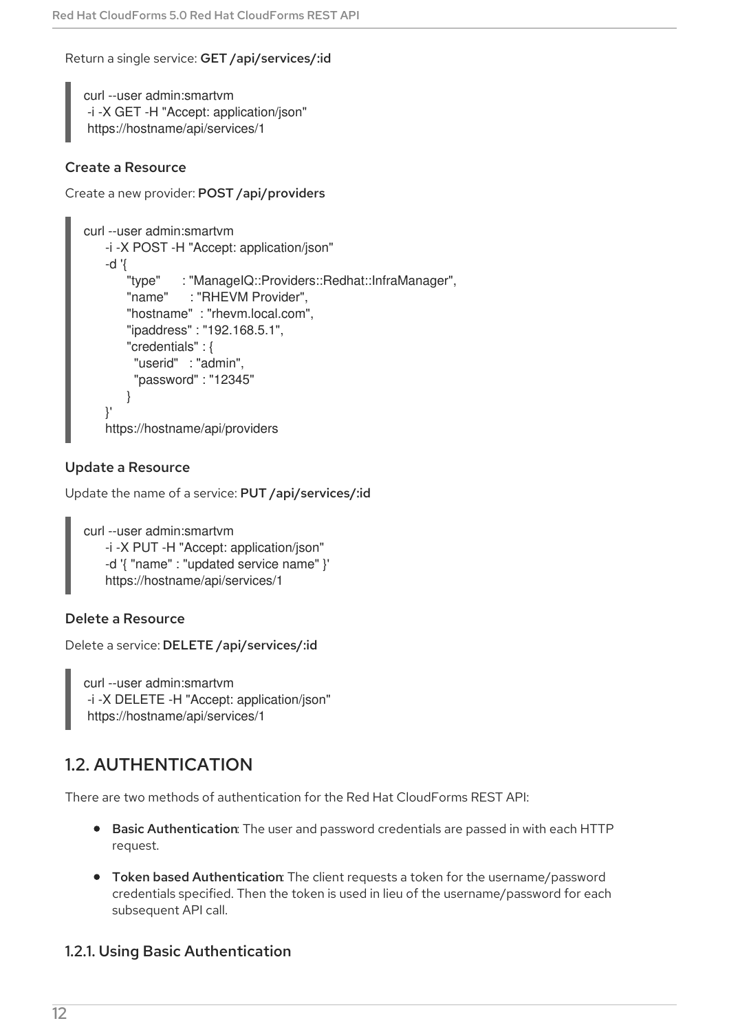Return a single service: **GET /api/services/:id**

```
curl --user admin:smartvm
 -i -X GET -H "Accept: application/json"
 https://hostname/api/services/1
```

### Create a Resource

Create a new provider: **POST /api/providers**

```
curl --user admin:smartvm
     -i -X POST -H "Accept: application/json"
     -d '{
          "type"      : "ManageIQ::Providers::Redhat::InfraManager",
          "name"      : "RHEVM Provider",
          "hostname"  : "rhevm.local.com",
          "ipaddress" : "192.168.5.1",
          "credentials" : {
            "userid"   : "admin",
            "password" : "12345"
          }
     }'
     https://hostname/api/providers
```

### Update a Resource

Update the name of a service: **PUT /api/services/:id**

```
curl --user admin:smartvm
     -i -X PUT -H "Accept: application/json"
     -d '{ "name" : "updated service name" }'
     https://hostname/api/services/1
```

### Delete a Resource

Delete a service: **DELETE /api/services/:id**

```
curl --user admin:smartvm
 -i -X DELETE -H "Accept: application/json"
 https://hostname/api/services/1
```

## 1.2. AUTHENTICATION

There are two methods of authentication for the Red Hat CloudForms REST API:

- **Basic Authentication**: The user and password credentials are passed in with each HTTP request.
- **Token based Authentication**: The client requests a token for the username/password credentials specified. Then the token is used in lieu of the username/password for each subsequent API call.

### 1.2.1. Using Basic Authentication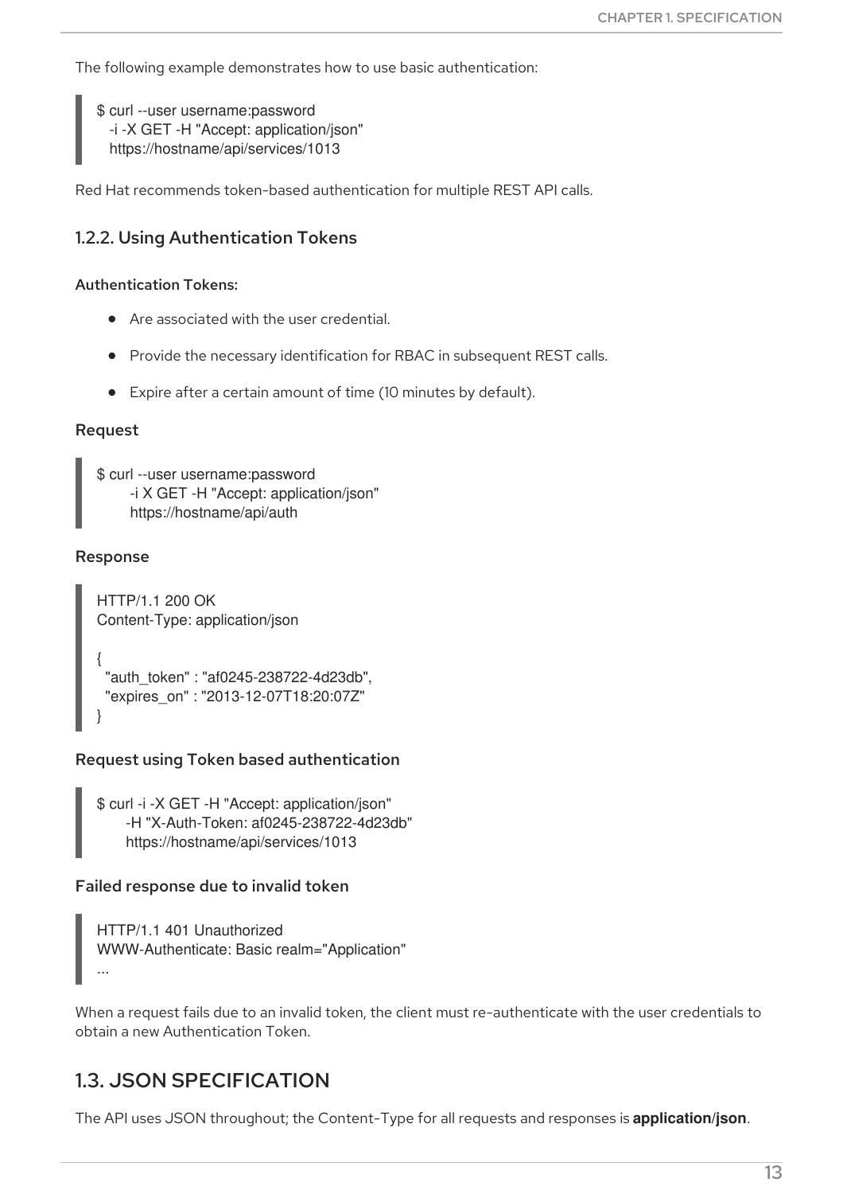The following example demonstrates how to use basic authentication:

```
$ curl --user username:password
  -i -X GET -H "Accept: application/json"
  https://hostname/api/services/1013
```

Red Hat recommends token-based authentication for multiple REST API calls.

### 1.2.2. Using Authentication Tokens

#### Authentication Tokens:

- Are associated with the user credential.
- Provide the necessary identification for RBAC in subsequent REST calls.
- Expire after a certain amount of time (10 minutes by default).

#### Request

```
$ curl --user username:password
      -i X GET -H "Accept: application/json"
      https://hostname/api/auth
```

#### Response

```
HTTP/1.1 200 OK
Content-Type: application/json

{
  "auth_token" : "af0245-238722-4d23db",
  "expires_on" : "2013-12-07T18:20:07Z"
}
```

#### Request using Token based authentication

```
$ curl -i -X GET -H "Accept: application/json"
     -H "X-Auth-Token: af0245-238722-4d23db"
     https://hostname/api/services/1013
```

#### Failed response due to invalid token

```
HTTP/1.1 401 Unauthorized
WWW-Authenticate: Basic realm="Application"
...
```

When a request fails due to an invalid token, the client must re-authenticate with the user credentials to obtain a new Authentication Token.

## 1.3. JSON SPECIFICATION

The API uses JSON throughout; the Content-Type for all requests and responses is **application/json**.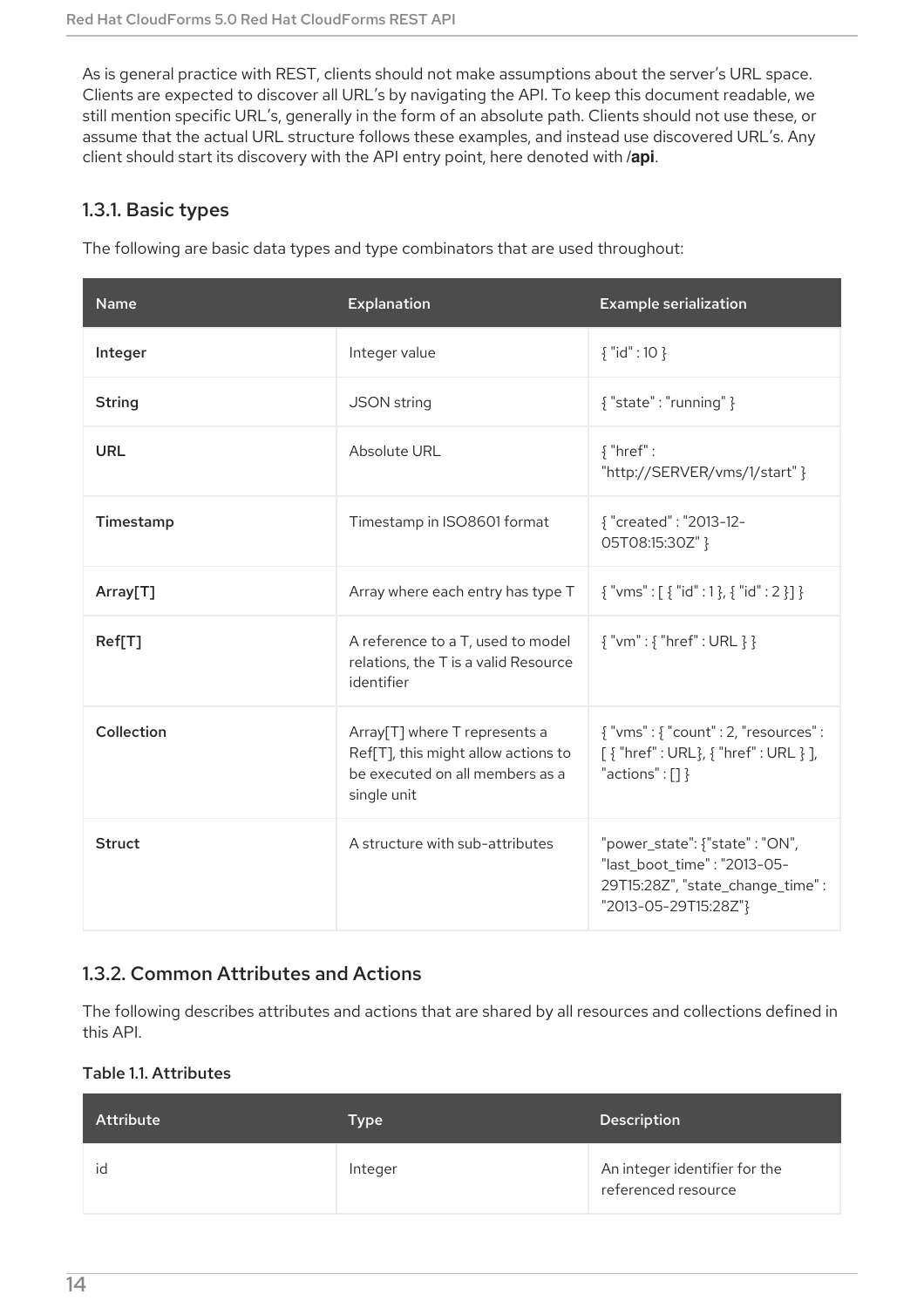As is general practice with REST, clients should not make assumptions about the server's URL space. Clients are expected to discover all URL's by navigating the API. To keep this document readable, we still mention specific URL's, generally in the form of an absolute path. Clients should not use these, or assume that the actual URL structure follows these examples, and instead use discovered URL's. Any client should start its discovery with the API entry point, here denoted with **/api**.

### 1.3.1. Basic types

The following are basic data types and type combinators that are used throughout:

| Name | Explanation | Example serialization |
| --- | --- | --- |
| Integer | Integer value | { "id" : 10 } |
| String | JSON string | { "state" : "running" } |
| URL | Absolute URL | { "href" : "http://SERVER/vms/1/start" } |
| Timestamp | Timestamp in ISO8601 format | { "created" : "2013-12-05T08:15:30Z" } |
| Array[T] | Array where each entry has type T | { "vms" : [ { "id" : 1 }, { "id" : 2 }] } |
| Ref[T] | A reference to a T, used to model relations, the T is a valid Resource identifier | { "vm" : { "href" : URL } } |
| Collection | Array[T] where T represents a Ref[T], this might allow actions to be executed on all members as a single unit | { "vms" : { "count" : 2, "resources" : [ { "href" : URL}, { "href" : URL } ], "actions" : [] } |
| Struct | A structure with sub-attributes | "power_state": {"state" : "ON", "last_boot_time" : "2013-05-29T15:28Z", "state_change_time" : "2013-05-29T15:28Z"} |

### 1.3.2. Common Attributes and Actions

The following describes attributes and actions that are shared by all resources and collections defined in this API.

**Table 1.1. Attributes**

| Attribute | Type | Description |
| --- | --- | --- |
| id | Integer | An integer identifier for the referenced resource |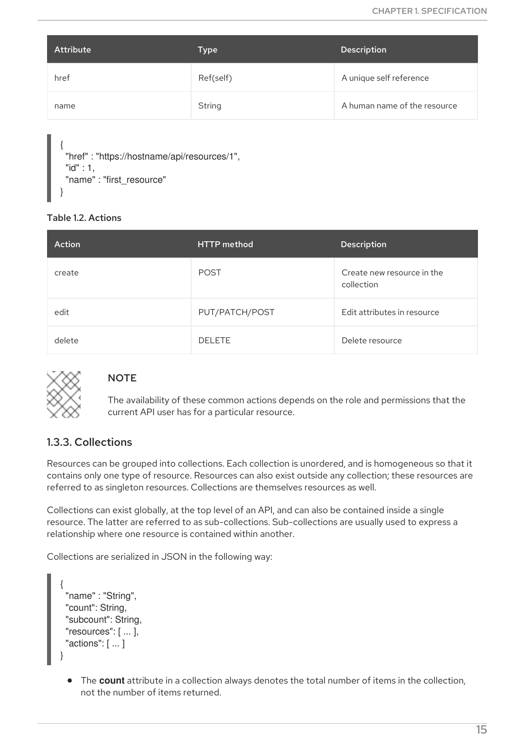| Attribute | Type | Description |
| --- | --- | --- |
| href | Ref(self) | A unique self reference |
| name | String | A human name of the resource |

```
{
  "href" : "https://hostname/api/resources/1",
  "id" : 1,
  "name" : "first_resource"
}
```

Table 1.2. Actions

| Action | HTTP method | Description |
| --- | --- | --- |
| create | POST | Create new resource in the collection |
| edit | PUT/PATCH/POST | Edit attributes in resource |
| delete | DELETE | Delete resource |

> **NOTE**
>
> The availability of these common actions depends on the role and permissions that the current API user has for a particular resource.

### 1.3.3. Collections

Resources can be grouped into collections. Each collection is unordered, and is homogeneous so that it contains only one type of resource. Resources can also exist outside any collection; these resources are referred to as singleton resources. Collections are themselves resources as well.

Collections can exist globally, at the top level of an API, and can also be contained inside a single resource. The latter are referred to as sub-collections. Sub-collections are usually used to express a relationship where one resource is contained within another.

Collections are serialized in JSON in the following way:

```
{
  "name" : "String",
  "count": String,
  "subcount": String,
  "resources": [ ... ],
  "actions": [ ... ]
}
```

- The **count** attribute in a collection always denotes the total number of items in the collection, not the number of items returned.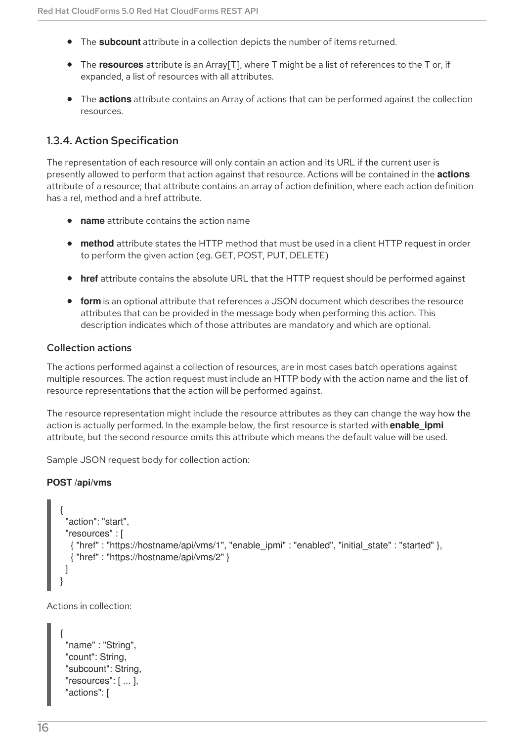- The **subcount** attribute in a collection depicts the number of items returned.
- The **resources** attribute is an Array[T], where T might be a list of references to the T or, if expanded, a list of resources with all attributes.
- The **actions** attribute contains an Array of actions that can be performed against the collection resources.

### 1.3.4. Action Specification

The representation of each resource will only contain an action and its URL if the current user is presently allowed to perform that action against that resource. Actions will be contained in the **actions** attribute of a resource; that attribute contains an array of action definition, where each action definition has a rel, method and a href attribute.

- **name** attribute contains the action name
- **method** attribute states the HTTP method that must be used in a client HTTP request in order to perform the given action (eg. GET, POST, PUT, DELETE)
- **href** attribute contains the absolute URL that the HTTP request should be performed against
- **form** is an optional attribute that references a JSON document which describes the resource attributes that can be provided in the message body when performing this action. This description indicates which of those attributes are mandatory and which are optional.

#### Collection actions

The actions performed against a collection of resources, are in most cases batch operations against multiple resources. The action request must include an HTTP body with the action name and the list of resource representations that the action will be performed against.

The resource representation might include the resource attributes as they can change the way how the action is actually performed. In the example below, the first resource is started with **enable_ipmi** attribute, but the second resource omits this attribute which means the default value will be used.

Sample JSON request body for collection action:

**POST /api/vms**

```
{
  "action": "start",
  "resources" : [
    { "href" : "https://hostname/api/vms/1", "enable_ipmi" : "enabled", "initial_state" : "started" },
    { "href" : "https://hostname/api/vms/2" }
  ]
}
```

Actions in collection:

```
{
  "name" : "String",
  "count": String,
  "subcount": String,
  "resources": [ ... ],
  "actions": [
```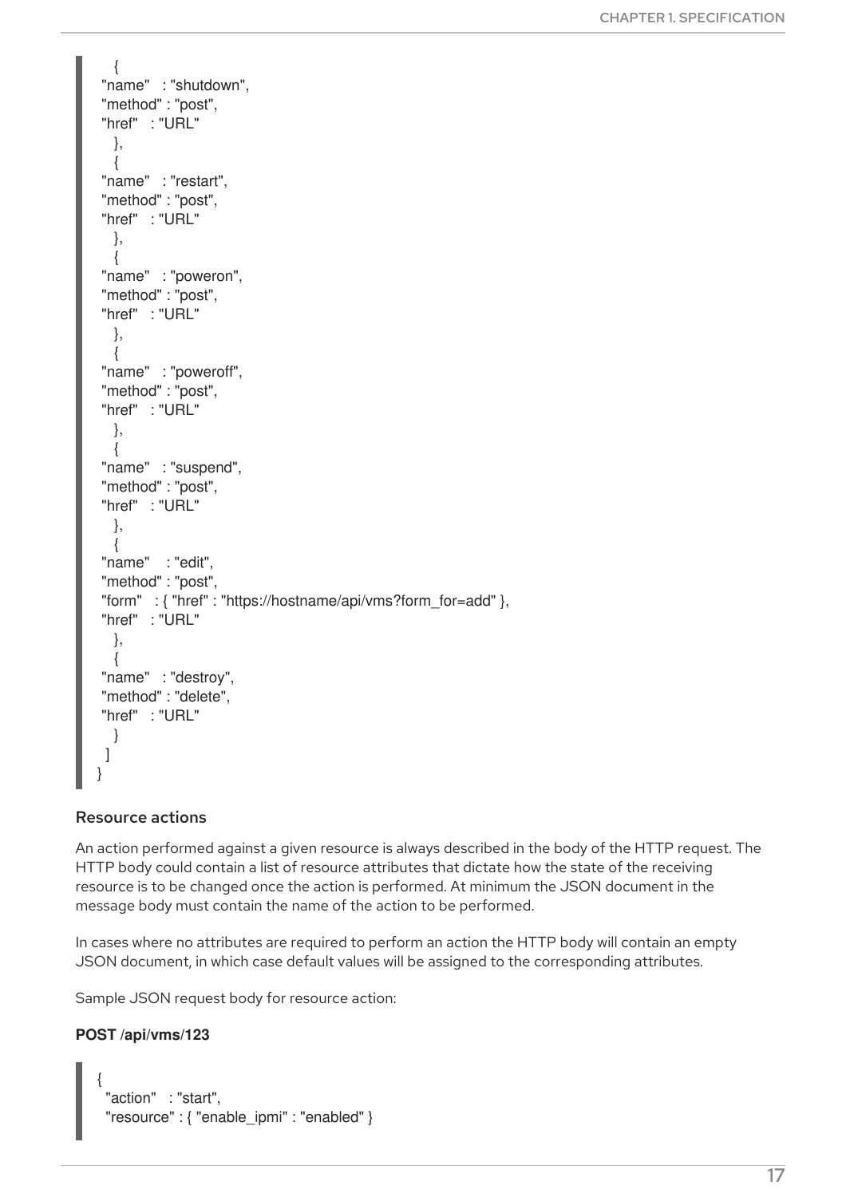```
    {
  "name"   : "shutdown",
  "method" : "post",
  "href"   : "URL"
    },
    {
  "name"   : "restart",
  "method" : "post",
  "href"   : "URL"
    },
    {
  "name"   : "poweron",
  "method" : "post",
  "href"   : "URL"
    },
    {
  "name"   : "poweroff",
  "method" : "post",
  "href"   : "URL"
    },
    {
  "name"   : "suspend",
  "method" : "post",
  "href"   : "URL"
    },
    {
  "name"    : "edit",
  "method" : "post",
  "form"   : { "href" : "https://hostname/api/vms?form_for=add" },
  "href"   : "URL"
    },
    {
  "name"   : "destroy",
  "method" : "delete",
  "href"   : "URL"
    }
  ]
}
```

### Resource actions

An action performed against a given resource is always described in the body of the HTTP request. The HTTP body could contain a list of resource attributes that dictate how the state of the receiving resource is to be changed once the action is performed. At minimum the JSON document in the message body must contain the name of the action to be performed.

In cases where no attributes are required to perform an action the HTTP body will contain an empty JSON document, in which case default values will be assigned to the corresponding attributes.

Sample JSON request body for resource action:

**POST /api/vms/123**

```
{
  "action"   : "start",
  "resource" : { "enable_ipmi" : "enabled" }
```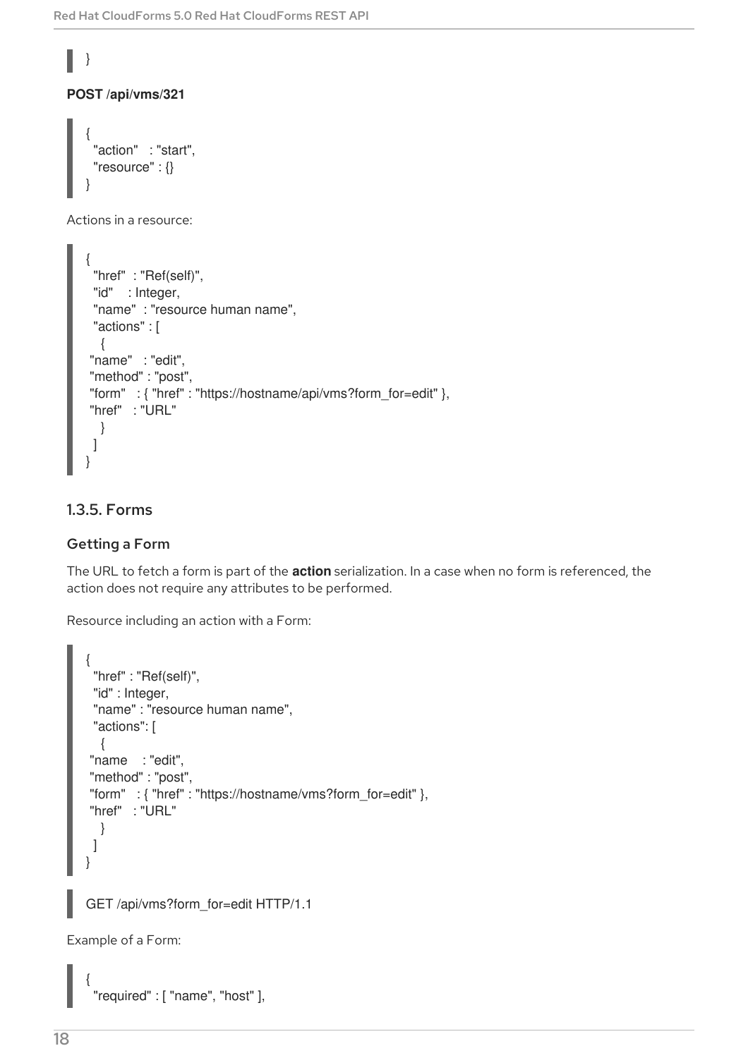```
}
```

**POST /api/vms/321**

```
{
  "action"   : "start",
  "resource" : {}
}
```

Actions in a resource:

```
{
  "href"  : "Ref(self)",
  "id"    : Integer,
  "name"  : "resource human name",
  "actions" : [
   {
 "name"   : "edit",
 "method" : "post",
 "form"   : { "href" : "https://hostname/api/vms?form_for=edit" },
 "href"   : "URL"
   }
  ]
}
```

### 1.3.5. Forms

#### Getting a Form

The URL to fetch a form is part of the **action** serialization. In a case when no form is referenced, the action does not require any attributes to be performed.

Resource including an action with a Form:

```
{
  "href" : "Ref(self)",
  "id" : Integer,
  "name" : "resource human name",
  "actions": [
   {
 "name    : "edit",
 "method" : "post",
 "form"   : { "href" : "https://hostname/vms?form_for=edit" },
 "href"   : "URL"
   }
  ]
}
```

```
GET /api/vms?form_for=edit HTTP/1.1
```

Example of a Form:

```
{
  "required" : [ "name", "host" ],
```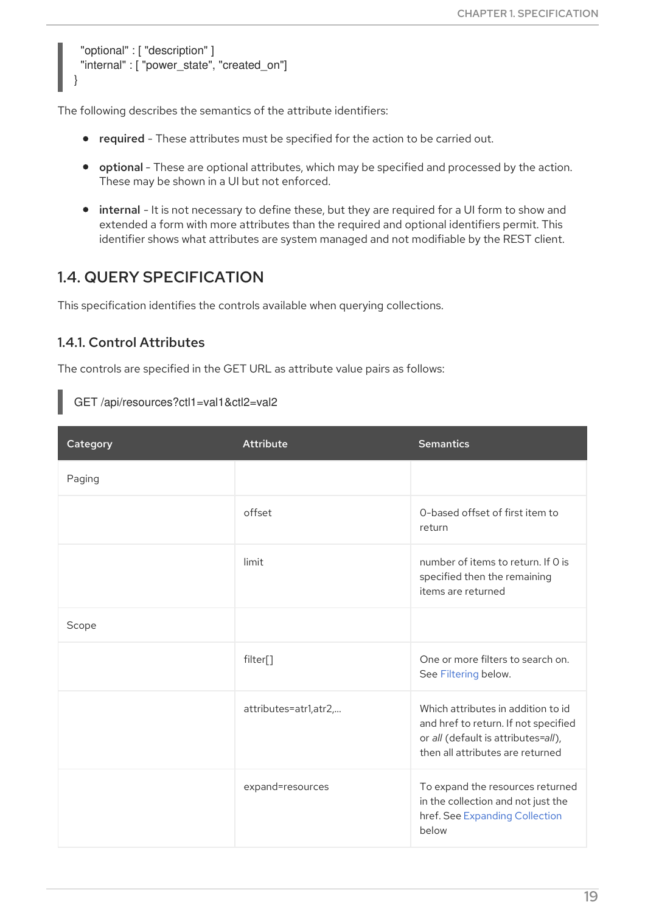```
  "optional" : [ "description" ]
  "internal" : [ "power_state", "created_on"]
}
```

The following describes the semantics of the attribute identifiers:

- **required** - These attributes must be specified for the action to be carried out.
- **optional** - These are optional attributes, which may be specified and processed by the action. These may be shown in a UI but not enforced.
- **internal** - It is not necessary to define these, but they are required for a UI form to show and extended a form with more attributes than the required and optional identifiers permit. This identifier shows what attributes are system managed and not modifiable by the REST client.

## 1.4. QUERY SPECIFICATION

This specification identifies the controls available when querying collections.

### 1.4.1. Control Attributes

The controls are specified in the GET URL as attribute value pairs as follows:

```
GET /api/resources?ctl1=val1&ctl2=val2
```

| Category | Attribute | Semantics |
|---|---|---|
| Paging | | |
| | offset | 0-based offset of first item to return |
| | limit | number of items to return. If 0 is specified then the remaining items are returned |
| Scope | | |
| | filter[] | One or more filters to search on. See Filtering below. |
| | attributes=atr1,atr2,... | Which attributes in addition to id and href to return. If not specified or *all* (default is attributes=*all*), then all attributes are returned |
| | expand=resources | To expand the resources returned in the collection and not just the href. See Expanding Collection below |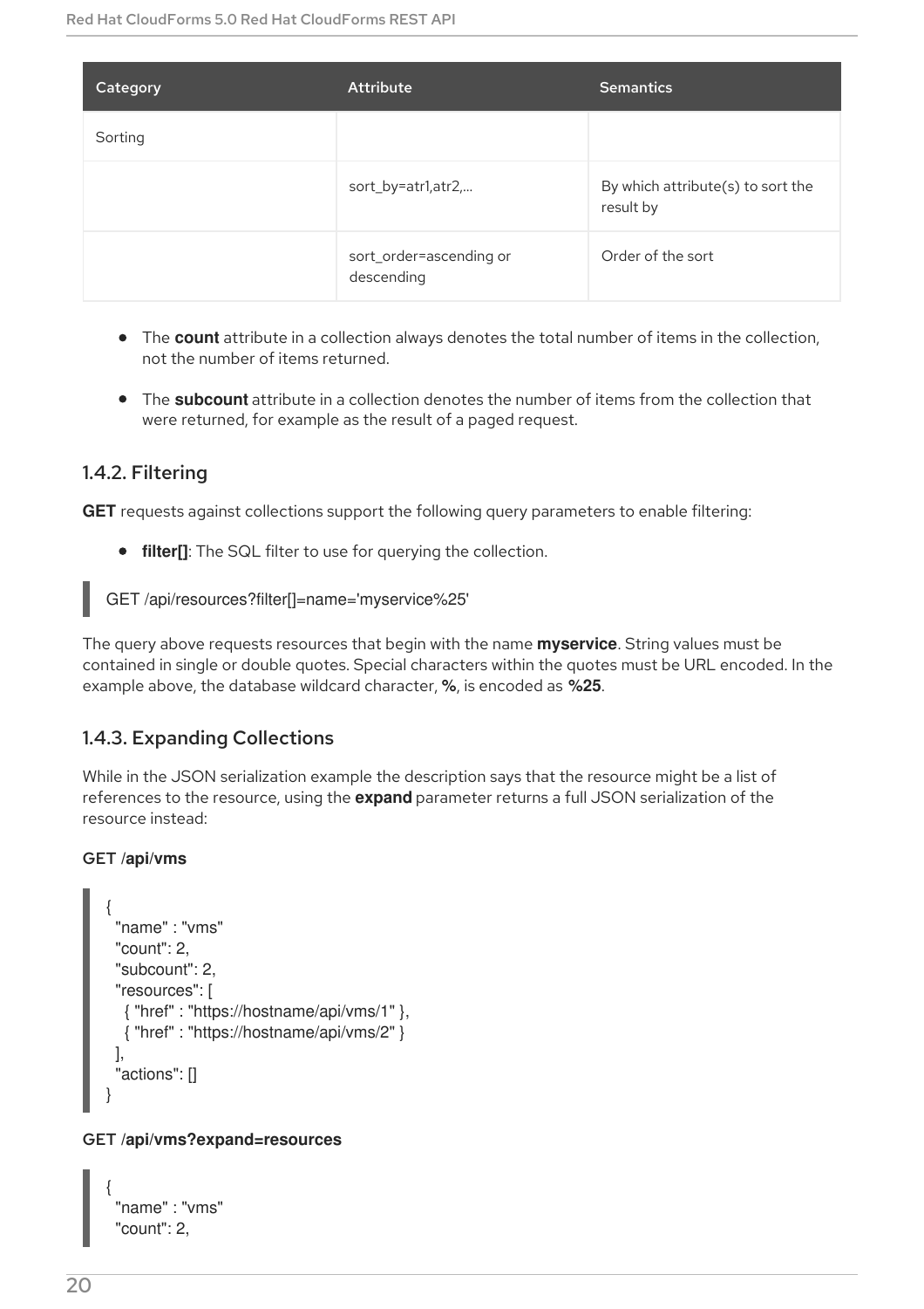| Category | Attribute | Semantics |
| --- | --- | --- |
| Sorting | | |
| | sort_by=atr1,atr2,... | By which attribute(s) to sort the result by |
| | sort_order=ascending or descending | Order of the sort |

- The **count** attribute in a collection always denotes the total number of items in the collection, not the number of items returned.
- The **subcount** attribute in a collection denotes the number of items from the collection that were returned, for example as the result of a paged request.

### 1.4.2. Filtering

**GET** requests against collections support the following query parameters to enable filtering:

- **filter[]**: The SQL filter to use for querying the collection.

```
GET /api/resources?filter[]=name='myservice%25'
```

The query above requests resources that begin with the name **myservice**. String values must be contained in single or double quotes. Special characters within the quotes must be URL encoded. In the example above, the database wildcard character, **%**, is encoded as **%25**.

### 1.4.3. Expanding Collections

While in the JSON serialization example the description says that the resource might be a list of references to the resource, using the **expand** parameter returns a full JSON serialization of the resource instead:

**GET /api/vms**

```
{
  "name" : "vms"
  "count": 2,
  "subcount": 2,
  "resources": [
    { "href" : "https://hostname/api/vms/1" },
    { "href" : "https://hostname/api/vms/2" }
  ],
  "actions": []
}
```

**GET /api/vms?expand=resources**

```
{
  "name" : "vms"
  "count": 2,
```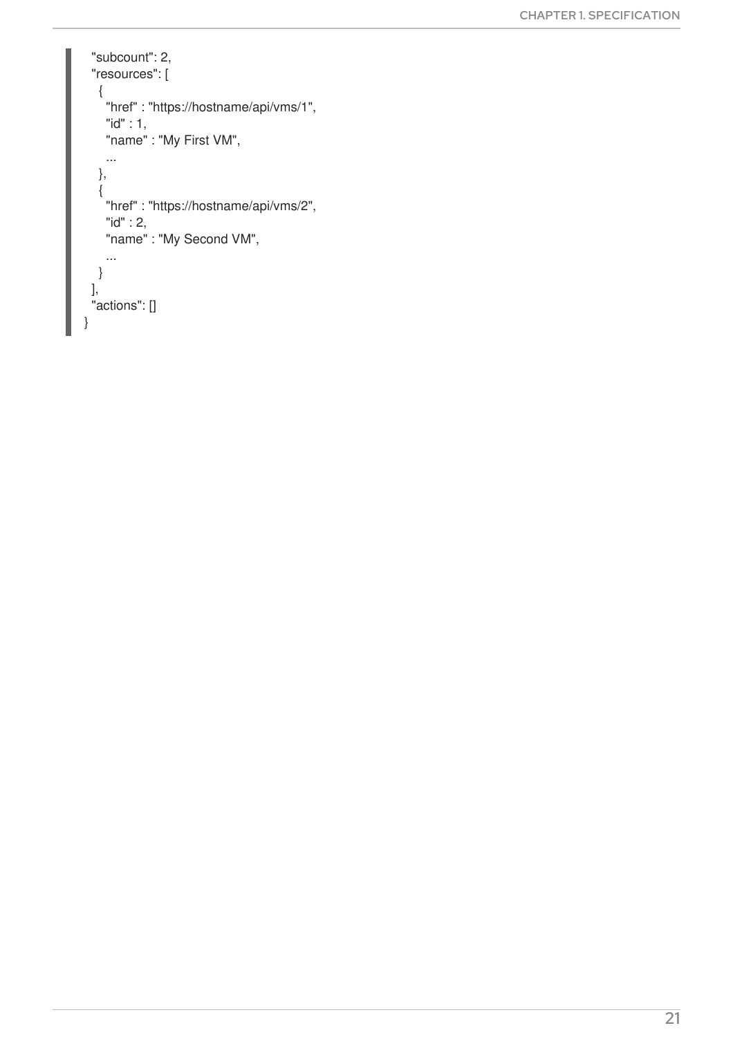```
  "subcount": 2,
  "resources": [
    {
      "href" : "https://hostname/api/vms/1",
      "id" : 1,
      "name" : "My First VM",
      ...
    },
    {
      "href" : "https://hostname/api/vms/2",
      "id" : 2,
      "name" : "My Second VM",
      ...
    }
  ],
  "actions": []
}
```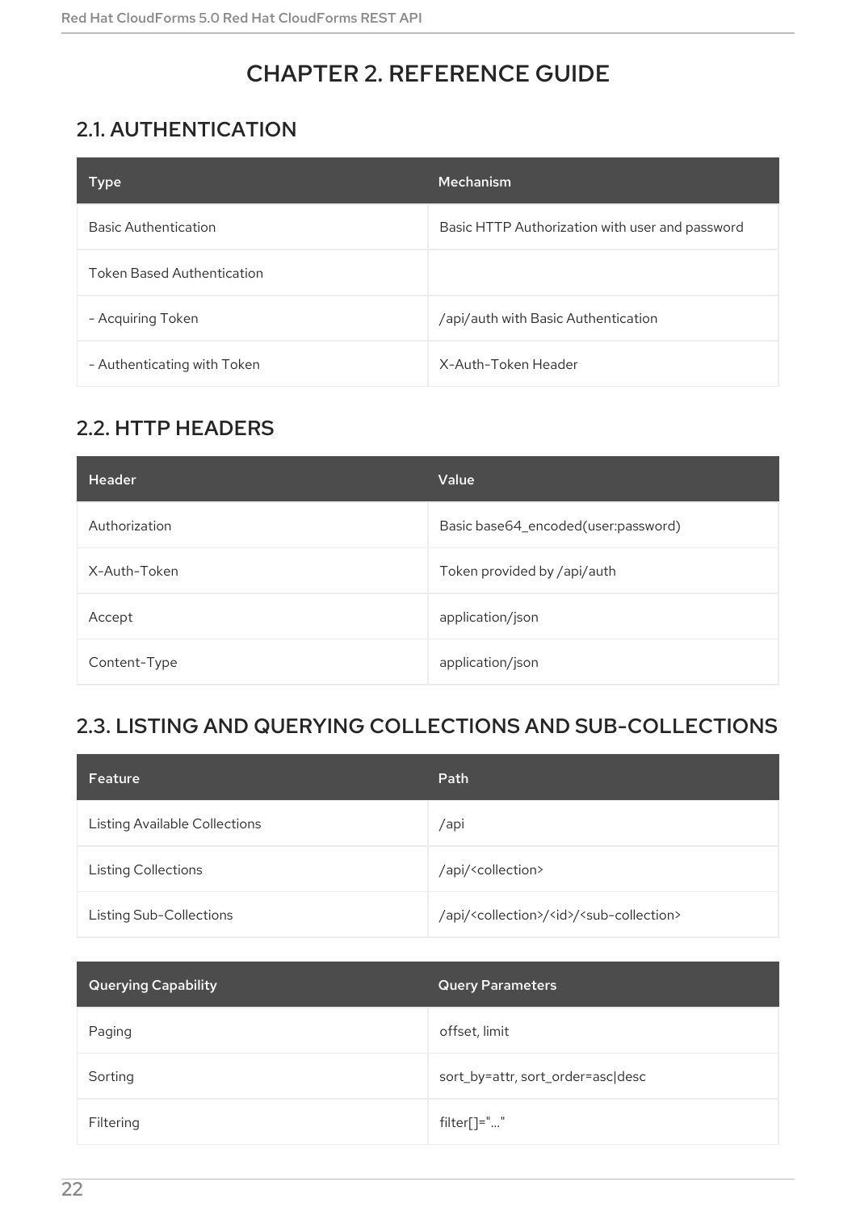# CHAPTER 2. REFERENCE GUIDE

## 2.1. AUTHENTICATION

| Type | Mechanism |
| --- | --- |
| Basic Authentication | Basic HTTP Authorization with user and password |
| Token Based Authentication | |
| - Acquiring Token | /api/auth with Basic Authentication |
| - Authenticating with Token | X-Auth-Token Header |

## 2.2. HTTP HEADERS

| Header | Value |
| --- | --- |
| Authorization | Basic base64_encoded(user:password) |
| X-Auth-Token | Token provided by /api/auth |
| Accept | application/json |
| Content-Type | application/json |

## 2.3. LISTING AND QUERYING COLLECTIONS AND SUB-COLLECTIONS

| Feature | Path |
| --- | --- |
| Listing Available Collections | /api |
| Listing Collections | /api/<collection> |
| Listing Sub-Collections | /api/<collection>/<id>/<sub-collection> |

| Querying Capability | Query Parameters |
| --- | --- |
| Paging | offset, limit |
| Sorting | sort_by=attr, sort_order=asc\|desc |
| Filtering | filter[]="..." |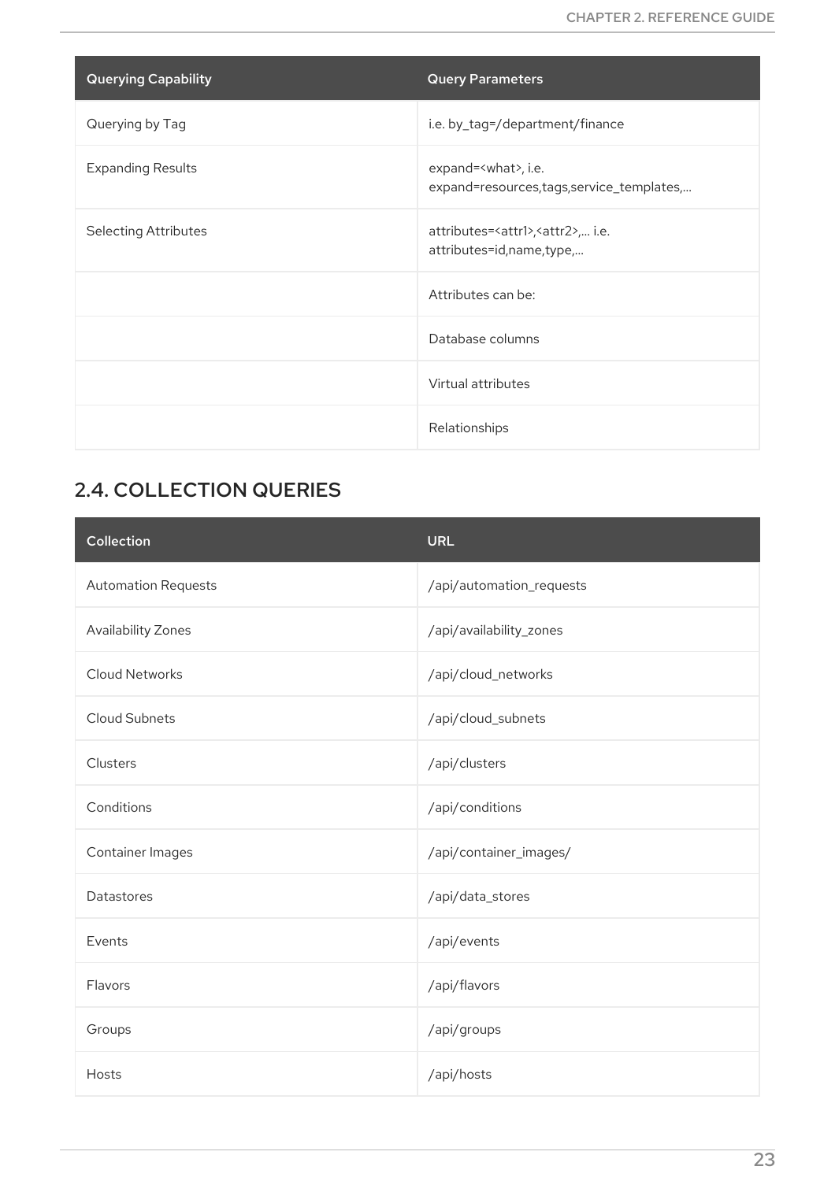| Querying Capability | Query Parameters |
| --- | --- |
| Querying by Tag | i.e. by_tag=/department/finance |
| Expanding Results | expand=<what>, i.e. expand=resources,tags,service_templates,... |
| Selecting Attributes | attributes=<attr1>,<attr2>,... i.e. attributes=id,name,type,... |
| | Attributes can be: |
| | Database columns |
| | Virtual attributes |
| | Relationships |

## 2.4. COLLECTION QUERIES

| Collection | URL |
| --- | --- |
| Automation Requests | /api/automation_requests |
| Availability Zones | /api/availability_zones |
| Cloud Networks | /api/cloud_networks |
| Cloud Subnets | /api/cloud_subnets |
| Clusters | /api/clusters |
| Conditions | /api/conditions |
| Container Images | /api/container_images/ |
| Datastores | /api/data_stores |
| Events | /api/events |
| Flavors | /api/flavors |
| Groups | /api/groups |
| Hosts | /api/hosts |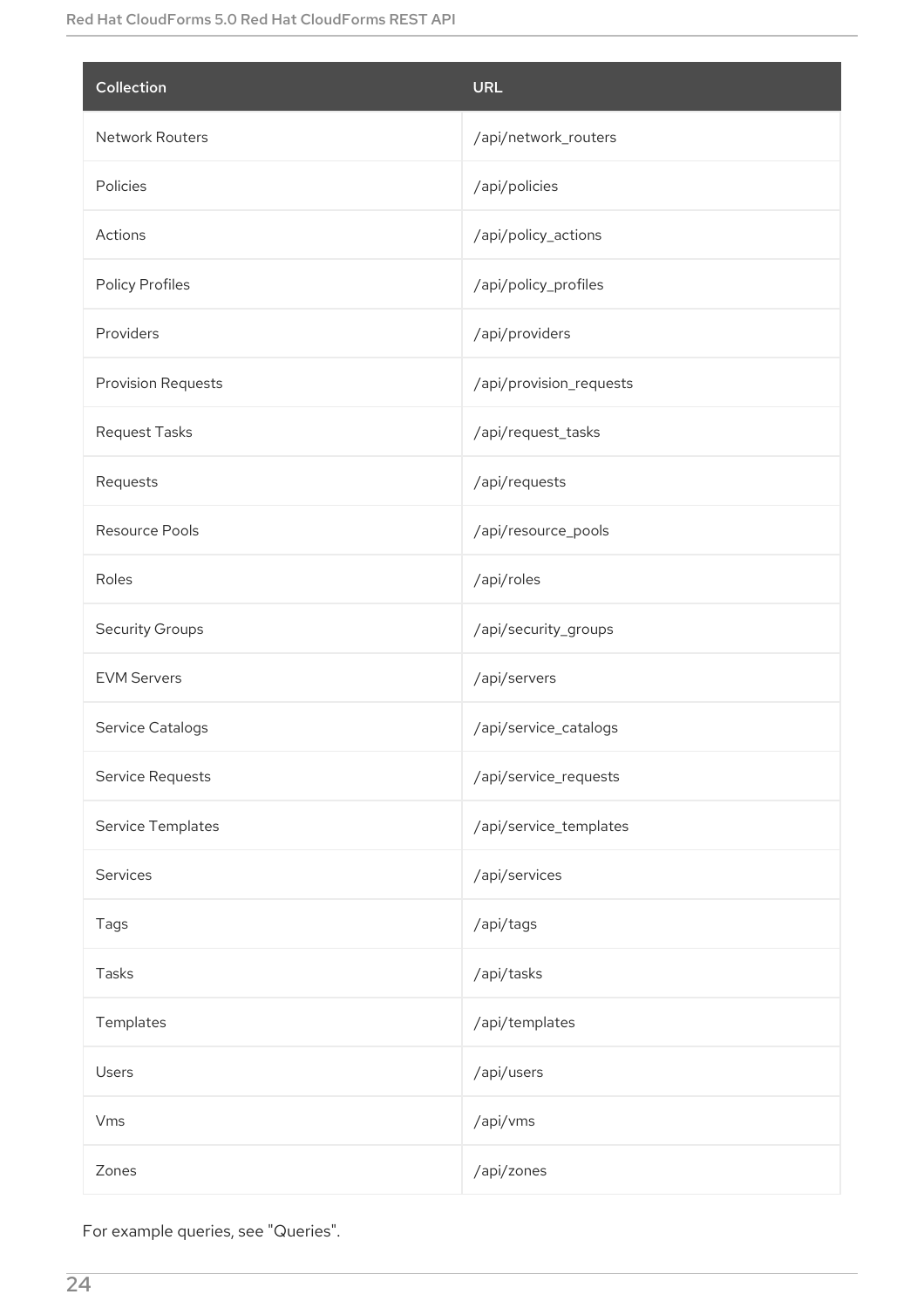| Collection | URL |
| --- | --- |
| Network Routers | /api/network_routers |
| Policies | /api/policies |
| Actions | /api/policy_actions |
| Policy Profiles | /api/policy_profiles |
| Providers | /api/providers |
| Provision Requests | /api/provision_requests |
| Request Tasks | /api/request_tasks |
| Requests | /api/requests |
| Resource Pools | /api/resource_pools |
| Roles | /api/roles |
| Security Groups | /api/security_groups |
| EVM Servers | /api/servers |
| Service Catalogs | /api/service_catalogs |
| Service Requests | /api/service_requests |
| Service Templates | /api/service_templates |
| Services | /api/services |
| Tags | /api/tags |
| Tasks | /api/tasks |
| Templates | /api/templates |
| Users | /api/users |
| Vms | /api/vms |
| Zones | /api/zones |

For example queries, see "Queries".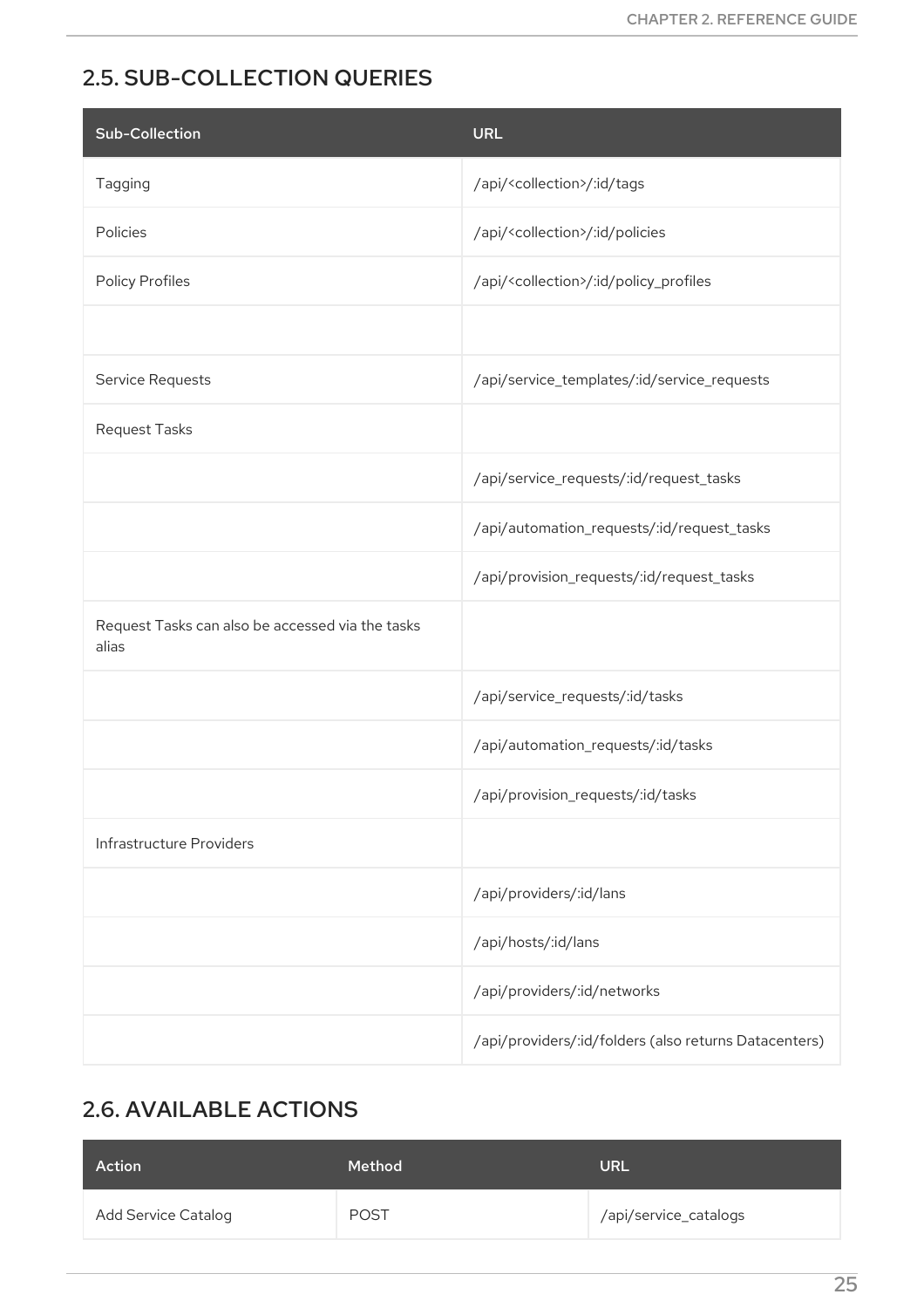## 2.5. SUB-COLLECTION QUERIES

| Sub-Collection | URL |
| --- | --- |
| Tagging | /api/<collection>/:id/tags |
| Policies | /api/<collection>/:id/policies |
| Policy Profiles | /api/<collection>/:id/policy_profiles |
| | |
| Service Requests | /api/service_templates/:id/service_requests |
| Request Tasks | |
| | /api/service_requests/:id/request_tasks |
| | /api/automation_requests/:id/request_tasks |
| | /api/provision_requests/:id/request_tasks |
| Request Tasks can also be accessed via the tasks alias | |
| | /api/service_requests/:id/tasks |
| | /api/automation_requests/:id/tasks |
| | /api/provision_requests/:id/tasks |
| Infrastructure Providers | |
| | /api/providers/:id/lans |
| | /api/hosts/:id/lans |
| | /api/providers/:id/networks |
| | /api/providers/:id/folders (also returns Datacenters) |

## 2.6. AVAILABLE ACTIONS

| Action | Method | URL |
| --- | --- | --- |
| Add Service Catalog | POST | /api/service_catalogs |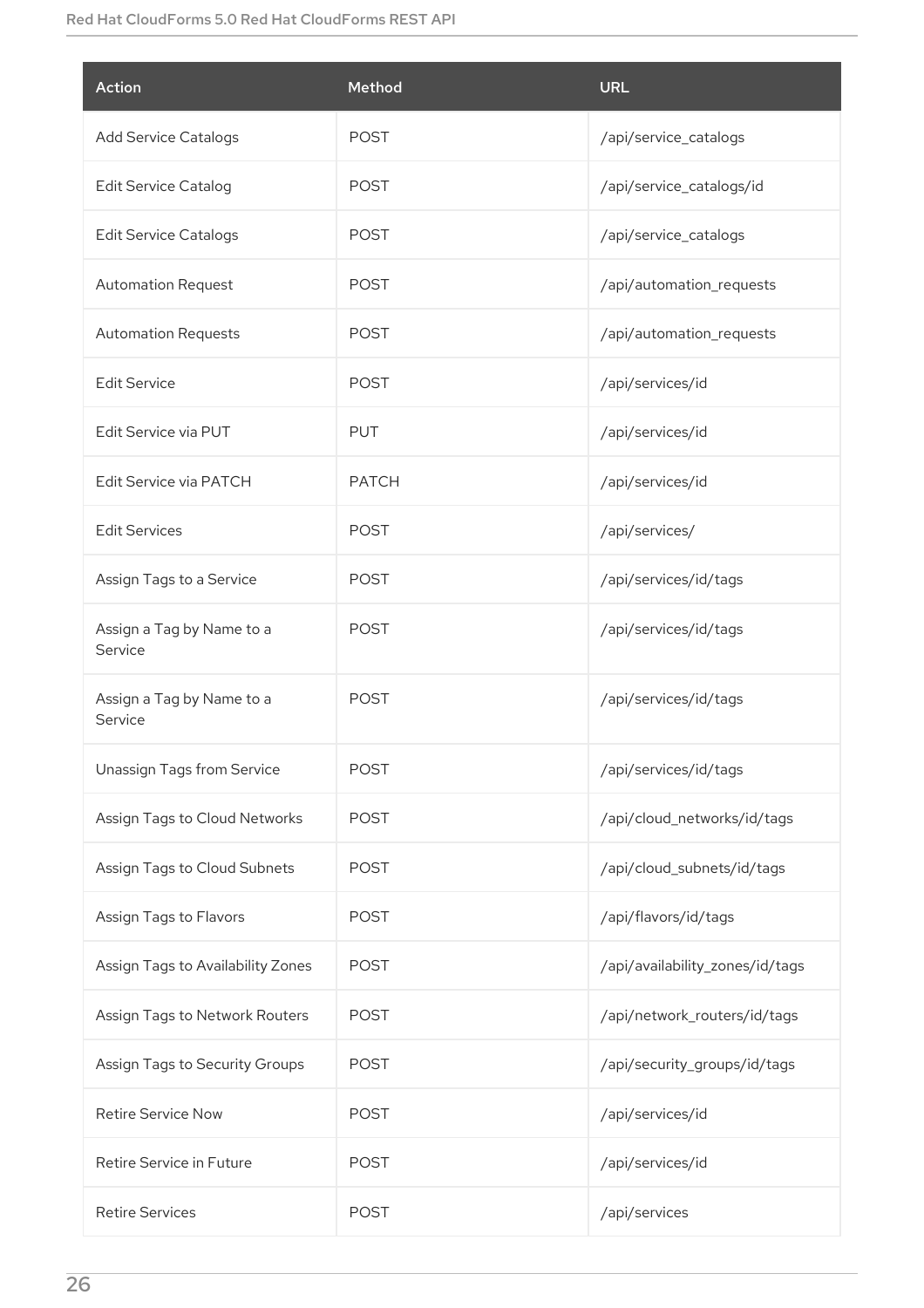| Action | Method | URL |
| --- | --- | --- |
| Add Service Catalogs | POST | /api/service_catalogs |
| Edit Service Catalog | POST | /api/service_catalogs/id |
| Edit Service Catalogs | POST | /api/service_catalogs |
| Automation Request | POST | /api/automation_requests |
| Automation Requests | POST | /api/automation_requests |
| Edit Service | POST | /api/services/id |
| Edit Service via PUT | PUT | /api/services/id |
| Edit Service via PATCH | PATCH | /api/services/id |
| Edit Services | POST | /api/services/ |
| Assign Tags to a Service | POST | /api/services/id/tags |
| Assign a Tag by Name to a Service | POST | /api/services/id/tags |
| Assign a Tag by Name to a Service | POST | /api/services/id/tags |
| Unassign Tags from Service | POST | /api/services/id/tags |
| Assign Tags to Cloud Networks | POST | /api/cloud_networks/id/tags |
| Assign Tags to Cloud Subnets | POST | /api/cloud_subnets/id/tags |
| Assign Tags to Flavors | POST | /api/flavors/id/tags |
| Assign Tags to Availability Zones | POST | /api/availability_zones/id/tags |
| Assign Tags to Network Routers | POST | /api/network_routers/id/tags |
| Assign Tags to Security Groups | POST | /api/security_groups/id/tags |
| Retire Service Now | POST | /api/services/id |
| Retire Service in Future | POST | /api/services/id |
| Retire Services | POST | /api/services |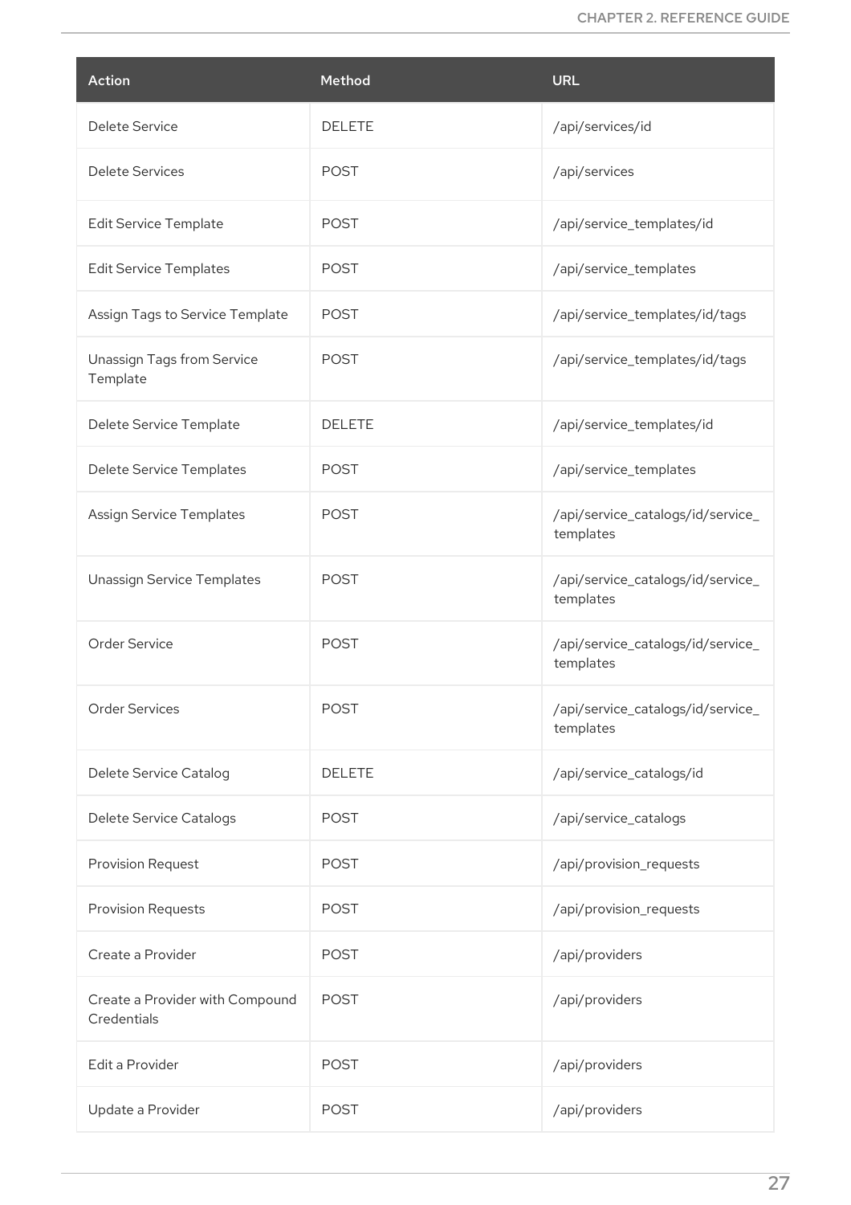| Action | Method | URL |
| --- | --- | --- |
| Delete Service | DELETE | /api/services/id |
| Delete Services | POST | /api/services |
| Edit Service Template | POST | /api/service_templates/id |
| Edit Service Templates | POST | /api/service_templates |
| Assign Tags to Service Template | POST | /api/service_templates/id/tags |
| Unassign Tags from Service Template | POST | /api/service_templates/id/tags |
| Delete Service Template | DELETE | /api/service_templates/id |
| Delete Service Templates | POST | /api/service_templates |
| Assign Service Templates | POST | /api/service_catalogs/id/service_templates |
| Unassign Service Templates | POST | /api/service_catalogs/id/service_templates |
| Order Service | POST | /api/service_catalogs/id/service_templates |
| Order Services | POST | /api/service_catalogs/id/service_templates |
| Delete Service Catalog | DELETE | /api/service_catalogs/id |
| Delete Service Catalogs | POST | /api/service_catalogs |
| Provision Request | POST | /api/provision_requests |
| Provision Requests | POST | /api/provision_requests |
| Create a Provider | POST | /api/providers |
| Create a Provider with Compound Credentials | POST | /api/providers |
| Edit a Provider | POST | /api/providers |
| Update a Provider | POST | /api/providers |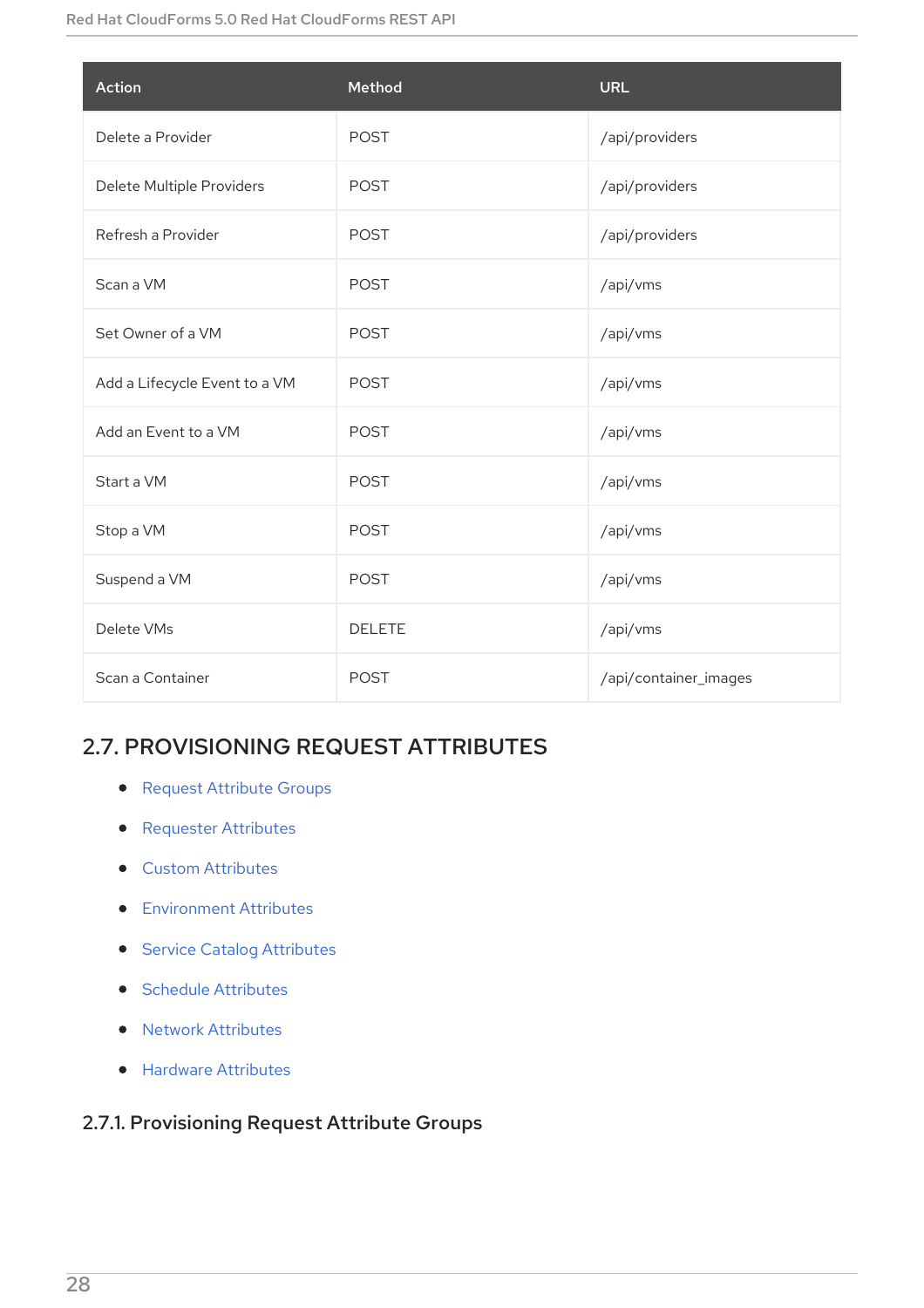| Action | Method | URL |
| --- | --- | --- |
| Delete a Provider | POST | /api/providers |
| Delete Multiple Providers | POST | /api/providers |
| Refresh a Provider | POST | /api/providers |
| Scan a VM | POST | /api/vms |
| Set Owner of a VM | POST | /api/vms |
| Add a Lifecycle Event to a VM | POST | /api/vms |
| Add an Event to a VM | POST | /api/vms |
| Start a VM | POST | /api/vms |
| Stop a VM | POST | /api/vms |
| Suspend a VM | POST | /api/vms |
| Delete VMs | DELETE | /api/vms |
| Scan a Container | POST | /api/container_images |

## 2.7. PROVISIONING REQUEST ATTRIBUTES

- Request Attribute Groups
- Requester Attributes
- Custom Attributes
- Environment Attributes
- Service Catalog Attributes
- Schedule Attributes
- Network Attributes
- Hardware Attributes

### 2.7.1. Provisioning Request Attribute Groups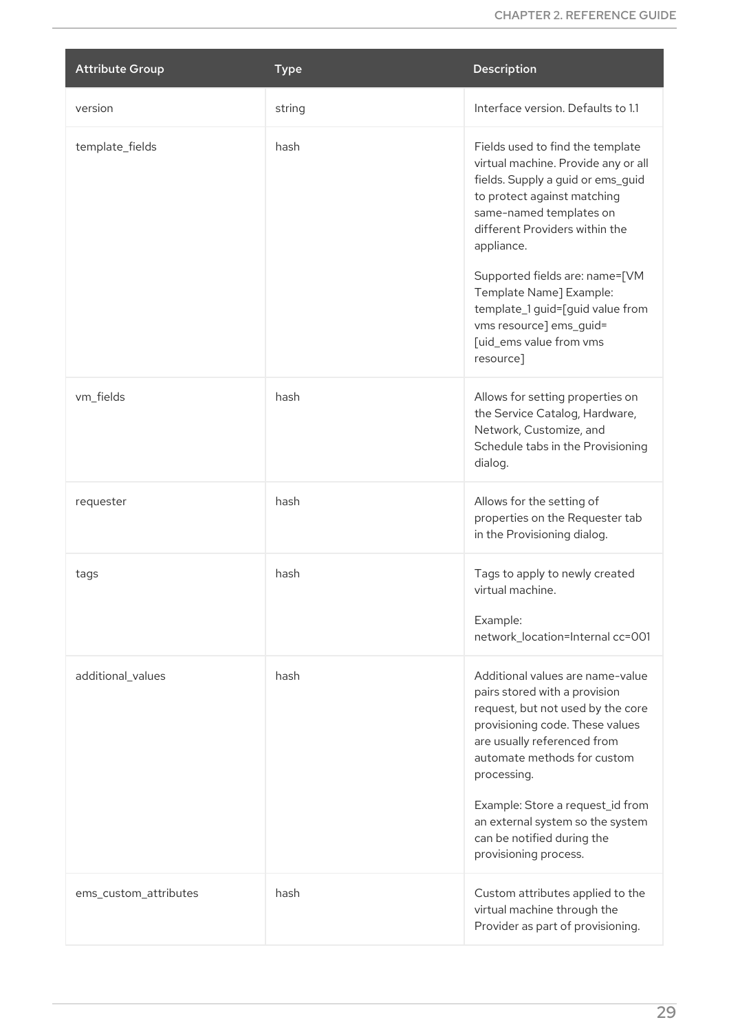| Attribute Group | Type | Description |
| --- | --- | --- |
| version | string | Interface version. Defaults to 1.1 |
| template_fields | hash | Fields used to find the template virtual machine. Provide any or all fields. Supply a guid or ems_guid to protect against matching same-named templates on different Providers within the appliance.<br><br>Supported fields are: name=[VM Template Name] Example: template_1 guid=[guid value from vms resource] ems_guid=[uid_ems value from vms resource] |
| vm_fields | hash | Allows for setting properties on the Service Catalog, Hardware, Network, Customize, and Schedule tabs in the Provisioning dialog. |
| requester | hash | Allows for the setting of properties on the Requester tab in the Provisioning dialog. |
| tags | hash | Tags to apply to newly created virtual machine.<br><br>Example: network_location=Internal cc=001 |
| additional_values | hash | Additional values are name-value pairs stored with a provision request, but not used by the core provisioning code. These values are usually referenced from automate methods for custom processing.<br><br>Example: Store a request_id from an external system so the system can be notified during the provisioning process. |
| ems_custom_attributes | hash | Custom attributes applied to the virtual machine through the Provider as part of provisioning. |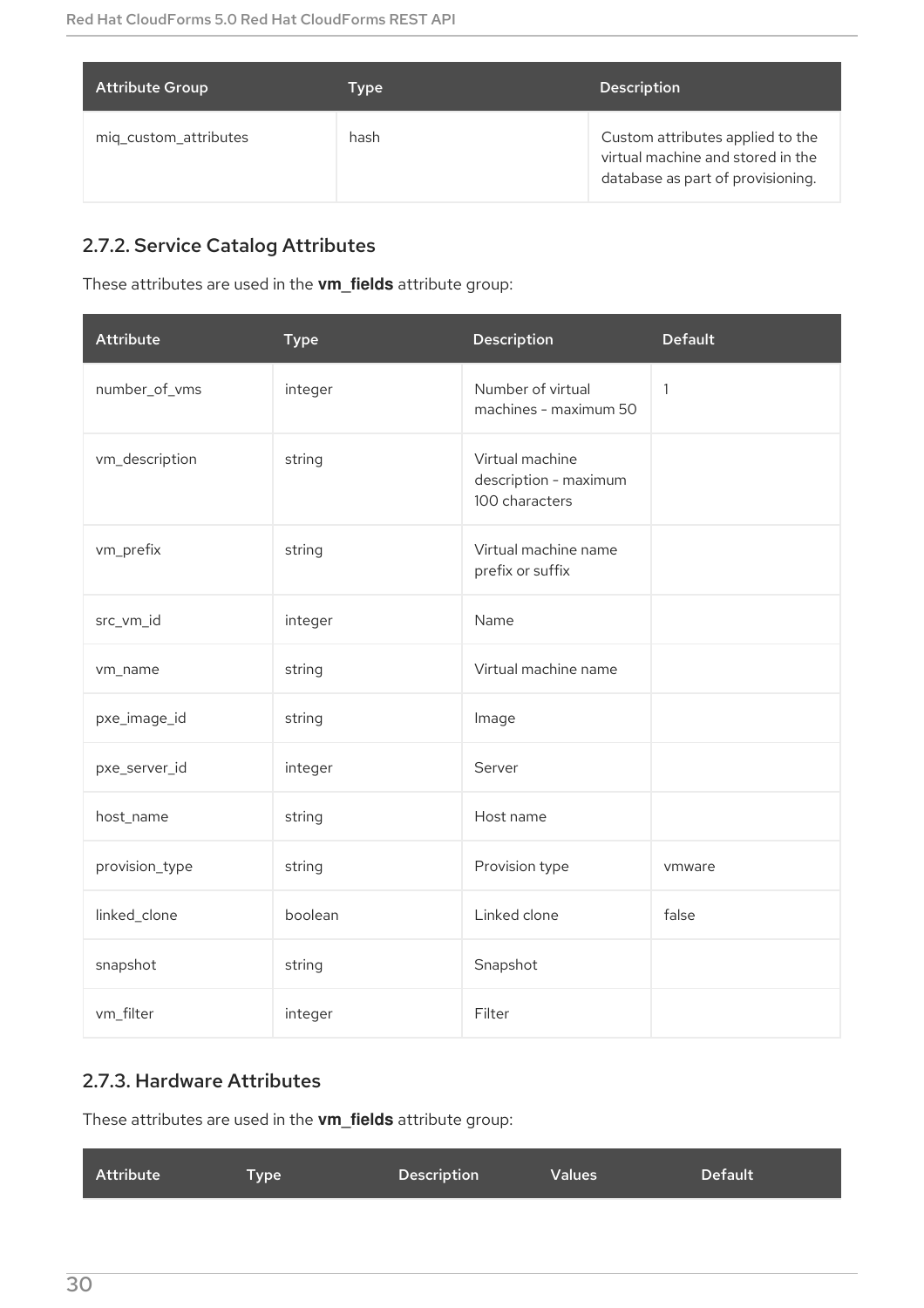| Attribute Group | Type | Description |
| --- | --- | --- |
| miq_custom_attributes | hash | Custom attributes applied to the virtual machine and stored in the database as part of provisioning. |

### 2.7.2. Service Catalog Attributes

These attributes are used in the **vm_fields** attribute group:

| Attribute | Type | Description | Default |
| --- | --- | --- | --- |
| number_of_vms | integer | Number of virtual machines - maximum 50 | 1 |
| vm_description | string | Virtual machine description - maximum 100 characters | |
| vm_prefix | string | Virtual machine name prefix or suffix | |
| src_vm_id | integer | Name | |
| vm_name | string | Virtual machine name | |
| pxe_image_id | string | Image | |
| pxe_server_id | integer | Server | |
| host_name | string | Host name | |
| provision_type | string | Provision type | vmware |
| linked_clone | boolean | Linked clone | false |
| snapshot | string | Snapshot | |
| vm_filter | integer | Filter | |

### 2.7.3. Hardware Attributes

These attributes are used in the **vm_fields** attribute group:

| Attribute | Type | Description | Values | Default |
| --- | --- | --- | --- | --- |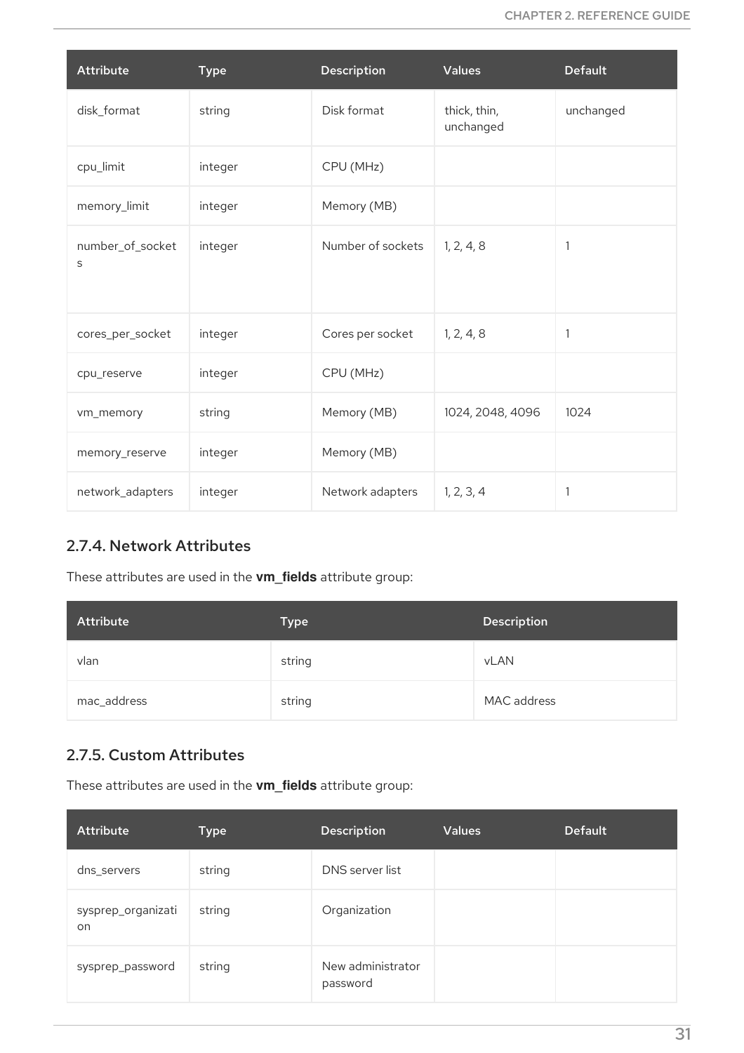| Attribute | Type | Description | Values | Default |
| --- | --- | --- | --- | --- |
| disk_format | string | Disk format | thick, thin, unchanged | unchanged |
| cpu_limit | integer | CPU (MHz) | | |
| memory_limit | integer | Memory (MB) | | |
| number_of_sockets | integer | Number of sockets | 1, 2, 4, 8 | 1 |
| cores_per_socket | integer | Cores per socket | 1, 2, 4, 8 | 1 |
| cpu_reserve | integer | CPU (MHz) | | |
| vm_memory | string | Memory (MB) | 1024, 2048, 4096 | 1024 |
| memory_reserve | integer | Memory (MB) | | |
| network_adapters | integer | Network adapters | 1, 2, 3, 4 | 1 |

### 2.7.4. Network Attributes

These attributes are used in the **vm_fields** attribute group:

| Attribute | Type | Description |
| --- | --- | --- |
| vlan | string | vLAN |
| mac_address | string | MAC address |

### 2.7.5. Custom Attributes

These attributes are used in the **vm_fields** attribute group:

| Attribute | Type | Description | Values | Default |
| --- | --- | --- | --- | --- |
| dns_servers | string | DNS server list | | |
| sysprep_organization | string | Organization | | |
| sysprep_password | string | New administrator password | | |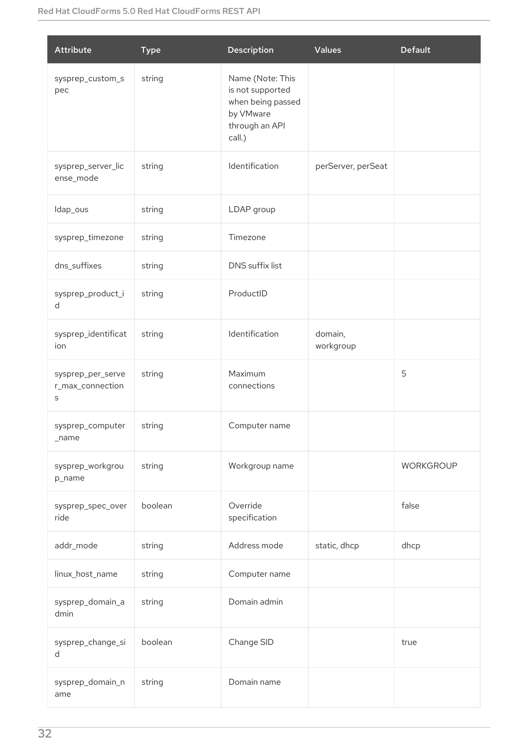| Attribute | Type | Description | Values | Default |
| --- | --- | --- | --- | --- |
| sysprep_custom_spec | string | Name (Note: This is not supported when being passed by VMware through an API call.) | | |
| sysprep_server_license_mode | string | Identification | perServer, perSeat | |
| ldap_ous | string | LDAP group | | |
| sysprep_timezone | string | Timezone | | |
| dns_suffixes | string | DNS suffix list | | |
| sysprep_product_id | string | ProductID | | |
| sysprep_identification | string | Identification | domain, workgroup | |
| sysprep_per_server_max_connections | string | Maximum connections | | 5 |
| sysprep_computer_name | string | Computer name | | |
| sysprep_workgroup_name | string | Workgroup name | | WORKGROUP |
| sysprep_spec_override | boolean | Override specification | | false |
| addr_mode | string | Address mode | static, dhcp | dhcp |
| linux_host_name | string | Computer name | | |
| sysprep_domain_admin | string | Domain admin | | |
| sysprep_change_sid | boolean | Change SID | | true |
| sysprep_domain_name | string | Domain name | | |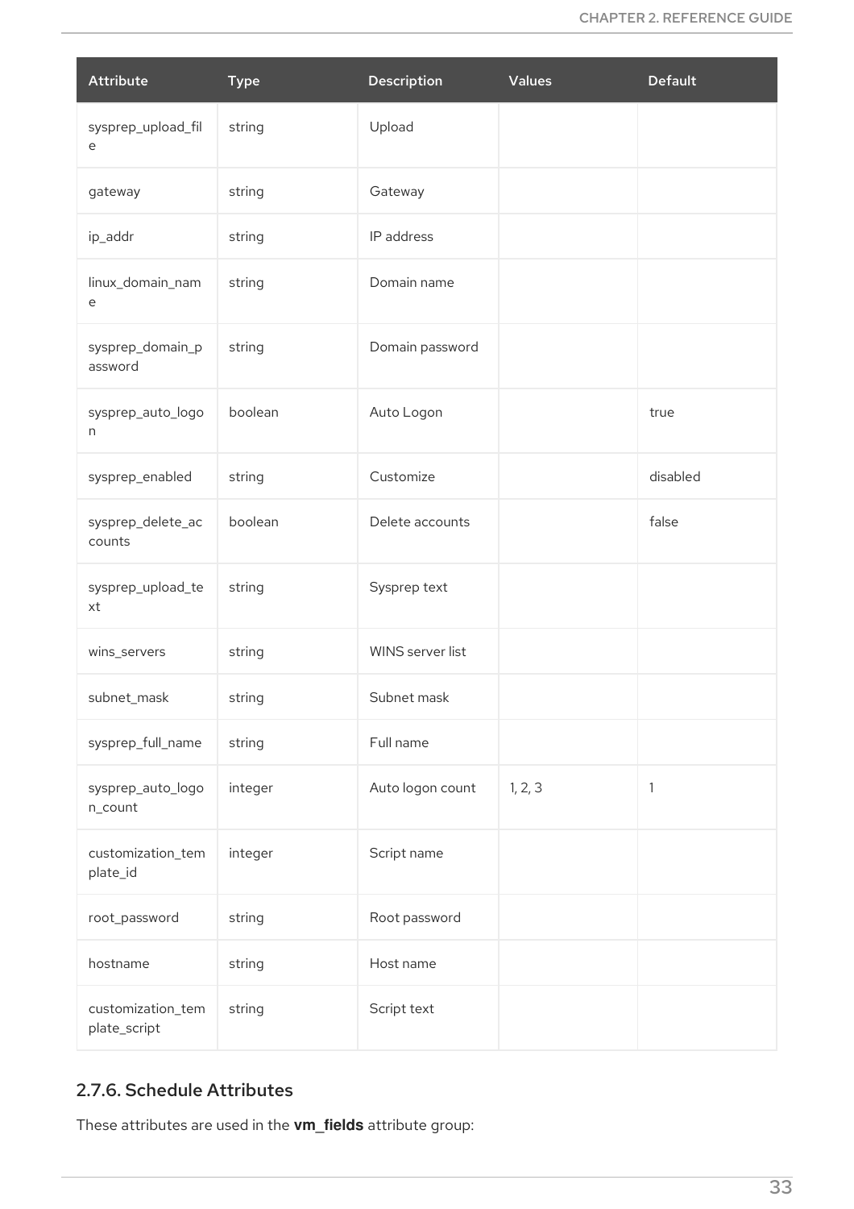| Attribute | Type | Description | Values | Default |
| --- | --- | --- | --- | --- |
| sysprep_upload_file | string | Upload | | |
| gateway | string | Gateway | | |
| ip_addr | string | IP address | | |
| linux_domain_name | string | Domain name | | |
| sysprep_domain_password | string | Domain password | | |
| sysprep_auto_logon | boolean | Auto Logon | | true |
| sysprep_enabled | string | Customize | | disabled |
| sysprep_delete_accounts | boolean | Delete accounts | | false |
| sysprep_upload_text | string | Sysprep text | | |
| wins_servers | string | WINS server list | | |
| subnet_mask | string | Subnet mask | | |
| sysprep_full_name | string | Full name | | |
| sysprep_auto_logon_count | integer | Auto logon count | 1, 2, 3 | 1 |
| customization_template_id | integer | Script name | | |
| root_password | string | Root password | | |
| hostname | string | Host name | | |
| customization_template_script | string | Script text | | |

### 2.7.6. Schedule Attributes

These attributes are used in the **vm_fields** attribute group: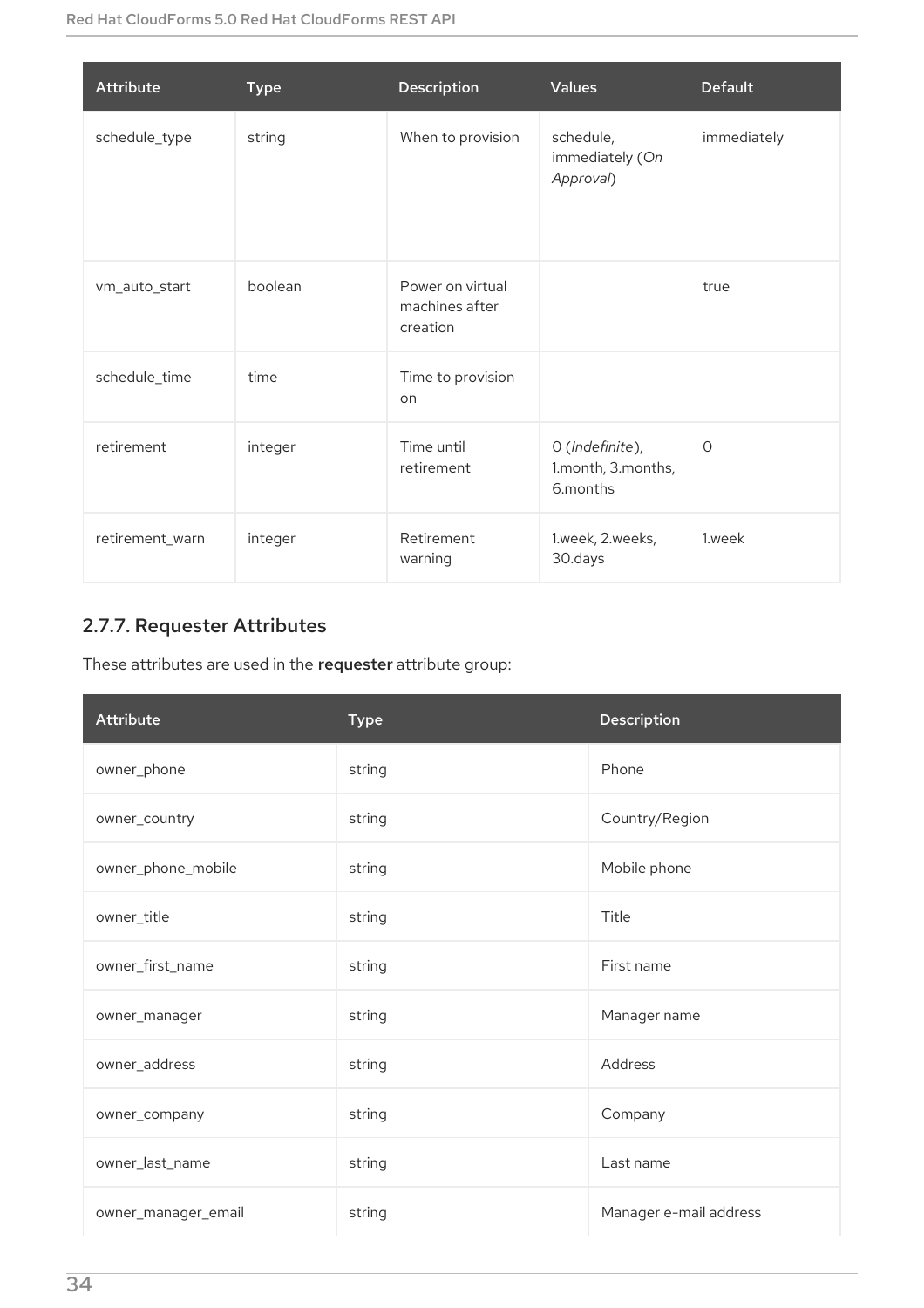| Attribute | Type | Description | Values | Default |
| --- | --- | --- | --- | --- |
| schedule_type | string | When to provision | schedule, immediately (*On Approval*) | immediately |
| vm_auto_start | boolean | Power on virtual machines after creation | | true |
| schedule_time | time | Time to provision on | | |
| retirement | integer | Time until retirement | 0 (*Indefinite*), 1.month, 3.months, 6.months | 0 |
| retirement_warn | integer | Retirement warning | 1.week, 2.weeks, 30.days | 1.week |

### 2.7.7. Requester Attributes

These attributes are used in the **requester** attribute group:

| Attribute | Type | Description |
| --- | --- | --- |
| owner_phone | string | Phone |
| owner_country | string | Country/Region |
| owner_phone_mobile | string | Mobile phone |
| owner_title | string | Title |
| owner_first_name | string | First name |
| owner_manager | string | Manager name |
| owner_address | string | Address |
| owner_company | string | Company |
| owner_last_name | string | Last name |
| owner_manager_email | string | Manager e-mail address |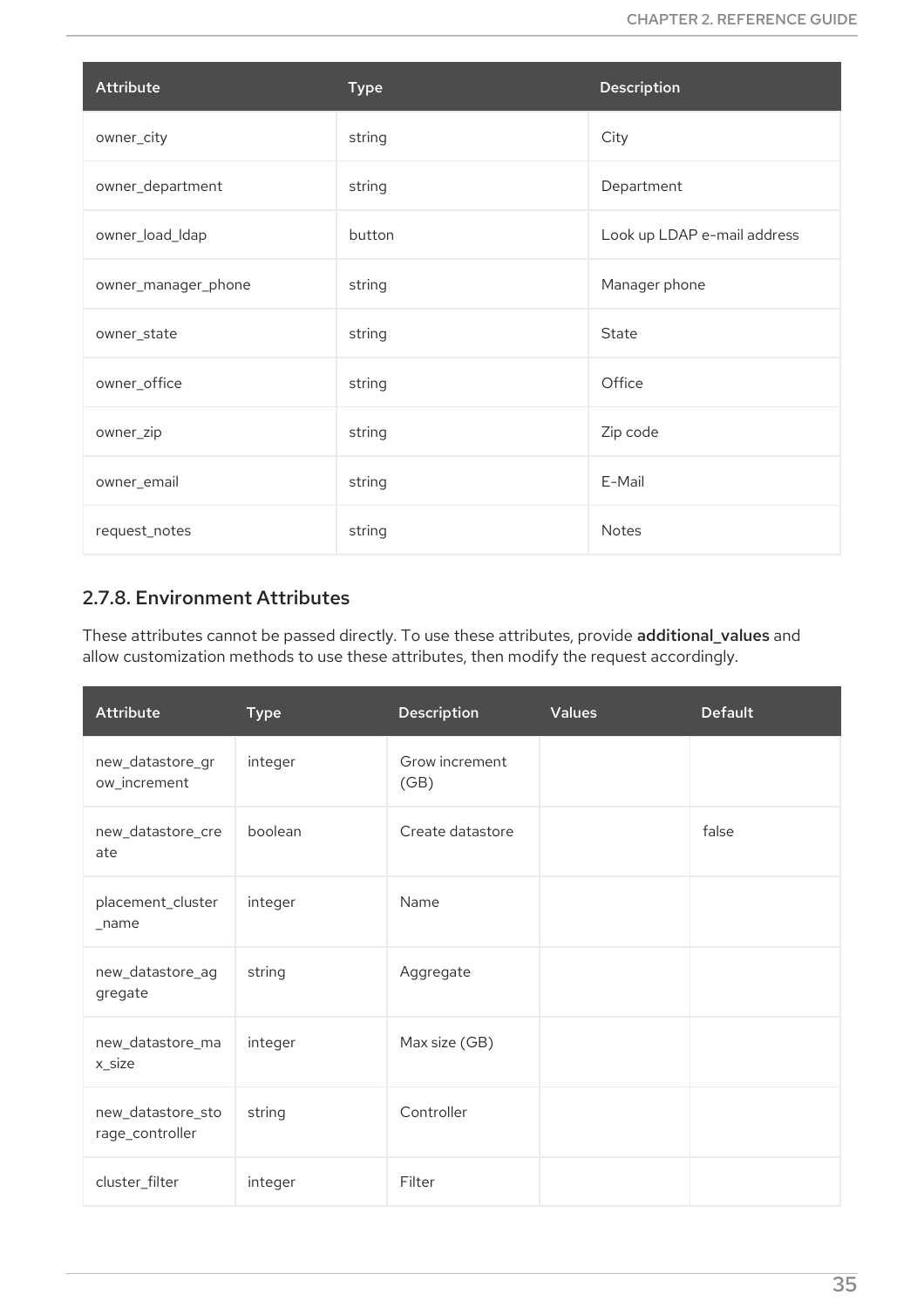| Attribute | Type | Description |
| --- | --- | --- |
| owner_city | string | City |
| owner_department | string | Department |
| owner_load_ldap | button | Look up LDAP e-mail address |
| owner_manager_phone | string | Manager phone |
| owner_state | string | State |
| owner_office | string | Office |
| owner_zip | string | Zip code |
| owner_email | string | E-Mail |
| request_notes | string | Notes |

### 2.7.8. Environment Attributes

These attributes cannot be passed directly. To use these attributes, provide **additional_values** and allow customization methods to use these attributes, then modify the request accordingly.

| Attribute | Type | Description | Values | Default |
| --- | --- | --- | --- | --- |
| new_datastore_grow_increment | integer | Grow increment (GB) | | |
| new_datastore_create | boolean | Create datastore | | false |
| placement_cluster_name | integer | Name | | |
| new_datastore_aggregate | string | Aggregate | | |
| new_datastore_max_size | integer | Max size (GB) | | |
| new_datastore_storage_controller | string | Controller | | |
| cluster_filter | integer | Filter | | |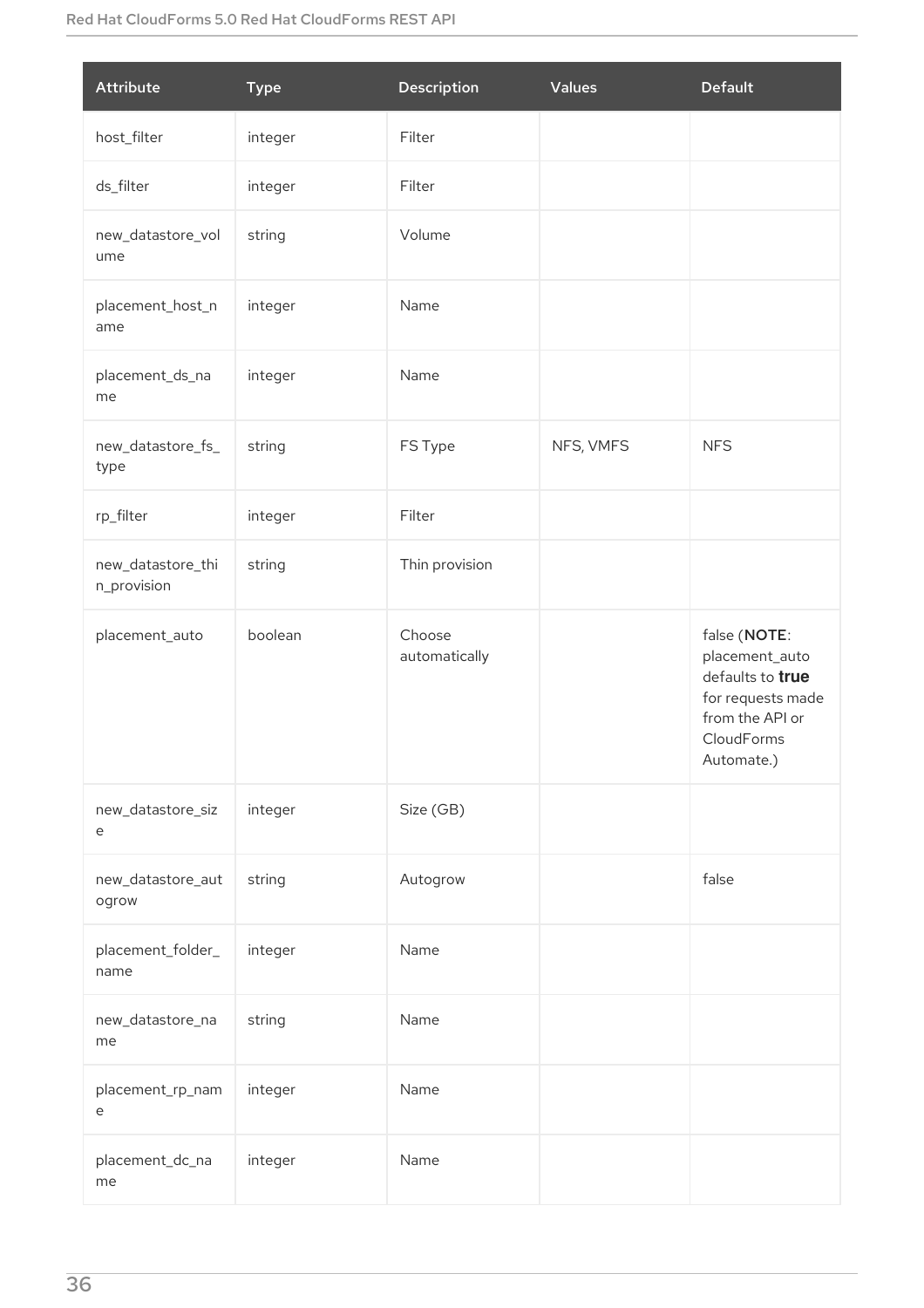| Attribute | Type | Description | Values | Default |
| --- | --- | --- | --- | --- |
| host_filter | integer | Filter | | |
| ds_filter | integer | Filter | | |
| new_datastore_volume | string | Volume | | |
| placement_host_name | integer | Name | | |
| placement_ds_name | integer | Name | | |
| new_datastore_fs_type | string | FS Type | NFS, VMFS | NFS |
| rp_filter | integer | Filter | | |
| new_datastore_thin_provision | string | Thin provision | | |
| placement_auto | boolean | Choose automatically | | false (**NOTE**: placement_auto defaults to **true** for requests made from the API or CloudForms Automate.) |
| new_datastore_size | integer | Size (GB) | | |
| new_datastore_autogrow | string | Autogrow | | false |
| placement_folder_name | integer | Name | | |
| new_datastore_name | string | Name | | |
| placement_rp_name | integer | Name | | |
| placement_dc_name | integer | Name | | |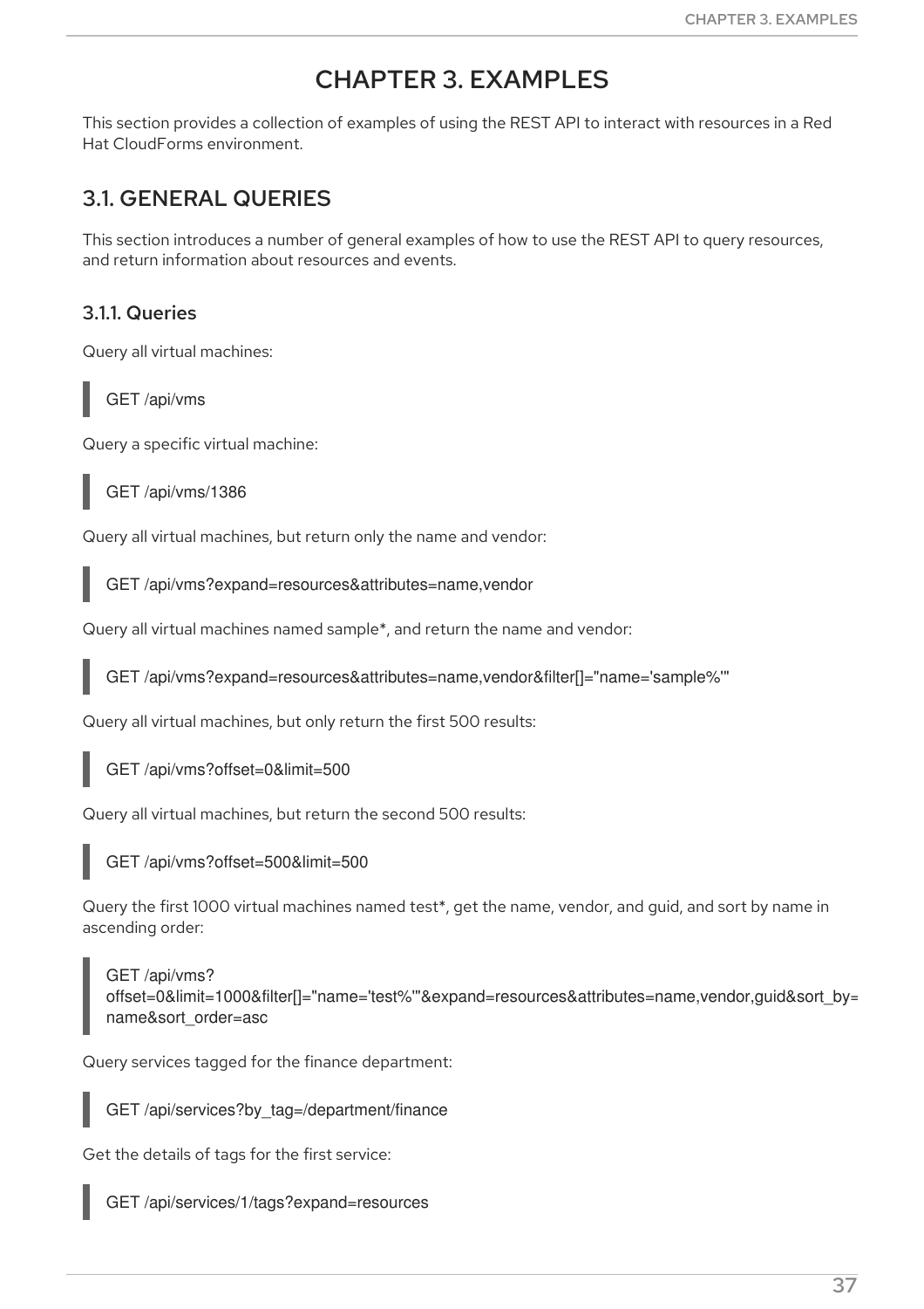// CHAPTER 3. EXAMPLES

This section provides a collection of examples of using the REST API to interact with resources in a Red Hat CloudForms environment.

## 3.1. GENERAL QUERIES

This section introduces a number of general examples of how to use the REST API to query resources, and return information about resources and events.

### 3.1.1. Queries

Query all virtual machines:

```
GET /api/vms
```

Query a specific virtual machine:

```
GET /api/vms/1386
```

Query all virtual machines, but return only the name and vendor:

```
GET /api/vms?expand=resources&attributes=name,vendor
```

Query all virtual machines named sample*, and return the name and vendor:

```
GET /api/vms?expand=resources&attributes=name,vendor&filter[]="name='sample%'"
```

Query all virtual machines, but only return the first 500 results:

```
GET /api/vms?offset=0&limit=500
```

Query all virtual machines, but return the second 500 results:

```
GET /api/vms?offset=500&limit=500
```

Query the first 1000 virtual machines named test*, get the name, vendor, and guid, and sort by name in ascending order:

```
GET /api/vms?
offset=0&limit=1000&filter[]="name='test%'"&expand=resources&attributes=name,vendor,guid&sort_by=
name&sort_order=asc
```

Query services tagged for the finance department:

```
GET /api/services?by_tag=/department/finance
```

Get the details of tags for the first service:

```
GET /api/services/1/tags?expand=resources
```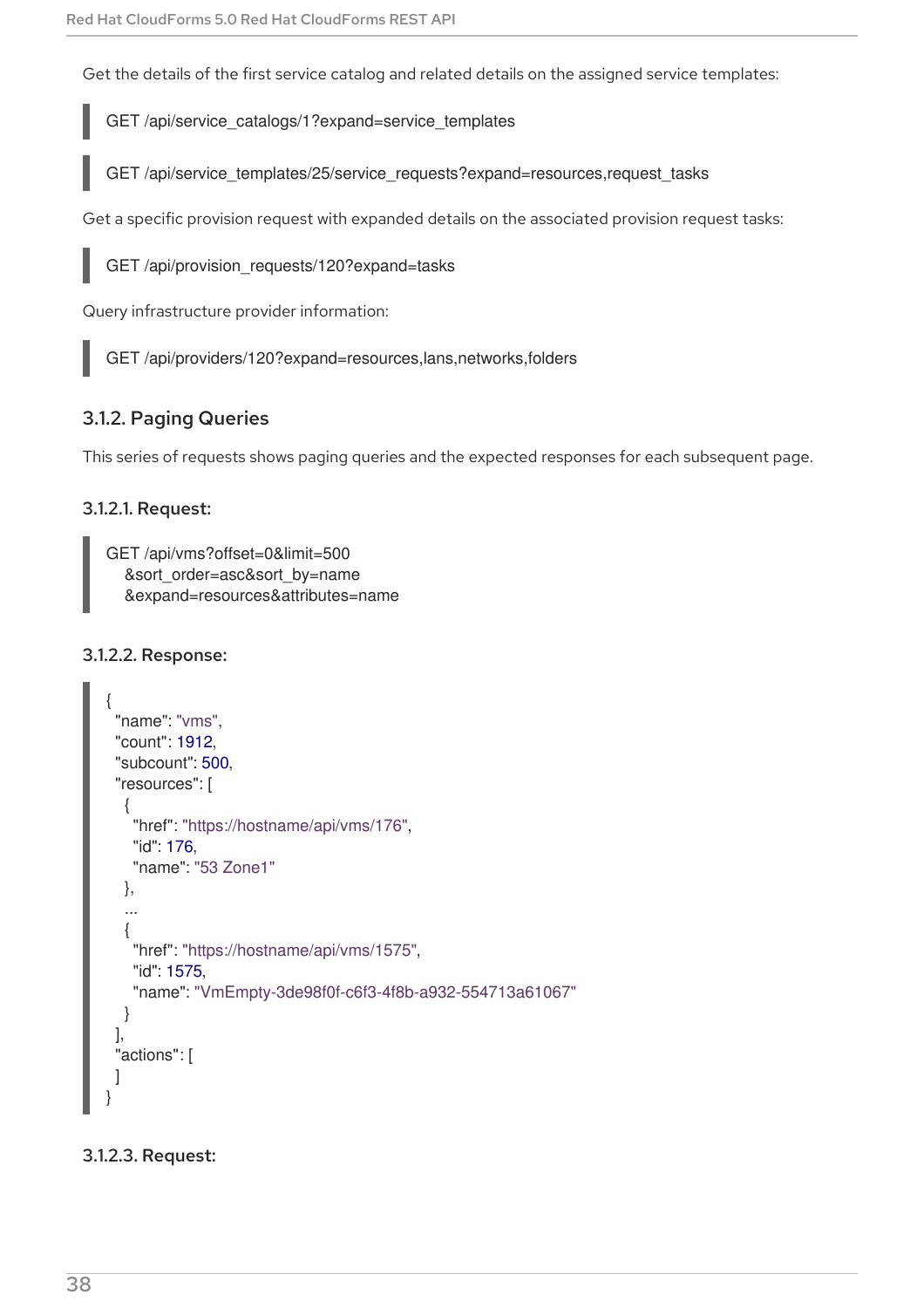Get the details of the first service catalog and related details on the assigned service templates:

```
GET /api/service_catalogs/1?expand=service_templates
```

```
GET /api/service_templates/25/service_requests?expand=resources,request_tasks
```

Get a specific provision request with expanded details on the associated provision request tasks:

```
GET /api/provision_requests/120?expand=tasks
```

Query infrastructure provider information:

```
GET /api/providers/120?expand=resources,lans,networks,folders
```

### 3.1.2. Paging Queries

This series of requests shows paging queries and the expected responses for each subsequent page.

#### 3.1.2.1. Request:

```
GET /api/vms?offset=0&limit=500
   &sort_order=asc&sort_by=name
   &expand=resources&attributes=name
```

#### 3.1.2.2. Response:

```
{
  "name": "vms",
  "count": 1912,
  "subcount": 500,
  "resources": [
    {
      "href": "https://hostname/api/vms/176",
      "id": 176,
      "name": "53 Zone1"
    },
    ...
    {
      "href": "https://hostname/api/vms/1575",
      "id": 1575,
      "name": "VmEmpty-3de98f0f-c6f3-4f8b-a932-554713a61067"
    }
  ],
  "actions": [
  ]
}
```

#### 3.1.2.3. Request: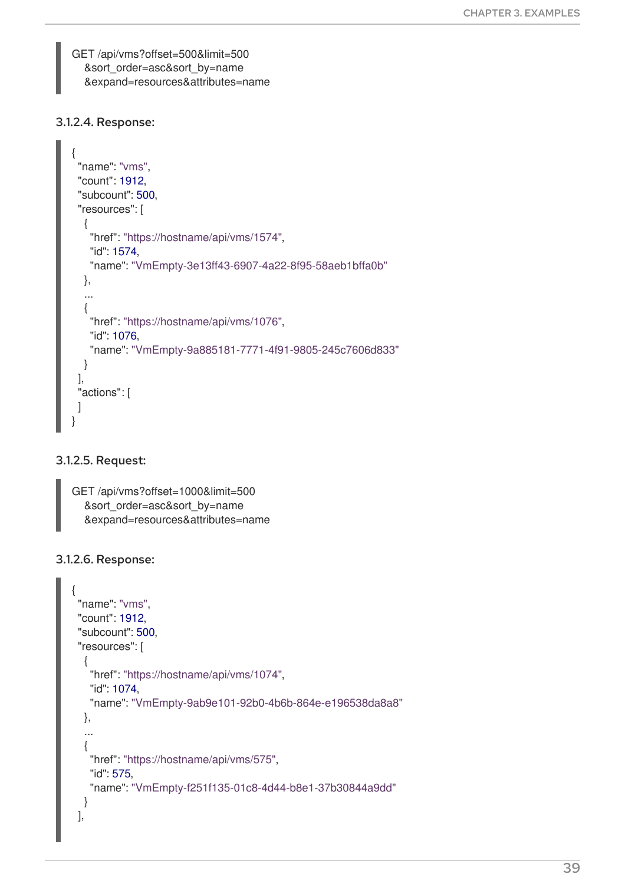```
GET /api/vms?offset=500&limit=500
    &sort_order=asc&sort_by=name
    &expand=resources&attributes=name
```

#### 3.1.2.4. Response:

```
{
  "name": "vms",
  "count": 1912,
  "subcount": 500,
  "resources": [
    {
      "href": "https://hostname/api/vms/1574",
      "id": 1574,
      "name": "VmEmpty-3e13ff43-6907-4a22-8f95-58aeb1bffa0b"
    },
    ...
    {
      "href": "https://hostname/api/vms/1076",
      "id": 1076,
      "name": "VmEmpty-9a885181-7771-4f91-9805-245c7606d833"
    }
  ],
  "actions": [
  ]
}
```

#### 3.1.2.5. Request:

```
GET /api/vms?offset=1000&limit=500
    &sort_order=asc&sort_by=name
    &expand=resources&attributes=name
```

#### 3.1.2.6. Response:

```
{
  "name": "vms",
  "count": 1912,
  "subcount": 500,
  "resources": [
    {
      "href": "https://hostname/api/vms/1074",
      "id": 1074,
      "name": "VmEmpty-9ab9e101-92b0-4b6b-864e-e196538da8a8"
    },
    ...
    {
      "href": "https://hostname/api/vms/575",
      "id": 575,
      "name": "VmEmpty-f251f135-01c8-4d44-b8e1-37b30844a9dd"
    }
  ],
```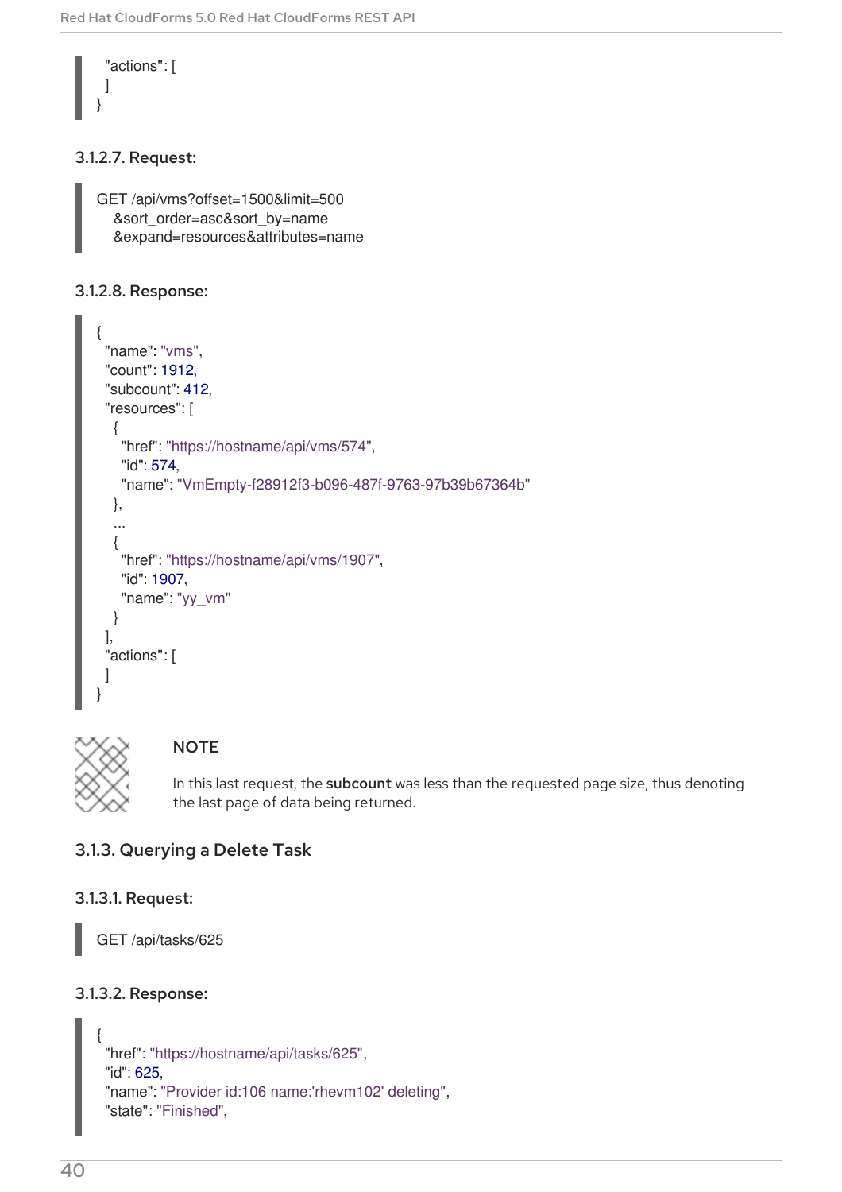```
  "actions": [
  ]
}
```

### 3.1.2.7. Request:

```
GET /api/vms?offset=1500&limit=500
    &sort_order=asc&sort_by=name
    &expand=resources&attributes=name
```

### 3.1.2.8. Response:

```
{
  "name": "vms",
  "count": 1912,
  "subcount": 412,
  "resources": [
    {
      "href": "https://hostname/api/vms/574",
      "id": 574,
      "name": "VmEmpty-f28912f3-b096-487f-9763-97b39b67364b"
    },
    ...
    {
      "href": "https://hostname/api/vms/1907",
      "id": 1907,
      "name": "yy_vm"
    }
  ],
  "actions": [
  ]
}
```

> **NOTE**
>
> In this last request, the **subcount** was less than the requested page size, thus denoting the last page of data being returned.

## 3.1.3. Querying a Delete Task

### 3.1.3.1. Request:

```
GET /api/tasks/625
```

### 3.1.3.2. Response:

```
{
  "href": "https://hostname/api/tasks/625",
  "id": 625,
  "name": "Provider id:106 name:'rhevm102' deleting",
  "state": "Finished",
```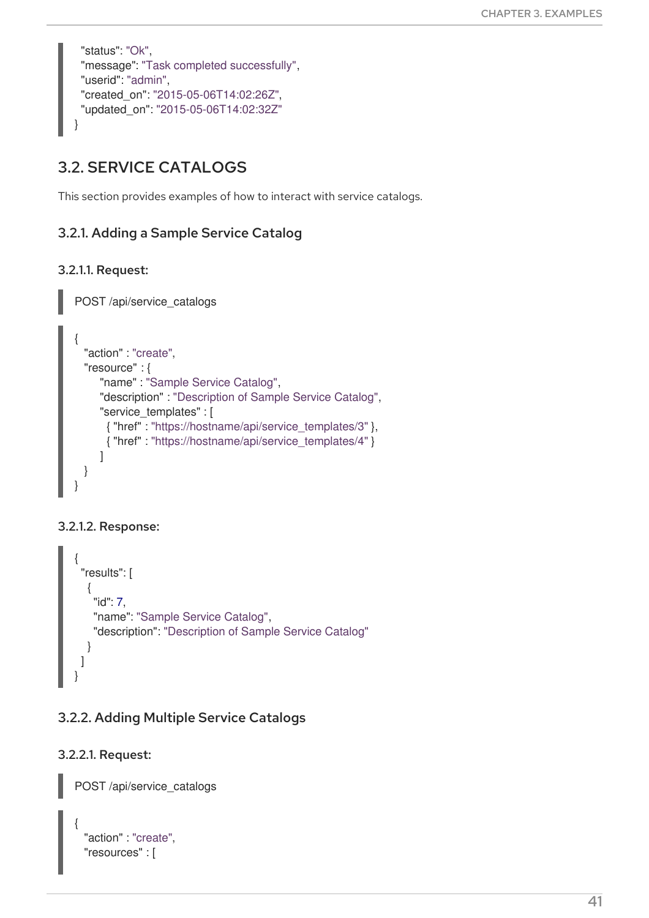```
  "status": "Ok",
  "message": "Task completed successfully",
  "userid": "admin",
  "created_on": "2015-05-06T14:02:26Z",
  "updated_on": "2015-05-06T14:02:32Z"
}
```

## 3.2. SERVICE CATALOGS

This section provides examples of how to interact with service catalogs.

### 3.2.1. Adding a Sample Service Catalog

#### 3.2.1.1. Request:

```
POST /api/service_catalogs
```

```
{
  "action" : "create",
  "resource" : {
      "name" : "Sample Service Catalog",
      "description" : "Description of Sample Service Catalog",
      "service_templates" : [
        { "href" : "https://hostname/api/service_templates/3" },
        { "href" : "https://hostname/api/service_templates/4" }
      ]
  }
}
```

#### 3.2.1.2. Response:

```
{
  "results": [
    {
      "id": 7,
      "name": "Sample Service Catalog",
      "description": "Description of Sample Service Catalog"
    }
  ]
}
```

### 3.2.2. Adding Multiple Service Catalogs

#### 3.2.2.1. Request:

```
POST /api/service_catalogs
```

```
{
  "action" : "create",
  "resources" : [
```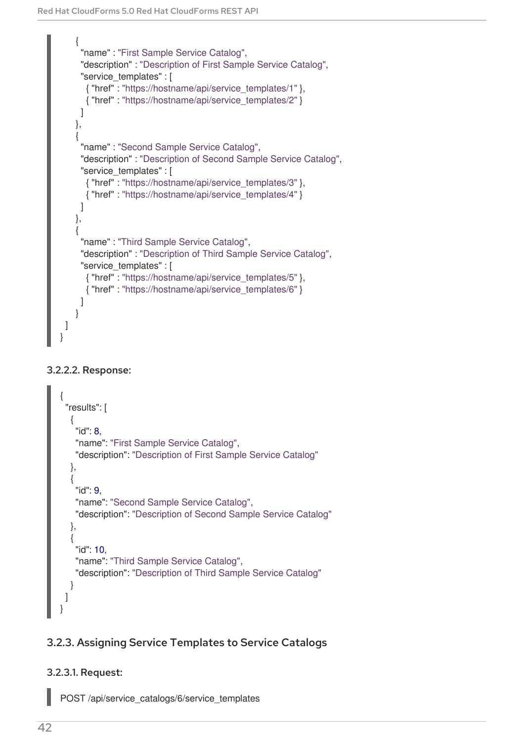```
    {
      "name" : "First Sample Service Catalog",
      "description" : "Description of First Sample Service Catalog",
      "service_templates" : [
        { "href" : "https://hostname/api/service_templates/1" },
        { "href" : "https://hostname/api/service_templates/2" }
      ]
    },
    {
      "name" : "Second Sample Service Catalog",
      "description" : "Description of Second Sample Service Catalog",
      "service_templates" : [
        { "href" : "https://hostname/api/service_templates/3" },
        { "href" : "https://hostname/api/service_templates/4" }
      ]
    },
    {
      "name" : "Third Sample Service Catalog",
      "description" : "Description of Third Sample Service Catalog",
      "service_templates" : [
        { "href" : "https://hostname/api/service_templates/5" },
        { "href" : "https://hostname/api/service_templates/6" }
      ]
    }
  ]
}
```

#### 3.2.2.2. Response:

```
{
  "results": [
    {
      "id": 8,
      "name": "First Sample Service Catalog",
      "description": "Description of First Sample Service Catalog"
    },
    {
      "id": 9,
      "name": "Second Sample Service Catalog",
      "description": "Description of Second Sample Service Catalog"
    },
    {
      "id": 10,
      "name": "Third Sample Service Catalog",
      "description": "Description of Third Sample Service Catalog"
    }
  ]
}
```

### 3.2.3. Assigning Service Templates to Service Catalogs

#### 3.2.3.1. Request:

```
POST /api/service_catalogs/6/service_templates
```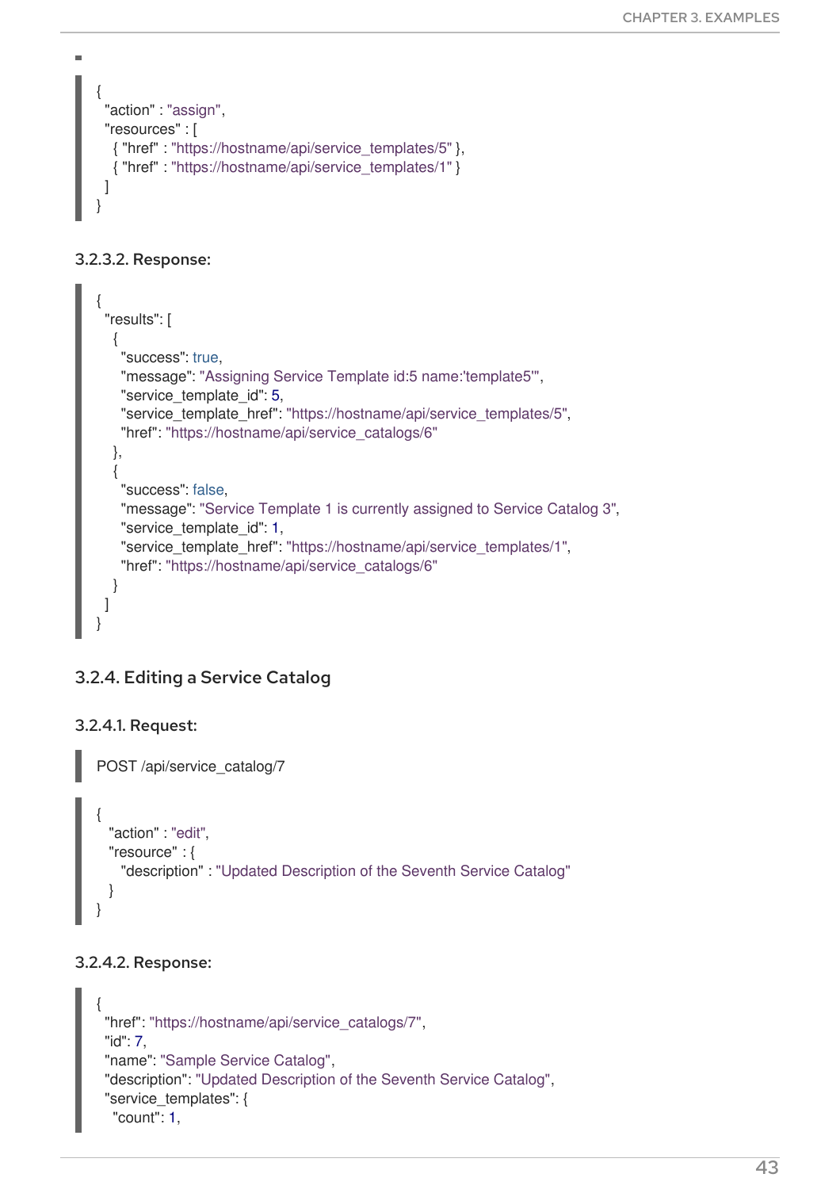```
{
  "action" : "assign",
  "resources" : [
    { "href" : "https://hostname/api/service_templates/5" },
    { "href" : "https://hostname/api/service_templates/1" }
  ]
}
```

#### 3.2.3.2. Response:

```
{
  "results": [
    {
      "success": true,
      "message": "Assigning Service Template id:5 name:'template5'",
      "service_template_id": 5,
      "service_template_href": "https://hostname/api/service_templates/5",
      "href": "https://hostname/api/service_catalogs/6"
    },
    {
      "success": false,
      "message": "Service Template 1 is currently assigned to Service Catalog 3",
      "service_template_id": 1,
      "service_template_href": "https://hostname/api/service_templates/1",
      "href": "https://hostname/api/service_catalogs/6"
    }
  ]
}
```

### 3.2.4. Editing a Service Catalog

#### 3.2.4.1. Request:

```
POST /api/service_catalog/7
```

```
{
  "action" : "edit",
  "resource" : {
    "description" : "Updated Description of the Seventh Service Catalog"
  }
}
```

#### 3.2.4.2. Response:

```
{
  "href": "https://hostname/api/service_catalogs/7",
  "id": 7,
  "name": "Sample Service Catalog",
  "description": "Updated Description of the Seventh Service Catalog",
  "service_templates": {
    "count": 1,
```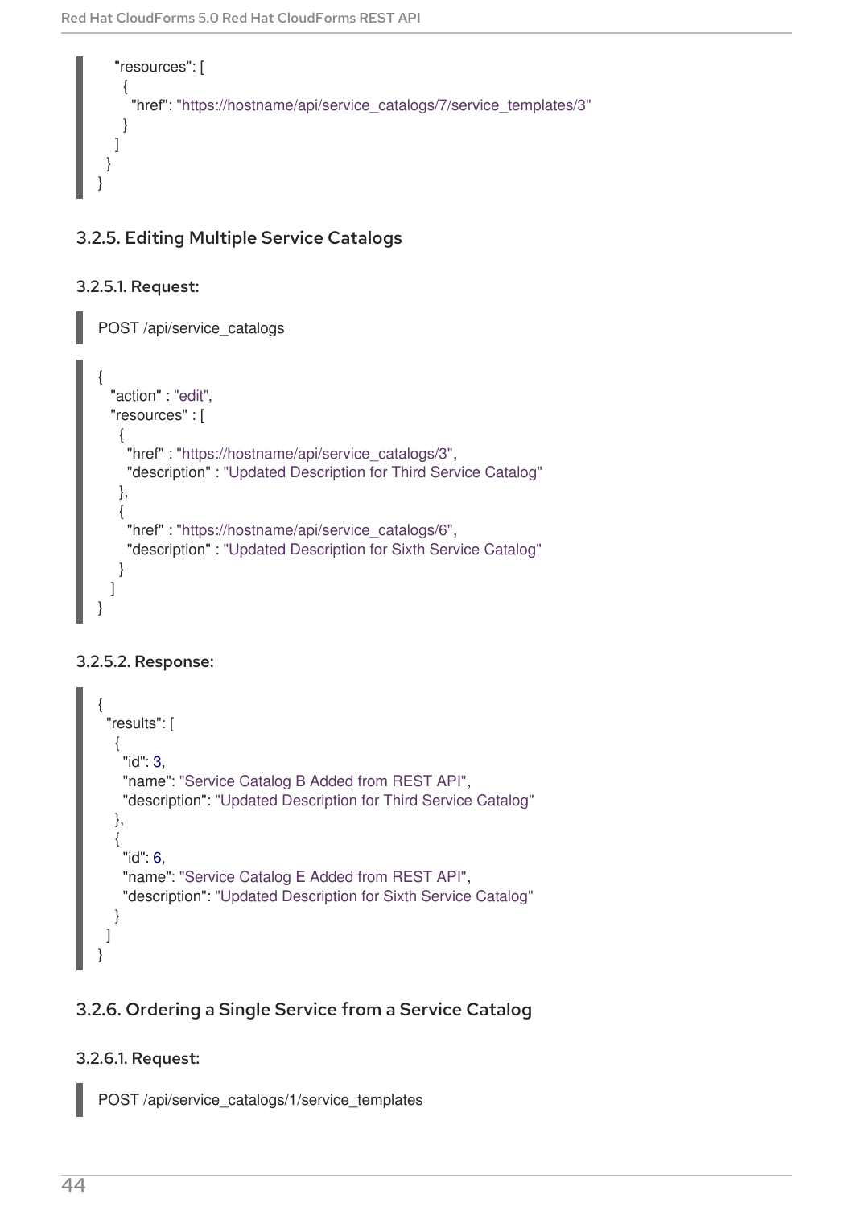```
    "resources": [
      {
        "href": "https://hostname/api/service_catalogs/7/service_templates/3"
      }
    ]
  }
}
```

### 3.2.5. Editing Multiple Service Catalogs

#### 3.2.5.1. Request:

```
POST /api/service_catalogs
```

```
{
  "action" : "edit",
  "resources" : [
    {
      "href" : "https://hostname/api/service_catalogs/3",
      "description" : "Updated Description for Third Service Catalog"
    },
    {
      "href" : "https://hostname/api/service_catalogs/6",
      "description" : "Updated Description for Sixth Service Catalog"
    }
  ]
}
```

#### 3.2.5.2. Response:

```
{
  "results": [
    {
      "id": 3,
      "name": "Service Catalog B Added from REST API",
      "description": "Updated Description for Third Service Catalog"
    },
    {
      "id": 6,
      "name": "Service Catalog E Added from REST API",
      "description": "Updated Description for Sixth Service Catalog"
    }
  ]
}
```

### 3.2.6. Ordering a Single Service from a Service Catalog

#### 3.2.6.1. Request:

```
POST /api/service_catalogs/1/service_templates
```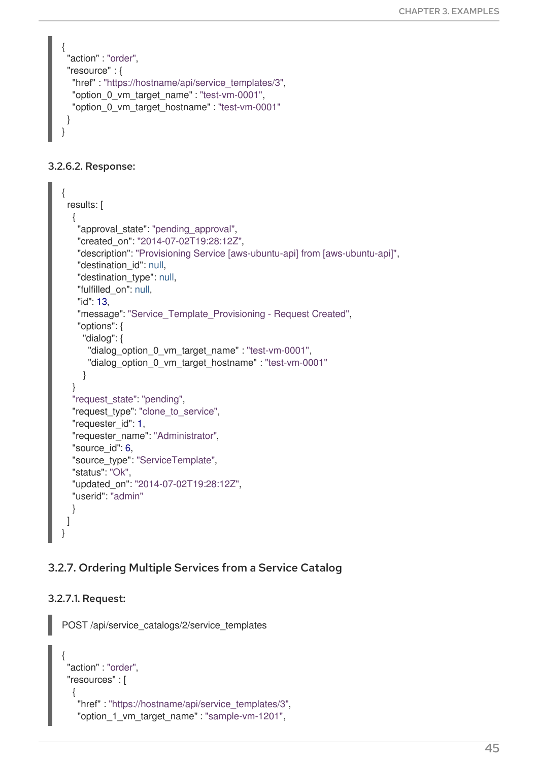```
{
  "action" : "order",
  "resource" : {
    "href" : "https://hostname/api/service_templates/3",
    "option_0_vm_target_name" : "test-vm-0001",
    "option_0_vm_target_hostname" : "test-vm-0001"
  }
}
```

#### 3.2.6.2. Response:

```
{
  results: [
    {
      "approval_state": "pending_approval",
      "created_on": "2014-07-02T19:28:12Z",
      "description": "Provisioning Service [aws-ubuntu-api] from [aws-ubuntu-api]",
      "destination_id": null,
      "destination_type": null,
      "fulfilled_on": null,
      "id": 13,
      "message": "Service_Template_Provisioning - Request Created",
      "options": {
        "dialog": {
          "dialog_option_0_vm_target_name" : "test-vm-0001",
          "dialog_option_0_vm_target_hostname" : "test-vm-0001"
        }
    }
    "request_state": "pending",
    "request_type": "clone_to_service",
    "requester_id": 1,
    "requester_name": "Administrator",
    "source_id": 6,
    "source_type": "ServiceTemplate",
    "status": "Ok",
    "updated_on": "2014-07-02T19:28:12Z",
    "userid": "admin"
    }
  ]
}
```

### 3.2.7. Ordering Multiple Services from a Service Catalog

#### 3.2.7.1. Request:

```
POST /api/service_catalogs/2/service_templates
```

```
{
  "action" : "order",
  "resources" : [
    {
      "href" : "https://hostname/api/service_templates/3",
      "option_1_vm_target_name" : "sample-vm-1201",
```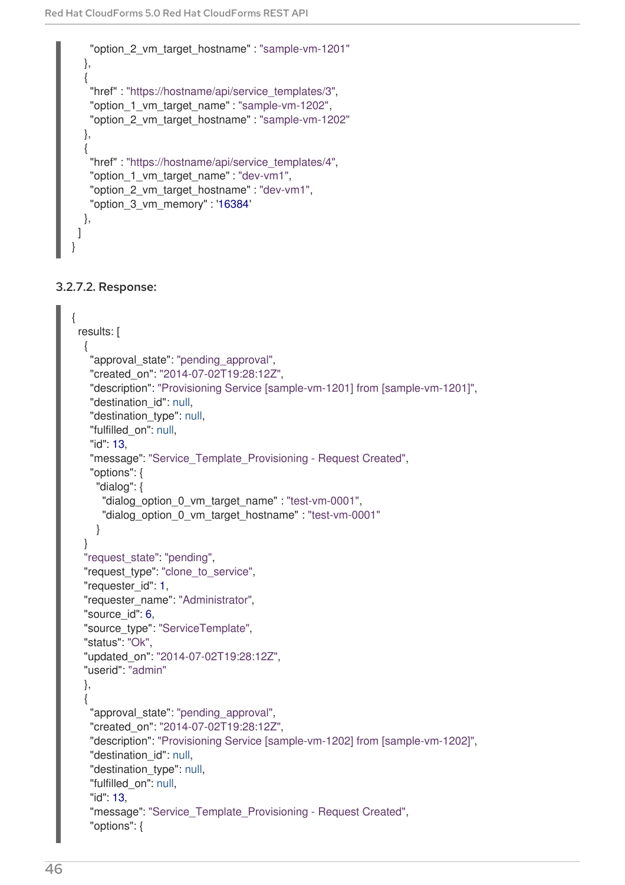```
    "option_2_vm_target_hostname" : "sample-vm-1201"
  },
  {
    "href" : "https://hostname/api/service_templates/3",
    "option_1_vm_target_name" : "sample-vm-1202",
    "option_2_vm_target_hostname" : "sample-vm-1202"
  },
  {
    "href" : "https://hostname/api/service_templates/4",
    "option_1_vm_target_name" : "dev-vm1",
    "option_2_vm_target_hostname" : "dev-vm1",
    "option_3_vm_memory" : '16384'
  },
 ]
}
```

#### 3.2.7.2. Response:

```
{
 results: [
  {
   "approval_state": "pending_approval",
   "created_on": "2014-07-02T19:28:12Z",
   "description": "Provisioning Service [sample-vm-1201] from [sample-vm-1201]",
   "destination_id": null,
   "destination_type": null,
   "fulfilled_on": null,
   "id": 13,
   "message": "Service_Template_Provisioning - Request Created",
   "options": {
    "dialog": {
     "dialog_option_0_vm_target_name" : "test-vm-0001",
     "dialog_option_0_vm_target_hostname" : "test-vm-0001"
    }
  }
  "request_state": "pending",
  "request_type": "clone_to_service",
  "requester_id": 1,
  "requester_name": "Administrator",
  "source_id": 6,
  "source_type": "ServiceTemplate",
  "status": "Ok",
  "updated_on": "2014-07-02T19:28:12Z",
  "userid": "admin"
  },
  {
   "approval_state": "pending_approval",
   "created_on": "2014-07-02T19:28:12Z",
   "description": "Provisioning Service [sample-vm-1202] from [sample-vm-1202]",
   "destination_id": null,
   "destination_type": null,
   "fulfilled_on": null,
   "id": 13,
   "message": "Service_Template_Provisioning - Request Created",
   "options": {
```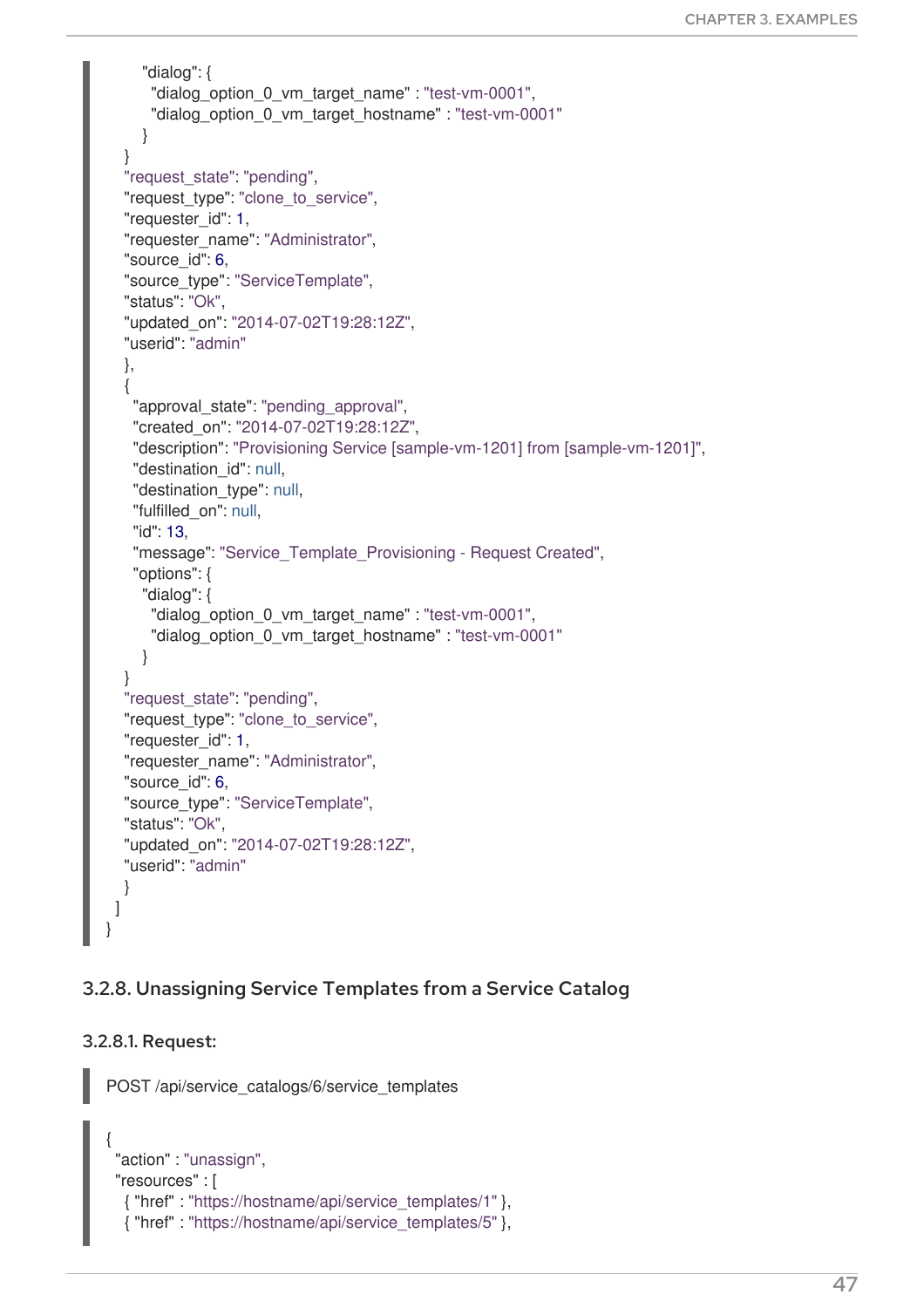```
        "dialog": {
          "dialog_option_0_vm_target_name" : "test-vm-0001",
          "dialog_option_0_vm_target_hostname" : "test-vm-0001"
        }
    }
    "request_state": "pending",
    "request_type": "clone_to_service",
    "requester_id": 1,
    "requester_name": "Administrator",
    "source_id": 6,
    "source_type": "ServiceTemplate",
    "status": "Ok",
    "updated_on": "2014-07-02T19:28:12Z",
    "userid": "admin"
    },
    {
      "approval_state": "pending_approval",
      "created_on": "2014-07-02T19:28:12Z",
      "description": "Provisioning Service [sample-vm-1201] from [sample-vm-1201]",
      "destination_id": null,
      "destination_type": null,
      "fulfilled_on": null,
      "id": 13,
      "message": "Service_Template_Provisioning - Request Created",
      "options": {
        "dialog": {
          "dialog_option_0_vm_target_name" : "test-vm-0001",
          "dialog_option_0_vm_target_hostname" : "test-vm-0001"
        }
    }
    "request_state": "pending",
    "request_type": "clone_to_service",
    "requester_id": 1,
    "requester_name": "Administrator",
    "source_id": 6,
    "source_type": "ServiceTemplate",
    "status": "Ok",
    "updated_on": "2014-07-02T19:28:12Z",
    "userid": "admin"
    }
  ]
}
```

### 3.2.8. Unassigning Service Templates from a Service Catalog

#### 3.2.8.1. Request:

```
POST /api/service_catalogs/6/service_templates
```

```
{
  "action" : "unassign",
  "resources" : [
    { "href" : "https://hostname/api/service_templates/1" },
    { "href" : "https://hostname/api/service_templates/5" },
```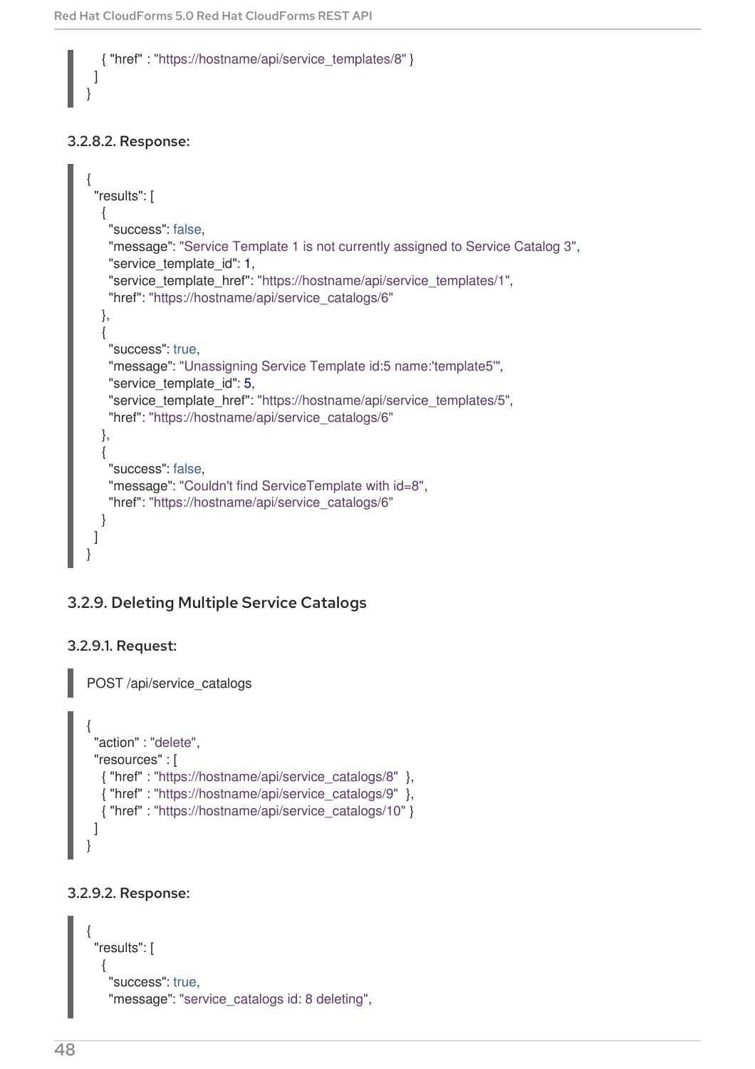```
    { "href" : "https://hostname/api/service_templates/8" }
  ]
}
```

### 3.2.8.2. Response:

```
{
  "results": [
    {
      "success": false,
      "message": "Service Template 1 is not currently assigned to Service Catalog 3",
      "service_template_id": 1,
      "service_template_href": "https://hostname/api/service_templates/1",
      "href": "https://hostname/api/service_catalogs/6"
    },
    {
      "success": true,
      "message": "Unassigning Service Template id:5 name:'template5'",
      "service_template_id": 5,
      "service_template_href": "https://hostname/api/service_templates/5",
      "href": "https://hostname/api/service_catalogs/6"
    },
    {
      "success": false,
      "message": "Couldn't find ServiceTemplate with id=8",
      "href": "https://hostname/api/service_catalogs/6"
    }
  ]
}
```

## 3.2.9. Deleting Multiple Service Catalogs

### 3.2.9.1. Request:

```
POST /api/service_catalogs
```

```
{
  "action" : "delete",
  "resources" : [
    { "href" : "https://hostname/api/service_catalogs/8"  },
    { "href" : "https://hostname/api/service_catalogs/9"  },
    { "href" : "https://hostname/api/service_catalogs/10" }
  ]
}
```

### 3.2.9.2. Response:

```
{
  "results": [
    {
      "success": true,
      "message": "service_catalogs id: 8 deleting",
```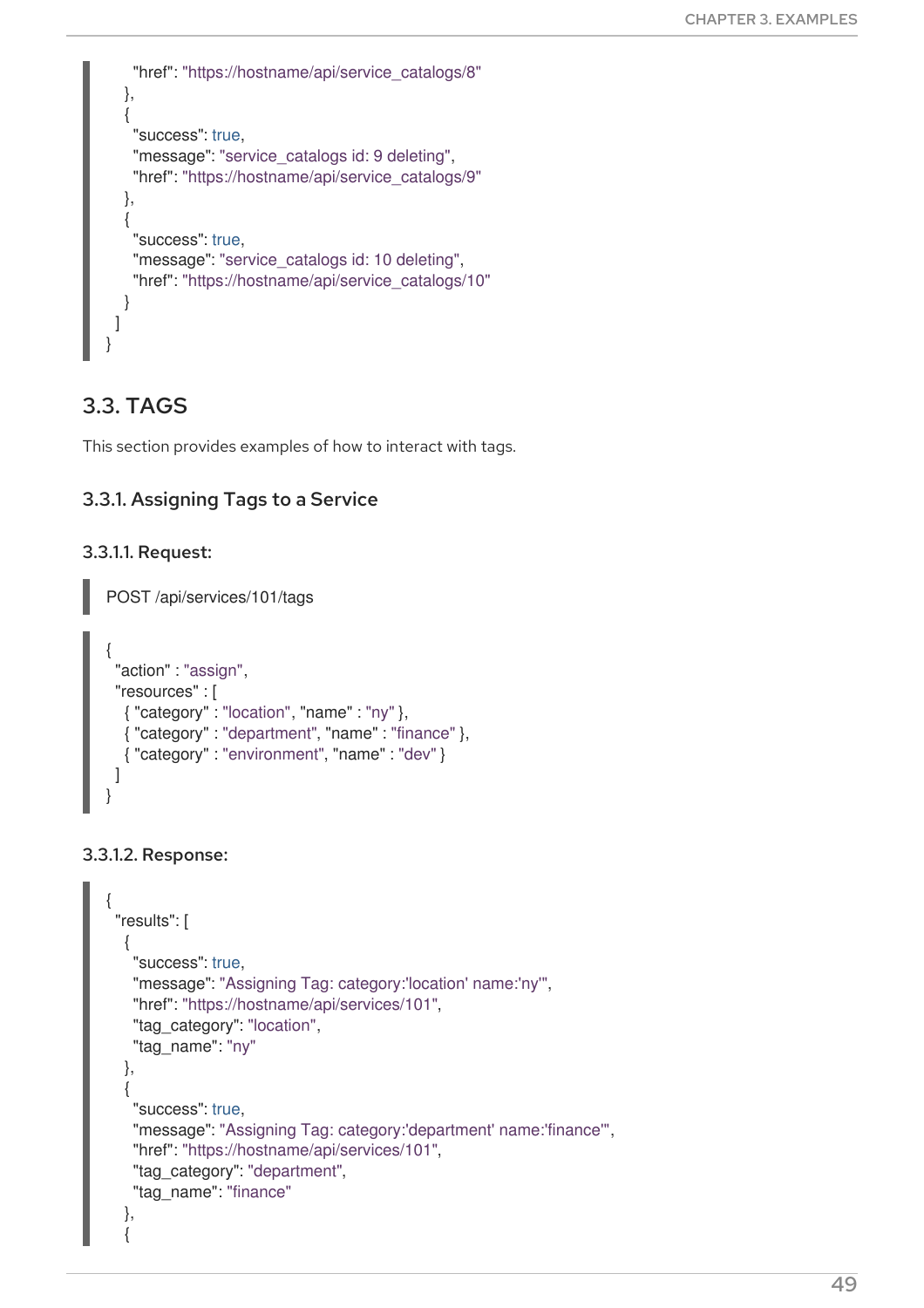```
    "href": "https://hostname/api/service_catalogs/8"
  },
  {
    "success": true,
    "message": "service_catalogs id: 9 deleting",
    "href": "https://hostname/api/service_catalogs/9"
  },
  {
    "success": true,
    "message": "service_catalogs id: 10 deleting",
    "href": "https://hostname/api/service_catalogs/10"
  }
 ]
}
```

## 3.3. TAGS

This section provides examples of how to interact with tags.

### 3.3.1. Assigning Tags to a Service

#### 3.3.1.1. Request:

```
POST /api/services/101/tags
```

```
{
 "action" : "assign",
 "resources" : [
  { "category" : "location", "name" : "ny" },
  { "category" : "department", "name" : "finance" },
  { "category" : "environment", "name" : "dev" }
 ]
}
```

#### 3.3.1.2. Response:

```
{
 "results": [
  {
    "success": true,
    "message": "Assigning Tag: category:'location' name:'ny'",
    "href": "https://hostname/api/services/101",
    "tag_category": "location",
    "tag_name": "ny"
  },
  {
    "success": true,
    "message": "Assigning Tag: category:'department' name:'finance'",
    "href": "https://hostname/api/services/101",
    "tag_category": "department",
    "tag_name": "finance"
  },
  {
```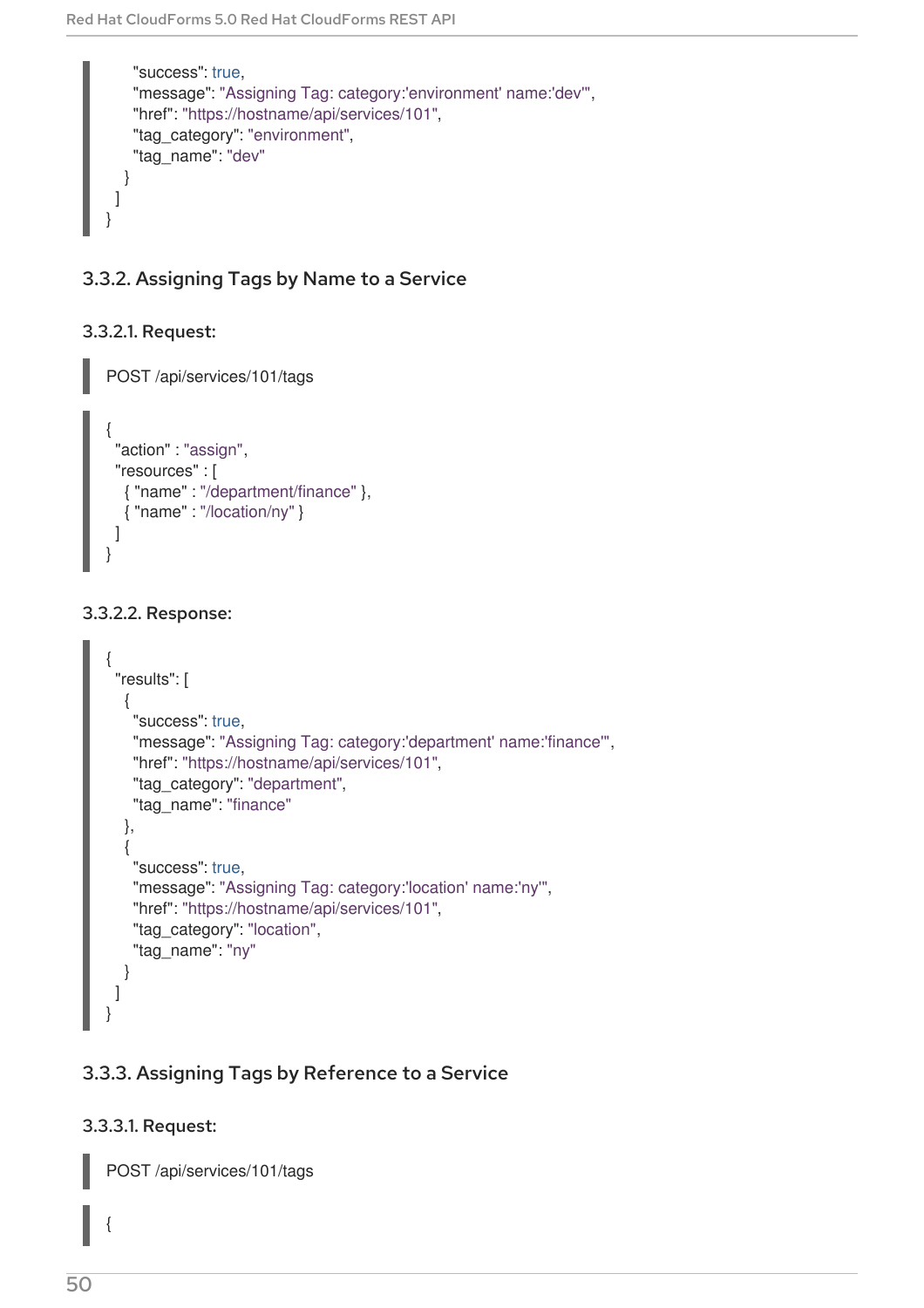```
        "success": true,
        "message": "Assigning Tag: category:'environment' name:'dev'",
        "href": "https://hostname/api/services/101",
        "tag_category": "environment",
        "tag_name": "dev"
      }
    ]
  }
```

### 3.3.2. Assigning Tags by Name to a Service

#### 3.3.2.1. Request:

```
POST /api/services/101/tags
```

```
{
  "action" : "assign",
  "resources" : [
    { "name" : "/department/finance" },
    { "name" : "/location/ny" }
  ]
}
```

#### 3.3.2.2. Response:

```
{
  "results": [
    {
      "success": true,
      "message": "Assigning Tag: category:'department' name:'finance'",
      "href": "https://hostname/api/services/101",
      "tag_category": "department",
      "tag_name": "finance"
    },
    {
      "success": true,
      "message": "Assigning Tag: category:'location' name:'ny'",
      "href": "https://hostname/api/services/101",
      "tag_category": "location",
      "tag_name": "ny"
    }
  ]
}
```

### 3.3.3. Assigning Tags by Reference to a Service

#### 3.3.3.1. Request:

```
POST /api/services/101/tags
```

```
{
```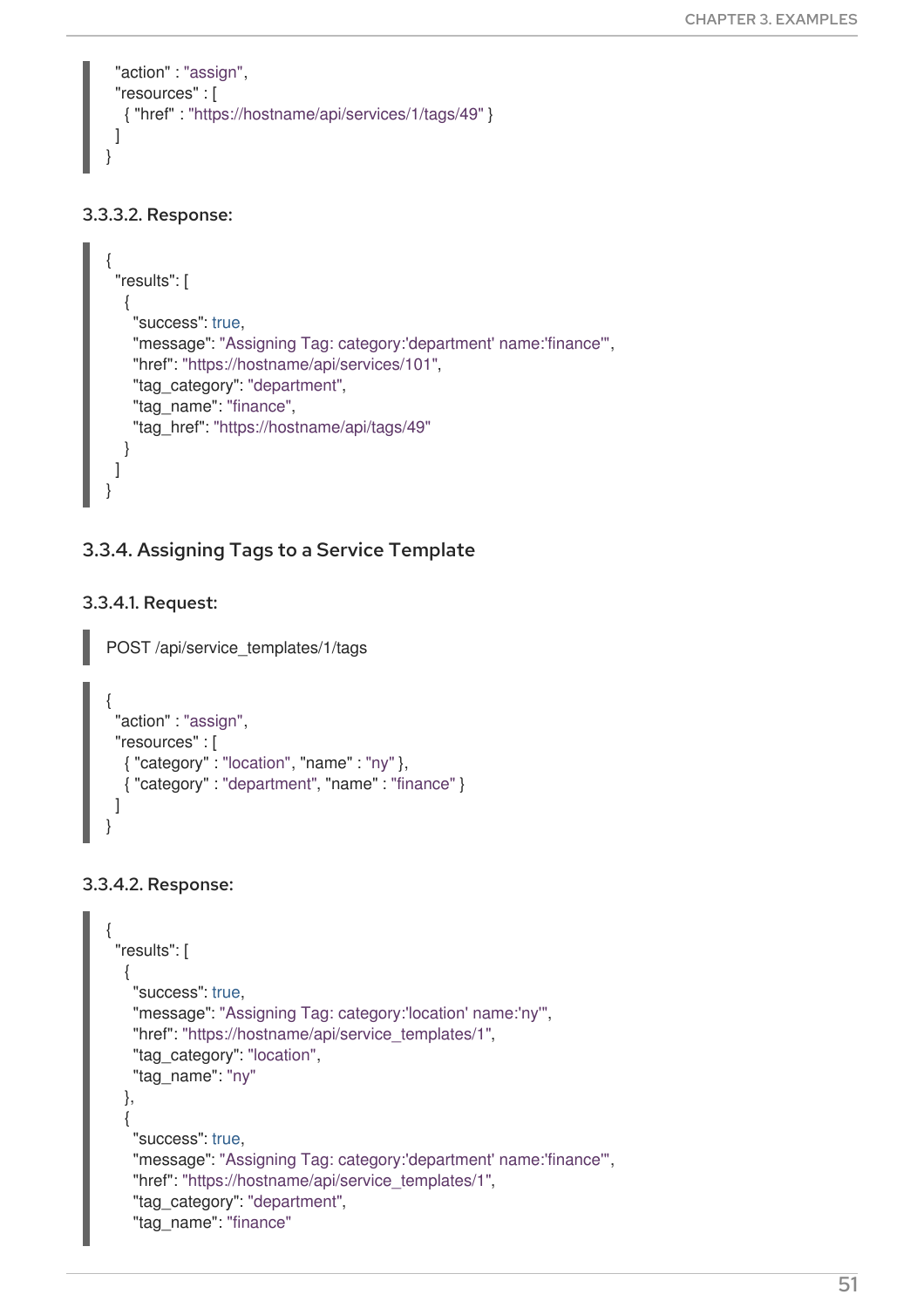```
  "action" : "assign",
  "resources" : [
    { "href" : "https://hostname/api/services/1/tags/49" }
  ]
}
```

#### 3.3.3.2. Response:

```
{
  "results": [
    {
      "success": true,
      "message": "Assigning Tag: category:'department' name:'finance'",
      "href": "https://hostname/api/services/101",
      "tag_category": "department",
      "tag_name": "finance",
      "tag_href": "https://hostname/api/tags/49"
    }
  ]
}
```

### 3.3.4. Assigning Tags to a Service Template

#### 3.3.4.1. Request:

```
POST /api/service_templates/1/tags
```

```
{
  "action" : "assign",
  "resources" : [
    { "category" : "location", "name" : "ny" },
    { "category" : "department", "name" : "finance" }
  ]
}
```

#### 3.3.4.2. Response:

```
{
  "results": [
    {
      "success": true,
      "message": "Assigning Tag: category:'location' name:'ny'",
      "href": "https://hostname/api/service_templates/1",
      "tag_category": "location",
      "tag_name": "ny"
    },
    {
      "success": true,
      "message": "Assigning Tag: category:'department' name:'finance'",
      "href": "https://hostname/api/service_templates/1",
      "tag_category": "department",
      "tag_name": "finance"
```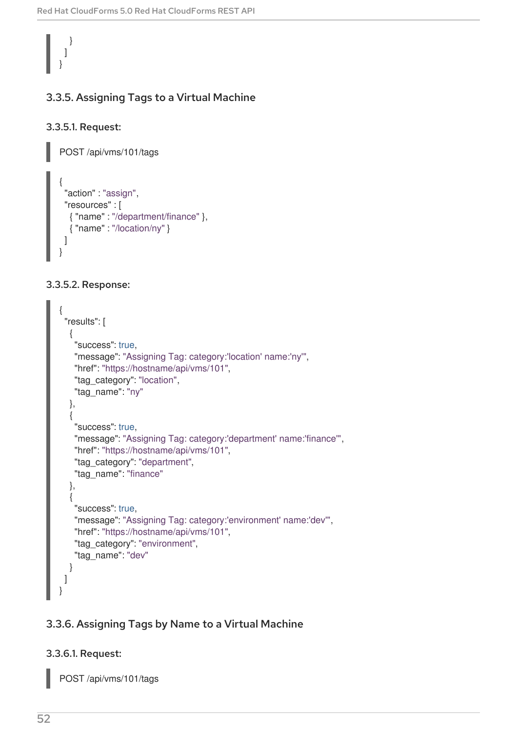```
    }
  ]
}
```

### 3.3.5. Assigning Tags to a Virtual Machine

#### 3.3.5.1. Request:

```
POST /api/vms/101/tags
```

```
{
  "action" : "assign",
  "resources" : [
    { "name" : "/department/finance" },
    { "name" : "/location/ny" }
  ]
}
```

#### 3.3.5.2. Response:

```
{
  "results": [
    {
      "success": true,
      "message": "Assigning Tag: category:'location' name:'ny'",
      "href": "https://hostname/api/vms/101",
      "tag_category": "location",
      "tag_name": "ny"
    },
    {
      "success": true,
      "message": "Assigning Tag: category:'department' name:'finance'",
      "href": "https://hostname/api/vms/101",
      "tag_category": "department",
      "tag_name": "finance"
    },
    {
      "success": true,
      "message": "Assigning Tag: category:'environment' name:'dev'",
      "href": "https://hostname/api/vms/101",
      "tag_category": "environment",
      "tag_name": "dev"
    }
  ]
}
```

### 3.3.6. Assigning Tags by Name to a Virtual Machine

#### 3.3.6.1. Request:

```
POST /api/vms/101/tags
```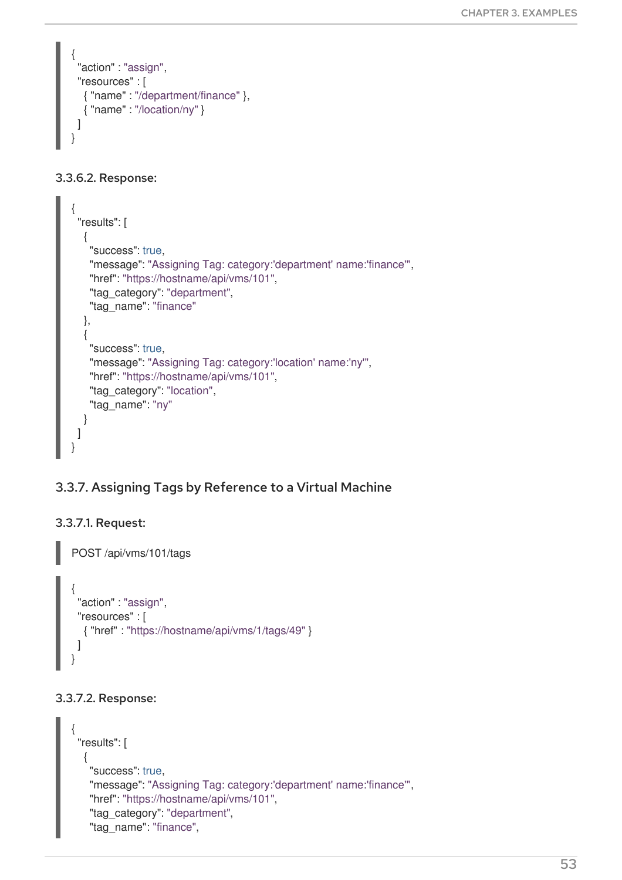```
{
  "action" : "assign",
  "resources" : [
    { "name" : "/department/finance" },
    { "name" : "/location/ny" }
  ]
}
```

#### 3.3.6.2. Response:

```
{
  "results": [
    {
      "success": true,
      "message": "Assigning Tag: category:'department' name:'finance'",
      "href": "https://hostname/api/vms/101",
      "tag_category": "department",
      "tag_name": "finance"
    },
    {
      "success": true,
      "message": "Assigning Tag: category:'location' name:'ny'",
      "href": "https://hostname/api/vms/101",
      "tag_category": "location",
      "tag_name": "ny"
    }
  ]
}
```

### 3.3.7. Assigning Tags by Reference to a Virtual Machine

#### 3.3.7.1. Request:

```
POST /api/vms/101/tags
```

```
{
  "action" : "assign",
  "resources" : [
    { "href" : "https://hostname/api/vms/1/tags/49" }
  ]
}
```

#### 3.3.7.2. Response:

```
{
  "results": [
    {
      "success": true,
      "message": "Assigning Tag: category:'department' name:'finance'",
      "href": "https://hostname/api/vms/101",
      "tag_category": "department",
      "tag_name": "finance",
```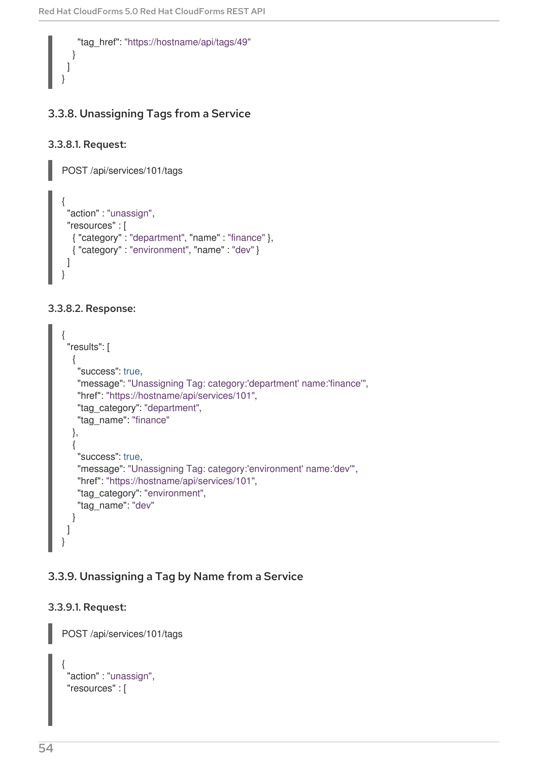```
    "tag_href": "https://hostname/api/tags/49"
  }
 ]
}
```

### 3.3.8. Unassigning Tags from a Service

#### 3.3.8.1. Request:

```
POST /api/services/101/tags
```

```
{
 "action" : "unassign",
 "resources" : [
   { "category" : "department", "name" : "finance" },
   { "category" : "environment", "name" : "dev" }
 ]
}
```

#### 3.3.8.2. Response:

```
{
 "results": [
   {
     "success": true,
     "message": "Unassigning Tag: category:'department' name:'finance'",
     "href": "https://hostname/api/services/101",
     "tag_category": "department",
     "tag_name": "finance"
   },
   {
     "success": true,
     "message": "Unassigning Tag: category:'environment' name:'dev'",
     "href": "https://hostname/api/services/101",
     "tag_category": "environment",
     "tag_name": "dev"
   }
 ]
}
```

### 3.3.9. Unassigning a Tag by Name from a Service

#### 3.3.9.1. Request:

```
POST /api/services/101/tags
```

```
{
 "action" : "unassign",
 "resources" : [
```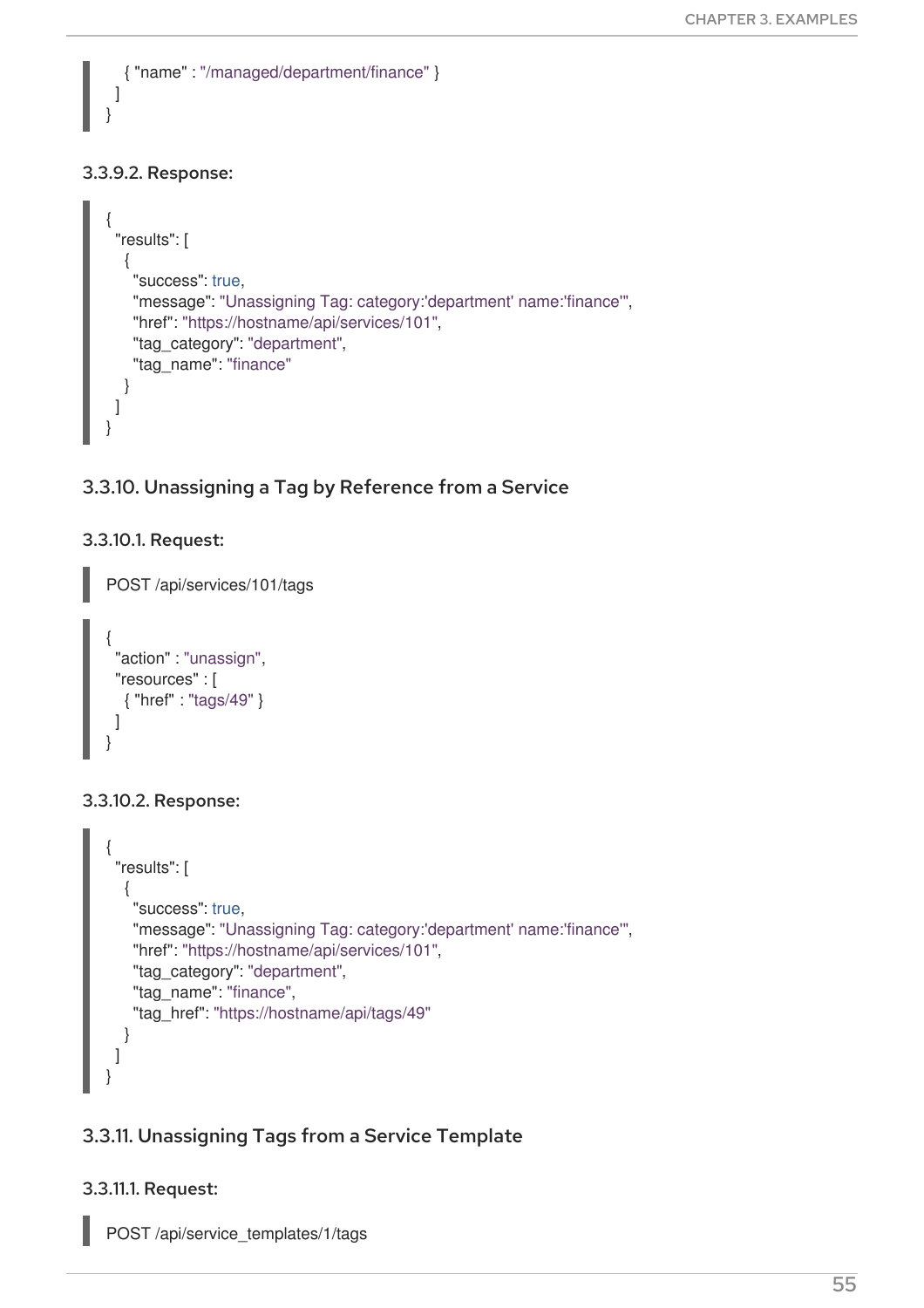```
  { "name" : "/managed/department/finance" }
 ]
}
```

#### 3.3.9.2. Response:

```
{
 "results": [
  {
   "success": true,
   "message": "Unassigning Tag: category:'department' name:'finance'",
   "href": "https://hostname/api/services/101",
   "tag_category": "department",
   "tag_name": "finance"
  }
 ]
}
```

### 3.3.10. Unassigning a Tag by Reference from a Service

#### 3.3.10.1. Request:

```
POST /api/services/101/tags
```

```
{
 "action" : "unassign",
 "resources" : [
  { "href" : "tags/49" }
 ]
}
```

#### 3.3.10.2. Response:

```
{
 "results": [
  {
   "success": true,
   "message": "Unassigning Tag: category:'department' name:'finance'",
   "href": "https://hostname/api/services/101",
   "tag_category": "department",
   "tag_name": "finance",
   "tag_href": "https://hostname/api/tags/49"
  }
 ]
}
```

### 3.3.11. Unassigning Tags from a Service Template

#### 3.3.11.1. Request:

```
POST /api/service_templates/1/tags
```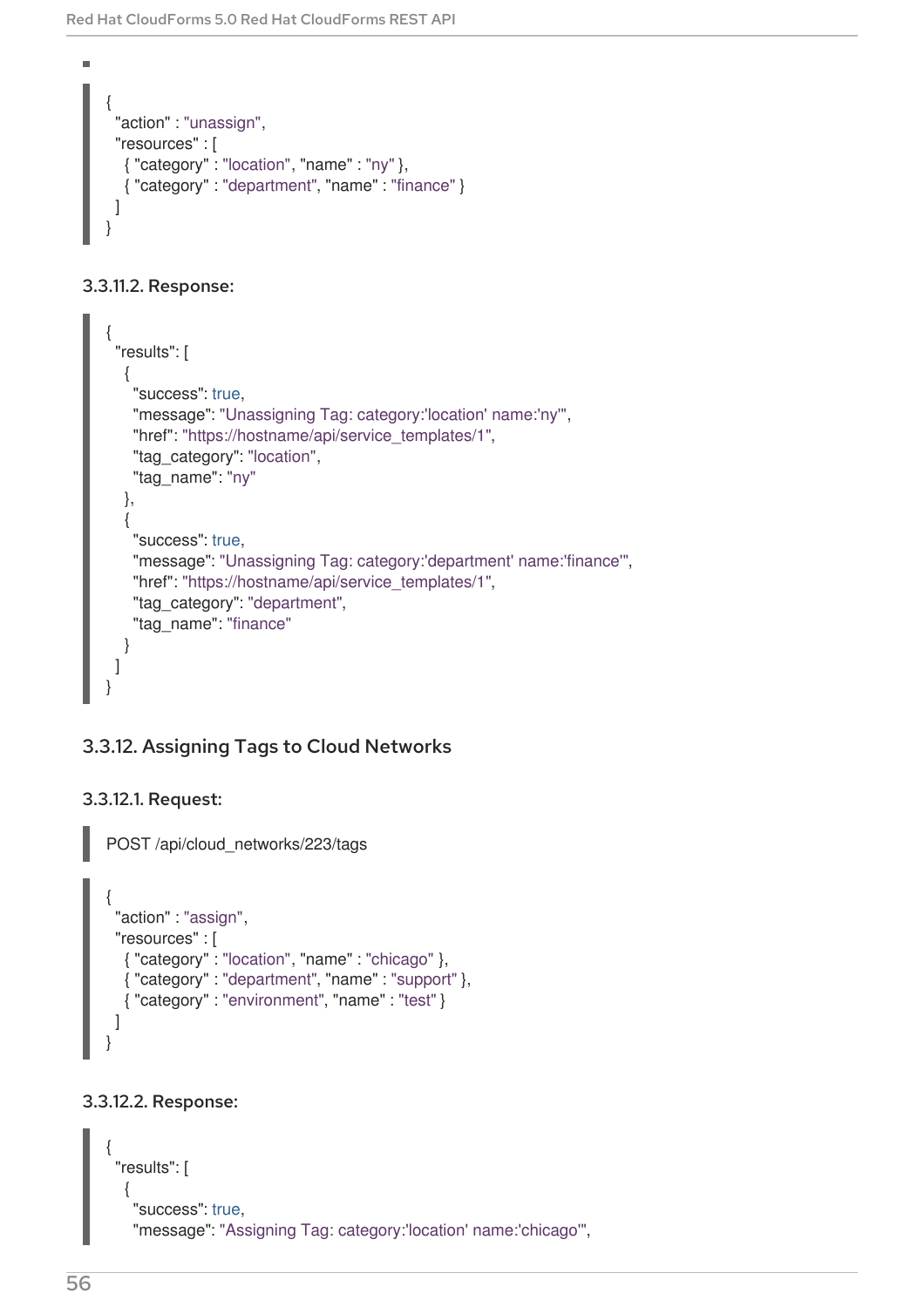- 

```
{
  "action" : "unassign",
  "resources" : [
    { "category" : "location", "name" : "ny" },
    { "category" : "department", "name" : "finance" }
  ]
}
```

#### 3.3.11.2. Response:

```
{
  "results": [
    {
      "success": true,
      "message": "Unassigning Tag: category:'location' name:'ny'",
      "href": "https://hostname/api/service_templates/1",
      "tag_category": "location",
      "tag_name": "ny"
    },
    {
      "success": true,
      "message": "Unassigning Tag: category:'department' name:'finance'",
      "href": "https://hostname/api/service_templates/1",
      "tag_category": "department",
      "tag_name": "finance"
    }
  ]
}
```

### 3.3.12. Assigning Tags to Cloud Networks

#### 3.3.12.1. Request:

```
POST /api/cloud_networks/223/tags
```

```
{
  "action" : "assign",
  "resources" : [
    { "category" : "location", "name" : "chicago" },
    { "category" : "department", "name" : "support" },
    { "category" : "environment", "name" : "test" }
  ]
}
```

#### 3.3.12.2. Response:

```
{
  "results": [
    {
      "success": true,
      "message": "Assigning Tag: category:'location' name:'chicago'",
```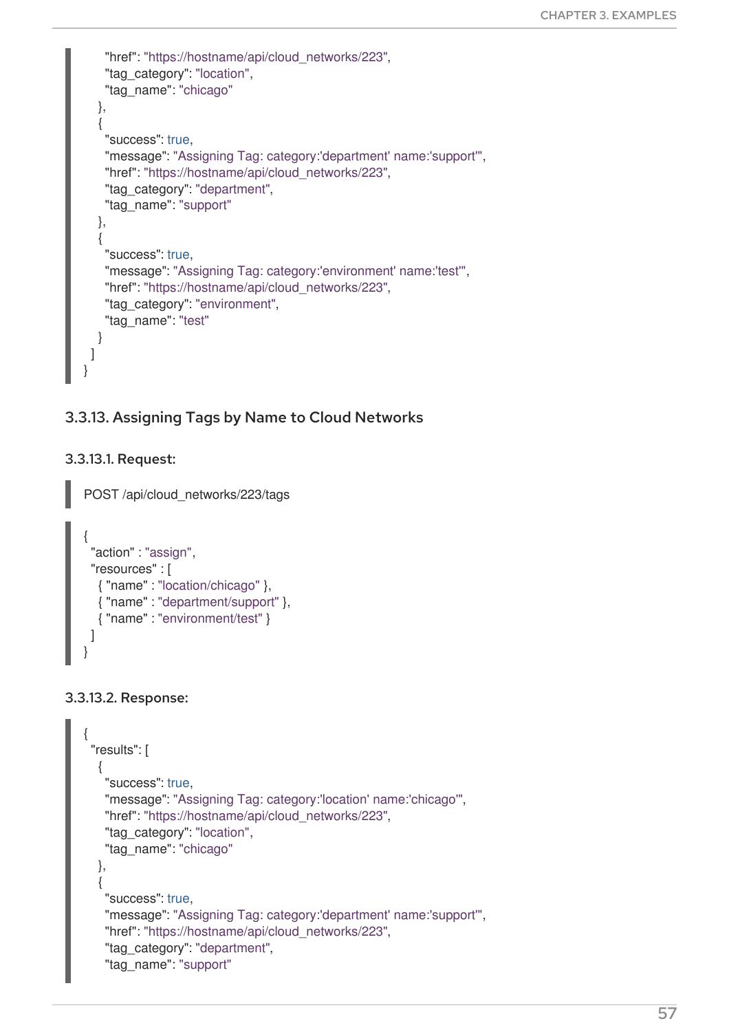```
    "href": "https://hostname/api/cloud_networks/223",
    "tag_category": "location",
    "tag_name": "chicago"
  },
  {
    "success": true,
    "message": "Assigning Tag: category:'department' name:'support'",
    "href": "https://hostname/api/cloud_networks/223",
    "tag_category": "department",
    "tag_name": "support"
  },
  {
    "success": true,
    "message": "Assigning Tag: category:'environment' name:'test'",
    "href": "https://hostname/api/cloud_networks/223",
    "tag_category": "environment",
    "tag_name": "test"
  }
 ]
}
```

### 3.3.13. Assigning Tags by Name to Cloud Networks

#### 3.3.13.1. Request:

```
POST /api/cloud_networks/223/tags
```

```
{
 "action" : "assign",
 "resources" : [
  { "name" : "location/chicago" },
  { "name" : "department/support" },
  { "name" : "environment/test" }
 ]
}
```

#### 3.3.13.2. Response:

```
{
 "results": [
  {
    "success": true,
    "message": "Assigning Tag: category:'location' name:'chicago'",
    "href": "https://hostname/api/cloud_networks/223",
    "tag_category": "location",
    "tag_name": "chicago"
  },
  {
    "success": true,
    "message": "Assigning Tag: category:'department' name:'support'",
    "href": "https://hostname/api/cloud_networks/223",
    "tag_category": "department",
    "tag_name": "support"
```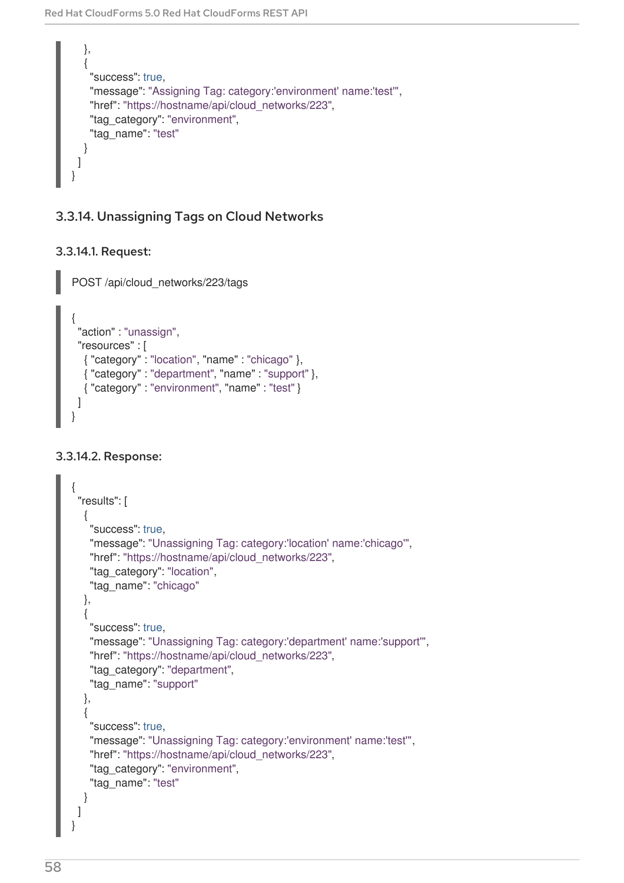```
    },
    {
      "success": true,
      "message": "Assigning Tag: category:'environment' name:'test'",
      "href": "https://hostname/api/cloud_networks/223",
      "tag_category": "environment",
      "tag_name": "test"
    }
  ]
}
```

### 3.3.14. Unassigning Tags on Cloud Networks

#### 3.3.14.1. Request:

```
POST /api/cloud_networks/223/tags
```

```
{
  "action" : "unassign",
  "resources" : [
    { "category" : "location", "name" : "chicago" },
    { "category" : "department", "name" : "support" },
    { "category" : "environment", "name" : "test" }
  ]
}
```

#### 3.3.14.2. Response:

```
{
  "results": [
    {
      "success": true,
      "message": "Unassigning Tag: category:'location' name:'chicago'",
      "href": "https://hostname/api/cloud_networks/223",
      "tag_category": "location",
      "tag_name": "chicago"
    },
    {
      "success": true,
      "message": "Unassigning Tag: category:'department' name:'support'",
      "href": "https://hostname/api/cloud_networks/223",
      "tag_category": "department",
      "tag_name": "support"
    },
    {
      "success": true,
      "message": "Unassigning Tag: category:'environment' name:'test'",
      "href": "https://hostname/api/cloud_networks/223",
      "tag_category": "environment",
      "tag_name": "test"
    }
  ]
}
```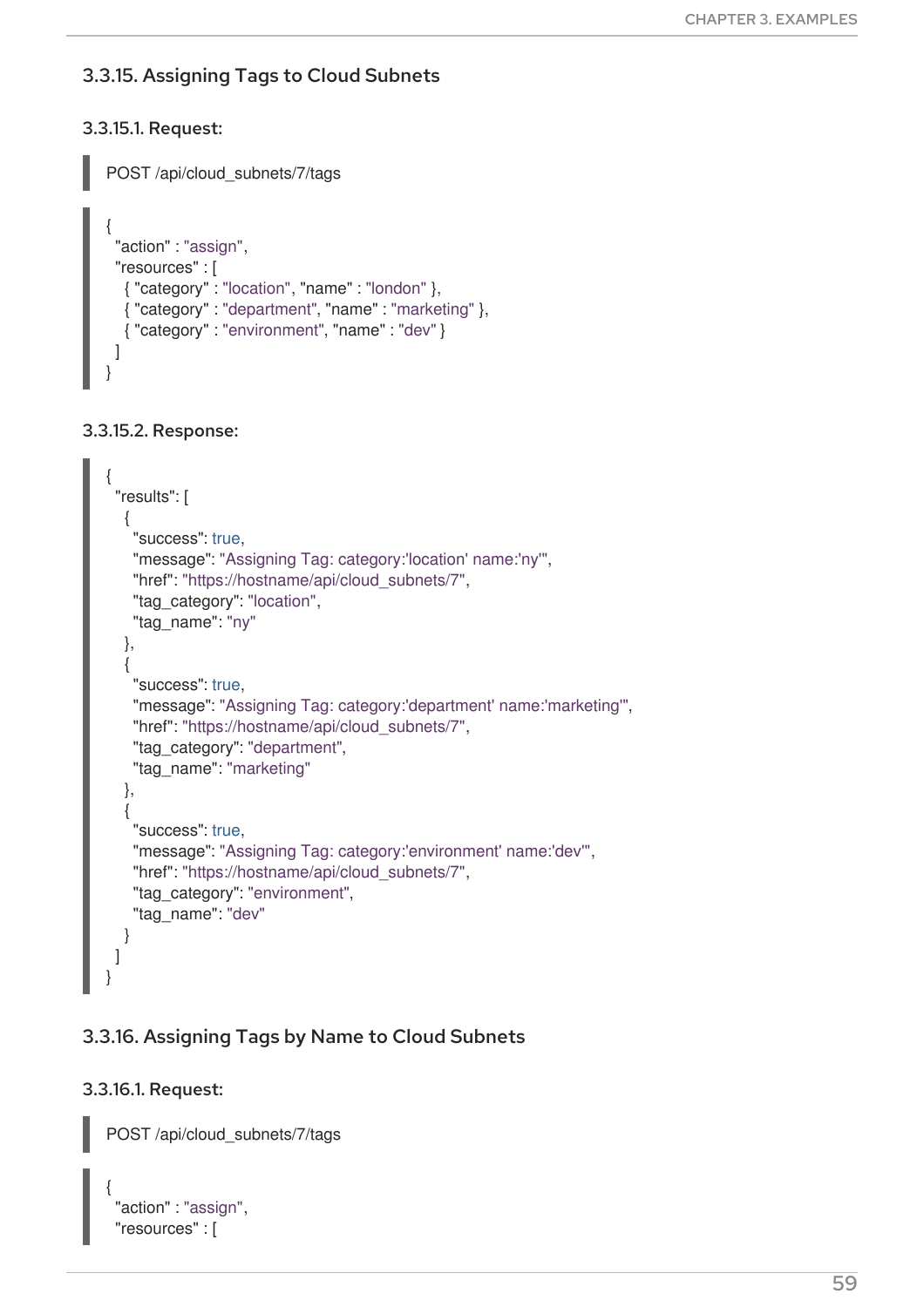### 3.3.15. Assigning Tags to Cloud Subnets

#### 3.3.15.1. Request:

```
POST /api/cloud_subnets/7/tags
```

```
{
  "action" : "assign",
  "resources" : [
    { "category" : "location", "name" : "london" },
    { "category" : "department", "name" : "marketing" },
    { "category" : "environment", "name" : "dev" }
  ]
}
```

#### 3.3.15.2. Response:

```
{
  "results": [
    {
      "success": true,
      "message": "Assigning Tag: category:'location' name:'ny'",
      "href": "https://hostname/api/cloud_subnets/7",
      "tag_category": "location",
      "tag_name": "ny"
    },
    {
      "success": true,
      "message": "Assigning Tag: category:'department' name:'marketing'",
      "href": "https://hostname/api/cloud_subnets/7",
      "tag_category": "department",
      "tag_name": "marketing"
    },
    {
      "success": true,
      "message": "Assigning Tag: category:'environment' name:'dev'",
      "href": "https://hostname/api/cloud_subnets/7",
      "tag_category": "environment",
      "tag_name": "dev"
    }
  ]
}
```

### 3.3.16. Assigning Tags by Name to Cloud Subnets

#### 3.3.16.1. Request:

```
POST /api/cloud_subnets/7/tags
```

```
{
  "action" : "assign",
  "resources" : [
```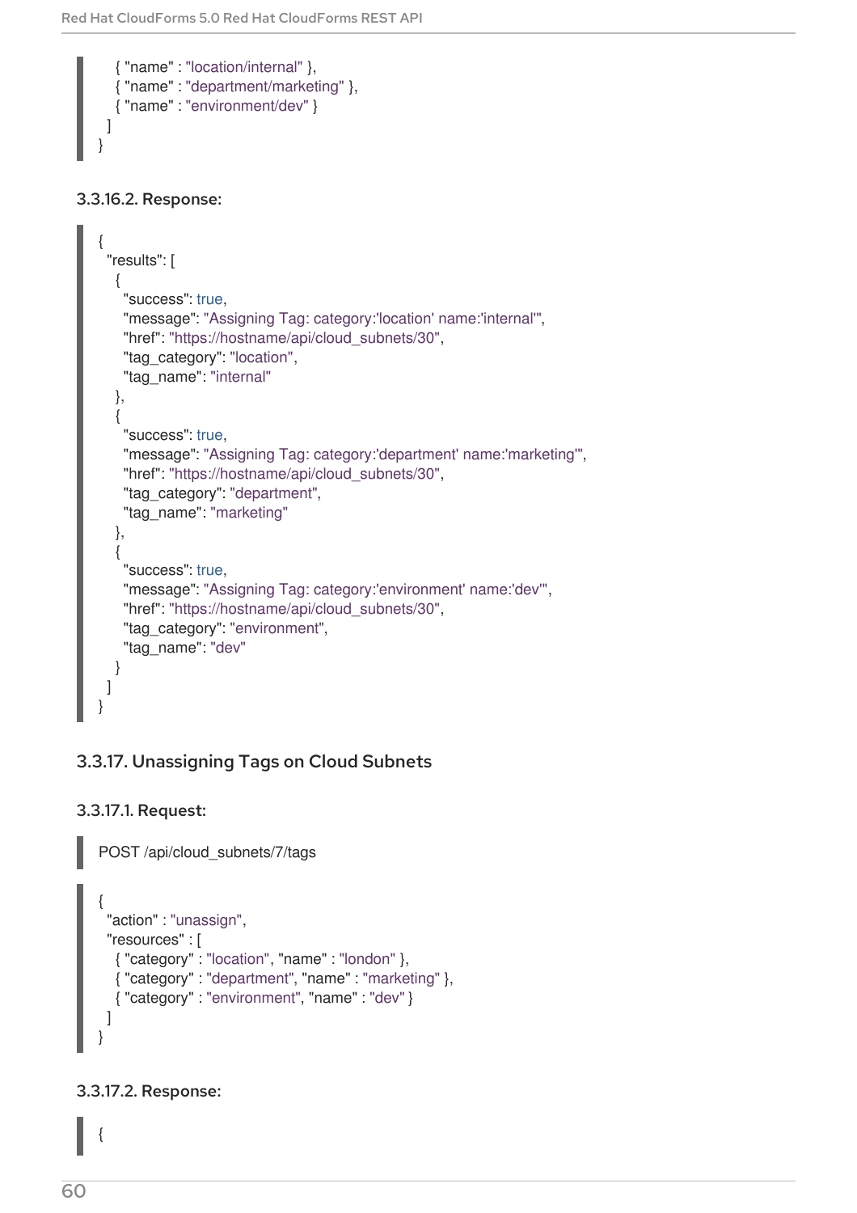```
    { "name" : "location/internal" },
    { "name" : "department/marketing" },
    { "name" : "environment/dev" }
  ]
}
```

#### 3.3.16.2. Response:

```
{
  "results": [
    {
      "success": true,
      "message": "Assigning Tag: category:'location' name:'internal'",
      "href": "https://hostname/api/cloud_subnets/30",
      "tag_category": "location",
      "tag_name": "internal"
    },
    {
      "success": true,
      "message": "Assigning Tag: category:'department' name:'marketing'",
      "href": "https://hostname/api/cloud_subnets/30",
      "tag_category": "department",
      "tag_name": "marketing"
    },
    {
      "success": true,
      "message": "Assigning Tag: category:'environment' name:'dev'",
      "href": "https://hostname/api/cloud_subnets/30",
      "tag_category": "environment",
      "tag_name": "dev"
    }
  ]
}
```

### 3.3.17. Unassigning Tags on Cloud Subnets

#### 3.3.17.1. Request:

```
POST /api/cloud_subnets/7/tags
```

```
{
  "action" : "unassign",
  "resources" : [
    { "category" : "location", "name" : "london" },
    { "category" : "department", "name" : "marketing" },
    { "category" : "environment", "name" : "dev" }
  ]
}
```

#### 3.3.17.2. Response:

```
{
```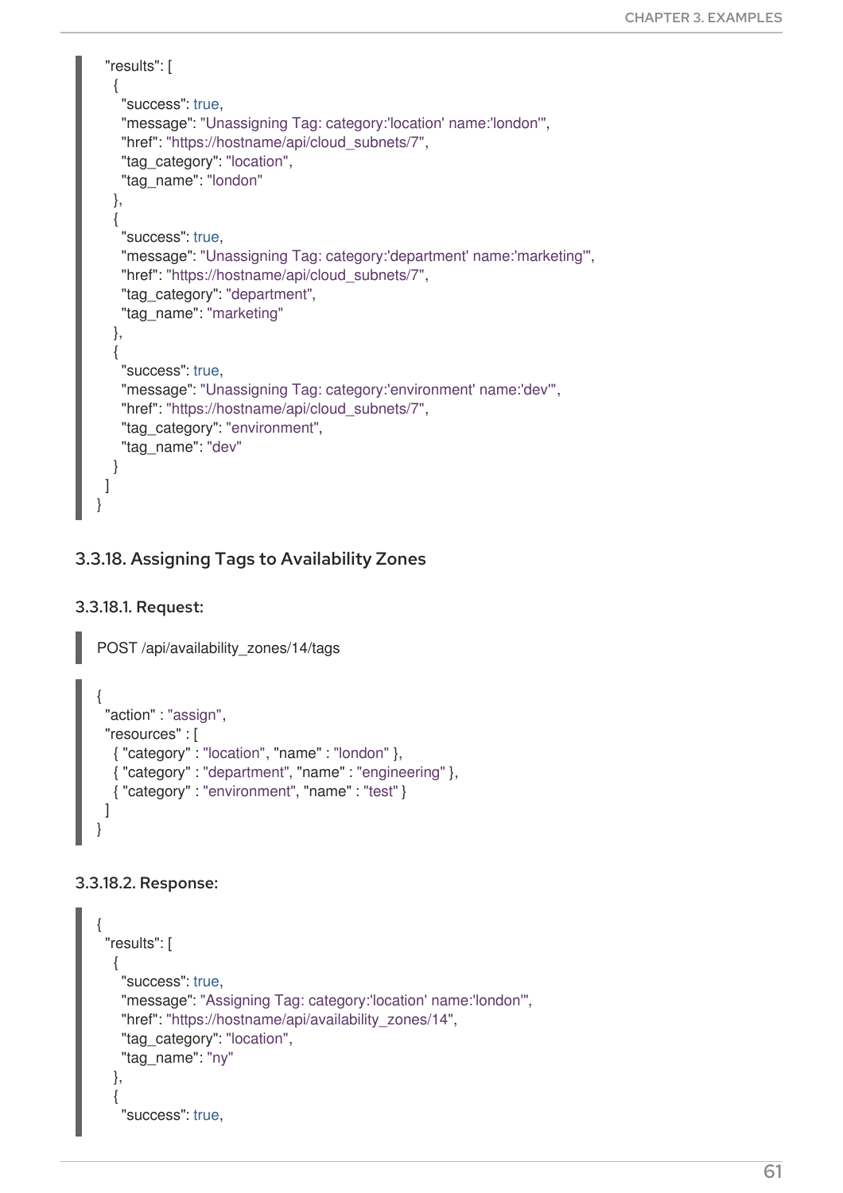```
  "results": [
    {
      "success": true,
      "message": "Unassigning Tag: category:'location' name:'london'",
      "href": "https://hostname/api/cloud_subnets/7",
      "tag_category": "location",
      "tag_name": "london"
    },
    {
      "success": true,
      "message": "Unassigning Tag: category:'department' name:'marketing'",
      "href": "https://hostname/api/cloud_subnets/7",
      "tag_category": "department",
      "tag_name": "marketing"
    },
    {
      "success": true,
      "message": "Unassigning Tag: category:'environment' name:'dev'",
      "href": "https://hostname/api/cloud_subnets/7",
      "tag_category": "environment",
      "tag_name": "dev"
    }
  ]
}
```

### 3.3.18. Assigning Tags to Availability Zones

#### 3.3.18.1. Request:

```
POST /api/availability_zones/14/tags
```

```
{
  "action" : "assign",
  "resources" : [
    { "category" : "location", "name" : "london" },
    { "category" : "department", "name" : "engineering" },
    { "category" : "environment", "name" : "test" }
  ]
}
```

#### 3.3.18.2. Response:

```
{
  "results": [
    {
      "success": true,
      "message": "Assigning Tag: category:'location' name:'london'",
      "href": "https://hostname/api/availability_zones/14",
      "tag_category": "location",
      "tag_name": "ny"
    },
    {
      "success": true,
```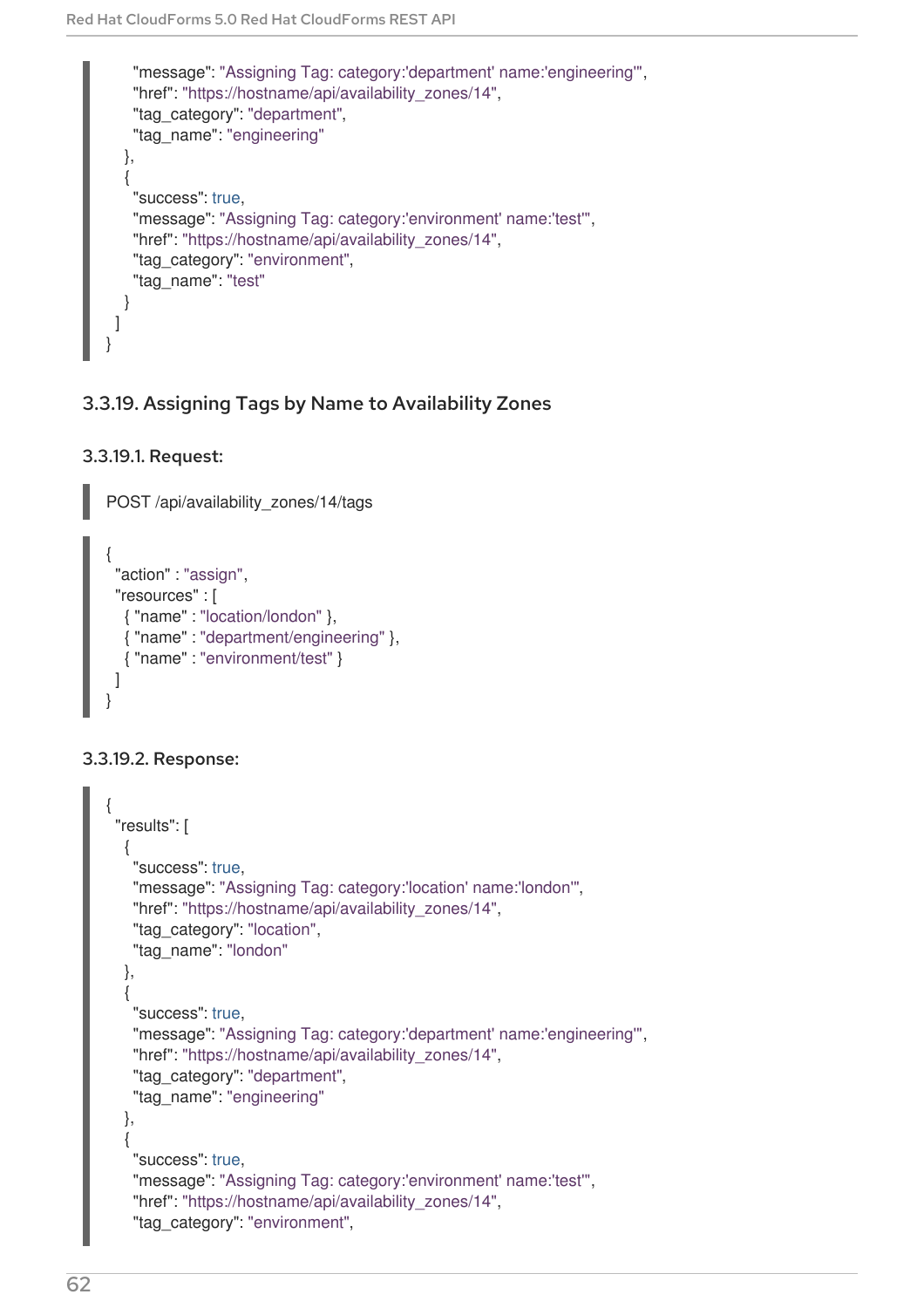```
    "message": "Assigning Tag: category:'department' name:'engineering'",
    "href": "https://hostname/api/availability_zones/14",
    "tag_category": "department",
    "tag_name": "engineering"
  },
  {
    "success": true,
    "message": "Assigning Tag: category:'environment' name:'test'",
    "href": "https://hostname/api/availability_zones/14",
    "tag_category": "environment",
    "tag_name": "test"
  }
 ]
}
```

### 3.3.19. Assigning Tags by Name to Availability Zones

#### 3.3.19.1. Request:

```
POST /api/availability_zones/14/tags
```

```
{
 "action" : "assign",
 "resources" : [
  { "name" : "location/london" },
  { "name" : "department/engineering" },
  { "name" : "environment/test" }
 ]
}
```

#### 3.3.19.2. Response:

```
{
 "results": [
  {
    "success": true,
    "message": "Assigning Tag: category:'location' name:'london'",
    "href": "https://hostname/api/availability_zones/14",
    "tag_category": "location",
    "tag_name": "london"
  },
  {
    "success": true,
    "message": "Assigning Tag: category:'department' name:'engineering'",
    "href": "https://hostname/api/availability_zones/14",
    "tag_category": "department",
    "tag_name": "engineering"
  },
  {
    "success": true,
    "message": "Assigning Tag: category:'environment' name:'test'",
    "href": "https://hostname/api/availability_zones/14",
    "tag_category": "environment",
```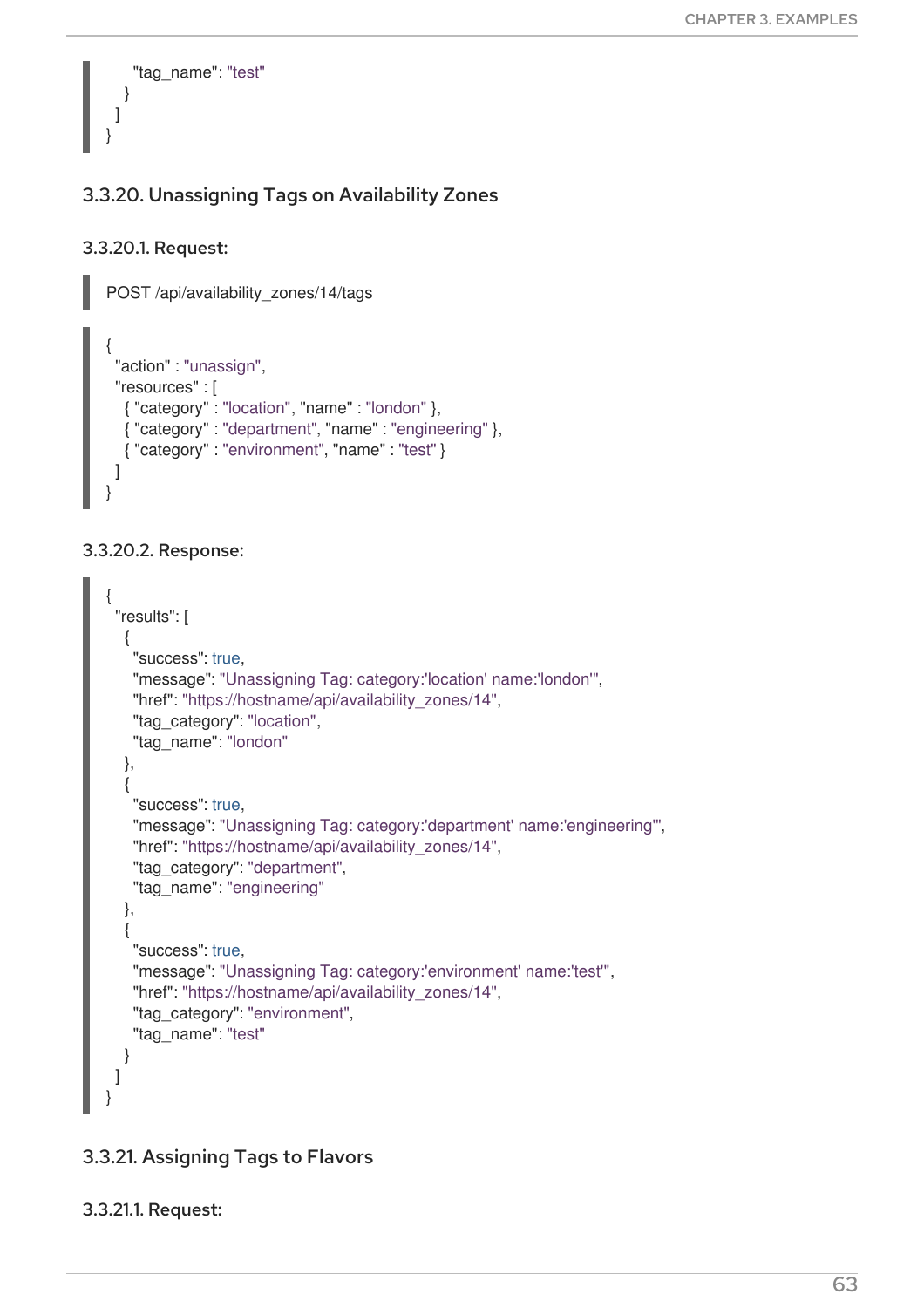```
      "tag_name": "test"
    }
  ]
}
```

### 3.3.20. Unassigning Tags on Availability Zones

#### 3.3.20.1. Request:

```
POST /api/availability_zones/14/tags
```

```
{
  "action" : "unassign",
  "resources" : [
    { "category" : "location", "name" : "london" },
    { "category" : "department", "name" : "engineering" },
    { "category" : "environment", "name" : "test" }
  ]
}
```

#### 3.3.20.2. Response:

```
{
  "results": [
    {
      "success": true,
      "message": "Unassigning Tag: category:'location' name:'london'",
      "href": "https://hostname/api/availability_zones/14",
      "tag_category": "location",
      "tag_name": "london"
    },
    {
      "success": true,
      "message": "Unassigning Tag: category:'department' name:'engineering'",
      "href": "https://hostname/api/availability_zones/14",
      "tag_category": "department",
      "tag_name": "engineering"
    },
    {
      "success": true,
      "message": "Unassigning Tag: category:'environment' name:'test'",
      "href": "https://hostname/api/availability_zones/14",
      "tag_category": "environment",
      "tag_name": "test"
    }
  ]
}
```

### 3.3.21. Assigning Tags to Flavors

#### 3.3.21.1. Request: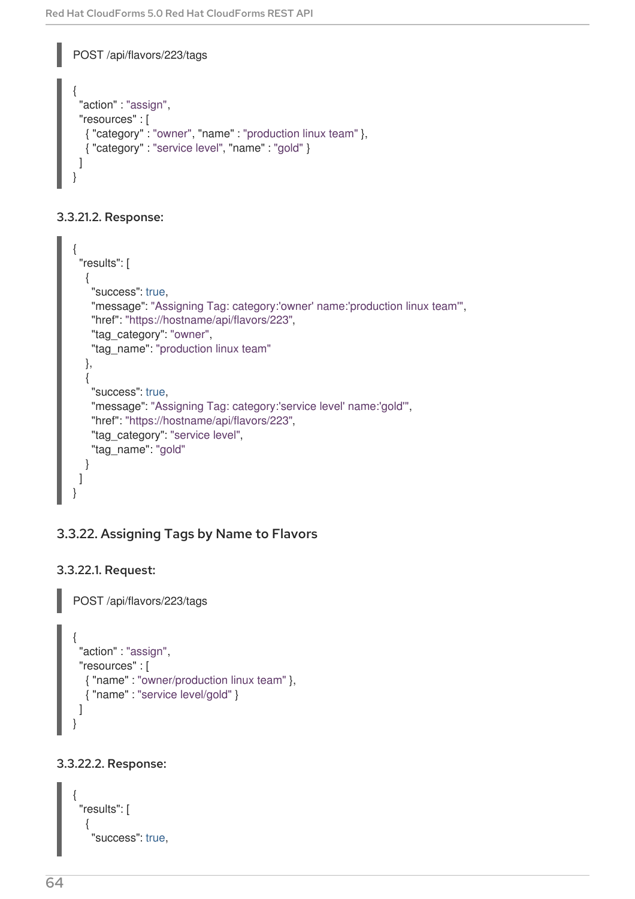```
POST /api/flavors/223/tags
```

```
{
  "action" : "assign",
  "resources" : [
    { "category" : "owner", "name" : "production linux team" },
    { "category" : "service level", "name" : "gold" }
  ]
}
```

#### 3.3.21.2. Response:

```
{
  "results": [
    {
      "success": true,
      "message": "Assigning Tag: category:'owner' name:'production linux team'",
      "href": "https://hostname/api/flavors/223",
      "tag_category": "owner",
      "tag_name": "production linux team"
    },
    {
      "success": true,
      "message": "Assigning Tag: category:'service level' name:'gold'",
      "href": "https://hostname/api/flavors/223",
      "tag_category": "service level",
      "tag_name": "gold"
    }
  ]
}
```

### 3.3.22. Assigning Tags by Name to Flavors

#### 3.3.22.1. Request:

```
POST /api/flavors/223/tags
```

```
{
  "action" : "assign",
  "resources" : [
    { "name" : "owner/production linux team" },
    { "name" : "service level/gold" }
  ]
}
```

#### 3.3.22.2. Response:

```
{
  "results": [
    {
      "success": true,
```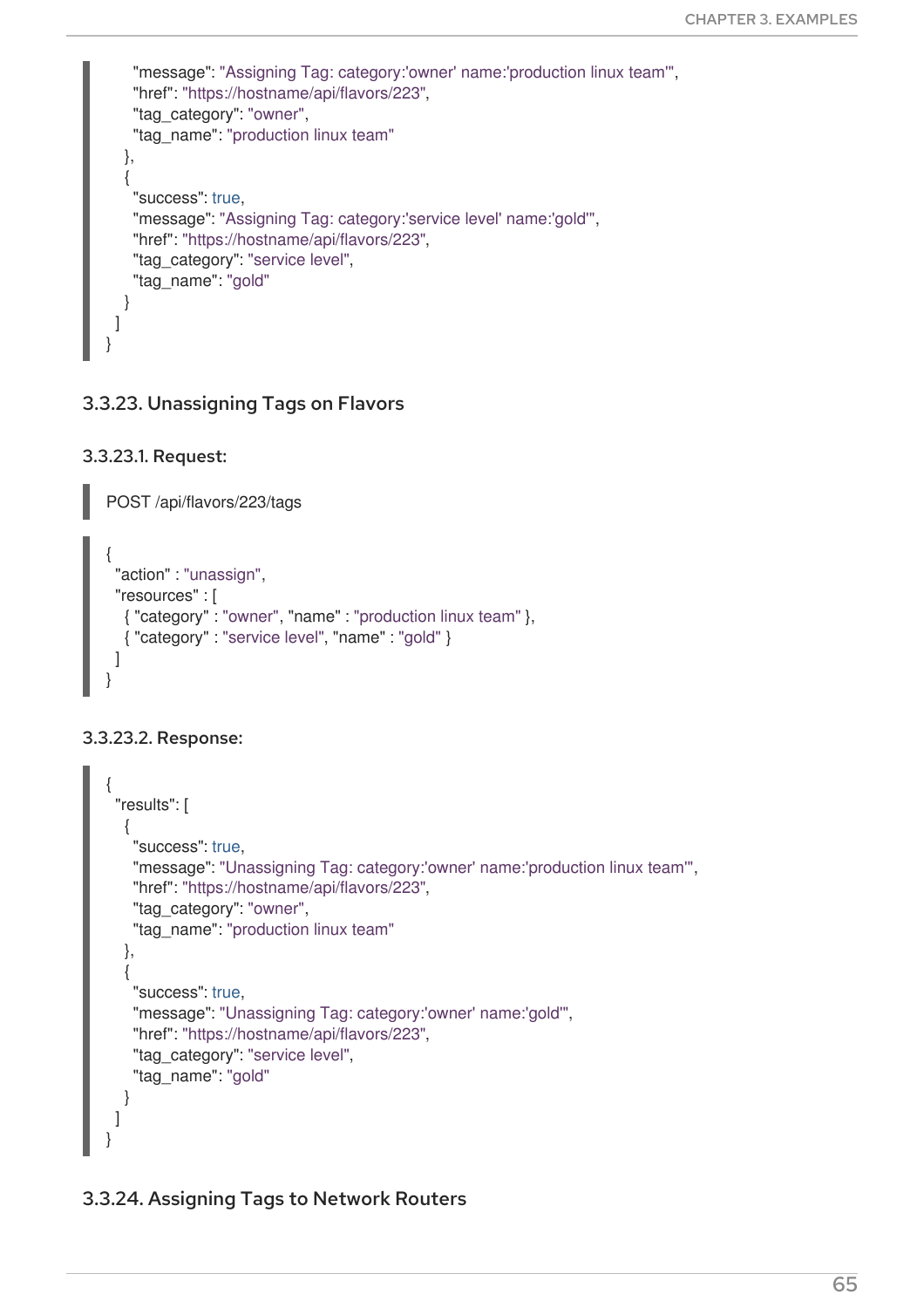```
    "message": "Assigning Tag: category:'owner' name:'production linux team'",
    "href": "https://hostname/api/flavors/223",
    "tag_category": "owner",
    "tag_name": "production linux team"
  },
  {
    "success": true,
    "message": "Assigning Tag: category:'service level' name:'gold'",
    "href": "https://hostname/api/flavors/223",
    "tag_category": "service level",
    "tag_name": "gold"
  }
 ]
}
```

### 3.3.23. Unassigning Tags on Flavors

#### 3.3.23.1. Request:

```
POST /api/flavors/223/tags
```

```
{
 "action" : "unassign",
 "resources" : [
  { "category" : "owner", "name" : "production linux team" },
  { "category" : "service level", "name" : "gold" }
 ]
}
```

#### 3.3.23.2. Response:

```
{
 "results": [
  {
    "success": true,
    "message": "Unassigning Tag: category:'owner' name:'production linux team'",
    "href": "https://hostname/api/flavors/223",
    "tag_category": "owner",
    "tag_name": "production linux team"
  },
  {
    "success": true,
    "message": "Unassigning Tag: category:'owner' name:'gold'",
    "href": "https://hostname/api/flavors/223",
    "tag_category": "service level",
    "tag_name": "gold"
  }
 ]
}
```

### 3.3.24. Assigning Tags to Network Routers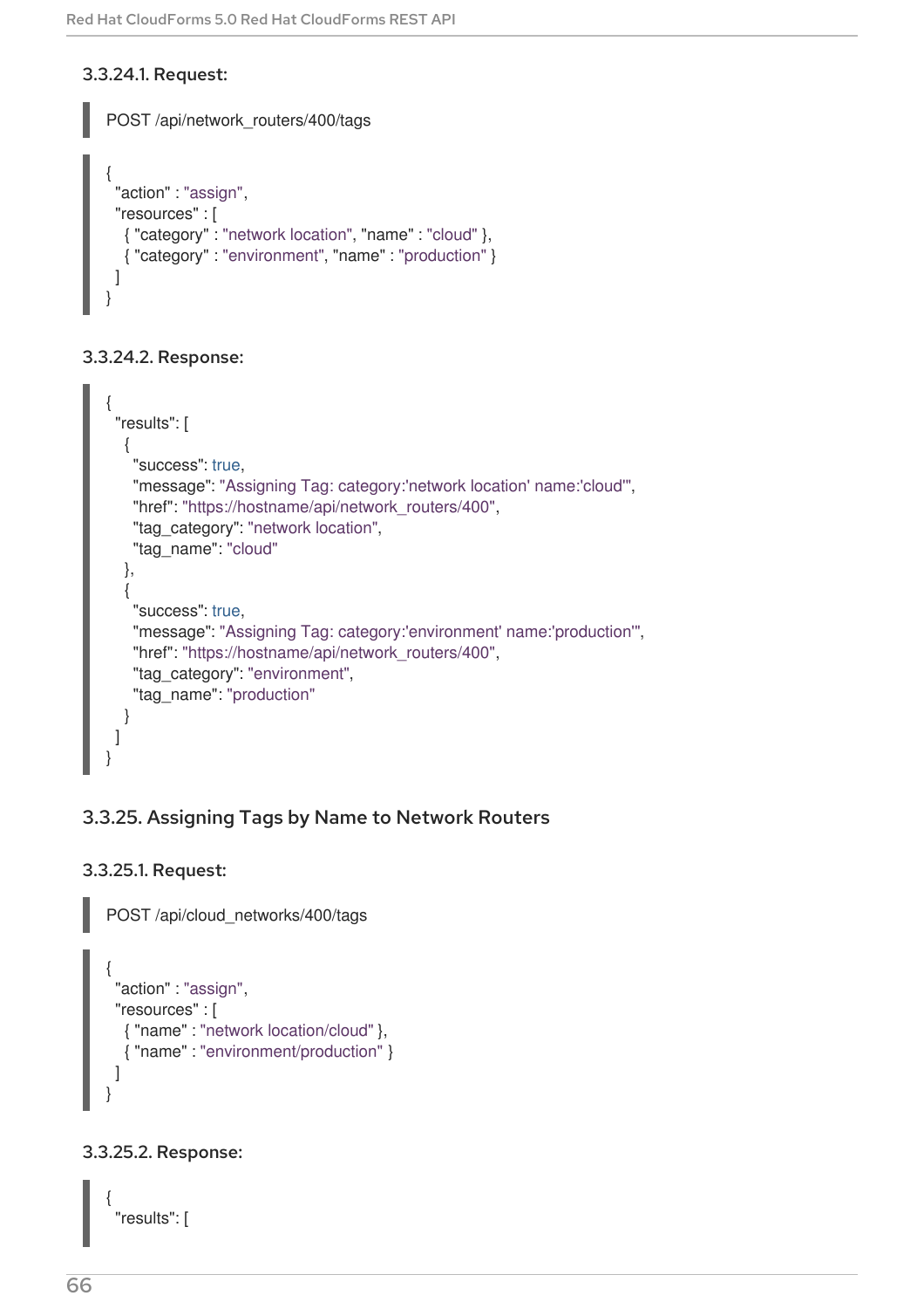#### 3.3.24.1. Request:

```
POST /api/network_routers/400/tags
```

```
{
  "action" : "assign",
  "resources" : [
    { "category" : "network location", "name" : "cloud" },
    { "category" : "environment", "name" : "production" }
  ]
}
```

#### 3.3.24.2. Response:

```
{
  "results": [
    {
      "success": true,
      "message": "Assigning Tag: category:'network location' name:'cloud'",
      "href": "https://hostname/api/network_routers/400",
      "tag_category": "network location",
      "tag_name": "cloud"
    },
    {
      "success": true,
      "message": "Assigning Tag: category:'environment' name:'production'",
      "href": "https://hostname/api/network_routers/400",
      "tag_category": "environment",
      "tag_name": "production"
    }
  ]
}
```

### 3.3.25. Assigning Tags by Name to Network Routers

#### 3.3.25.1. Request:

```
POST /api/cloud_networks/400/tags
```

```
{
  "action" : "assign",
  "resources" : [
    { "name" : "network location/cloud" },
    { "name" : "environment/production" }
  ]
}
```

#### 3.3.25.2. Response:

```
{
  "results": [
```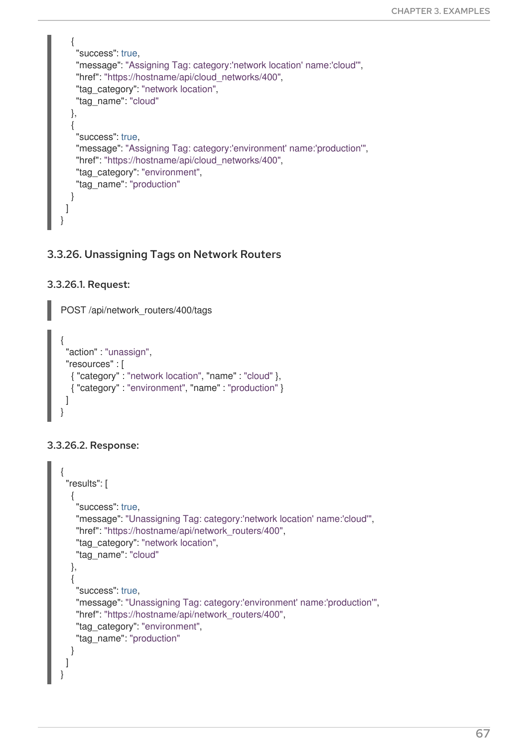```
    {
      "success": true,
      "message": "Assigning Tag: category:'network location' name:'cloud'",
      "href": "https://hostname/api/cloud_networks/400",
      "tag_category": "network location",
      "tag_name": "cloud"
    },
    {
      "success": true,
      "message": "Assigning Tag: category:'environment' name:'production'",
      "href": "https://hostname/api/cloud_networks/400",
      "tag_category": "environment",
      "tag_name": "production"
    }
  ]
}
```

### 3.3.26. Unassigning Tags on Network Routers

#### 3.3.26.1. Request:

```
POST /api/network_routers/400/tags
```

```
{
  "action" : "unassign",
  "resources" : [
    { "category" : "network location", "name" : "cloud" },
    { "category" : "environment", "name" : "production" }
  ]
}
```

#### 3.3.26.2. Response:

```
{
  "results": [
    {
      "success": true,
      "message": "Unassigning Tag: category:'network location' name:'cloud'",
      "href": "https://hostname/api/network_routers/400",
      "tag_category": "network location",
      "tag_name": "cloud"
    },
    {
      "success": true,
      "message": "Unassigning Tag: category:'environment' name:'production'",
      "href": "https://hostname/api/network_routers/400",
      "tag_category": "environment",
      "tag_name": "production"
    }
  ]
}
```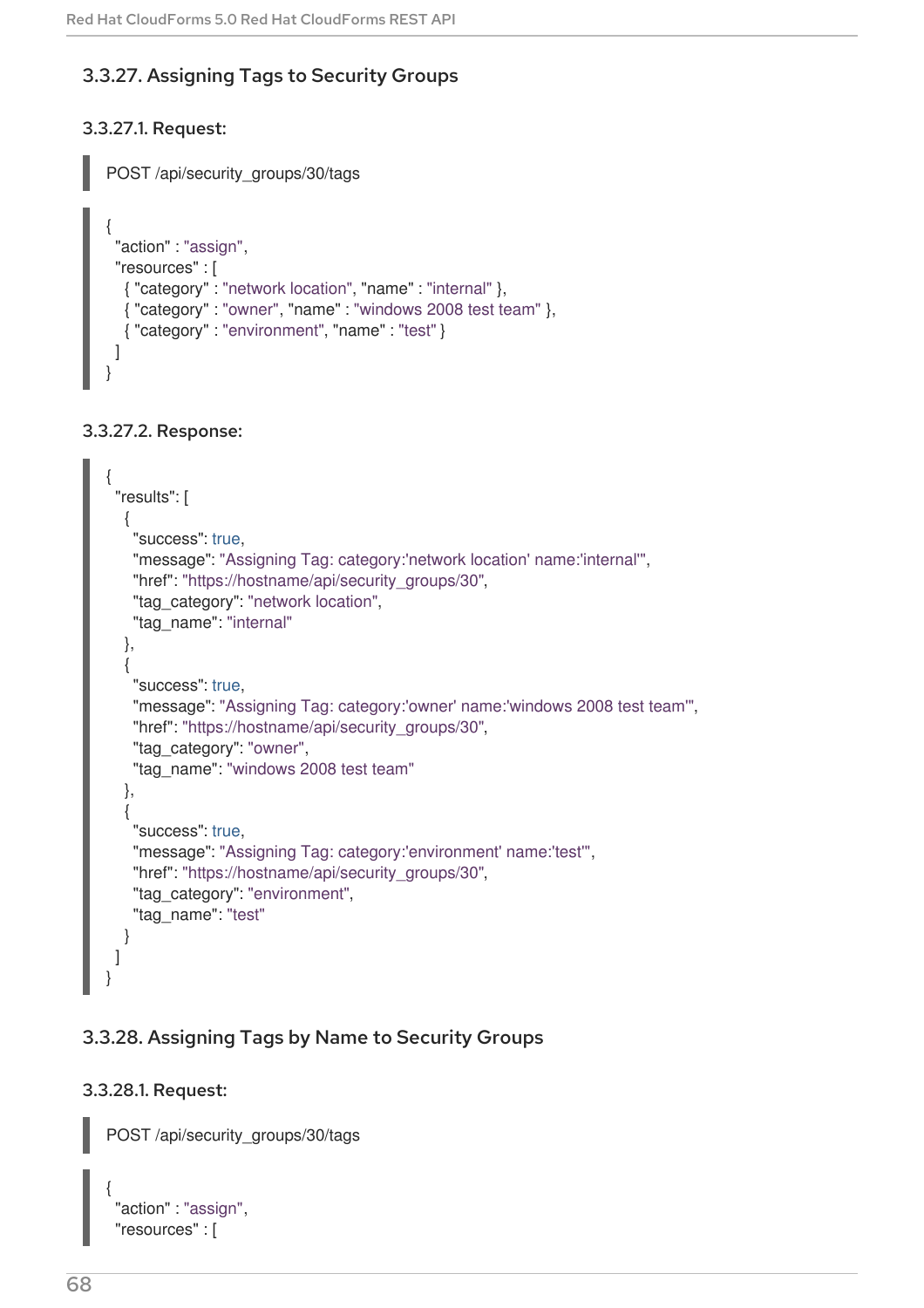### 3.3.27. Assigning Tags to Security Groups

#### 3.3.27.1. Request:

```
POST /api/security_groups/30/tags
```

```
{
  "action" : "assign",
  "resources" : [
    { "category" : "network location", "name" : "internal" },
    { "category" : "owner", "name" : "windows 2008 test team" },
    { "category" : "environment", "name" : "test" }
  ]
}
```

#### 3.3.27.2. Response:

```
{
  "results": [
    {
      "success": true,
      "message": "Assigning Tag: category:'network location' name:'internal'",
      "href": "https://hostname/api/security_groups/30",
      "tag_category": "network location",
      "tag_name": "internal"
    },
    {
      "success": true,
      "message": "Assigning Tag: category:'owner' name:'windows 2008 test team'",
      "href": "https://hostname/api/security_groups/30",
      "tag_category": "owner",
      "tag_name": "windows 2008 test team"
    },
    {
      "success": true,
      "message": "Assigning Tag: category:'environment' name:'test'",
      "href": "https://hostname/api/security_groups/30",
      "tag_category": "environment",
      "tag_name": "test"
    }
  ]
}
```

### 3.3.28. Assigning Tags by Name to Security Groups

#### 3.3.28.1. Request:

```
POST /api/security_groups/30/tags
```

```
{
  "action" : "assign",
  "resources" : [
```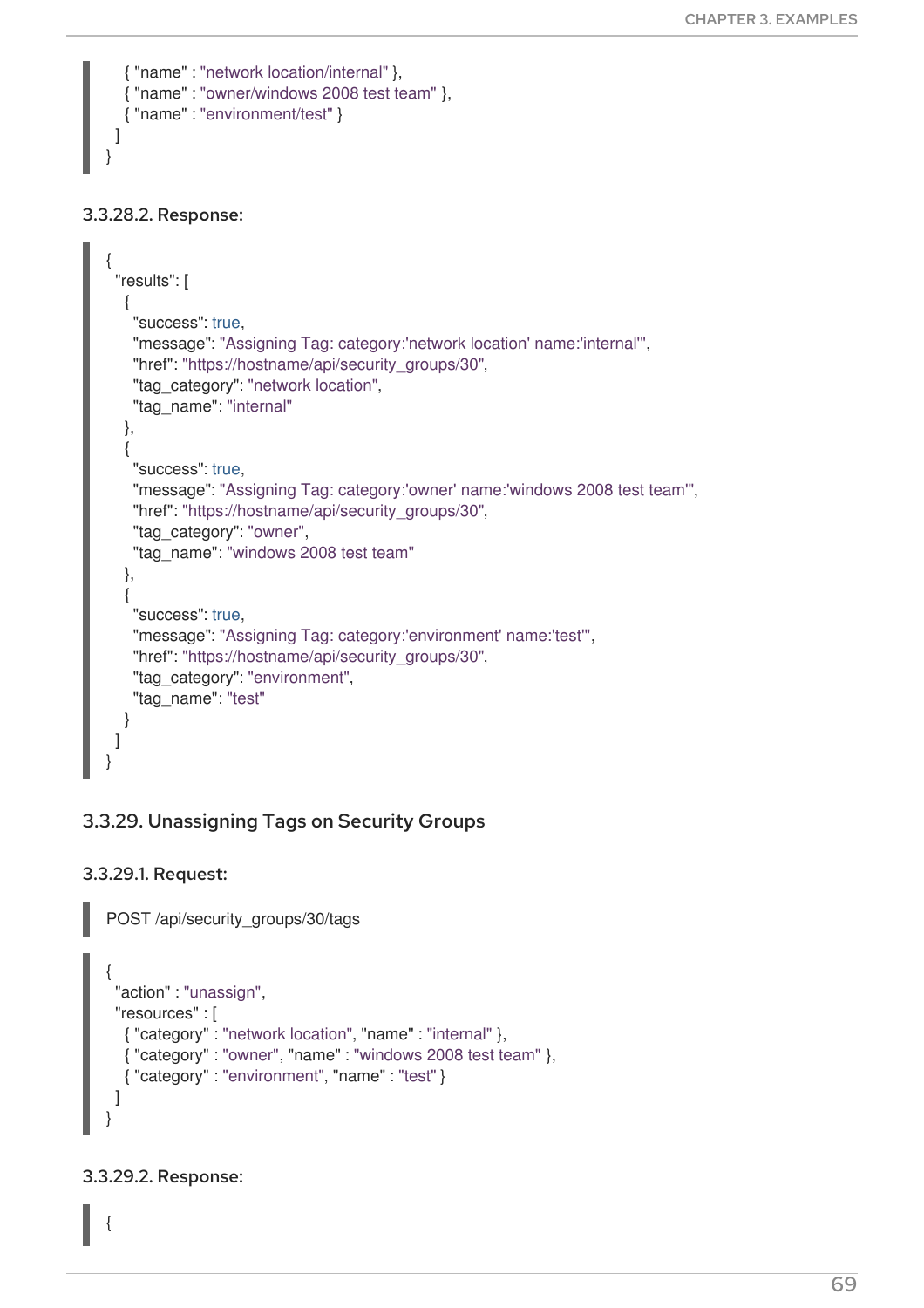```
    { "name" : "network location/internal" },
    { "name" : "owner/windows 2008 test team" },
    { "name" : "environment/test" }
  ]
}
```

#### 3.3.28.2. Response:

```
{
  "results": [
    {
      "success": true,
      "message": "Assigning Tag: category:'network location' name:'internal'",
      "href": "https://hostname/api/security_groups/30",
      "tag_category": "network location",
      "tag_name": "internal"
    },
    {
      "success": true,
      "message": "Assigning Tag: category:'owner' name:'windows 2008 test team'",
      "href": "https://hostname/api/security_groups/30",
      "tag_category": "owner",
      "tag_name": "windows 2008 test team"
    },
    {
      "success": true,
      "message": "Assigning Tag: category:'environment' name:'test'",
      "href": "https://hostname/api/security_groups/30",
      "tag_category": "environment",
      "tag_name": "test"
    }
  ]
}
```

### 3.3.29. Unassigning Tags on Security Groups

#### 3.3.29.1. Request:

```
POST /api/security_groups/30/tags
```

```
{
  "action" : "unassign",
  "resources" : [
    { "category" : "network location", "name" : "internal" },
    { "category" : "owner", "name" : "windows 2008 test team" },
    { "category" : "environment", "name" : "test" }
  ]
}
```

#### 3.3.29.2. Response:

```
{
```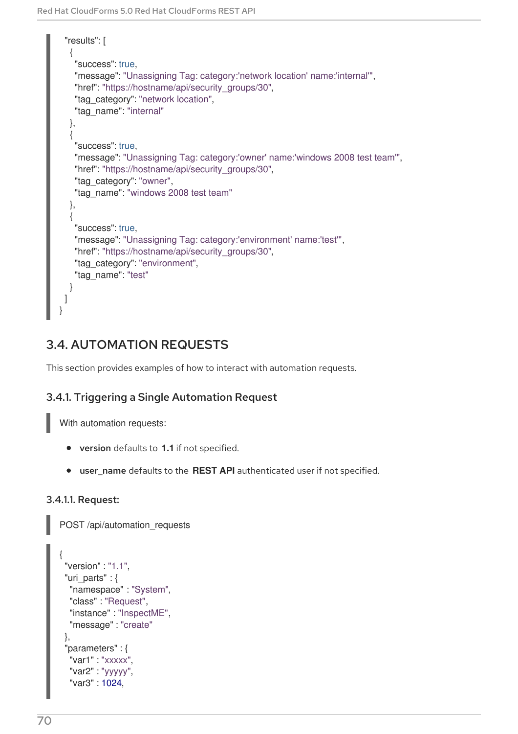```
  "results": [
    {
      "success": true,
      "message": "Unassigning Tag: category:'network location' name:'internal'",
      "href": "https://hostname/api/security_groups/30",
      "tag_category": "network location",
      "tag_name": "internal"
    },
    {
      "success": true,
      "message": "Unassigning Tag: category:'owner' name:'windows 2008 test team'",
      "href": "https://hostname/api/security_groups/30",
      "tag_category": "owner",
      "tag_name": "windows 2008 test team"
    },
    {
      "success": true,
      "message": "Unassigning Tag: category:'environment' name:'test'",
      "href": "https://hostname/api/security_groups/30",
      "tag_category": "environment",
      "tag_name": "test"
    }
  ]
}
```

## 3.4. AUTOMATION REQUESTS

This section provides examples of how to interact with automation requests.

### 3.4.1. Triggering a Single Automation Request

With automation requests:

- **version** defaults to **1.1** if not specified.
- **user_name** defaults to the **REST API** authenticated user if not specified.

#### 3.4.1.1. Request:

```
POST /api/automation_requests
```

```
{
  "version" : "1.1",
  "uri_parts" : {
    "namespace" : "System",
    "class" : "Request",
    "instance" : "InspectME",
    "message" : "create"
  },
  "parameters" : {
    "var1" : "xxxxx",
    "var2" : "yyyyy",
    "var3" : 1024,
```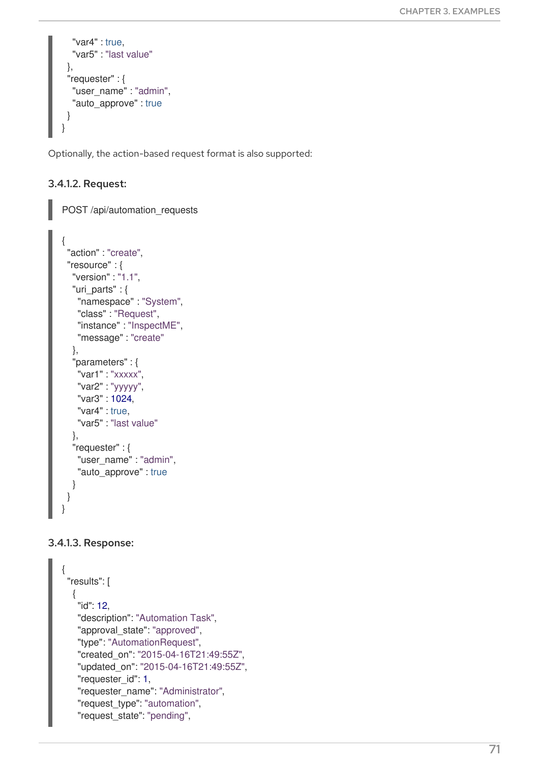```
    "var4" : true,
    "var5" : "last value"
  },
  "requester" : {
    "user_name" : "admin",
    "auto_approve" : true
  }
}
```

Optionally, the action-based request format is also supported:

#### 3.4.1.2. Request:

```
POST /api/automation_requests
```

```
{
  "action" : "create",
  "resource" : {
    "version" : "1.1",
    "uri_parts" : {
      "namespace" : "System",
      "class" : "Request",
      "instance" : "InspectME",
      "message" : "create"
    },
    "parameters" : {
      "var1" : "xxxxx",
      "var2" : "yyyyy",
      "var3" : 1024,
      "var4" : true,
      "var5" : "last value"
    },
    "requester" : {
      "user_name" : "admin",
      "auto_approve" : true
    }
  }
}
```

#### 3.4.1.3. Response:

```
{
  "results": [
    {
      "id": 12,
      "description": "Automation Task",
      "approval_state": "approved",
      "type": "AutomationRequest",
      "created_on": "2015-04-16T21:49:55Z",
      "updated_on": "2015-04-16T21:49:55Z",
      "requester_id": 1,
      "requester_name": "Administrator",
      "request_type": "automation",
      "request_state": "pending",
```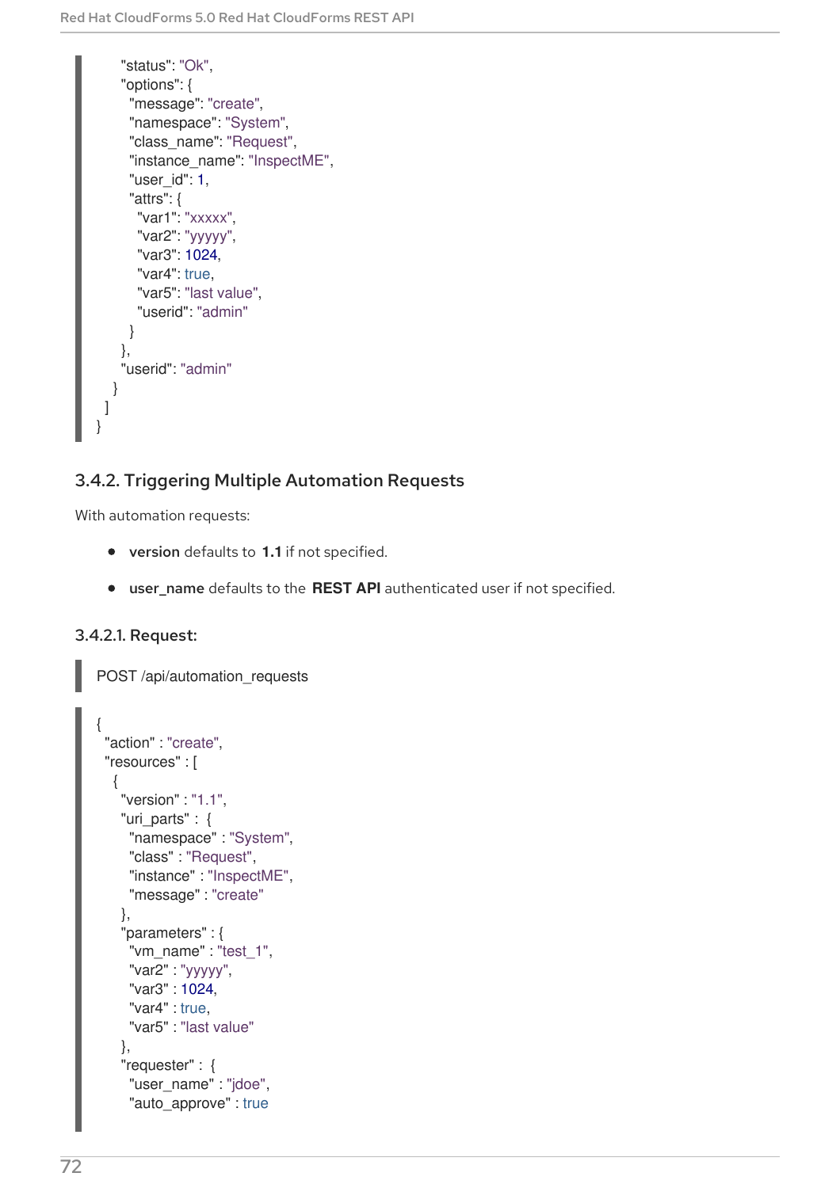```
"status": "Ok",
    "options": {
      "message": "create",
      "namespace": "System",
      "class_name": "Request",
      "instance_name": "InspectME",
      "user_id": 1,
      "attrs": {
        "var1": "xxxxx",
        "var2": "yyyyy",
        "var3": 1024,
        "var4": true,
        "var5": "last value",
        "userid": "admin"
      }
    },
    "userid": "admin"
  }
 ]
}
```

### 3.4.2. Triggering Multiple Automation Requests

With automation requests:

- **version** defaults to **1.1** if not specified.
- **user_name** defaults to the **REST API** authenticated user if not specified.

#### 3.4.2.1. Request:

```
POST /api/automation_requests
```

```
{
  "action" : "create",
  "resources" : [
    {
      "version" : "1.1",
      "uri_parts" : {
        "namespace" : "System",
        "class" : "Request",
        "instance" : "InspectME",
        "message" : "create"
      },
      "parameters" : {
        "vm_name" : "test_1",
        "var2" : "yyyyy",
        "var3" : 1024,
        "var4" : true,
        "var5" : "last value"
      },
      "requester" : {
        "user_name" : "jdoe",
        "auto_approve" : true
```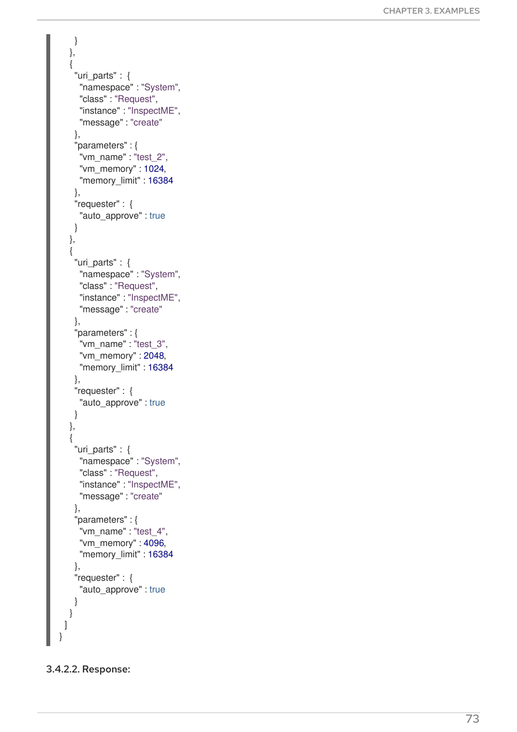```
      }
    },
    {
      "uri_parts" : {
        "namespace" : "System",
        "class" : "Request",
        "instance" : "InspectME",
        "message" : "create"
      },
      "parameters" : {
        "vm_name" : "test_2",
        "vm_memory" : 1024,
        "memory_limit" : 16384
      },
      "requester" : {
        "auto_approve" : true
      }
    },
    {
      "uri_parts" : {
        "namespace" : "System",
        "class" : "Request",
        "instance" : "InspectME",
        "message" : "create"
      },
      "parameters" : {
        "vm_name" : "test_3",
        "vm_memory" : 2048,
        "memory_limit" : 16384
      },
      "requester" : {
        "auto_approve" : true
      }
    },
    {
      "uri_parts" : {
        "namespace" : "System",
        "class" : "Request",
        "instance" : "InspectME",
        "message" : "create"
      },
      "parameters" : {
        "vm_name" : "test_4",
        "vm_memory" : 4096,
        "memory_limit" : 16384
      },
      "requester" : {
        "auto_approve" : true
      }
    }
  ]
}
```

#### 3.4.2.2. Response: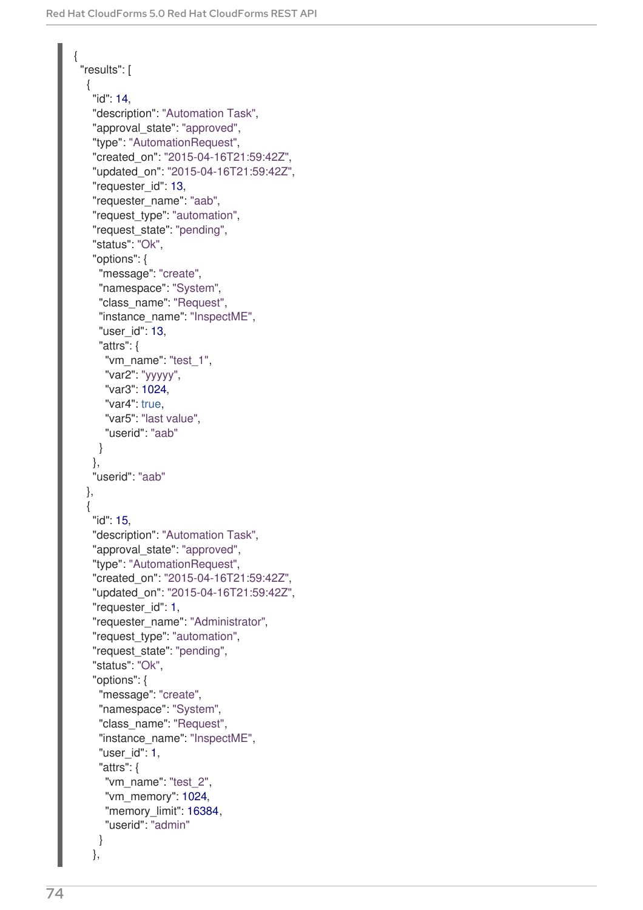```
{
  "results": [
    {
      "id": 14,
      "description": "Automation Task",
      "approval_state": "approved",
      "type": "AutomationRequest",
      "created_on": "2015-04-16T21:59:42Z",
      "updated_on": "2015-04-16T21:59:42Z",
      "requester_id": 13,
      "requester_name": "aab",
      "request_type": "automation",
      "request_state": "pending",
      "status": "Ok",
      "options": {
        "message": "create",
        "namespace": "System",
        "class_name": "Request",
        "instance_name": "InspectME",
        "user_id": 13,
        "attrs": {
          "vm_name": "test_1",
          "var2": "yyyyy",
          "var3": 1024,
          "var4": true,
          "var5": "last value",
          "userid": "aab"
        }
      },
      "userid": "aab"
    },
    {
      "id": 15,
      "description": "Automation Task",
      "approval_state": "approved",
      "type": "AutomationRequest",
      "created_on": "2015-04-16T21:59:42Z",
      "updated_on": "2015-04-16T21:59:42Z",
      "requester_id": 1,
      "requester_name": "Administrator",
      "request_type": "automation",
      "request_state": "pending",
      "status": "Ok",
      "options": {
        "message": "create",
        "namespace": "System",
        "class_name": "Request",
        "instance_name": "InspectME",
        "user_id": 1,
        "attrs": {
          "vm_name": "test_2",
          "vm_memory": 1024,
          "memory_limit": 16384,
          "userid": "admin"
        }
      },
```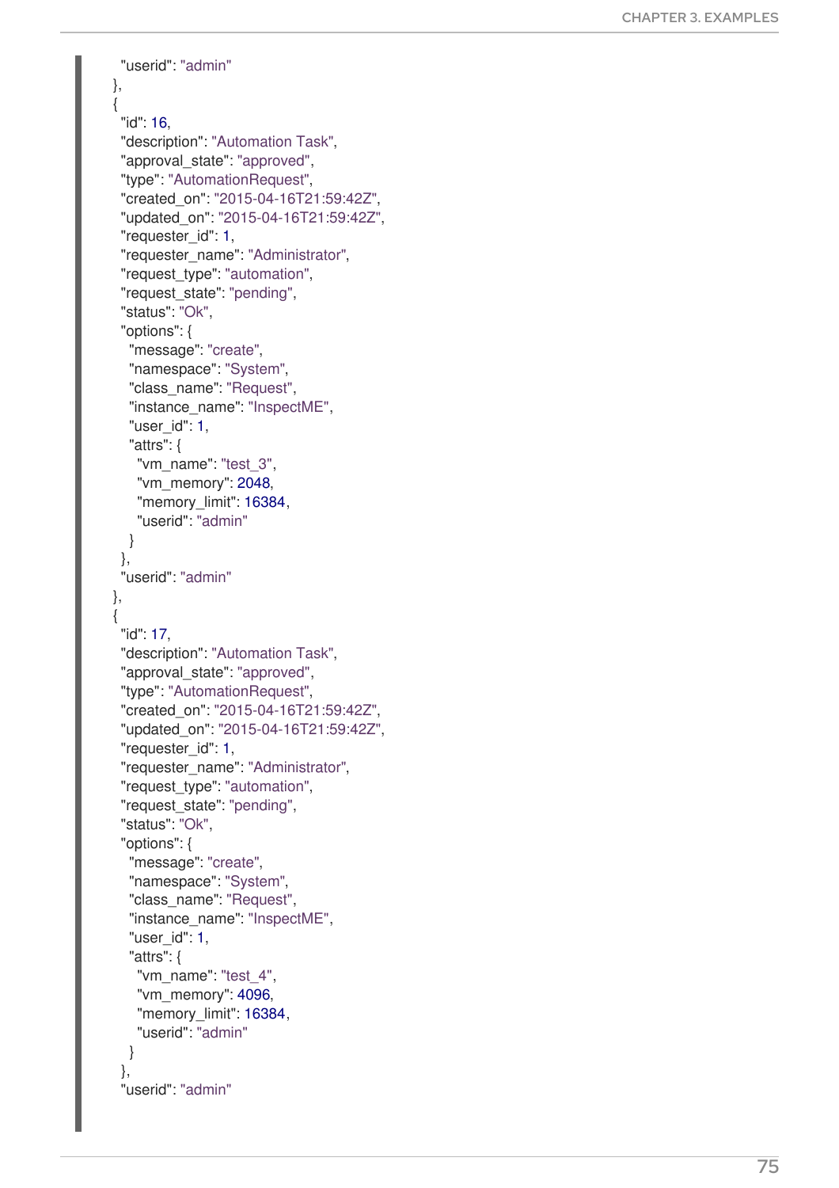```
    "userid": "admin"
  },
  {
    "id": 16,
    "description": "Automation Task",
    "approval_state": "approved",
    "type": "AutomationRequest",
    "created_on": "2015-04-16T21:59:42Z",
    "updated_on": "2015-04-16T21:59:42Z",
    "requester_id": 1,
    "requester_name": "Administrator",
    "request_type": "automation",
    "request_state": "pending",
    "status": "Ok",
    "options": {
      "message": "create",
      "namespace": "System",
      "class_name": "Request",
      "instance_name": "InspectME",
      "user_id": 1,
      "attrs": {
        "vm_name": "test_3",
        "vm_memory": 2048,
        "memory_limit": 16384,
        "userid": "admin"
      }
    },
    "userid": "admin"
  },
  {
    "id": 17,
    "description": "Automation Task",
    "approval_state": "approved",
    "type": "AutomationRequest",
    "created_on": "2015-04-16T21:59:42Z",
    "updated_on": "2015-04-16T21:59:42Z",
    "requester_id": 1,
    "requester_name": "Administrator",
    "request_type": "automation",
    "request_state": "pending",
    "status": "Ok",
    "options": {
      "message": "create",
      "namespace": "System",
      "class_name": "Request",
      "instance_name": "InspectME",
      "user_id": 1,
      "attrs": {
        "vm_name": "test_4",
        "vm_memory": 4096,
        "memory_limit": 16384,
        "userid": "admin"
      }
    },
    "userid": "admin"
```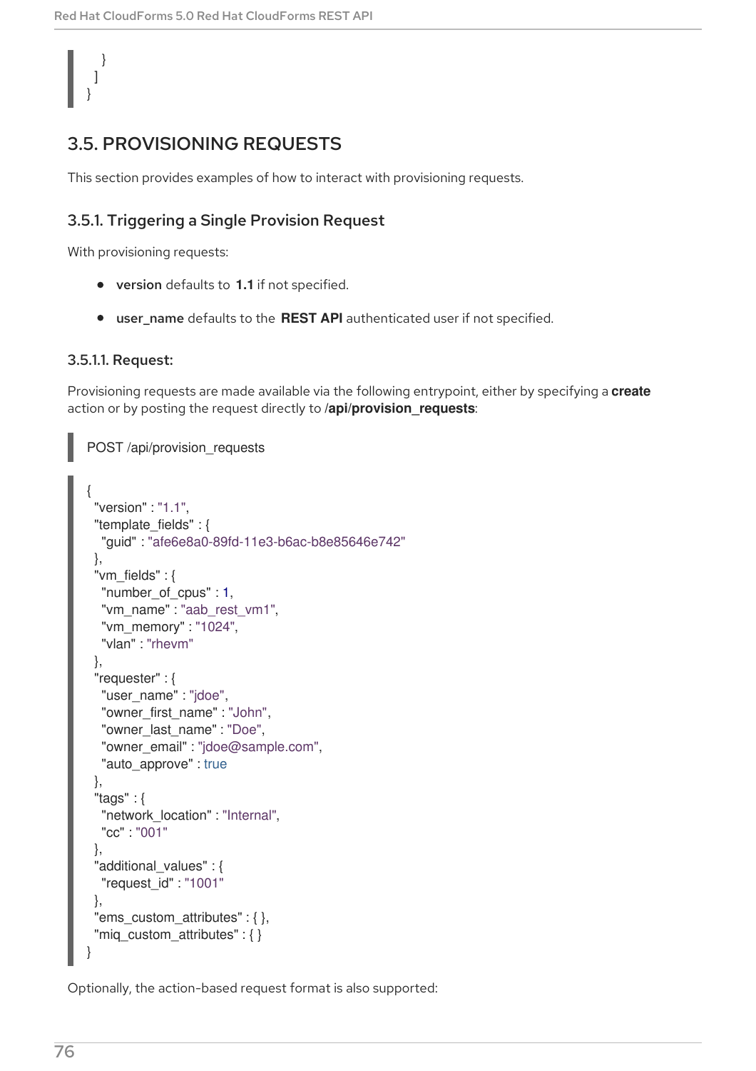```
    }
  ]
}
```

## 3.5. PROVISIONING REQUESTS

This section provides examples of how to interact with provisioning requests.

### 3.5.1. Triggering a Single Provision Request

With provisioning requests:

- **version** defaults to **1.1** if not specified.
- **user_name** defaults to the **REST API** authenticated user if not specified.

#### 3.5.1.1. Request:

Provisioning requests are made available via the following entrypoint, either by specifying a **create** action or by posting the request directly to **/api/provision_requests**:

```
POST /api/provision_requests
```

```
{
  "version" : "1.1",
  "template_fields" : {
    "guid" : "afe6e8a0-89fd-11e3-b6ac-b8e85646e742"
  },
  "vm_fields" : {
    "number_of_cpus" : 1,
    "vm_name" : "aab_rest_vm1",
    "vm_memory" : "1024",
    "vlan" : "rhevm"
  },
  "requester" : {
    "user_name" : "jdoe",
    "owner_first_name" : "John",
    "owner_last_name" : "Doe",
    "owner_email" : "jdoe@sample.com",
    "auto_approve" : true
  },
  "tags" : {
    "network_location" : "Internal",
    "cc" : "001"
  },
  "additional_values" : {
    "request_id" : "1001"
  },
  "ems_custom_attributes" : { },
  "miq_custom_attributes" : { }
}
```

Optionally, the action-based request format is also supported: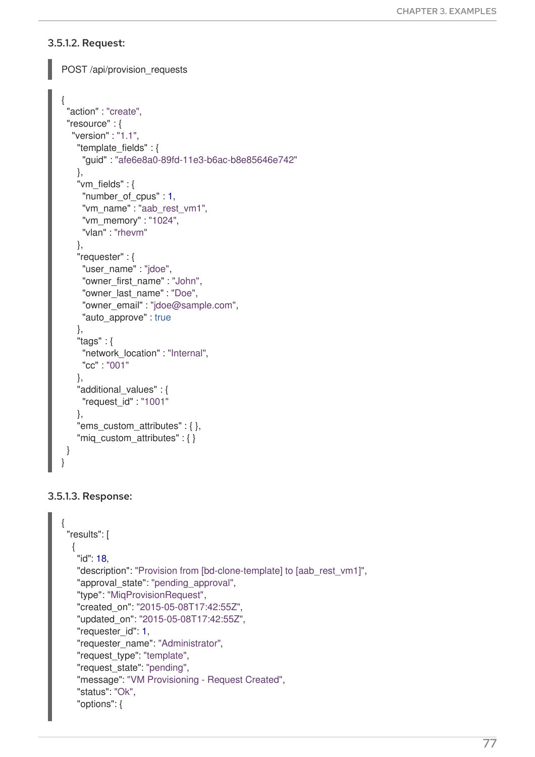### 3.5.1.2. Request:

```
POST /api/provision_requests
```

```
{
  "action" : "create",
  "resource" : {
    "version" : "1.1",
      "template_fields" : {
        "guid" : "afe6e8a0-89fd-11e3-b6ac-b8e85646e742"
      },
      "vm_fields" : {
        "number_of_cpus" : 1,
        "vm_name" : "aab_rest_vm1",
        "vm_memory" : "1024",
        "vlan" : "rhevm"
      },
      "requester" : {
        "user_name" : "jdoe",
        "owner_first_name" : "John",
        "owner_last_name" : "Doe",
        "owner_email" : "jdoe@sample.com",
        "auto_approve" : true
      },
      "tags" : {
        "network_location" : "Internal",
        "cc" : "001"
      },
      "additional_values" : {
        "request_id" : "1001"
      },
      "ems_custom_attributes" : { },
      "miq_custom_attributes" : { }
  }
}
```

### 3.5.1.3. Response:

```
{
  "results": [
    {
      "id": 18,
      "description": "Provision from [bd-clone-template] to [aab_rest_vm1]",
      "approval_state": "pending_approval",
      "type": "MiqProvisionRequest",
      "created_on": "2015-05-08T17:42:55Z",
      "updated_on": "2015-05-08T17:42:55Z",
      "requester_id": 1,
      "requester_name": "Administrator",
      "request_type": "template",
      "request_state": "pending",
      "message": "VM Provisioning - Request Created",
      "status": "Ok",
      "options": {
```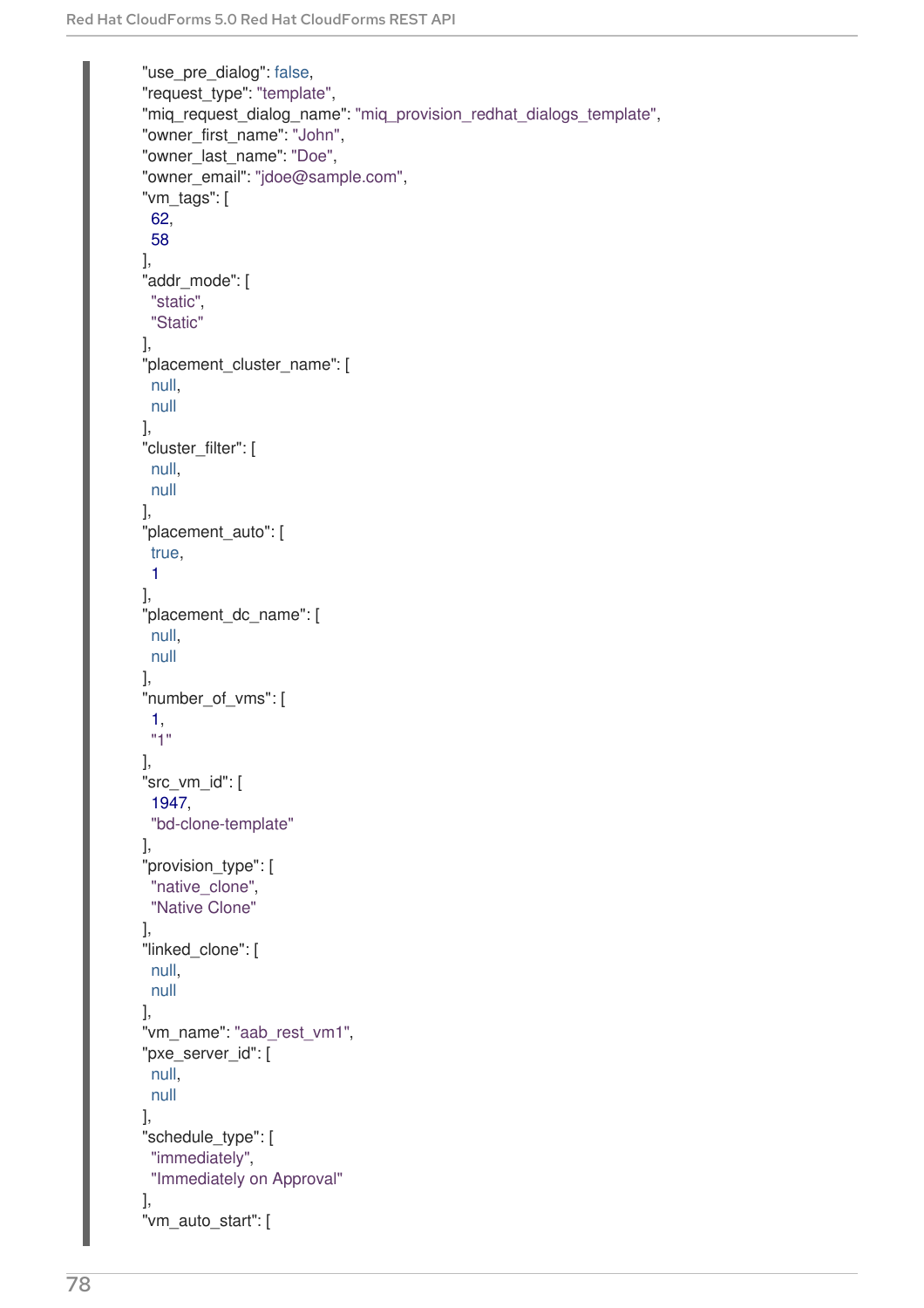```
"use_pre_dialog": false,
"request_type": "template",
"miq_request_dialog_name": "miq_provision_redhat_dialogs_template",
"owner_first_name": "John",
"owner_last_name": "Doe",
"owner_email": "jdoe@sample.com",
"vm_tags": [
 62,
 58
],
"addr_mode": [
 "static",
 "Static"
],
"placement_cluster_name": [
 null,
 null
],
"cluster_filter": [
 null,
 null
],
"placement_auto": [
 true,
 1
],
"placement_dc_name": [
 null,
 null
],
"number_of_vms": [
 1,
 "1"
],
"src_vm_id": [
 1947,
 "bd-clone-template"
],
"provision_type": [
 "native_clone",
 "Native Clone"
],
"linked_clone": [
 null,
 null
],
"vm_name": "aab_rest_vm1",
"pxe_server_id": [
 null,
 null
],
"schedule_type": [
 "immediately",
 "Immediately on Approval"
],
"vm_auto_start": [
```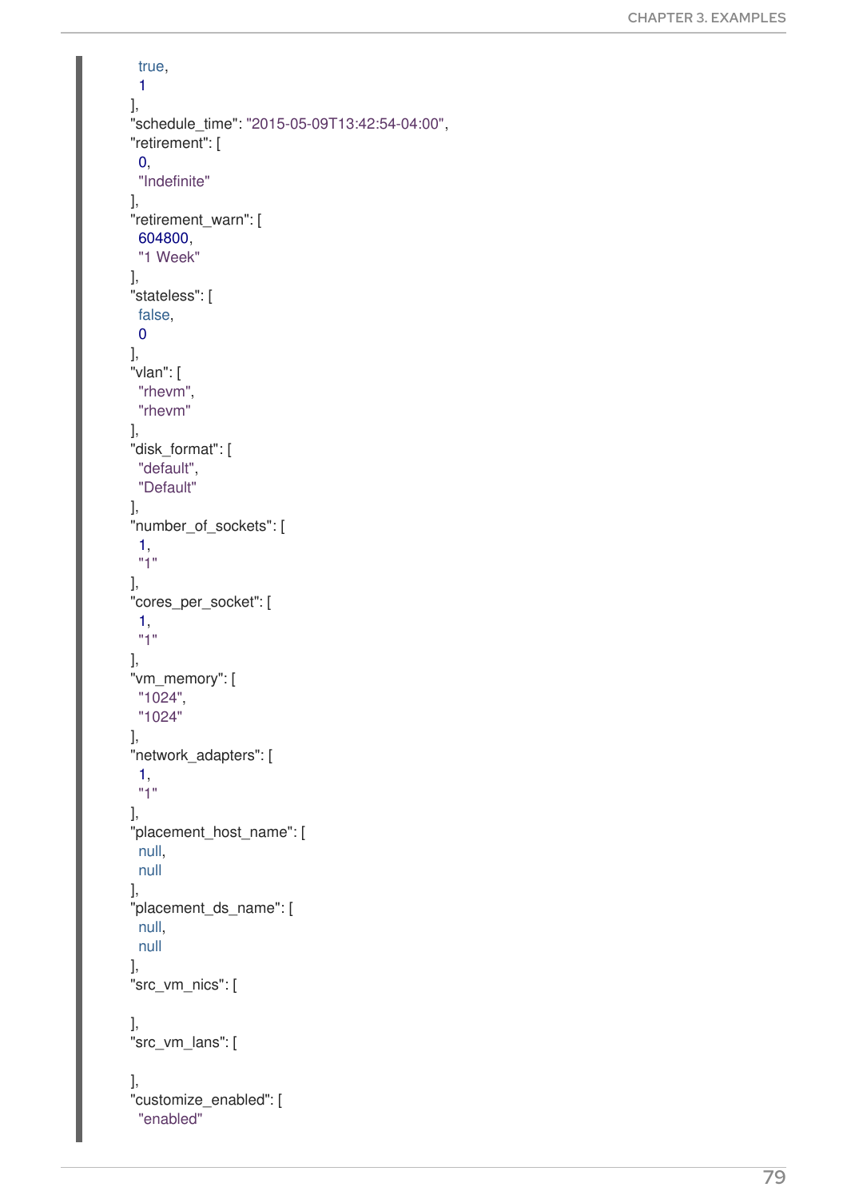```
    true,
    1
  ],
  "schedule_time": "2015-05-09T13:42:54-04:00",
  "retirement": [
    0,
    "Indefinite"
  ],
  "retirement_warn": [
    604800,
    "1 Week"
  ],
  "stateless": [
    false,
    0
  ],
  "vlan": [
    "rhevm",
    "rhevm"
  ],
  "disk_format": [
    "default",
    "Default"
  ],
  "number_of_sockets": [
    1,
    "1"
  ],
  "cores_per_socket": [
    1,
    "1"
  ],
  "vm_memory": [
    "1024",
    "1024"
  ],
  "network_adapters": [
    1,
    "1"
  ],
  "placement_host_name": [
    null,
    null
  ],
  "placement_ds_name": [
    null,
    null
  ],
  "src_vm_nics": [

  ],
  "src_vm_lans": [

  ],
  "customize_enabled": [
    "enabled"
```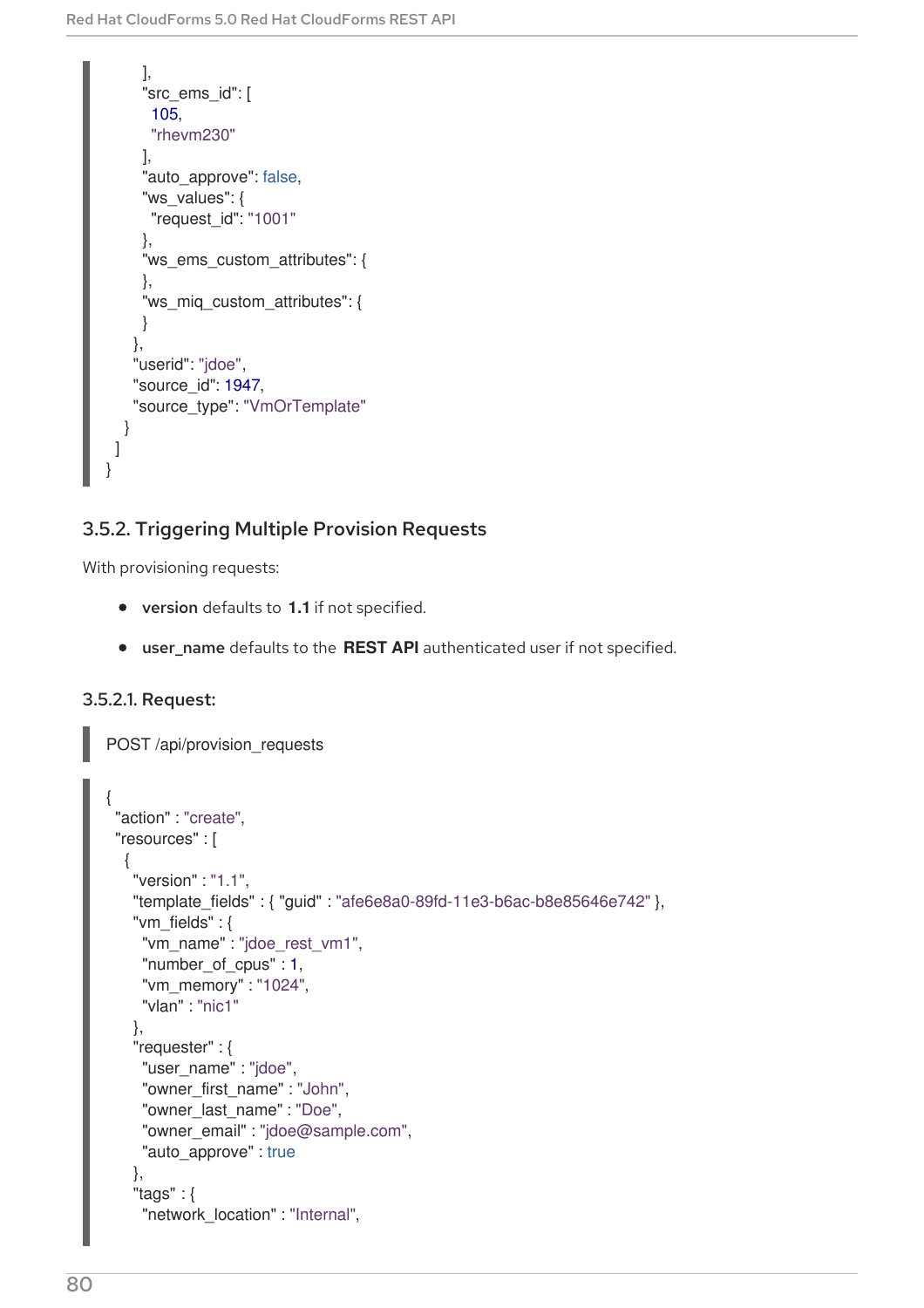```
        ],
        "src_ems_id": [
         105,
         "rhevm230"
        ],
        "auto_approve": false,
        "ws_values": {
         "request_id": "1001"
        },
        "ws_ems_custom_attributes": {
        },
        "ws_miq_custom_attributes": {
        }
       },
       "userid": "jdoe",
       "source_id": 1947,
       "source_type": "VmOrTemplate"
     }
   ]
}
```

### 3.5.2. Triggering Multiple Provision Requests

With provisioning requests:

- **version** defaults to **1.1** if not specified.
- **user_name** defaults to the **REST API** authenticated user if not specified.

#### 3.5.2.1. Request:

```
POST /api/provision_requests
```

```
{
  "action" : "create",
  "resources" : [
    {
      "version" : "1.1",
      "template_fields" : { "guid" : "afe6e8a0-89fd-11e3-b6ac-b8e85646e742" },
      "vm_fields" : {
        "vm_name" : "jdoe_rest_vm1",
        "number_of_cpus" : 1,
        "vm_memory" : "1024",
        "vlan" : "nic1"
      },
      "requester" : {
        "user_name" : "jdoe",
        "owner_first_name" : "John",
        "owner_last_name" : "Doe",
        "owner_email" : "jdoe@sample.com",
        "auto_approve" : true
      },
      "tags" : {
        "network_location" : "Internal",
```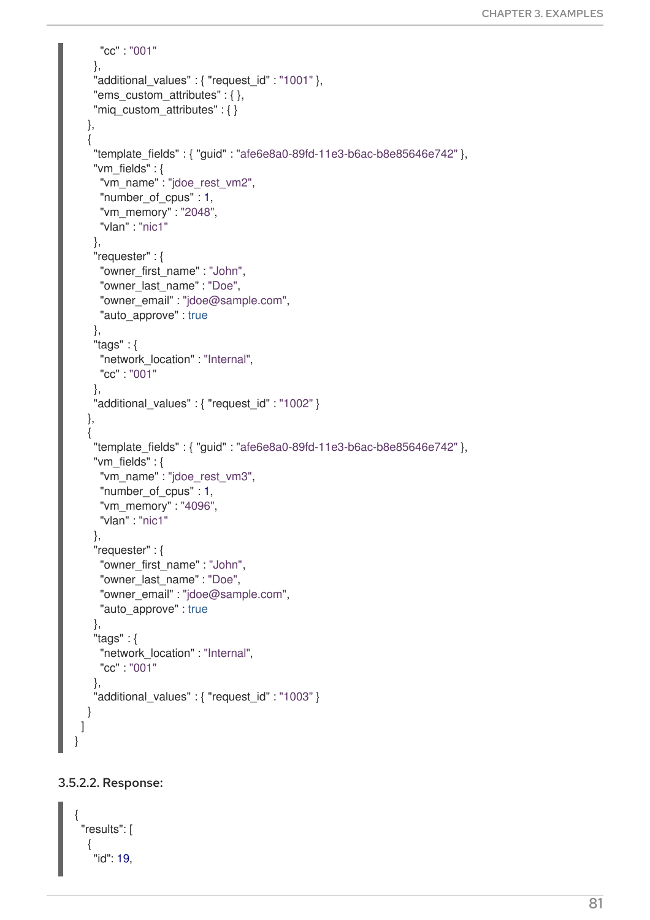```
        "cc" : "001"
      },
      "additional_values" : { "request_id" : "1001" },
      "ems_custom_attributes" : { },
      "miq_custom_attributes" : { }
    },
    {
      "template_fields" : { "guid" : "afe6e8a0-89fd-11e3-b6ac-b8e85646e742" },
      "vm_fields" : {
        "vm_name" : "jdoe_rest_vm2",
        "number_of_cpus" : 1,
        "vm_memory" : "2048",
        "vlan" : "nic1"
      },
      "requester" : {
        "owner_first_name" : "John",
        "owner_last_name" : "Doe",
        "owner_email" : "jdoe@sample.com",
        "auto_approve" : true
      },
      "tags" : {
        "network_location" : "Internal",
        "cc" : "001"
      },
      "additional_values" : { "request_id" : "1002" }
    },
    {
      "template_fields" : { "guid" : "afe6e8a0-89fd-11e3-b6ac-b8e85646e742" },
      "vm_fields" : {
        "vm_name" : "jdoe_rest_vm3",
        "number_of_cpus" : 1,
        "vm_memory" : "4096",
        "vlan" : "nic1"
      },
      "requester" : {
        "owner_first_name" : "John",
        "owner_last_name" : "Doe",
        "owner_email" : "jdoe@sample.com",
        "auto_approve" : true
      },
      "tags" : {
        "network_location" : "Internal",
        "cc" : "001"
      },
      "additional_values" : { "request_id" : "1003" }
    }
  ]
}
```

#### 3.5.2.2. Response:

```
{
  "results": [
    {
      "id": 19,
```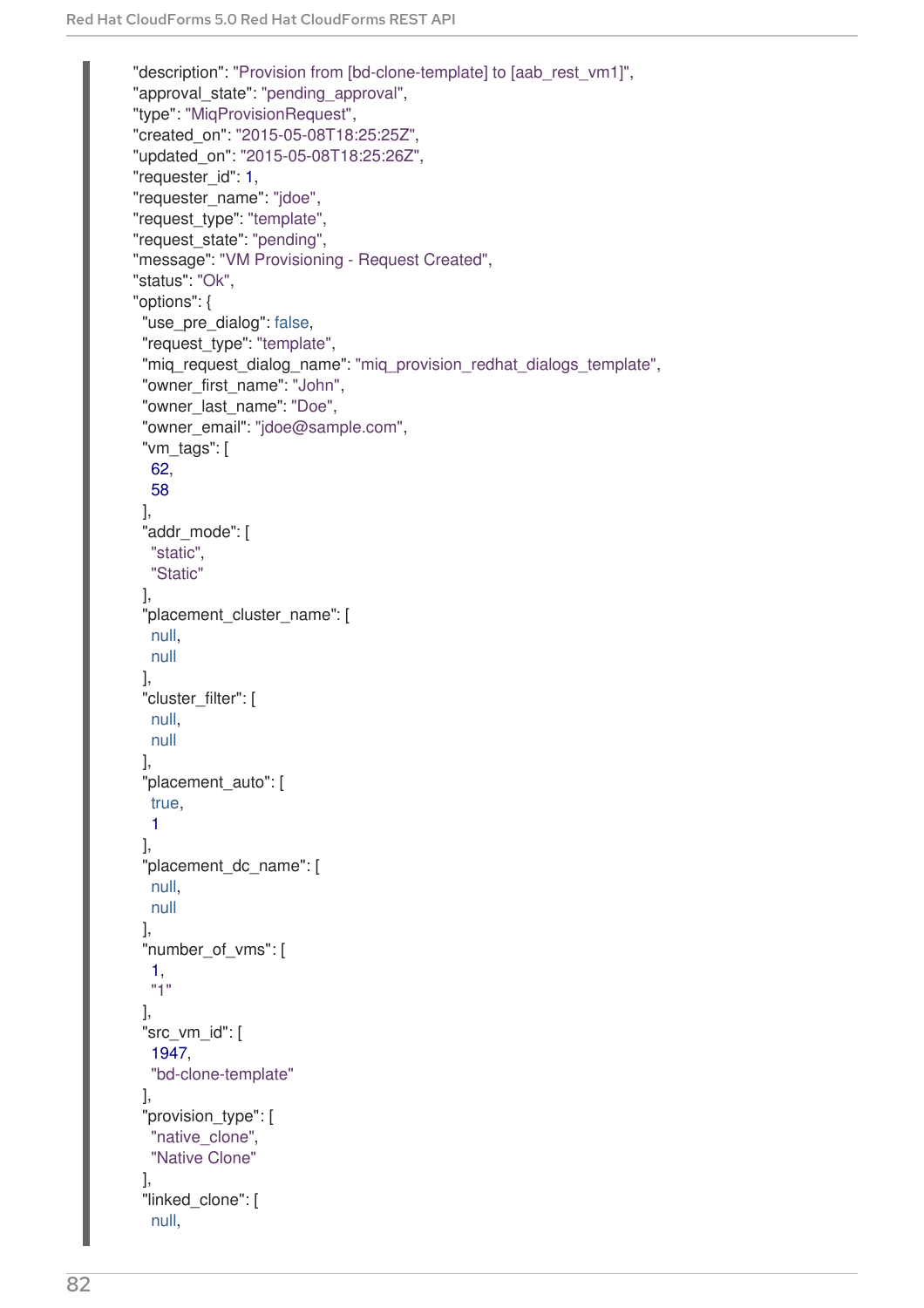```
"description": "Provision from [bd-clone-template] to [aab_rest_vm1]",
"approval_state": "pending_approval",
"type": "MiqProvisionRequest",
"created_on": "2015-05-08T18:25:25Z",
"updated_on": "2015-05-08T18:25:26Z",
"requester_id": 1,
"requester_name": "jdoe",
"request_type": "template",
"request_state": "pending",
"message": "VM Provisioning - Request Created",
"status": "Ok",
"options": {
 "use_pre_dialog": false,
 "request_type": "template",
 "miq_request_dialog_name": "miq_provision_redhat_dialogs_template",
 "owner_first_name": "John",
 "owner_last_name": "Doe",
 "owner_email": "jdoe@sample.com",
 "vm_tags": [
  62,
  58
 ],
 "addr_mode": [
  "static",
  "Static"
 ],
 "placement_cluster_name": [
  null,
  null
 ],
 "cluster_filter": [
  null,
  null
 ],
 "placement_auto": [
  true,
  1
 ],
 "placement_dc_name": [
  null,
  null
 ],
 "number_of_vms": [
  1,
  "1"
 ],
 "src_vm_id": [
  1947,
  "bd-clone-template"
 ],
 "provision_type": [
  "native_clone",
  "Native Clone"
 ],
 "linked_clone": [
  null,
```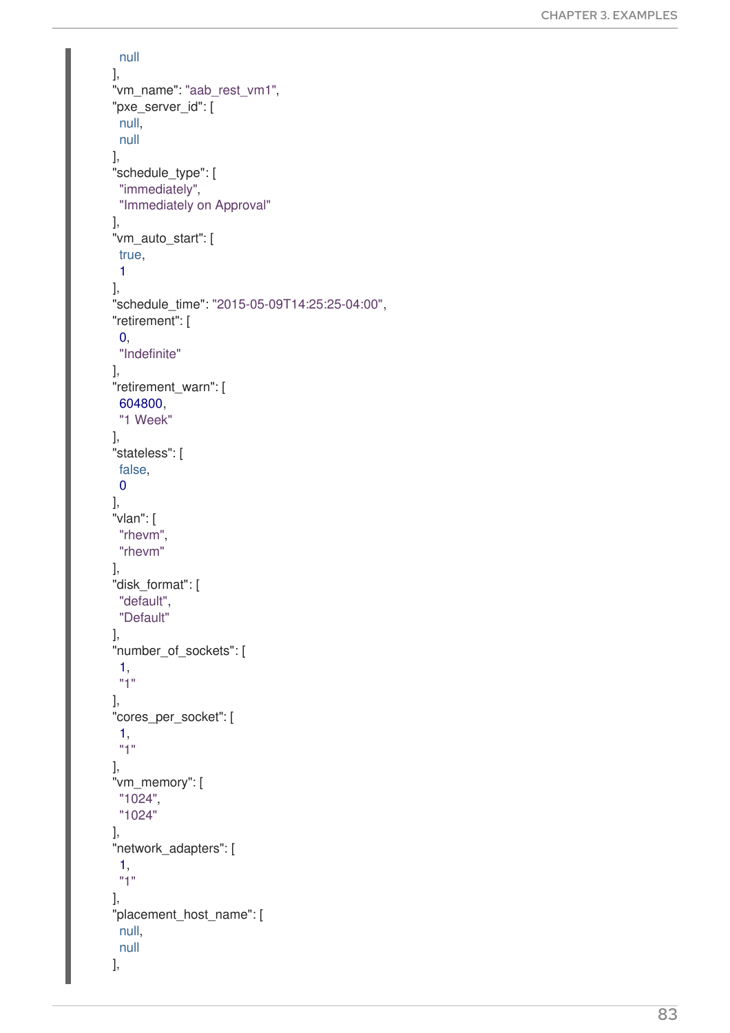```
    null
  ],
  "vm_name": "aab_rest_vm1",
  "pxe_server_id": [
    null,
    null
  ],
  "schedule_type": [
    "immediately",
    "Immediately on Approval"
  ],
  "vm_auto_start": [
    true,
    1
  ],
  "schedule_time": "2015-05-09T14:25:25-04:00",
  "retirement": [
    0,
    "Indefinite"
  ],
  "retirement_warn": [
    604800,
    "1 Week"
  ],
  "stateless": [
    false,
    0
  ],
  "vlan": [
    "rhevm",
    "rhevm"
  ],
  "disk_format": [
    "default",
    "Default"
  ],
  "number_of_sockets": [
    1,
    "1"
  ],
  "cores_per_socket": [
    1,
    "1"
  ],
  "vm_memory": [
    "1024",
    "1024"
  ],
  "network_adapters": [
    1,
    "1"
  ],
  "placement_host_name": [
    null,
    null
  ],
```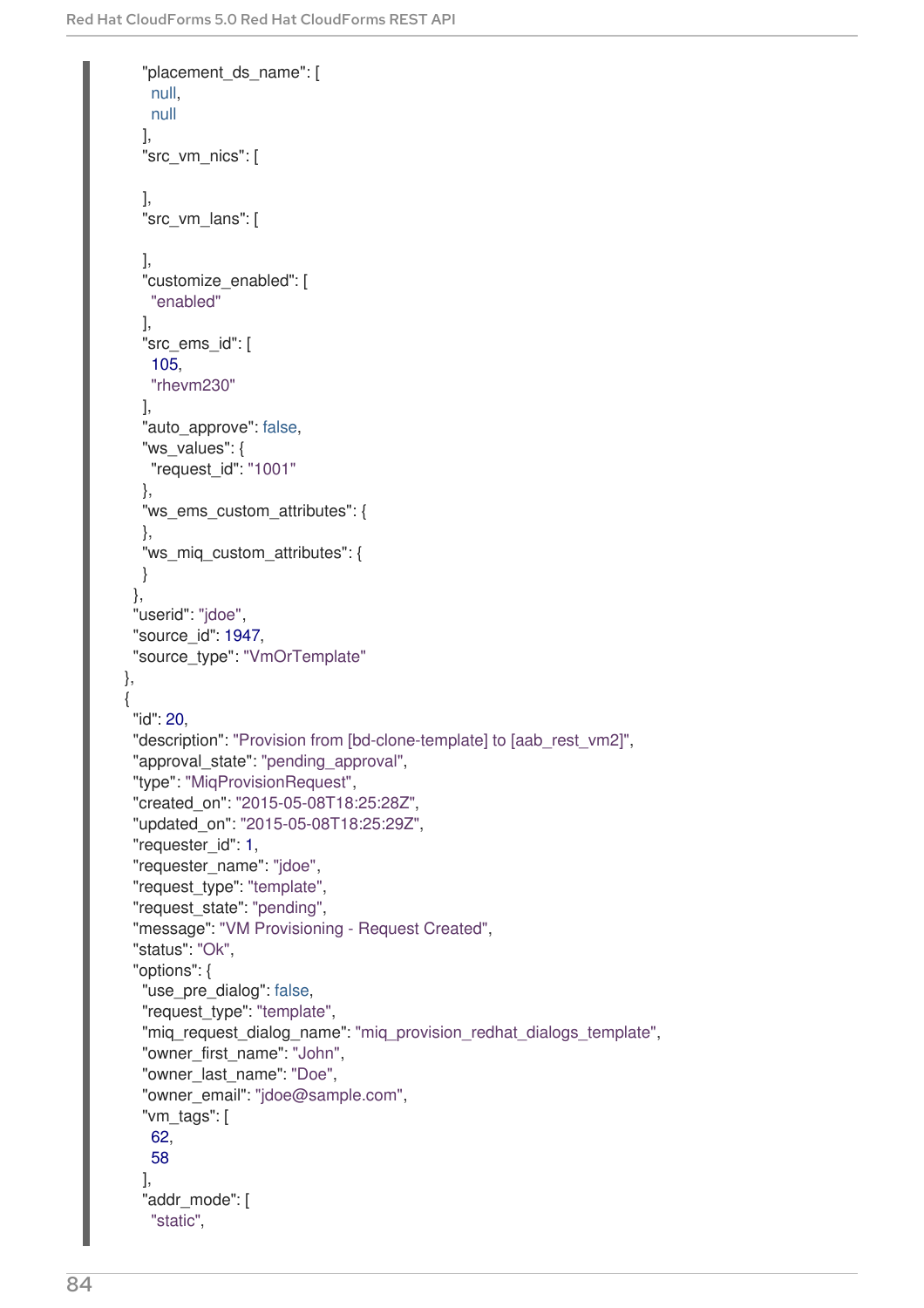```
      "placement_ds_name": [
        null,
        null
      ],
      "src_vm_nics": [

      ],
      "src_vm_lans": [

      ],
      "customize_enabled": [
        "enabled"
      ],
      "src_ems_id": [
        105,
        "rhevm230"
      ],
      "auto_approve": false,
      "ws_values": {
        "request_id": "1001"
      },
      "ws_ems_custom_attributes": {
      },
      "ws_miq_custom_attributes": {
      }
    },
    "userid": "jdoe",
    "source_id": 1947,
    "source_type": "VmOrTemplate"
  },
  {
    "id": 20,
    "description": "Provision from [bd-clone-template] to [aab_rest_vm2]",
    "approval_state": "pending_approval",
    "type": "MiqProvisionRequest",
    "created_on": "2015-05-08T18:25:28Z",
    "updated_on": "2015-05-08T18:25:29Z",
    "requester_id": 1,
    "requester_name": "jdoe",
    "request_type": "template",
    "request_state": "pending",
    "message": "VM Provisioning - Request Created",
    "status": "Ok",
    "options": {
      "use_pre_dialog": false,
      "request_type": "template",
      "miq_request_dialog_name": "miq_provision_redhat_dialogs_template",
      "owner_first_name": "John",
      "owner_last_name": "Doe",
      "owner_email": "jdoe@sample.com",
      "vm_tags": [
        62,
        58
      ],
      "addr_mode": [
        "static",
```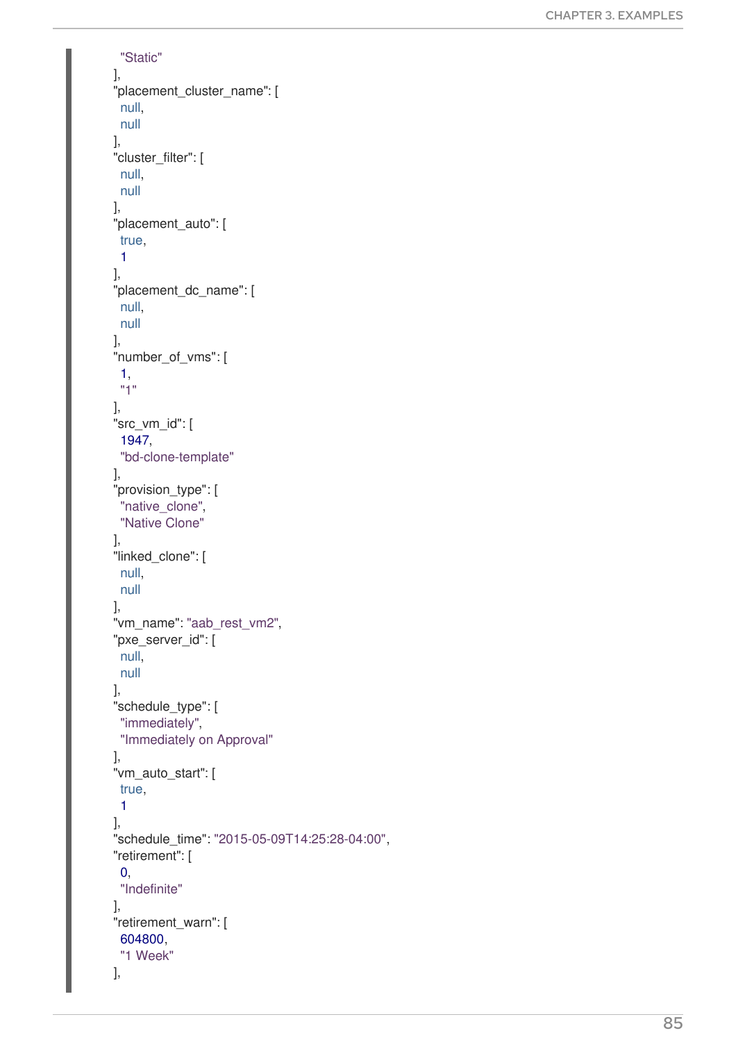```
    "Static"
  ],
  "placement_cluster_name": [
    null,
    null
  ],
  "cluster_filter": [
    null,
    null
  ],
  "placement_auto": [
    true,
    1
  ],
  "placement_dc_name": [
    null,
    null
  ],
  "number_of_vms": [
    1,
    "1"
  ],
  "src_vm_id": [
    1947,
    "bd-clone-template"
  ],
  "provision_type": [
    "native_clone",
    "Native Clone"
  ],
  "linked_clone": [
    null,
    null
  ],
  "vm_name": "aab_rest_vm2",
  "pxe_server_id": [
    null,
    null
  ],
  "schedule_type": [
    "immediately",
    "Immediately on Approval"
  ],
  "vm_auto_start": [
    true,
    1
  ],
  "schedule_time": "2015-05-09T14:25:28-04:00",
  "retirement": [
    0,
    "Indefinite"
  ],
  "retirement_warn": [
    604800,
    "1 Week"
  ],
```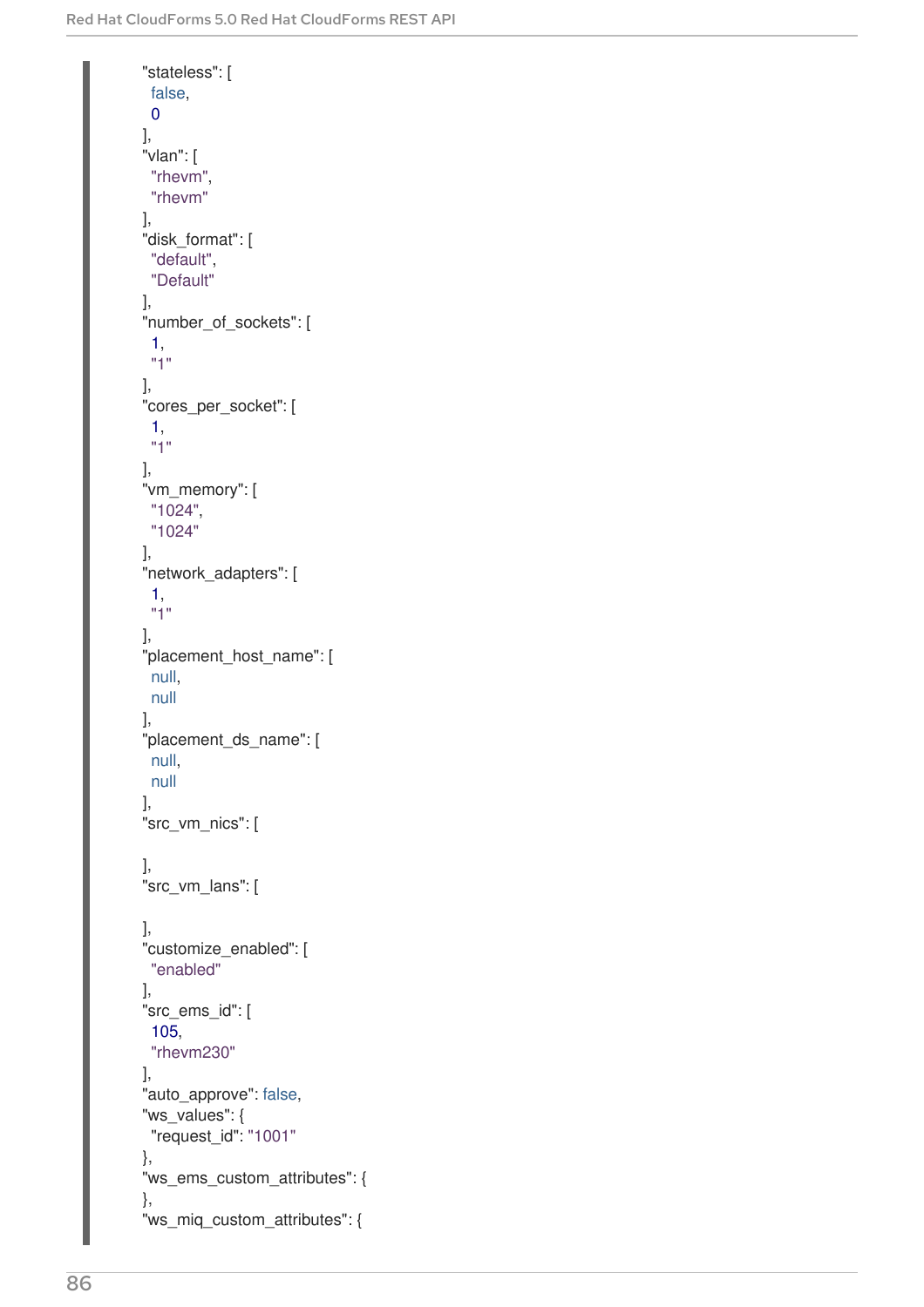```
"stateless": [
  false,
  0
],
"vlan": [
  "rhevm",
  "rhevm"
],
"disk_format": [
  "default",
  "Default"
],
"number_of_sockets": [
  1,
  "1"
],
"cores_per_socket": [
  1,
  "1"
],
"vm_memory": [
  "1024",
  "1024"
],
"network_adapters": [
  1,
  "1"
],
"placement_host_name": [
  null,
  null
],
"placement_ds_name": [
  null,
  null
],
"src_vm_nics": [

],
"src_vm_lans": [

],
"customize_enabled": [
  "enabled"
],
"src_ems_id": [
  105,
  "rhevm230"
],
"auto_approve": false,
"ws_values": {
  "request_id": "1001"
},
"ws_ems_custom_attributes": {
},
"ws_miq_custom_attributes": {
```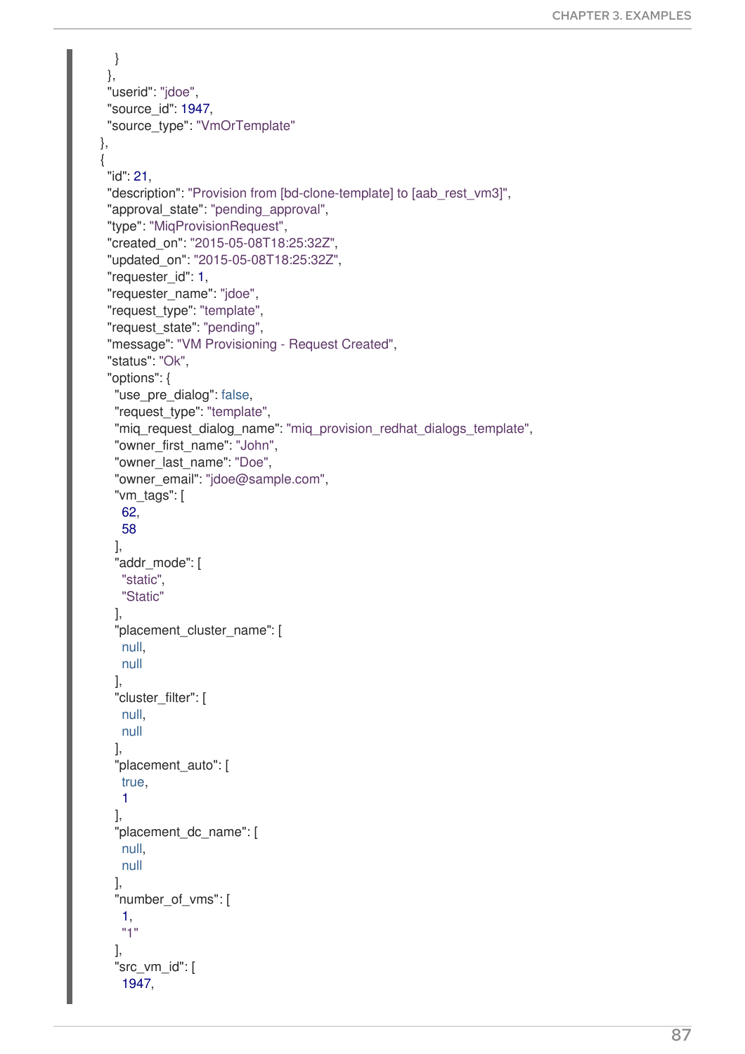```
      }
    },
    "userid": "jdoe",
    "source_id": 1947,
    "source_type": "VmOrTemplate"
  },
  {
    "id": 21,
    "description": "Provision from [bd-clone-template] to [aab_rest_vm3]",
    "approval_state": "pending_approval",
    "type": "MiqProvisionRequest",
    "created_on": "2015-05-08T18:25:32Z",
    "updated_on": "2015-05-08T18:25:32Z",
    "requester_id": 1,
    "requester_name": "jdoe",
    "request_type": "template",
    "request_state": "pending",
    "message": "VM Provisioning - Request Created",
    "status": "Ok",
    "options": {
      "use_pre_dialog": false,
      "request_type": "template",
      "miq_request_dialog_name": "miq_provision_redhat_dialogs_template",
      "owner_first_name": "John",
      "owner_last_name": "Doe",
      "owner_email": "jdoe@sample.com",
      "vm_tags": [
        62,
        58
      ],
      "addr_mode": [
        "static",
        "Static"
      ],
      "placement_cluster_name": [
        null,
        null
      ],
      "cluster_filter": [
        null,
        null
      ],
      "placement_auto": [
        true,
        1
      ],
      "placement_dc_name": [
        null,
        null
      ],
      "number_of_vms": [
        1,
        "1"
      ],
      "src_vm_id": [
        1947,
```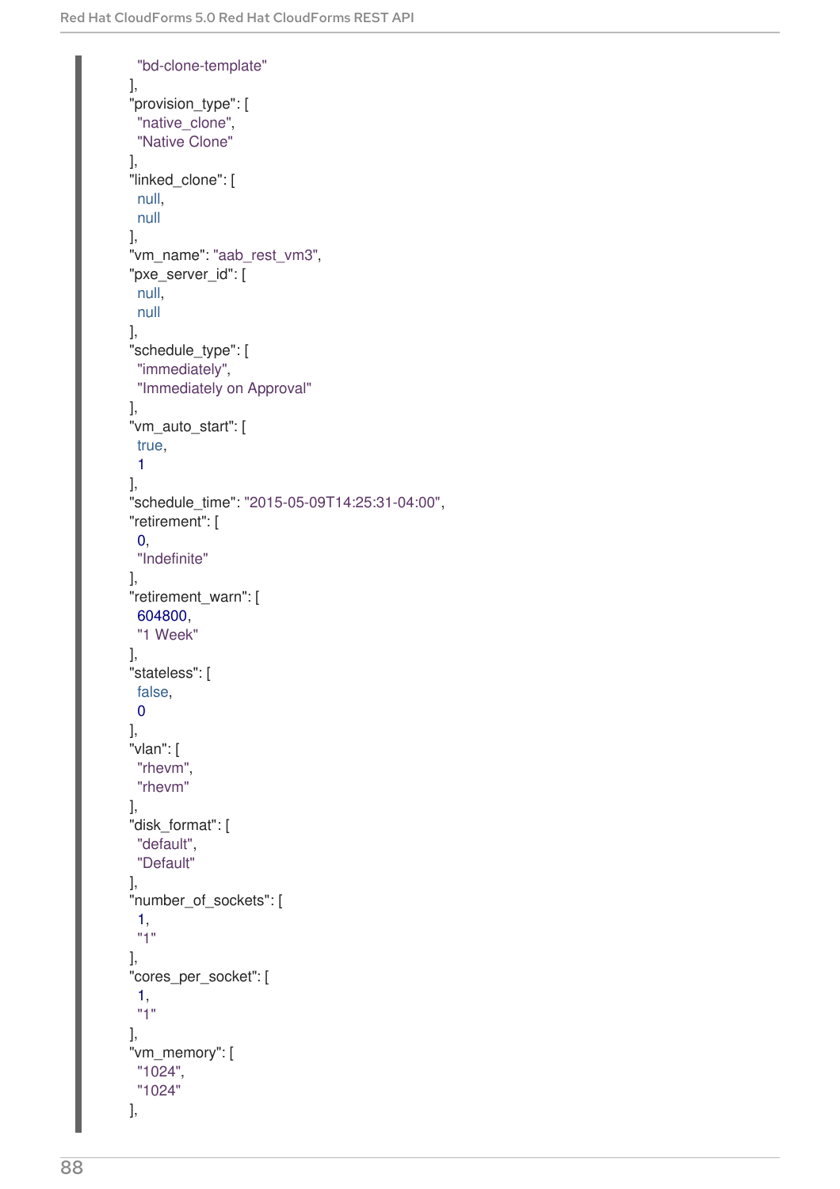```
      "bd-clone-template"
    ],
    "provision_type": [
      "native_clone",
      "Native Clone"
    ],
    "linked_clone": [
      null,
      null
    ],
    "vm_name": "aab_rest_vm3",
    "pxe_server_id": [
      null,
      null
    ],
    "schedule_type": [
      "immediately",
      "Immediately on Approval"
    ],
    "vm_auto_start": [
      true,
      1
    ],
    "schedule_time": "2015-05-09T14:25:31-04:00",
    "retirement": [
      0,
      "Indefinite"
    ],
    "retirement_warn": [
      604800,
      "1 Week"
    ],
    "stateless": [
      false,
      0
    ],
    "vlan": [
      "rhevm",
      "rhevm"
    ],
    "disk_format": [
      "default",
      "Default"
    ],
    "number_of_sockets": [
      1,
      "1"
    ],
    "cores_per_socket": [
      1,
      "1"
    ],
    "vm_memory": [
      "1024",
      "1024"
    ],
```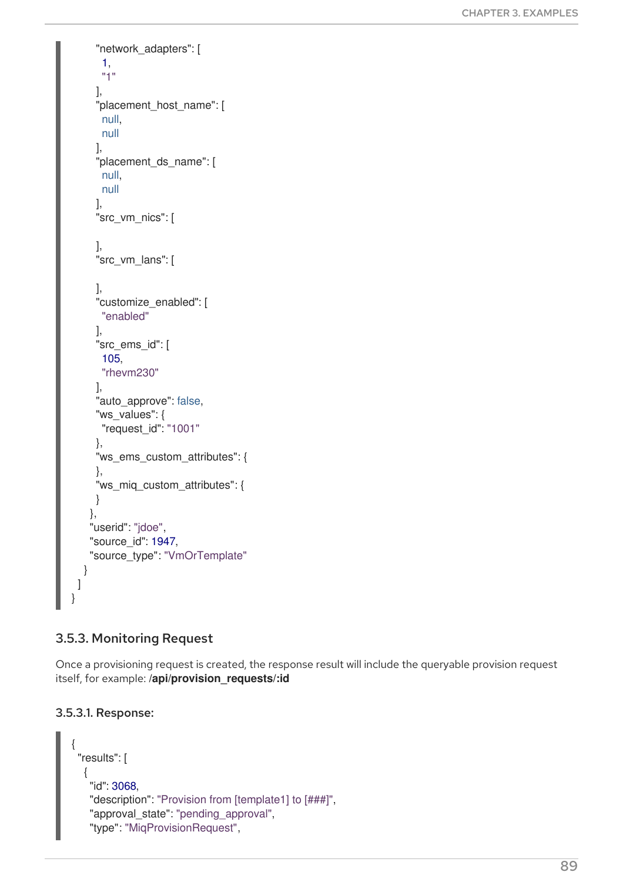```
        "network_adapters": [
          1,
          "1"
        ],
        "placement_host_name": [
          null,
          null
        ],
        "placement_ds_name": [
          null,
          null
        ],
        "src_vm_nics": [

        ],
        "src_vm_lans": [

        ],
        "customize_enabled": [
          "enabled"
        ],
        "src_ems_id": [
          105,
          "rhevm230"
        ],
        "auto_approve": false,
        "ws_values": {
          "request_id": "1001"
        },
        "ws_ems_custom_attributes": {
        },
        "ws_miq_custom_attributes": {
        }
      },
      "userid": "jdoe",
      "source_id": 1947,
      "source_type": "VmOrTemplate"
    }
  ]
}
```

### 3.5.3. Monitoring Request

Once a provisioning request is created, the response result will include the queryable provision request itself, for example: **/api/provision_requests/:id**

#### 3.5.3.1. Response:

```
{
  "results": [
    {
      "id": 3068,
      "description": "Provision from [template1] to [###]",
      "approval_state": "pending_approval",
      "type": "MiqProvisionRequest",
```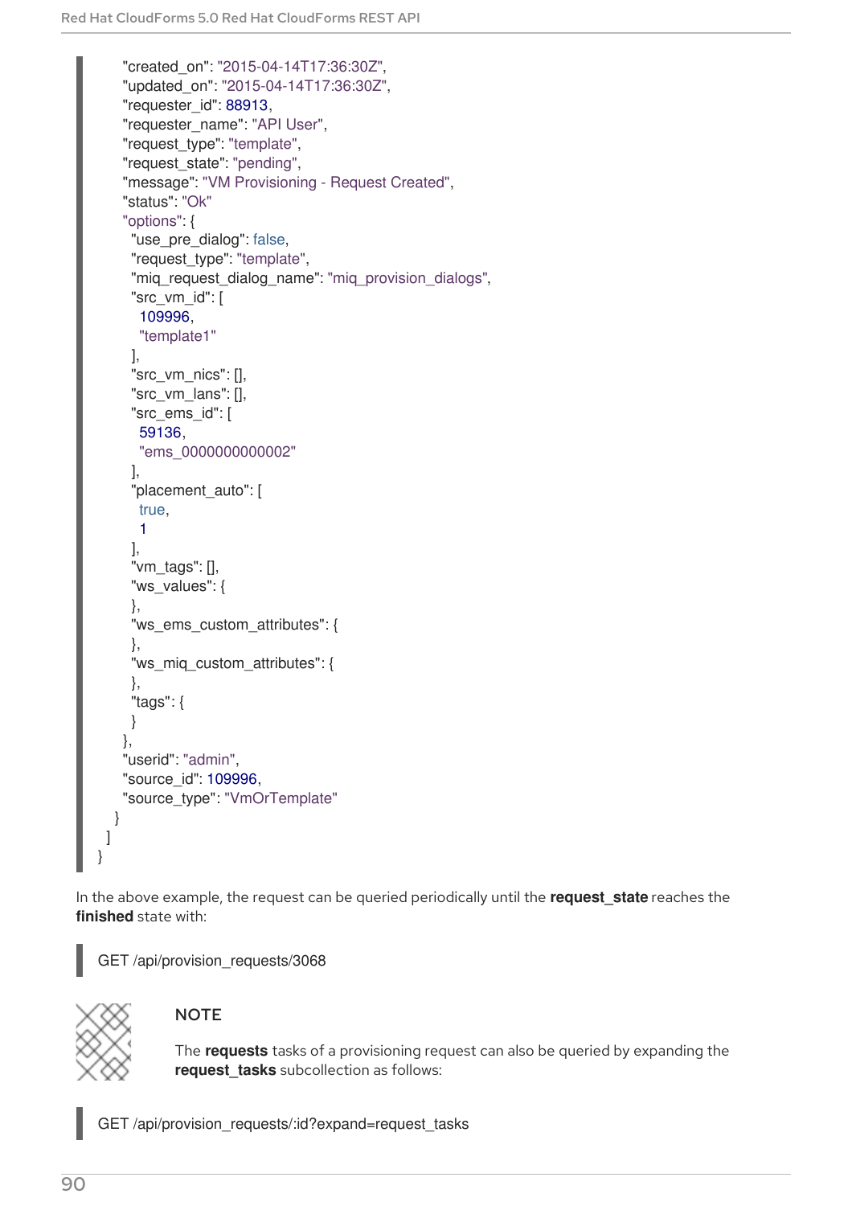```
      "created_on": "2015-04-14T17:36:30Z",
      "updated_on": "2015-04-14T17:36:30Z",
      "requester_id": 88913,
      "requester_name": "API User",
      "request_type": "template",
      "request_state": "pending",
      "message": "VM Provisioning - Request Created",
      "status": "Ok"
      "options": {
        "use_pre_dialog": false,
        "request_type": "template",
        "miq_request_dialog_name": "miq_provision_dialogs",
        "src_vm_id": [
          109996,
          "template1"
        ],
        "src_vm_nics": [],
        "src_vm_lans": [],
        "src_ems_id": [
          59136,
          "ems_0000000000002"
        ],
        "placement_auto": [
          true,
          1
        ],
        "vm_tags": [],
        "ws_values": {
        },
        "ws_ems_custom_attributes": {
        },
        "ws_miq_custom_attributes": {
        },
        "tags": {
        }
      },
      "userid": "admin",
      "source_id": 109996,
      "source_type": "VmOrTemplate"
    }
  ]
}
```

In the above example, the request can be queried periodically until the **request_state** reaches the **finished** state with:

```
GET /api/provision_requests/3068
```

> **NOTE**
>
> The **requests** tasks of a provisioning request can also be queried by expanding the **request_tasks** subcollection as follows:

```
GET /api/provision_requests/:id?expand=request_tasks
```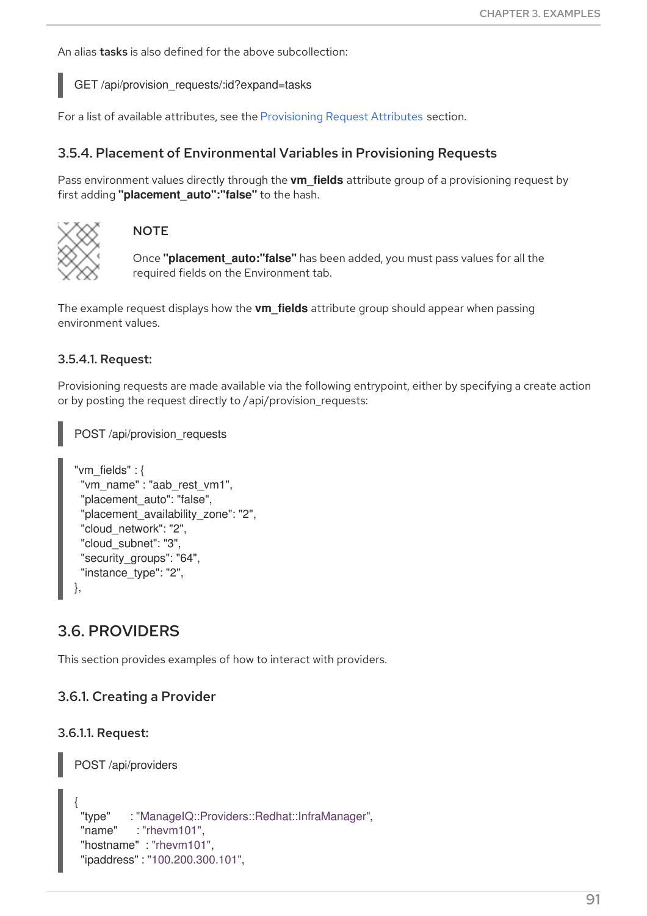An alias **tasks** is also defined for the above subcollection:

```
GET /api/provision_requests/:id?expand=tasks
```

For a list of available attributes, see the Provisioning Request Attributes section.

### 3.5.4. Placement of Environmental Variables in Provisioning Requests

Pass environment values directly through the **vm_fields** attribute group of a provisioning request by first adding **"placement_auto":"false"** to the hash.

> **NOTE**
>
> Once **"placement_auto:"false"** has been added, you must pass values for all the required fields on the Environment tab.

The example request displays how the **vm_fields** attribute group should appear when passing environment values.

#### 3.5.4.1. Request:

Provisioning requests are made available via the following entrypoint, either by specifying a create action or by posting the request directly to /api/provision_requests:

```
POST /api/provision_requests
```

```
"vm_fields" : {
  "vm_name" : "aab_rest_vm1",
  "placement_auto": "false",
  "placement_availability_zone": "2",
  "cloud_network": "2",
  "cloud_subnet": "3",
  "security_groups": "64",
  "instance_type": "2",
},
```

## 3.6. PROVIDERS

This section provides examples of how to interact with providers.

### 3.6.1. Creating a Provider

#### 3.6.1.1. Request:

```
POST /api/providers
```

```
{
  "type"      : "ManageIQ::Providers::Redhat::InfraManager",
  "name"      : "rhevm101",
  "hostname"  : "rhevm101",
  "ipaddress" : "100.200.300.101",
```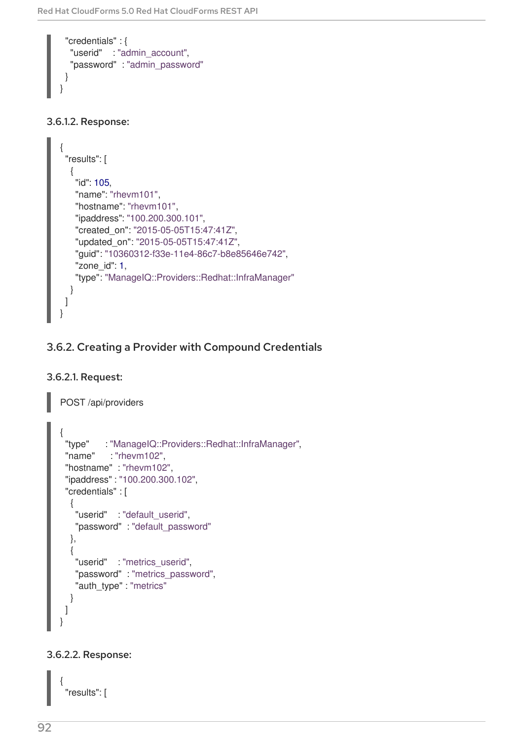```
  "credentials" : {
    "userid"    : "admin_account",
    "password"  : "admin_password"
  }
}
```

#### 3.6.1.2. Response:

```
{
  "results": [
    {
      "id": 105,
      "name": "rhevm101",
      "hostname": "rhevm101",
      "ipaddress": "100.200.300.101",
      "created_on": "2015-05-05T15:47:41Z",
      "updated_on": "2015-05-05T15:47:41Z",
      "guid": "10360312-f33e-11e4-86c7-b8e85646e742",
      "zone_id": 1,
      "type": "ManageIQ::Providers::Redhat::InfraManager"
    }
  ]
}
```

### 3.6.2. Creating a Provider with Compound Credentials

#### 3.6.2.1. Request:

```
POST /api/providers
```

```
{
  "type"      : "ManageIQ::Providers::Redhat::InfraManager",
  "name"      : "rhevm102",
  "hostname"  : "rhevm102",
  "ipaddress" : "100.200.300.102",
  "credentials" : [
    {
      "userid"    : "default_userid",
      "password"  : "default_password"
    },
    {
      "userid"    : "metrics_userid",
      "password"  : "metrics_password",
      "auth_type" : "metrics"
    }
  ]
}
```

#### 3.6.2.2. Response:

```
{
  "results": [
```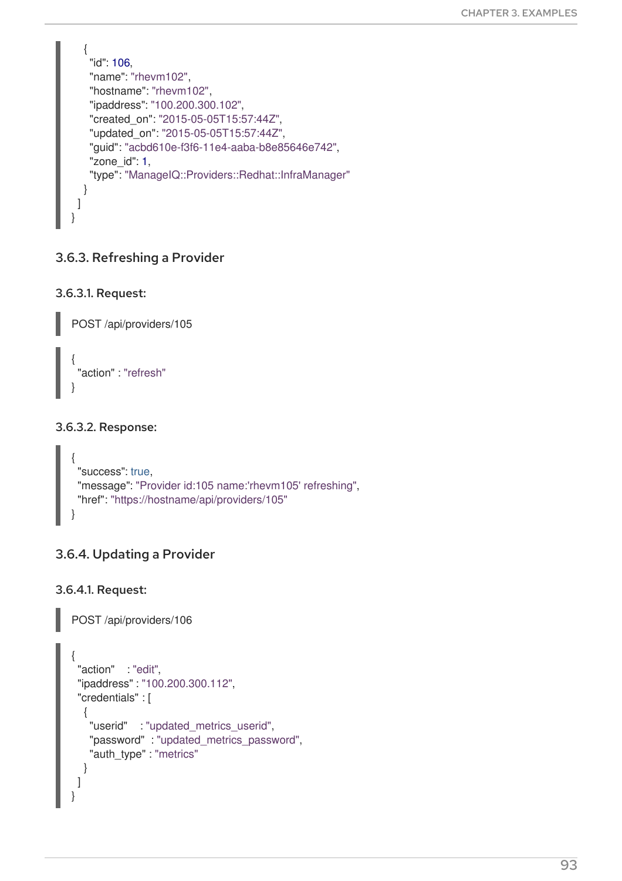```
    {
      "id": 106,
      "name": "rhevm102",
      "hostname": "rhevm102",
      "ipaddress": "100.200.300.102",
      "created_on": "2015-05-05T15:57:44Z",
      "updated_on": "2015-05-05T15:57:44Z",
      "guid": "acbd610e-f3f6-11e4-aaba-b8e85646e742",
      "zone_id": 1,
      "type": "ManageIQ::Providers::Redhat::InfraManager"
    }
  ]
}
```

### 3.6.3. Refreshing a Provider

#### 3.6.3.1. Request:

```
POST /api/providers/105
```

```
{
  "action" : "refresh"
}
```

#### 3.6.3.2. Response:

```
{
  "success": true,
  "message": "Provider id:105 name:'rhevm105' refreshing",
  "href": "https://hostname/api/providers/105"
}
```

### 3.6.4. Updating a Provider

#### 3.6.4.1. Request:

```
POST /api/providers/106
```

```
{
  "action"    : "edit",
  "ipaddress" : "100.200.300.112",
  "credentials" : [
    {
      "userid"    : "updated_metrics_userid",
      "password"  : "updated_metrics_password",
      "auth_type" : "metrics"
    }
  ]
}
```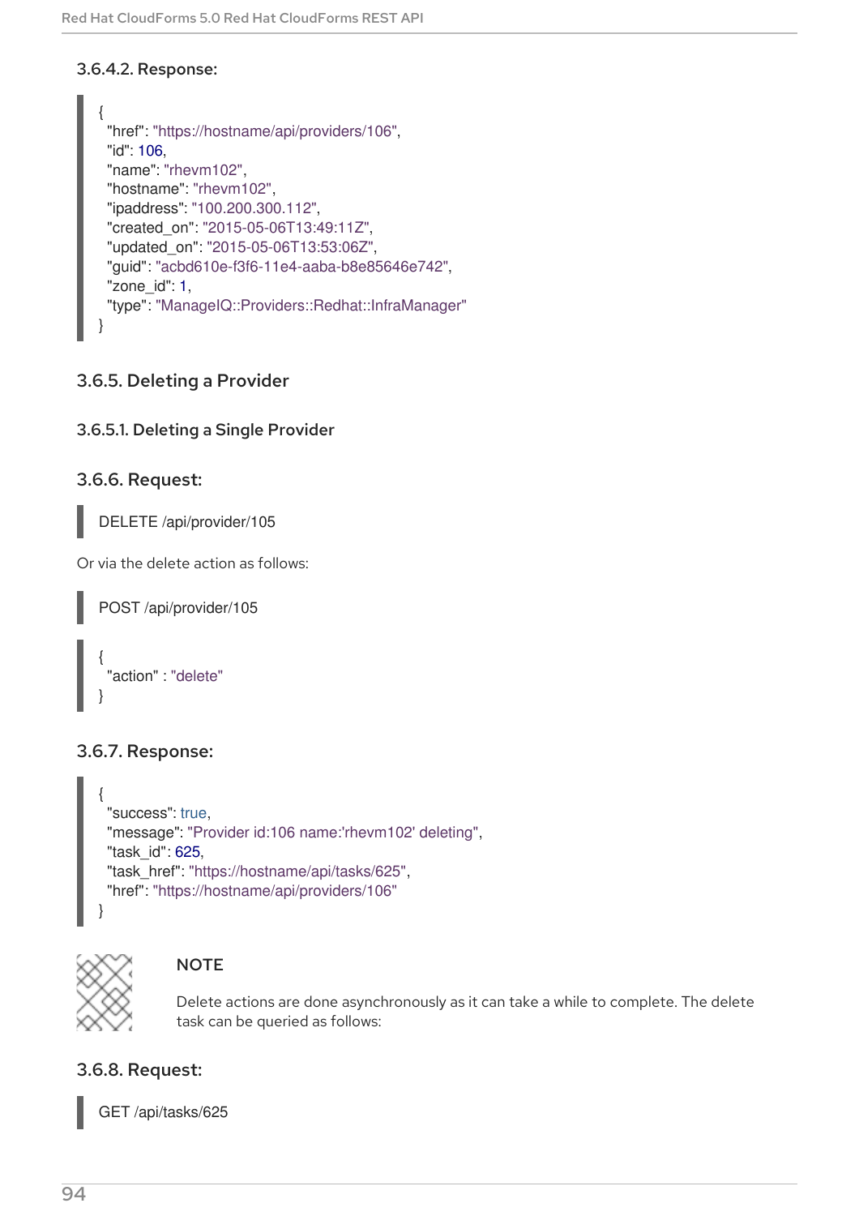#### 3.6.4.2. Response:

```
{
  "href": "https://hostname/api/providers/106",
  "id": 106,
  "name": "rhevm102",
  "hostname": "rhevm102",
  "ipaddress": "100.200.300.112",
  "created_on": "2015-05-06T13:49:11Z",
  "updated_on": "2015-05-06T13:53:06Z",
  "guid": "acbd610e-f3f6-11e4-aaba-b8e85646e742",
  "zone_id": 1,
  "type": "ManageIQ::Providers::Redhat::InfraManager"
}
```

### 3.6.5. Deleting a Provider

#### 3.6.5.1. Deleting a Single Provider

### 3.6.6. Request:

```
DELETE /api/provider/105
```

Or via the delete action as follows:

```
POST /api/provider/105
```

```
{
  "action" : "delete"
}
```

### 3.6.7. Response:

```
{
  "success": true,
  "message": "Provider id:106 name:'rhevm102' deleting",
  "task_id": 625,
  "task_href": "https://hostname/api/tasks/625",
  "href": "https://hostname/api/providers/106"
}
```

> **NOTE**
>
> Delete actions are done asynchronously as it can take a while to complete. The delete task can be queried as follows:

### 3.6.8. Request:

```
GET /api/tasks/625
```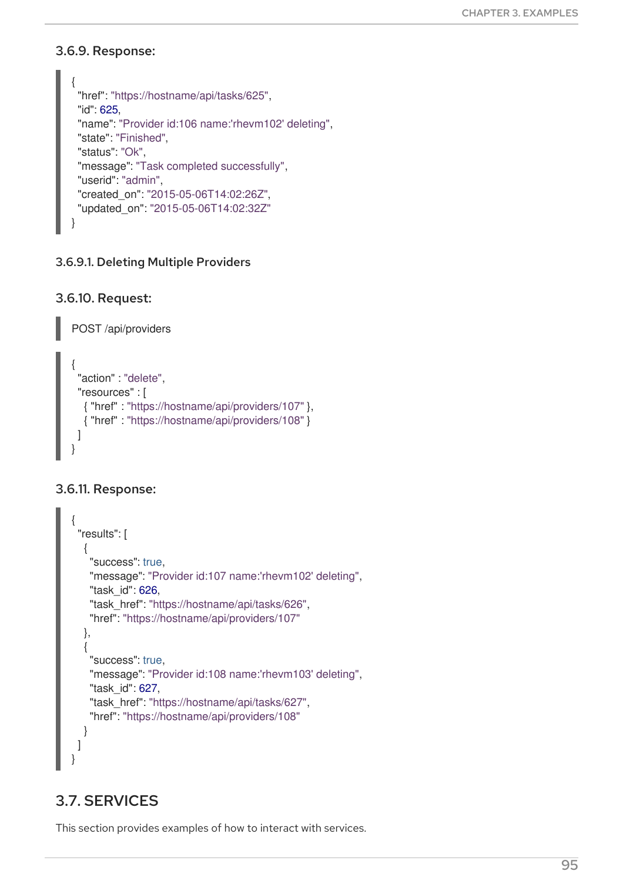### 3.6.9. Response:

```
{
  "href": "https://hostname/api/tasks/625",
  "id": 625,
  "name": "Provider id:106 name:'rhevm102' deleting",
  "state": "Finished",
  "status": "Ok",
  "message": "Task completed successfully",
  "userid": "admin",
  "created_on": "2015-05-06T14:02:26Z",
  "updated_on": "2015-05-06T14:02:32Z"
}
```

#### 3.6.9.1. Deleting Multiple Providers

### 3.6.10. Request:

```
POST /api/providers
```

```
{
  "action" : "delete",
  "resources" : [
    { "href" : "https://hostname/api/providers/107" },
    { "href" : "https://hostname/api/providers/108" }
  ]
}
```

### 3.6.11. Response:

```
{
  "results": [
    {
      "success": true,
      "message": "Provider id:107 name:'rhevm102' deleting",
      "task_id": 626,
      "task_href": "https://hostname/api/tasks/626",
      "href": "https://hostname/api/providers/107"
    },
    {
      "success": true,
      "message": "Provider id:108 name:'rhevm103' deleting",
      "task_id": 627,
      "task_href": "https://hostname/api/tasks/627",
      "href": "https://hostname/api/providers/108"
    }
  ]
}
```

## 3.7. SERVICES

This section provides examples of how to interact with services.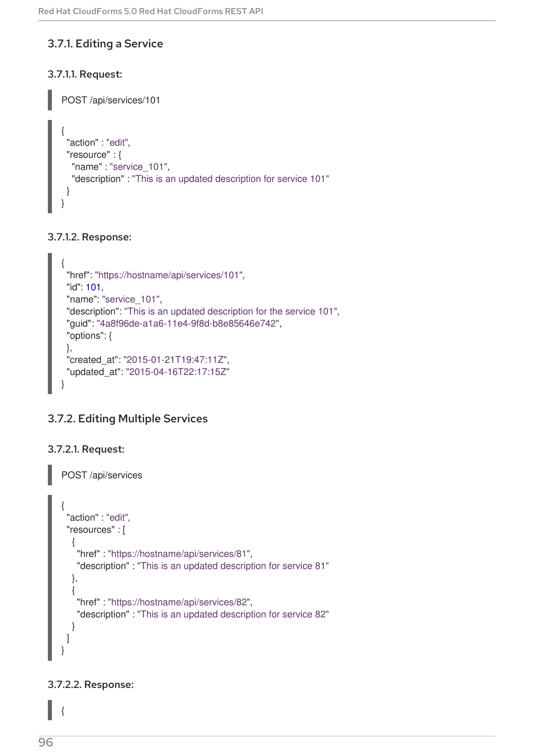### 3.7.1. Editing a Service

#### 3.7.1.1. Request:

```
POST /api/services/101
```

```
{
  "action" : "edit",
  "resource" : {
    "name" : "service_101",
    "description" : "This is an updated description for service 101"
  }
}
```

#### 3.7.1.2. Response:

```
{
  "href": "https://hostname/api/services/101",
  "id": 101,
  "name": "service_101",
  "description": "This is an updated description for the service 101",
  "guid": "4a8f96de-a1a6-11e4-9f8d-b8e85646e742",
  "options": {
  },
  "created_at": "2015-01-21T19:47:11Z",
  "updated_at": "2015-04-16T22:17:15Z"
}
```

### 3.7.2. Editing Multiple Services

#### 3.7.2.1. Request:

```
POST /api/services
```

```
{
  "action" : "edit",
  "resources" : [
    {
      "href" : "https://hostname/api/services/81",
      "description" : "This is an updated description for service 81"
    },
    {
      "href" : "https://hostname/api/services/82",
      "description" : "This is an updated description for service 82"
    }
  ]
}
```

#### 3.7.2.2. Response:

```
{
```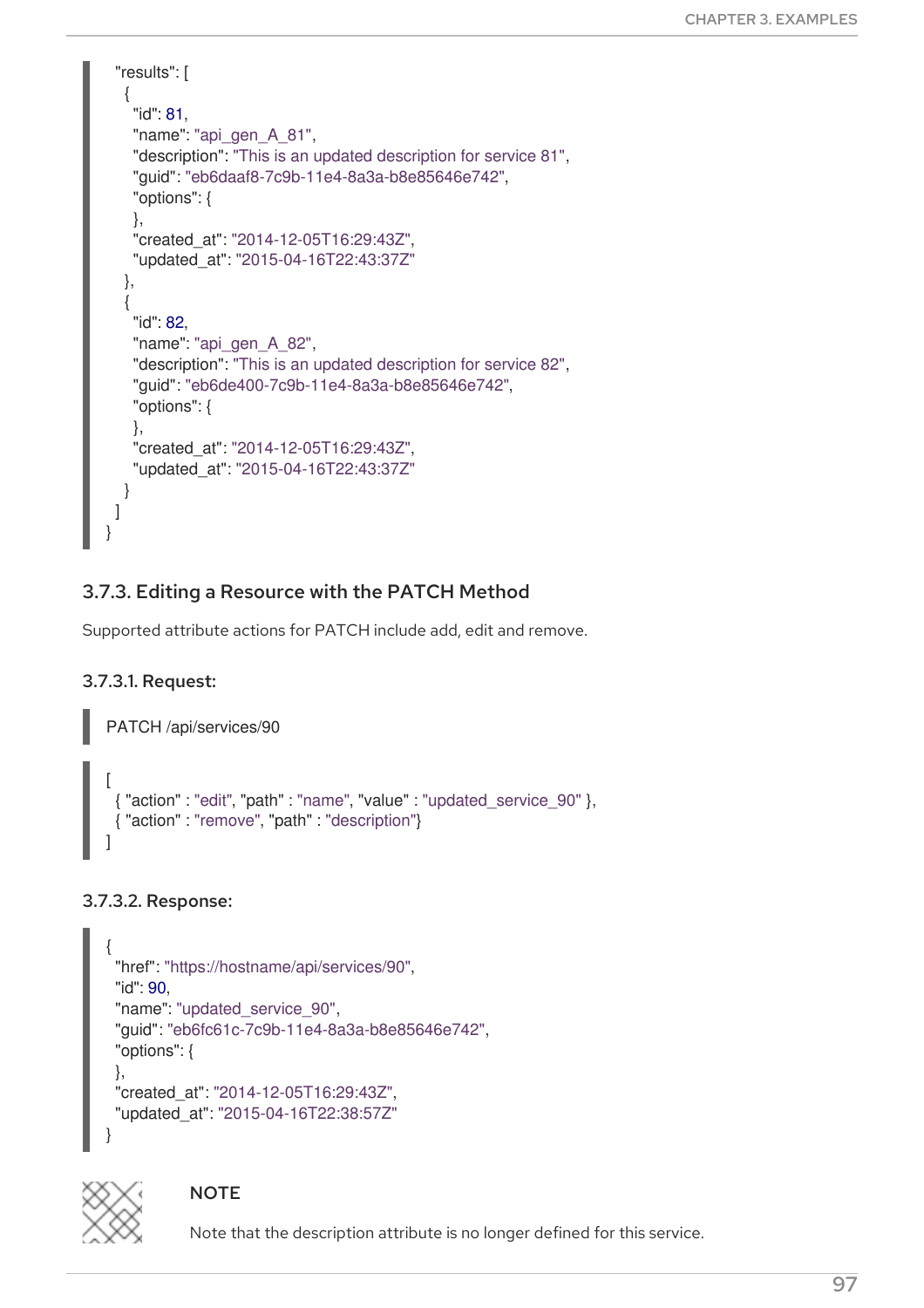```
"results": [
  {
    "id": 81,
    "name": "api_gen_A_81",
    "description": "This is an updated description for service 81",
    "guid": "eb6daaf8-7c9b-11e4-8a3a-b8e85646e742",
    "options": {
    },
    "created_at": "2014-12-05T16:29:43Z",
    "updated_at": "2015-04-16T22:43:37Z"
  },
  {
    "id": 82,
    "name": "api_gen_A_82",
    "description": "This is an updated description for service 82",
    "guid": "eb6de400-7c9b-11e4-8a3a-b8e85646e742",
    "options": {
    },
    "created_at": "2014-12-05T16:29:43Z",
    "updated_at": "2015-04-16T22:43:37Z"
  }
 ]
}
```

### 3.7.3. Editing a Resource with the PATCH Method

Supported attribute actions for PATCH include add, edit and remove.

#### 3.7.3.1. Request:

```
PATCH /api/services/90
```

```
[
  { "action" : "edit", "path" : "name", "value" : "updated_service_90" },
  { "action" : "remove", "path" : "description"}
]
```

#### 3.7.3.2. Response:

```
{
  "href": "https://hostname/api/services/90",
  "id": 90,
  "name": "updated_service_90",
  "guid": "eb6fc61c-7c9b-11e4-8a3a-b8e85646e742",
  "options": {
  },
  "created_at": "2014-12-05T16:29:43Z",
  "updated_at": "2015-04-16T22:38:57Z"
}
```

**NOTE**

Note that the description attribute is no longer defined for this service.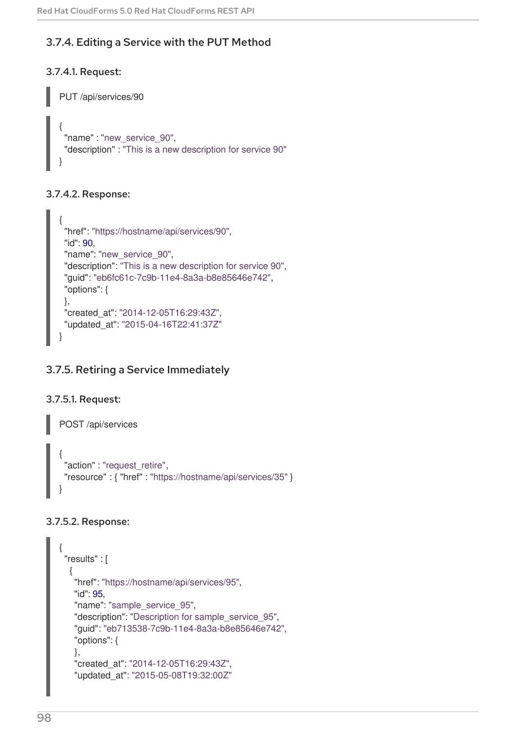### 3.7.4. Editing a Service with the PUT Method

#### 3.7.4.1. Request:

```
PUT /api/services/90
```

```
{
  "name" : "new_service_90",
  "description" : "This is a new description for service 90"
}
```

#### 3.7.4.2. Response:

```
{
  "href": "https://hostname/api/services/90",
  "id": 90,
  "name": "new_service_90",
  "description": "This is a new description for service 90",
  "guid": "eb6fc61c-7c9b-11e4-8a3a-b8e85646e742",
  "options": {
  },
  "created_at": "2014-12-05T16:29:43Z",
  "updated_at": "2015-04-16T22:41:37Z"
}
```

### 3.7.5. Retiring a Service Immediately

#### 3.7.5.1. Request:

```
POST /api/services
```

```
{
  "action" : "request_retire",
  "resource" : { "href" : "https://hostname/api/services/35" }
}
```

#### 3.7.5.2. Response:

```
{
  "results" : [
    {
      "href": "https://hostname/api/services/95",
      "id": 95,
      "name": "sample_service_95",
      "description": "Description for sample_service_95",
      "guid": "eb713538-7c9b-11e4-8a3a-b8e85646e742",
      "options": {
      },
      "created_at": "2014-12-05T16:29:43Z",
      "updated_at": "2015-05-08T19:32:00Z"
```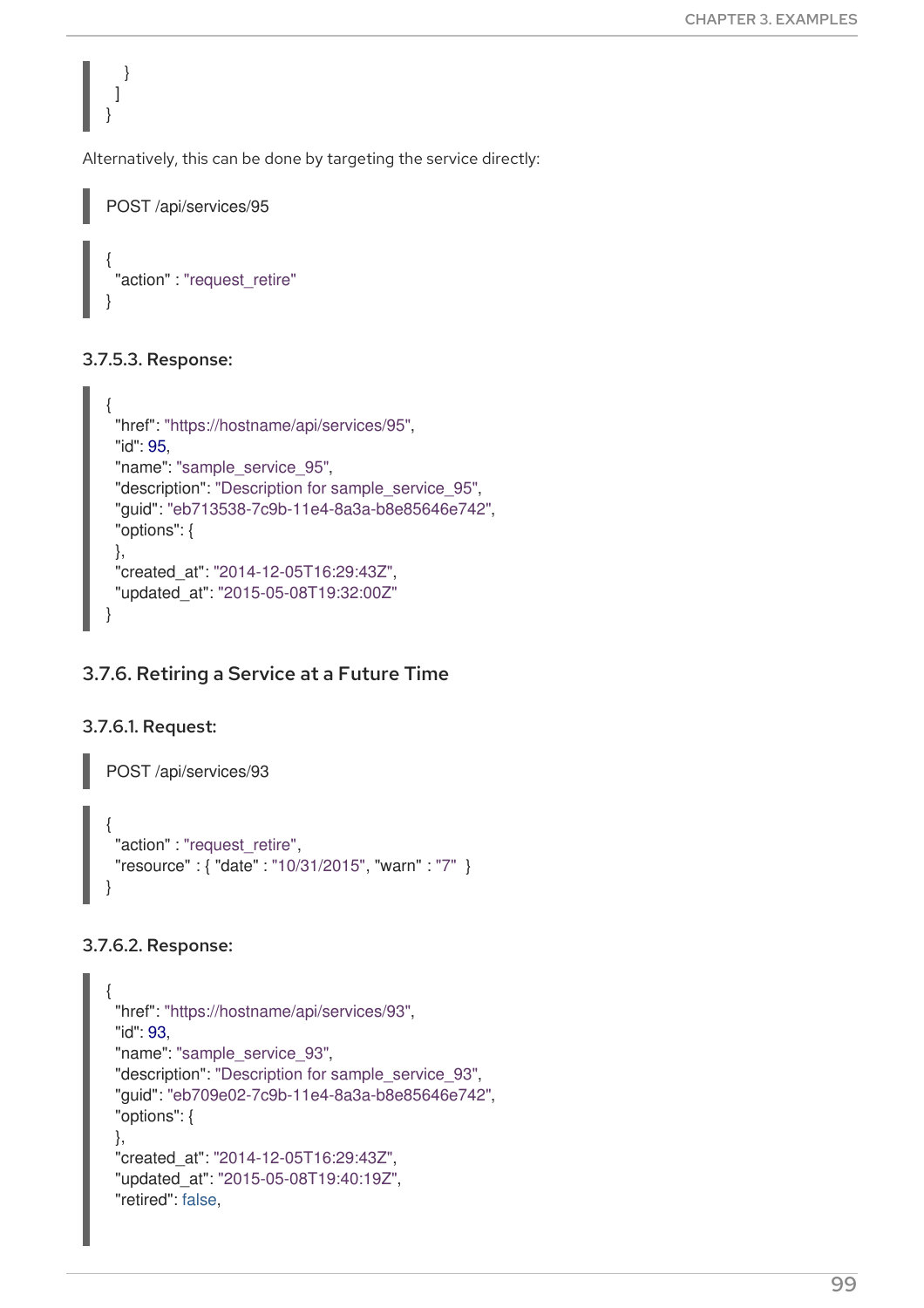```
    }
  ]
}
```

Alternatively, this can be done by targeting the service directly:

```
POST /api/services/95
```

```
{
  "action" : "request_retire"
}
```

#### 3.7.5.3. Response:

```
{
  "href": "https://hostname/api/services/95",
  "id": 95,
  "name": "sample_service_95",
  "description": "Description for sample_service_95",
  "guid": "eb713538-7c9b-11e4-8a3a-b8e85646e742",
  "options": {
  },
  "created_at": "2014-12-05T16:29:43Z",
  "updated_at": "2015-05-08T19:32:00Z"
}
```

### 3.7.6. Retiring a Service at a Future Time

#### 3.7.6.1. Request:

```
POST /api/services/93
```

```
{
  "action" : "request_retire",
  "resource" : { "date" : "10/31/2015", "warn" : "7"  }
}
```

#### 3.7.6.2. Response:

```
{
  "href": "https://hostname/api/services/93",
  "id": 93,
  "name": "sample_service_93",
  "description": "Description for sample_service_93",
  "guid": "eb709e02-7c9b-11e4-8a3a-b8e85646e742",
  "options": {
  },
  "created_at": "2014-12-05T16:29:43Z",
  "updated_at": "2015-05-08T19:40:19Z",
  "retired": false,
```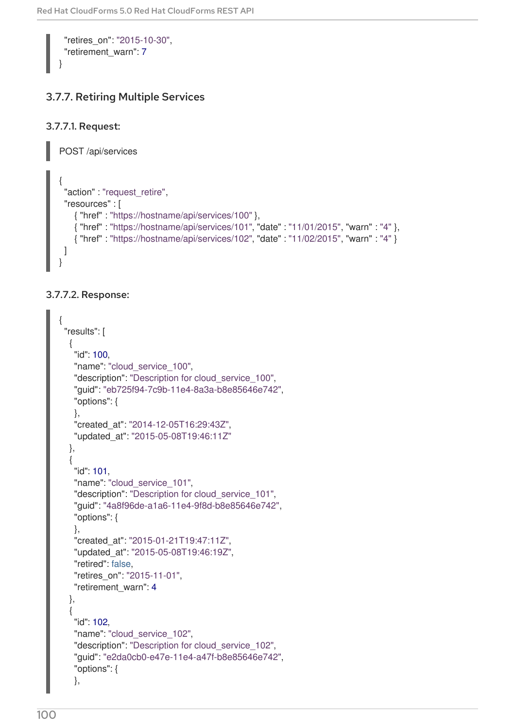```
  "retires_on": "2015-10-30",
  "retirement_warn": 7
}
```

### 3.7.7. Retiring Multiple Services

#### 3.7.7.1. Request:

```
POST /api/services
```

```
{
  "action" : "request_retire",
  "resources" : [
    { "href" : "https://hostname/api/services/100" },
    { "href" : "https://hostname/api/services/101", "date" : "11/01/2015", "warn" : "4" },
    { "href" : "https://hostname/api/services/102", "date" : "11/02/2015", "warn" : "4" }
  ]
}
```

#### 3.7.7.2. Response:

```
{
  "results": [
    {
      "id": 100,
      "name": "cloud_service_100",
      "description": "Description for cloud_service_100",
      "guid": "eb725f94-7c9b-11e4-8a3a-b8e85646e742",
      "options": {
      },
      "created_at": "2014-12-05T16:29:43Z",
      "updated_at": "2015-05-08T19:46:11Z"
    },
    {
      "id": 101,
      "name": "cloud_service_101",
      "description": "Description for cloud_service_101",
      "guid": "4a8f96de-a1a6-11e4-9f8d-b8e85646e742",
      "options": {
      },
      "created_at": "2015-01-21T19:47:11Z",
      "updated_at": "2015-05-08T19:46:19Z",
      "retired": false,
      "retires_on": "2015-11-01",
      "retirement_warn": 4
    },
    {
      "id": 102,
      "name": "cloud_service_102",
      "description": "Description for cloud_service_102",
      "guid": "e2da0cb0-e47e-11e4-a47f-b8e85646e742",
      "options": {
      },
```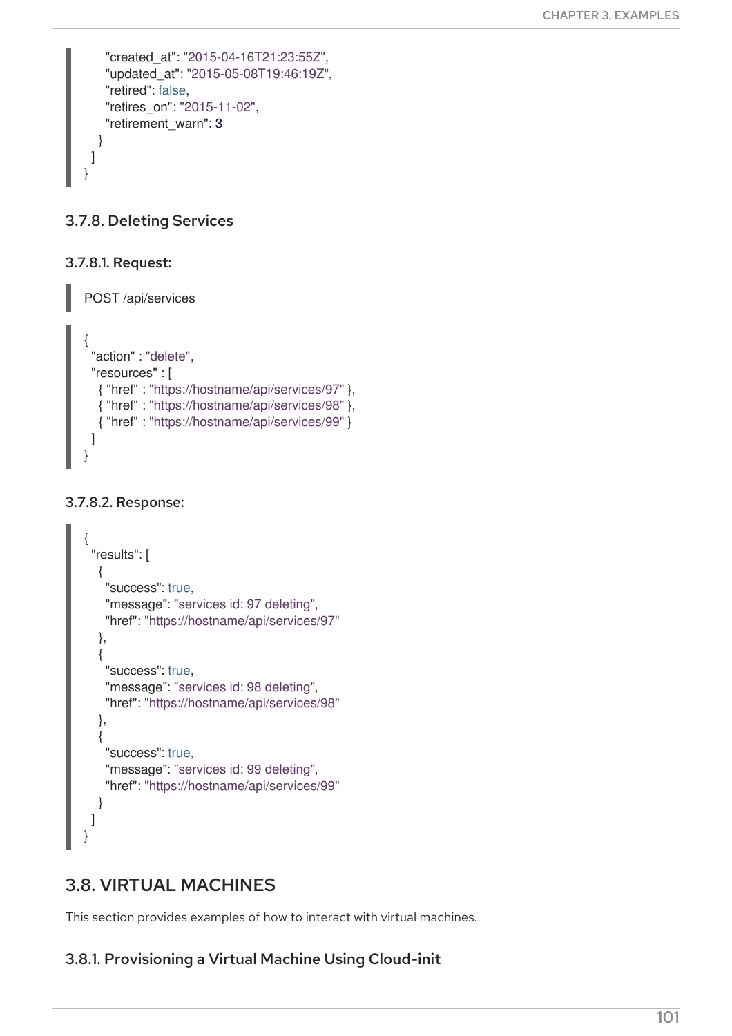```
      "created_at": "2015-04-16T21:23:55Z",
      "updated_at": "2015-05-08T19:46:19Z",
      "retired": false,
      "retires_on": "2015-11-02",
      "retirement_warn": 3
    }
  ]
}
```

### 3.7.8. Deleting Services

#### 3.7.8.1. Request:

```
POST /api/services
```

```
{
  "action" : "delete",
  "resources" : [
    { "href" : "https://hostname/api/services/97" },
    { "href" : "https://hostname/api/services/98" },
    { "href" : "https://hostname/api/services/99" }
  ]
}
```

#### 3.7.8.2. Response:

```
{
  "results": [
    {
      "success": true,
      "message": "services id: 97 deleting",
      "href": "https://hostname/api/services/97"
    },
    {
      "success": true,
      "message": "services id: 98 deleting",
      "href": "https://hostname/api/services/98"
    },
    {
      "success": true,
      "message": "services id: 99 deleting",
      "href": "https://hostname/api/services/99"
    }
  ]
}
```

## 3.8. VIRTUAL MACHINES

This section provides examples of how to interact with virtual machines.

### 3.8.1. Provisioning a Virtual Machine Using Cloud-init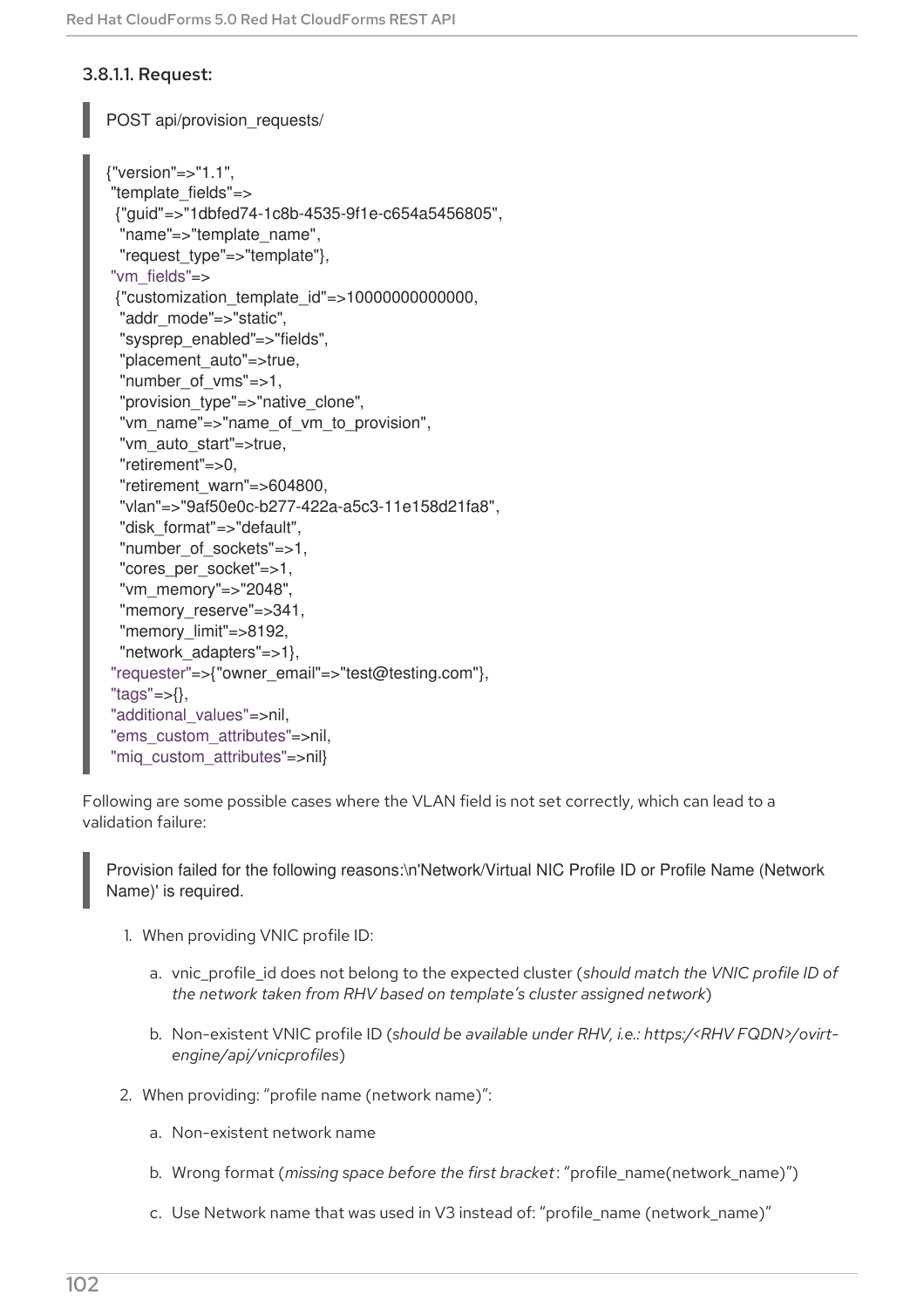#### 3.8.1.1. Request:

```
POST api/provision_requests/
```

```
{"version"=>"1.1",
 "template_fields"=>
  {"guid"=>"1dbfed74-1c8b-4535-9f1e-c654a5456805",
   "name"=>"template_name",
   "request_type"=>"template"},
 "vm_fields"=>
  {"customization_template_id"=>10000000000000,
   "addr_mode"=>"static",
   "sysprep_enabled"=>"fields",
   "placement_auto"=>true,
   "number_of_vms"=>1,
   "provision_type"=>"native_clone",
   "vm_name"=>"name_of_vm_to_provision",
   "vm_auto_start"=>true,
   "retirement"=>0,
   "retirement_warn"=>604800,
   "vlan"=>"9af50e0c-b277-422a-a5c3-11e158d21fa8",
   "disk_format"=>"default",
   "number_of_sockets"=>1,
   "cores_per_socket"=>1,
   "vm_memory"=>"2048",
   "memory_reserve"=>341,
   "memory_limit"=>8192,
   "network_adapters"=>1},
 "requester"=>{"owner_email"=>"test@testing.com"},
 "tags"=>{},
 "additional_values"=>nil,
 "ems_custom_attributes"=>nil,
 "miq_custom_attributes"=>nil}
```

Following are some possible cases where the VLAN field is not set correctly, which can lead to a validation failure:

```
Provision failed for the following reasons:\n'Network/Virtual NIC Profile ID or Profile Name (Network Name)' is required.
```

1. When providing VNIC profile ID:
   a. vnic_profile_id does not belong to the expected cluster (*should match the VNIC profile ID of the network taken from RHV based on template's cluster assigned network*)
   b. Non-existent VNIC profile ID (*should be available under RHV, i.e.: https:/<RHV FQDN>/ovirt-engine/api/vnicprofiles*)
2. When providing: "profile name (network name)":
   a. Non-existent network name
   b. Wrong format (*missing space before the first bracket*: "profile_name(network_name)")
   c. Use Network name that was used in V3 instead of: "profile_name (network_name)"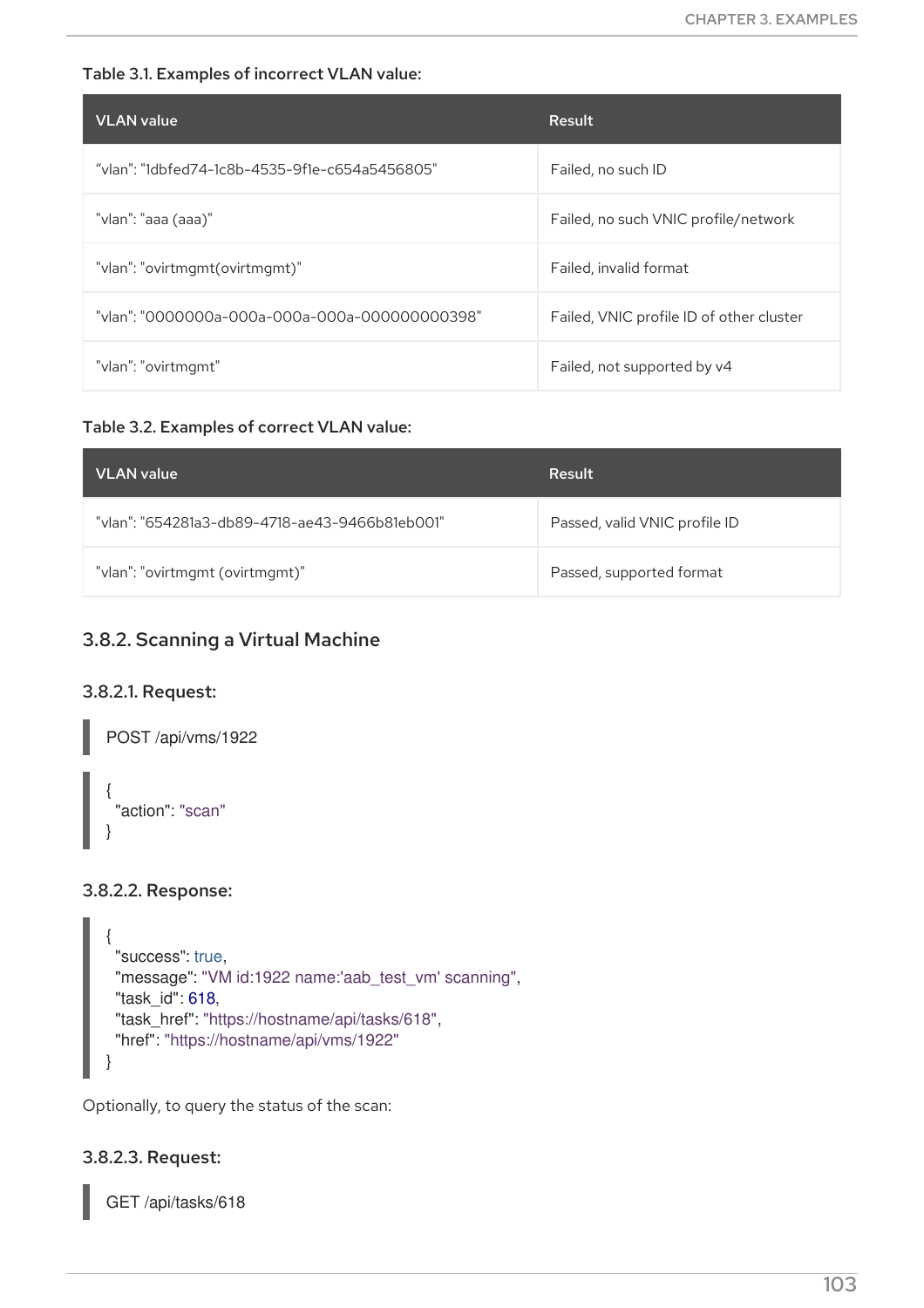Table 3.1. Examples of incorrect VLAN value:

| VLAN value | Result |
| --- | --- |
| “vlan": "1dbfed74-1c8b-4535-9f1e-c654a5456805" | Failed, no such ID |
| "vlan": "aaa (aaa)" | Failed, no such VNIC profile/network |
| "vlan": "ovirtmgmt(ovirtmgmt)" | Failed, invalid format |
| "vlan": "0000000a-000a-000a-000a-000000000398" | Failed, VNIC profile ID of other cluster |
| "vlan": "ovirtmgmt" | Failed, not supported by v4 |

Table 3.2. Examples of correct VLAN value:

| VLAN value | Result |
| --- | --- |
| "vlan": "654281a3-db89-4718-ae43-9466b81eb001" | Passed, valid VNIC profile ID |
| "vlan": "ovirtmgmt (ovirtmgmt)" | Passed, supported format |

### 3.8.2. Scanning a Virtual Machine

#### 3.8.2.1. Request:

```
POST /api/vms/1922
```

```
{
  "action": "scan"
}
```

#### 3.8.2.2. Response:

```
{
  "success": true,
  "message": "VM id:1922 name:'aab_test_vm' scanning",
  "task_id": 618,
  "task_href": "https://hostname/api/tasks/618",
  "href": "https://hostname/api/vms/1922"
}
```

Optionally, to query the status of the scan:

#### 3.8.2.3. Request:

```
GET /api/tasks/618
```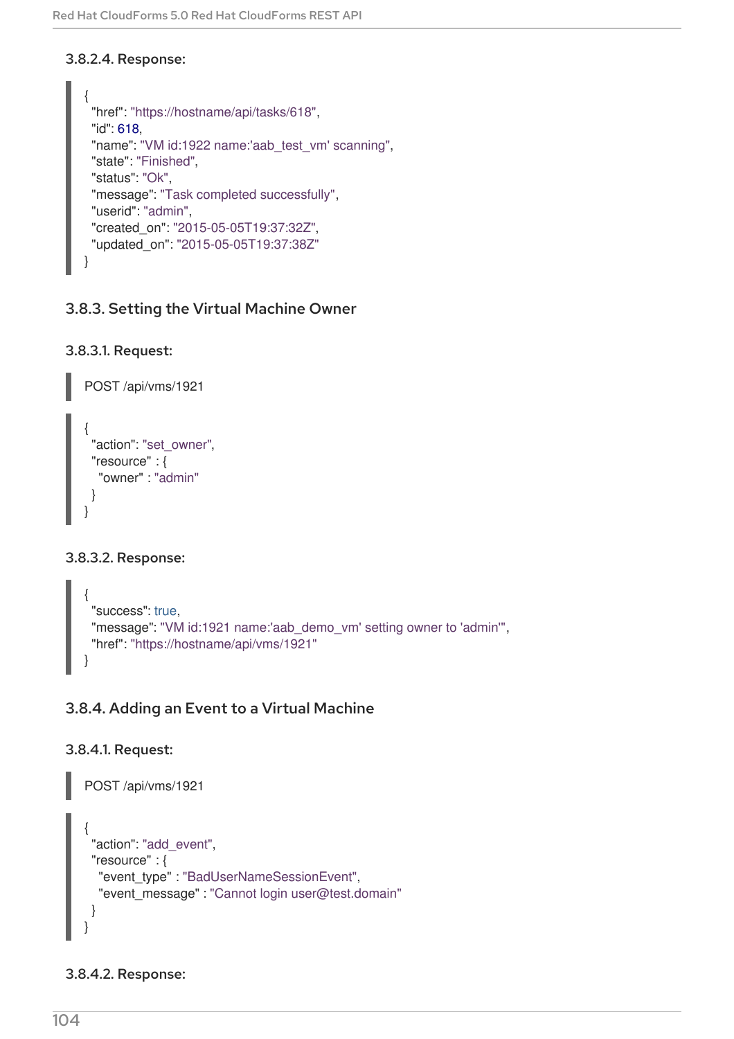#### 3.8.2.4. Response:

```
{
  "href": "https://hostname/api/tasks/618",
  "id": 618,
  "name": "VM id:1922 name:'aab_test_vm' scanning",
  "state": "Finished",
  "status": "Ok",
  "message": "Task completed successfully",
  "userid": "admin",
  "created_on": "2015-05-05T19:37:32Z",
  "updated_on": "2015-05-05T19:37:38Z"
}
```

### 3.8.3. Setting the Virtual Machine Owner

#### 3.8.3.1. Request:

```
POST /api/vms/1921
```

```
{
  "action": "set_owner",
  "resource" : {
    "owner" : "admin"
  }
}
```

#### 3.8.3.2. Response:

```
{
  "success": true,
  "message": "VM id:1921 name:'aab_demo_vm' setting owner to 'admin'",
  "href": "https://hostname/api/vms/1921"
}
```

### 3.8.4. Adding an Event to a Virtual Machine

#### 3.8.4.1. Request:

```
POST /api/vms/1921
```

```
{
  "action": "add_event",
  "resource" : {
    "event_type" : "BadUserNameSessionEvent",
    "event_message" : "Cannot login user@test.domain"
  }
}
```

#### 3.8.4.2. Response: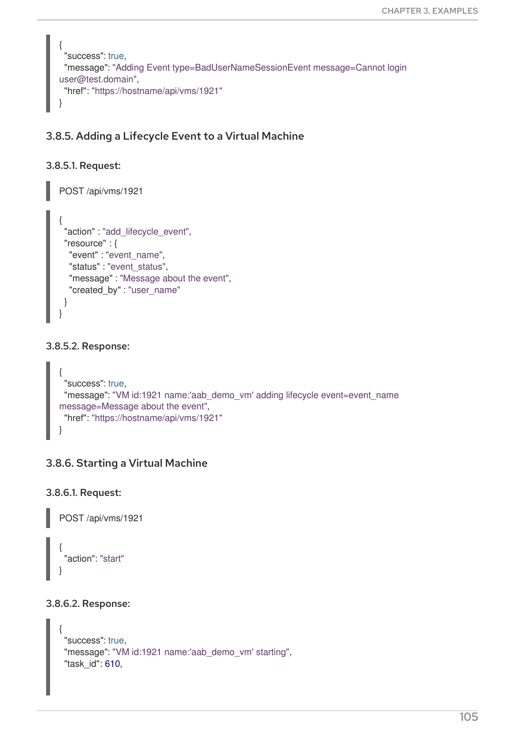```
{
  "success": true,
  "message": "Adding Event type=BadUserNameSessionEvent message=Cannot login
user@test.domain",
  "href": "https://hostname/api/vms/1921"
}
```

### 3.8.5. Adding a Lifecycle Event to a Virtual Machine

#### 3.8.5.1. Request:

```
POST /api/vms/1921
```

```
{
  "action" : "add_lifecycle_event",
  "resource" : {
    "event" : "event_name",
    "status" : "event_status",
    "message" : "Message about the event",
    "created_by" : "user_name"
  }
}
```

#### 3.8.5.2. Response:

```
{
  "success": true,
  "message": "VM id:1921 name:'aab_demo_vm' adding lifecycle event=event_name
message=Message about the event",
  "href": "https://hostname/api/vms/1921"
}
```

### 3.8.6. Starting a Virtual Machine

#### 3.8.6.1. Request:

```
POST /api/vms/1921
```

```
{
  "action": "start"
}
```

#### 3.8.6.2. Response:

```
{
  "success": true,
  "message": "VM id:1921 name:'aab_demo_vm' starting",
  "task_id": 610,
```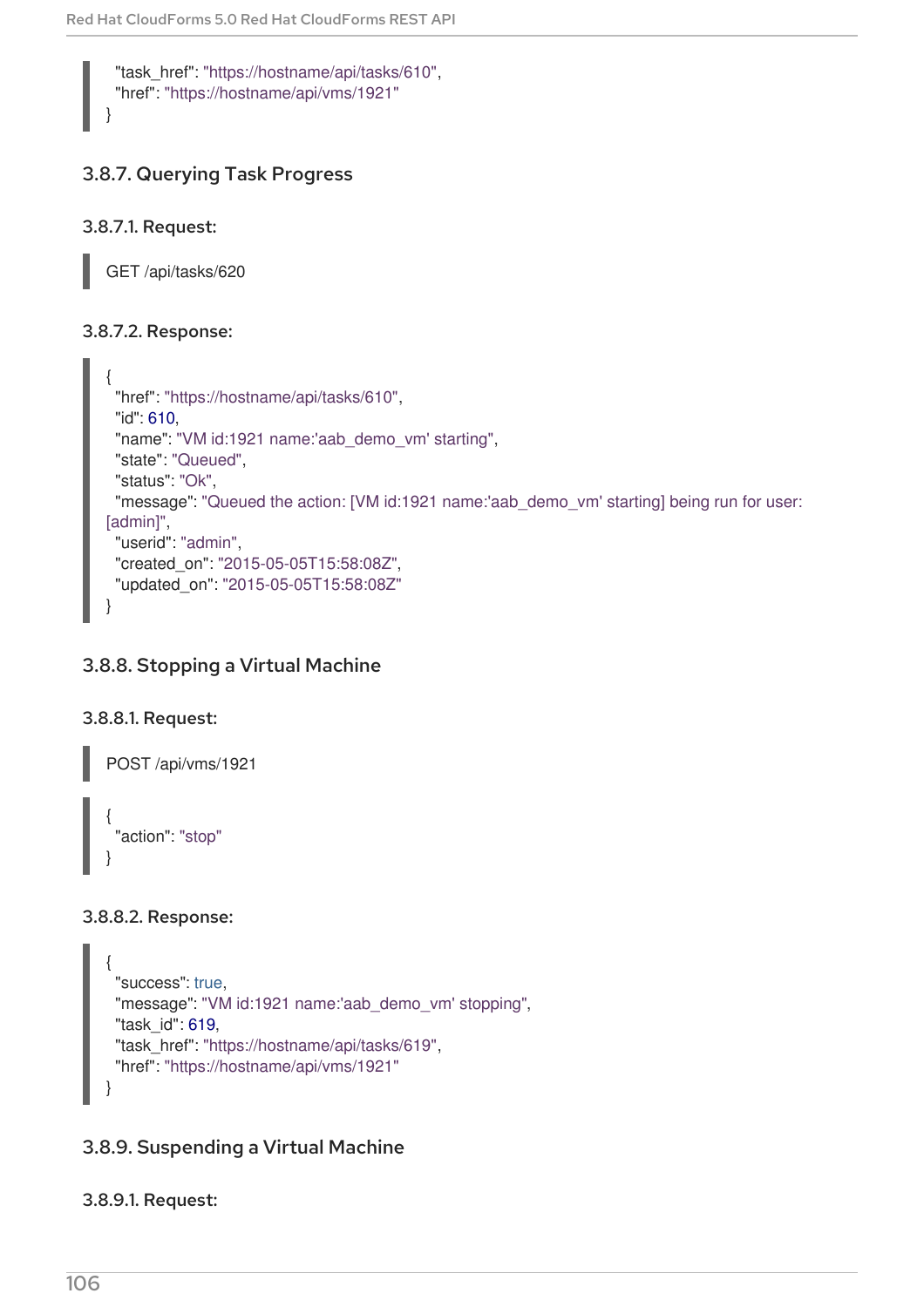```
  "task_href": "https://hostname/api/tasks/610",
  "href": "https://hostname/api/vms/1921"
}
```

### 3.8.7. Querying Task Progress

#### 3.8.7.1. Request:

```
GET /api/tasks/620
```

#### 3.8.7.2. Response:

```
{
  "href": "https://hostname/api/tasks/610",
  "id": 610,
  "name": "VM id:1921 name:'aab_demo_vm' starting",
  "state": "Queued",
  "status": "Ok",
  "message": "Queued the action: [VM id:1921 name:'aab_demo_vm' starting] being run for user:
[admin]",
  "userid": "admin",
  "created_on": "2015-05-05T15:58:08Z",
  "updated_on": "2015-05-05T15:58:08Z"
}
```

### 3.8.8. Stopping a Virtual Machine

#### 3.8.8.1. Request:

```
POST /api/vms/1921
```

```
{
  "action": "stop"
}
```

#### 3.8.8.2. Response:

```
{
  "success": true,
  "message": "VM id:1921 name:'aab_demo_vm' stopping",
  "task_id": 619,
  "task_href": "https://hostname/api/tasks/619",
  "href": "https://hostname/api/vms/1921"
}
```

### 3.8.9. Suspending a Virtual Machine

#### 3.8.9.1. Request: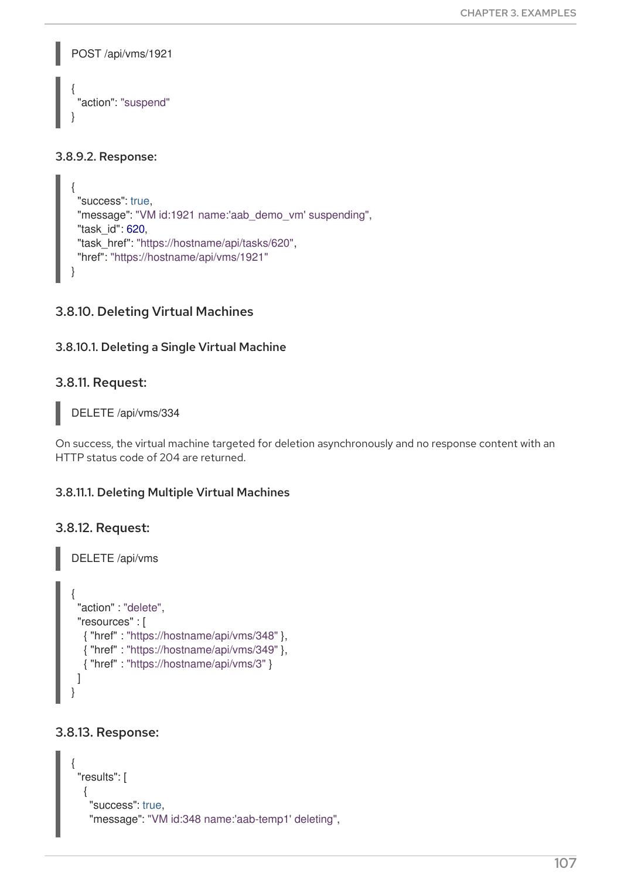```
POST /api/vms/1921
```

```
{
  "action": "suspend"
}
```

#### 3.8.9.2. Response:

```
{
  "success": true,
  "message": "VM id:1921 name:'aab_demo_vm' suspending",
  "task_id": 620,
  "task_href": "https://hostname/api/tasks/620",
  "href": "https://hostname/api/vms/1921"
}
```

### 3.8.10. Deleting Virtual Machines

#### 3.8.10.1. Deleting a Single Virtual Machine

### 3.8.11. Request:

```
DELETE /api/vms/334
```

On success, the virtual machine targeted for deletion asynchronously and no response content with an HTTP status code of 204 are returned.

#### 3.8.11.1. Deleting Multiple Virtual Machines

### 3.8.12. Request:

```
DELETE /api/vms
```

```
{
  "action" : "delete",
  "resources" : [
    { "href" : "https://hostname/api/vms/348" },
    { "href" : "https://hostname/api/vms/349" },
    { "href" : "https://hostname/api/vms/3" }
  ]
}
```

### 3.8.13. Response:

```
{
  "results": [
    {
      "success": true,
      "message": "VM id:348 name:'aab-temp1' deleting",
```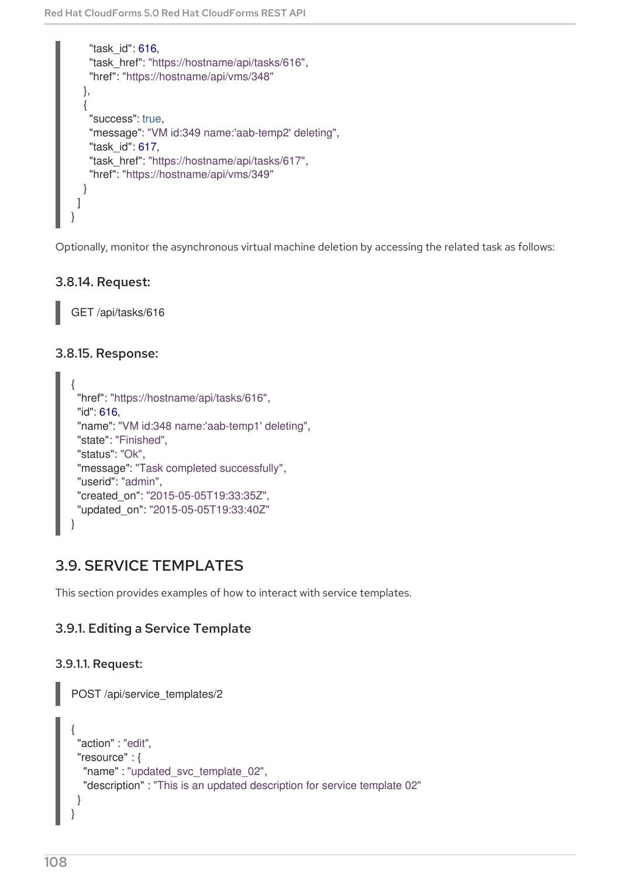```
      "task_id": 616,
      "task_href": "https://hostname/api/tasks/616",
      "href": "https://hostname/api/vms/348"
    },
    {
      "success": true,
      "message": "VM id:349 name:'aab-temp2' deleting",
      "task_id": 617,
      "task_href": "https://hostname/api/tasks/617",
      "href": "https://hostname/api/vms/349"
    }
  ]
}
```

Optionally, monitor the asynchronous virtual machine deletion by accessing the related task as follows:

### 3.8.14. Request:

```
GET /api/tasks/616
```

### 3.8.15. Response:

```
{
  "href": "https://hostname/api/tasks/616",
  "id": 616,
  "name": "VM id:348 name:'aab-temp1' deleting",
  "state": "Finished",
  "status": "Ok",
  "message": "Task completed successfully",
  "userid": "admin",
  "created_on": "2015-05-05T19:33:35Z",
  "updated_on": "2015-05-05T19:33:40Z"
}
```

## 3.9. SERVICE TEMPLATES

This section provides examples of how to interact with service templates.

### 3.9.1. Editing a Service Template

#### 3.9.1.1. Request:

```
POST /api/service_templates/2
```

```
{
  "action" : "edit",
  "resource" : {
    "name" : "updated_svc_template_02",
    "description" : "This is an updated description for service template 02"
  }
}
```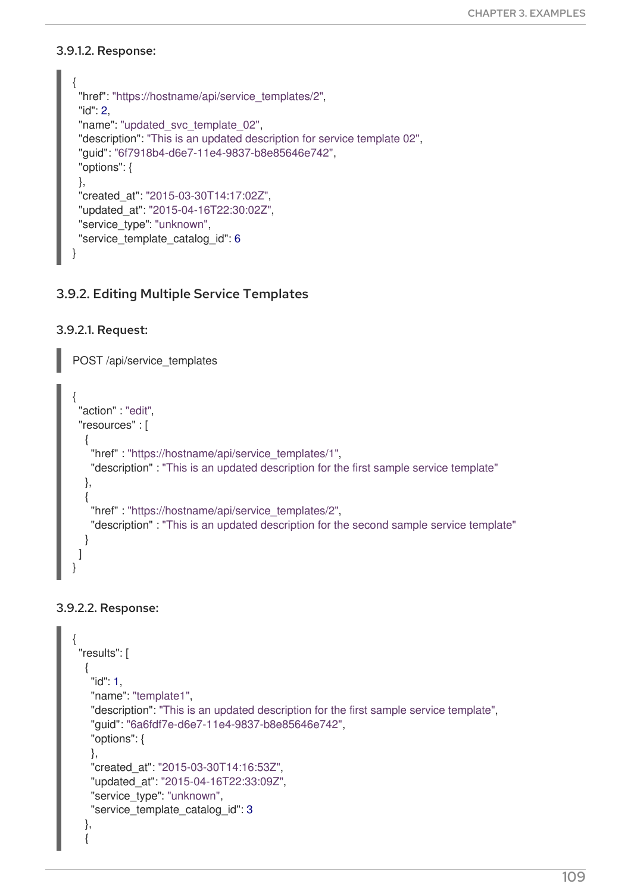#### 3.9.1.2. Response:

```
{
  "href": "https://hostname/api/service_templates/2",
  "id": 2,
  "name": "updated_svc_template_02",
  "description": "This is an updated description for service template 02",
  "guid": "6f7918b4-d6e7-11e4-9837-b8e85646e742",
  "options": {
  },
  "created_at": "2015-03-30T14:17:02Z",
  "updated_at": "2015-04-16T22:30:02Z",
  "service_type": "unknown",
  "service_template_catalog_id": 6
}
```

### 3.9.2. Editing Multiple Service Templates

#### 3.9.2.1. Request:

```
POST /api/service_templates
```

```
{
  "action" : "edit",
  "resources" : [
    {
      "href" : "https://hostname/api/service_templates/1",
      "description" : "This is an updated description for the first sample service template"
    },
    {
      "href" : "https://hostname/api/service_templates/2",
      "description" : "This is an updated description for the second sample service template"
    }
  ]
}
```

#### 3.9.2.2. Response:

```
{
  "results": [
    {
      "id": 1,
      "name": "template1",
      "description": "This is an updated description for the first sample service template",
      "guid": "6a6fdf7e-d6e7-11e4-9837-b8e85646e742",
      "options": {
      },
      "created_at": "2015-03-30T14:16:53Z",
      "updated_at": "2015-04-16T22:33:09Z",
      "service_type": "unknown",
      "service_template_catalog_id": 3
    },
    {
```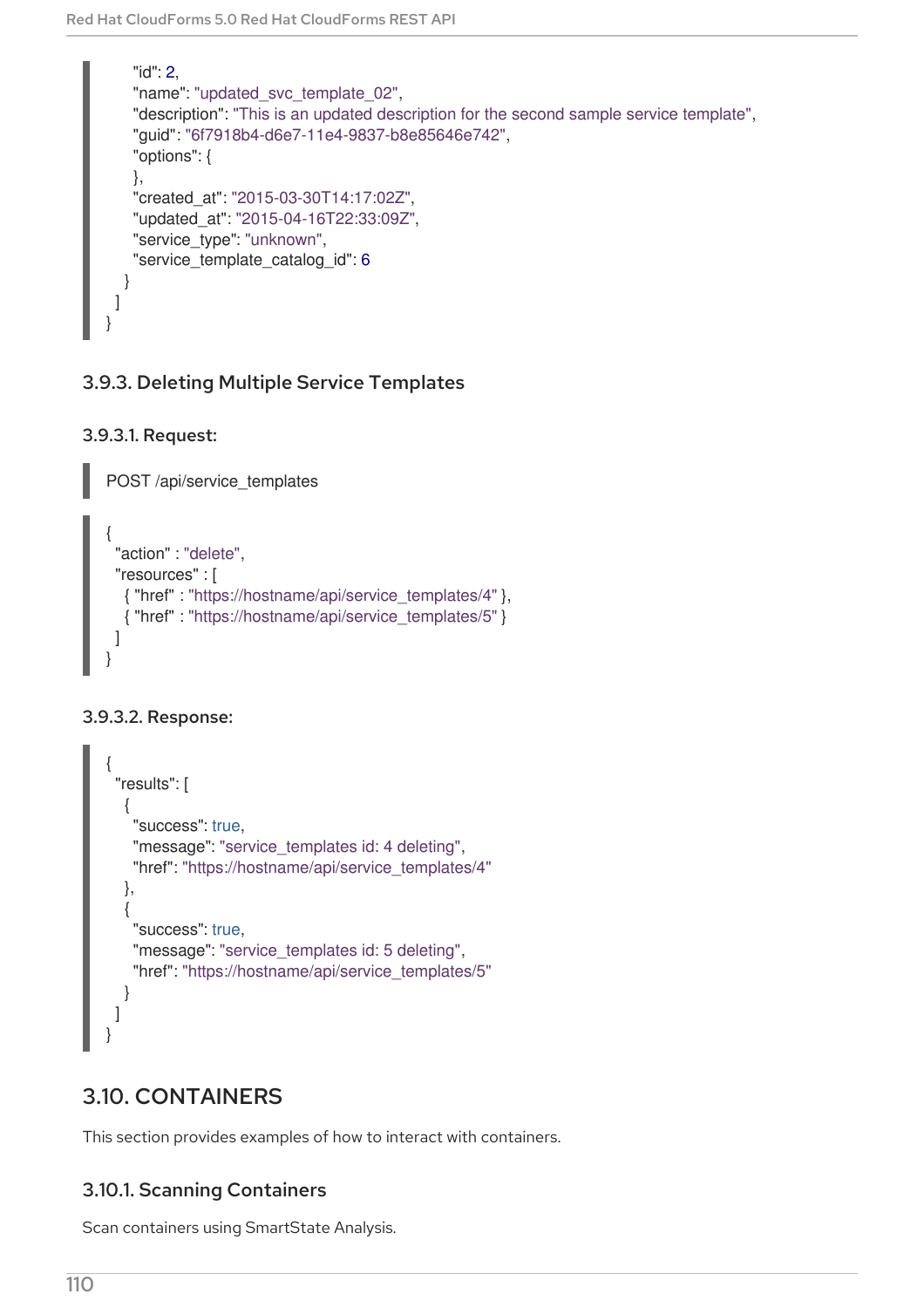```
        "id": 2,
        "name": "updated_svc_template_02",
        "description": "This is an updated description for the second sample service template",
        "guid": "6f7918b4-d6e7-11e4-9837-b8e85646e742",
        "options": {
        },
        "created_at": "2015-03-30T14:17:02Z",
        "updated_at": "2015-04-16T22:33:09Z",
        "service_type": "unknown",
        "service_template_catalog_id": 6
      }
    ]
  }
```

### 3.9.3. Deleting Multiple Service Templates

#### 3.9.3.1. Request:

```
POST /api/service_templates
```

```
{
  "action" : "delete",
  "resources" : [
    { "href" : "https://hostname/api/service_templates/4" },
    { "href" : "https://hostname/api/service_templates/5" }
  ]
}
```

#### 3.9.3.2. Response:

```
{
  "results": [
    {
      "success": true,
      "message": "service_templates id: 4 deleting",
      "href": "https://hostname/api/service_templates/4"
    },
    {
      "success": true,
      "message": "service_templates id: 5 deleting",
      "href": "https://hostname/api/service_templates/5"
    }
  ]
}
```

## 3.10. CONTAINERS

This section provides examples of how to interact with containers.

### 3.10.1. Scanning Containers

Scan containers using SmartState Analysis.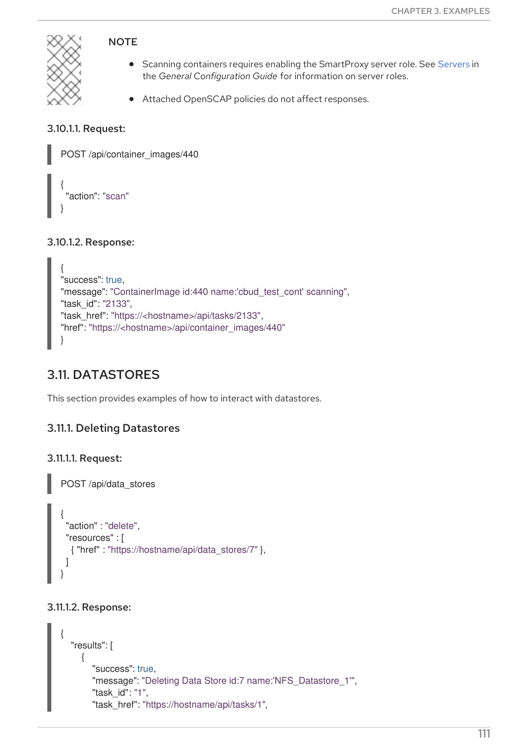> **NOTE**
>
> - Scanning containers requires enabling the SmartProxy server role. See Servers in the *General Configuration Guide* for information on server roles.
> - Attached OpenSCAP policies do not affect responses.

#### 3.10.1.1. Request:

```
POST /api/container_images/440
```

```
{
  "action": "scan"
}
```

#### 3.10.1.2. Response:

```
{
"success": true,
"message": "ContainerImage id:440 name:'cbud_test_cont' scanning",
"task_id": "2133",
"task_href": "https://<hostname>/api/tasks/2133",
"href": "https://<hostname>/api/container_images/440"
}
```

## 3.11. DATASTORES

This section provides examples of how to interact with datastores.

### 3.11.1. Deleting Datastores

#### 3.11.1.1. Request:

```
POST /api/data_stores
```

```
{
  "action" : "delete",
  "resources" : [
    { "href" : "https://hostname/api/data_stores/7" },
  ]
}
```

#### 3.11.1.2. Response:

```
{
    "results": [
        {
            "success": true,
            "message": "Deleting Data Store id:7 name:'NFS_Datastore_1'",
            "task_id": "1",
            "task_href": "https://hostname/api/tasks/1",
```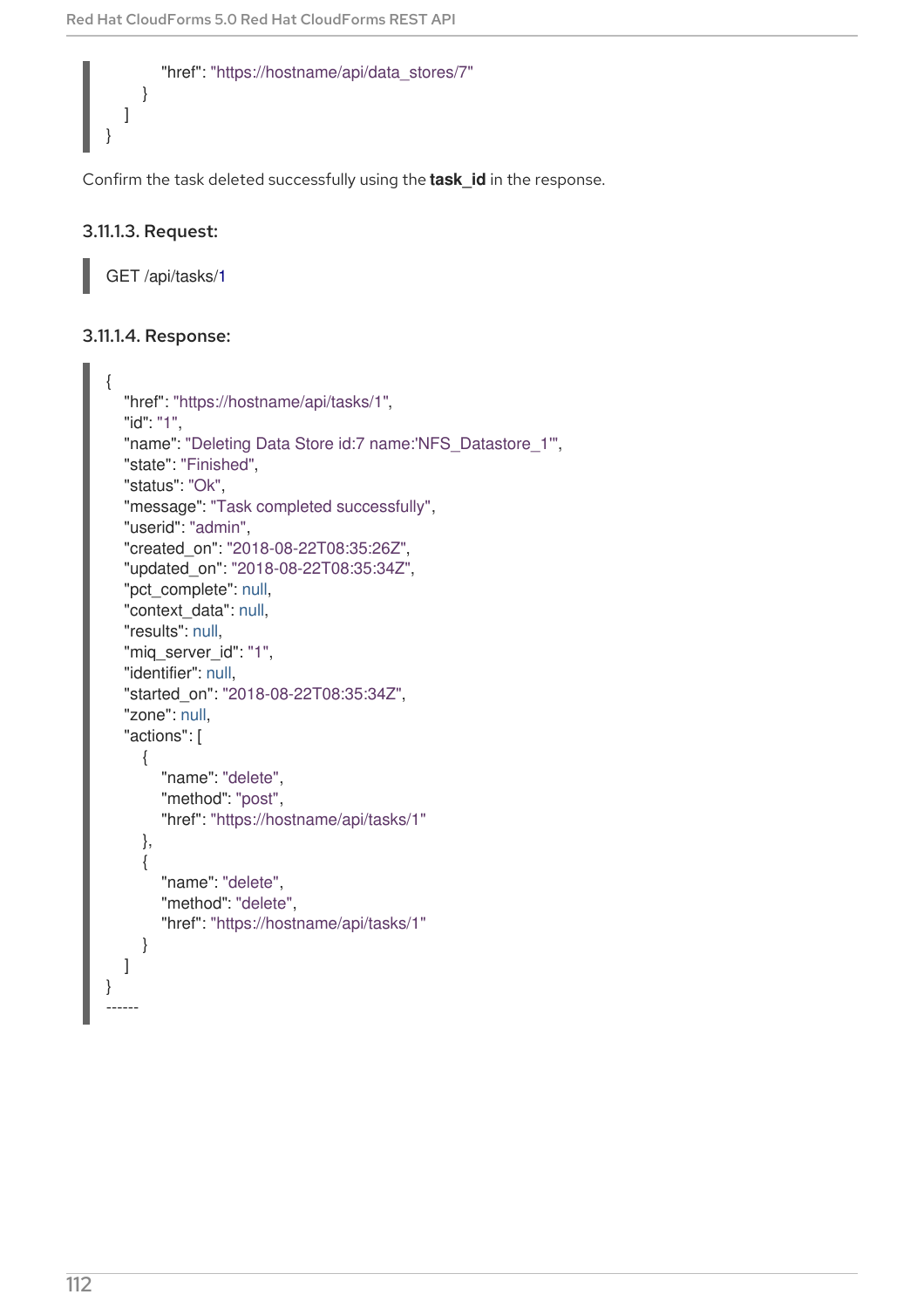```
            "href": "https://hostname/api/data_stores/7"
        }
    ]
}
```

Confirm the task deleted successfully using the **task_id** in the response.

### 3.11.1.3. Request:

```
GET /api/tasks/1
```

### 3.11.1.4. Response:

```
{
    "href": "https://hostname/api/tasks/1",
    "id": "1",
    "name": "Deleting Data Store id:7 name:'NFS_Datastore_1'",
    "state": "Finished",
    "status": "Ok",
    "message": "Task completed successfully",
    "userid": "admin",
    "created_on": "2018-08-22T08:35:26Z",
    "updated_on": "2018-08-22T08:35:34Z",
    "pct_complete": null,
    "context_data": null,
    "results": null,
    "miq_server_id": "1",
    "identifier": null,
    "started_on": "2018-08-22T08:35:34Z",
    "zone": null,
    "actions": [
        {
            "name": "delete",
            "method": "post",
            "href": "https://hostname/api/tasks/1"
        },
        {
            "name": "delete",
            "method": "delete",
            "href": "https://hostname/api/tasks/1"
        }
    ]
}
------
```